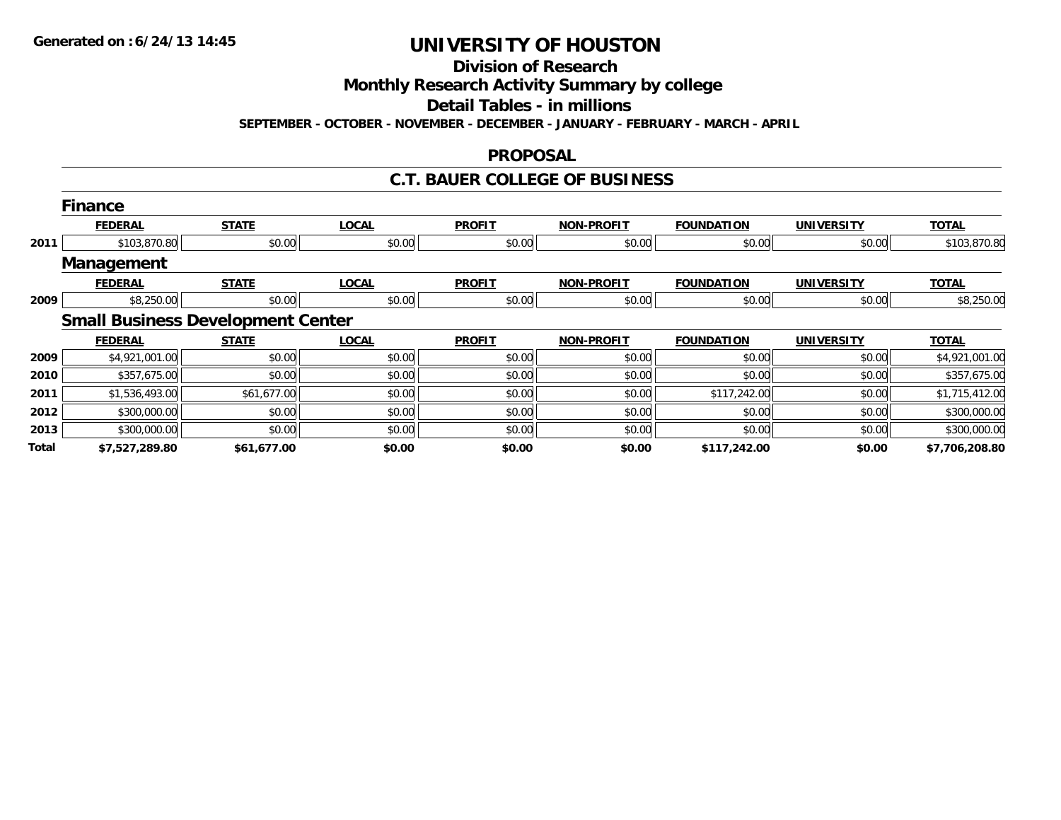Generated on :6/24/13 14:45

# UNIVERSITY OF HOUSTON

## Division of Research

## Monthly Research Activity Summary by college

## Detail Tables - in millions

**SEPTEMBER - OCTOBER - NOVEMBER - DECEMBER - JANUARY - FEBRUARY - MARCH - APRIL**

## PROPOSAL

## C.T. BAUER COLLEGE OF BUSINESS

### Finance

| | FEDERAL | STATE | LOCAL | PROFIT | NON-PROFIT | FOUNDATION | UNIVERSITY | TOTAL |
|---|---|---|---|---|---|---|---|---|
| 2011 | $103,870.80 | $0.00 | $0.00 | $0.00 | $0.00 | $0.00 | $0.00 | $103,870.80 |

### Management

| | FEDERAL | STATE | LOCAL | PROFIT | NON-PROFIT | FOUNDATION | UNIVERSITY | TOTAL |
|---|---|---|---|---|---|---|---|---|
| 2009 | $8,250.00 | $0.00 | $0.00 | $0.00 | $0.00 | $0.00 | $0.00 | $8,250.00 |

### Small Business Development Center

| | FEDERAL | STATE | LOCAL | PROFIT | NON-PROFIT | FOUNDATION | UNIVERSITY | TOTAL |
|---|---|---|---|---|---|---|---|---|
| 2009 | $4,921,001.00 | $0.00 | $0.00 | $0.00 | $0.00 | $0.00 | $0.00 | $4,921,001.00 |
| 2010 | $357,675.00 | $0.00 | $0.00 | $0.00 | $0.00 | $0.00 | $0.00 | $357,675.00 |
| 2011 | $1,536,493.00 | $61,677.00 | $0.00 | $0.00 | $0.00 | $117,242.00 | $0.00 | $1,715,412.00 |
| 2012 | $300,000.00 | $0.00 | $0.00 | $0.00 | $0.00 | $0.00 | $0.00 | $300,000.00 |
| 2013 | $300,000.00 | $0.00 | $0.00 | $0.00 | $0.00 | $0.00 | $0.00 | $300,000.00 |
| **Total** | **$7,527,289.80** | **$61,677.00** | **$0.00** | **$0.00** | **$0.00** | **$117,242.00** | **$0.00** | **$7,706,208.80** |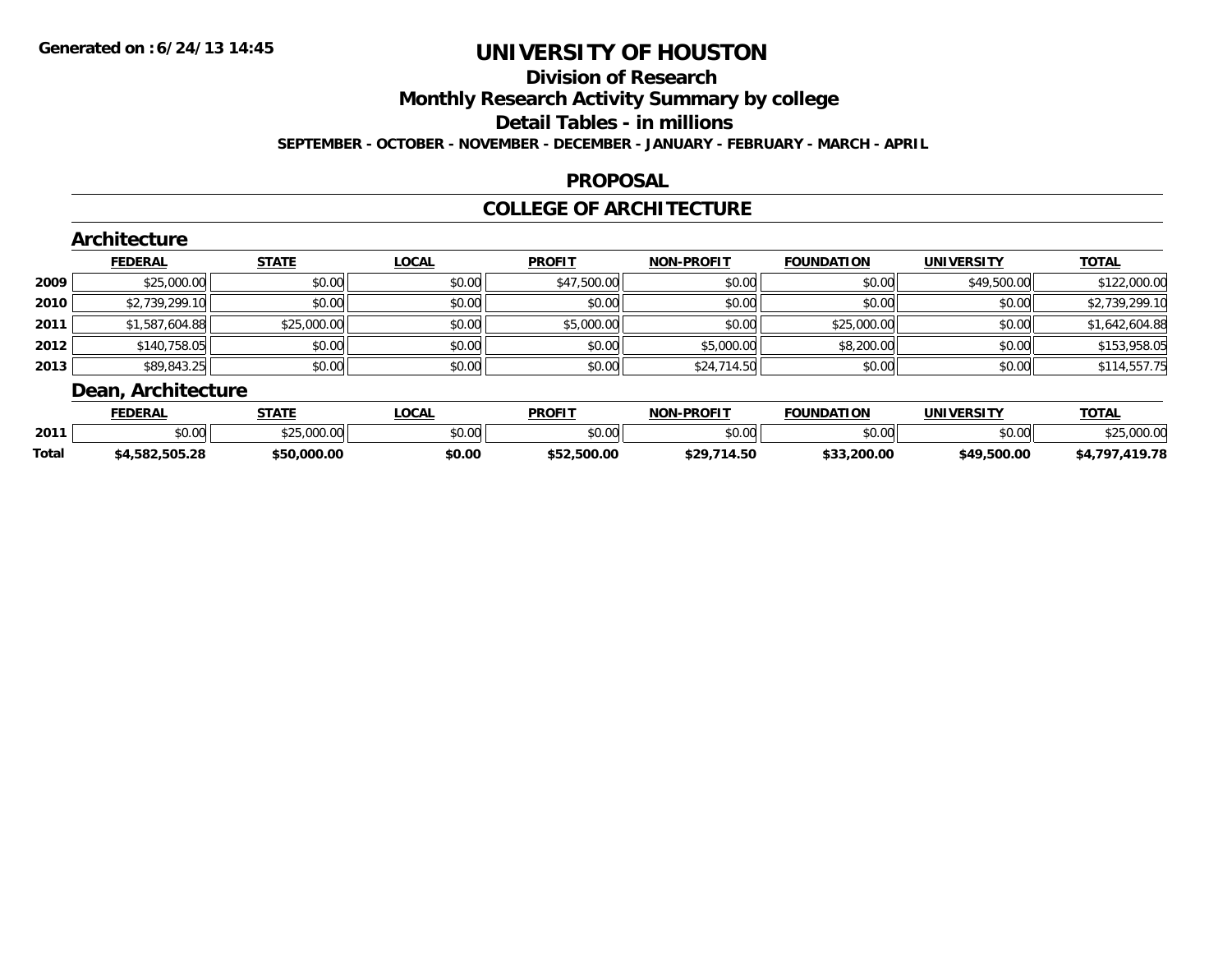Generated on :6/24/13 14:45

# UNIVERSITY OF HOUSTON

## Division of Research

## Monthly Research Activity Summary by college

## Detail Tables - in millions

**SEPTEMBER - OCTOBER - NOVEMBER - DECEMBER - JANUARY - FEBRUARY - MARCH - APRIL**

## PROPOSAL

## COLLEGE OF ARCHITECTURE

### Architecture

| | FEDERAL | STATE | LOCAL | PROFIT | NON-PROFIT | FOUNDATION | UNIVERSITY | TOTAL |
|---|---|---|---|---|---|---|---|---|
| 2009 | $25,000.00 | $0.00 | $0.00 | $47,500.00 | $0.00 | $0.00 | $49,500.00 | $122,000.00 |
| 2010 | $2,739,299.10 | $0.00 | $0.00 | $0.00 | $0.00 | $0.00 | $0.00 | $2,739,299.10 |
| 2011 | $1,587,604.88 | $25,000.00 | $0.00 | $5,000.00 | $0.00 | $25,000.00 | $0.00 | $1,642,604.88 |
| 2012 | $140,758.05 | $0.00 | $0.00 | $0.00 | $5,000.00 | $8,200.00 | $0.00 | $153,958.05 |
| 2013 | $89,843.25 | $0.00 | $0.00 | $0.00 | $24,714.50 | $0.00 | $0.00 | $114,557.75 |

### Dean, Architecture

| | FEDERAL | STATE | LOCAL | PROFIT | NON-PROFIT | FOUNDATION | UNIVERSITY | TOTAL |
|---|---|---|---|---|---|---|---|---|
| 2011 | $0.00 | $25,000.00 | $0.00 | $0.00 | $0.00 | $0.00 | $0.00 | $25,000.00 |
| **Total** | **$4,582,505.28** | **$50,000.00** | **$0.00** | **$52,500.00** | **$29,714.50** | **$33,200.00** | **$49,500.00** | **$4,797,419.78** |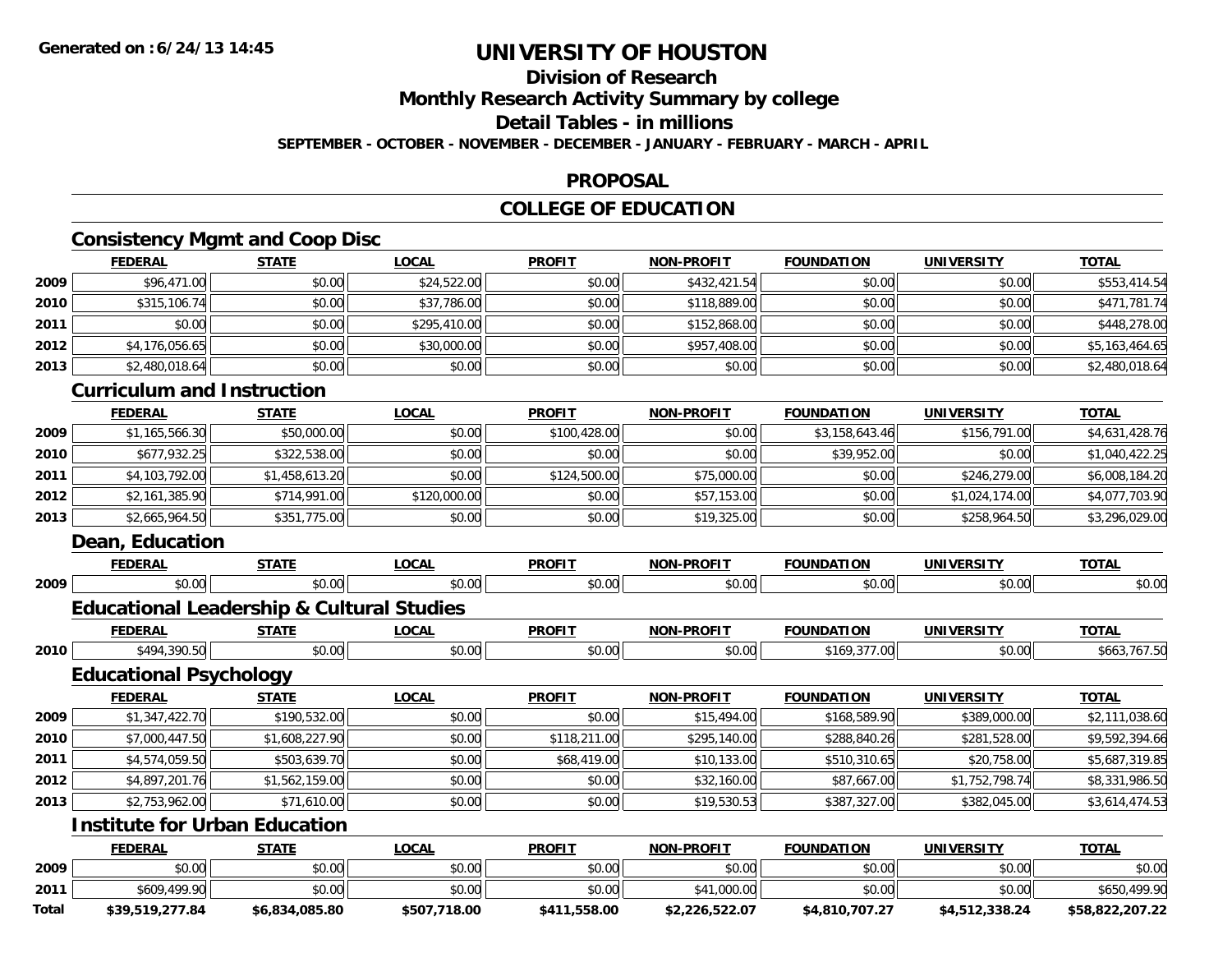**Generated on :6/24/13 14:45**

# UNIVERSITY OF HOUSTON

## Division of Research

## Monthly Research Activity Summary by college

## Detail Tables - in millions

**SEPTEMBER - OCTOBER - NOVEMBER - DECEMBER - JANUARY - FEBRUARY - MARCH - APRIL**

## PROPOSAL

## COLLEGE OF EDUCATION

### Consistency Mgmt and Coop Disc

| | FEDERAL | STATE | LOCAL | PROFIT | NON-PROFIT | FOUNDATION | UNIVERSITY | TOTAL |
|---|---|---|---|---|---|---|---|---|
| 2009 | $96,471.00 | $0.00 | $24,522.00 | $0.00 | $432,421.54 | $0.00 | $0.00 | $553,414.54 |
| 2010 | $315,106.74 | $0.00 | $37,786.00 | $0.00 | $118,889.00 | $0.00 | $0.00 | $471,781.74 |
| 2011 | $0.00 | $0.00 | $295,410.00 | $0.00 | $152,868.00 | $0.00 | $0.00 | $448,278.00 |
| 2012 | $4,176,056.65 | $0.00 | $30,000.00 | $0.00 | $957,408.00 | $0.00 | $0.00 | $5,163,464.65 |
| 2013 | $2,480,018.64 | $0.00 | $0.00 | $0.00 | $0.00 | $0.00 | $0.00 | $2,480,018.64 |

### Curriculum and Instruction

| | FEDERAL | STATE | LOCAL | PROFIT | NON-PROFIT | FOUNDATION | UNIVERSITY | TOTAL |
|---|---|---|---|---|---|---|---|---|
| 2009 | $1,165,566.30 | $50,000.00 | $0.00 | $100,428.00 | $0.00 | $3,158,643.46 | $156,791.00 | $4,631,428.76 |
| 2010 | $677,932.25 | $322,538.00 | $0.00 | $0.00 | $0.00 | $39,952.00 | $0.00 | $1,040,422.25 |
| 2011 | $4,103,792.00 | $1,458,613.20 | $0.00 | $124,500.00 | $75,000.00 | $0.00 | $246,279.00 | $6,008,184.20 |
| 2012 | $2,161,385.90 | $714,991.00 | $120,000.00 | $0.00 | $57,153.00 | $0.00 | $1,024,174.00 | $4,077,703.90 |
| 2013 | $2,665,964.50 | $351,775.00 | $0.00 | $0.00 | $19,325.00 | $0.00 | $258,964.50 | $3,296,029.00 |

### Dean, Education

| | FEDERAL | STATE | LOCAL | PROFIT | NON-PROFIT | FOUNDATION | UNIVERSITY | TOTAL |
|---|---|---|---|---|---|---|---|---|
| 2009 | $0.00 | $0.00 | $0.00 | $0.00 | $0.00 | $0.00 | $0.00 | $0.00 |

### Educational Leadership & Cultural Studies

| | FEDERAL | STATE | LOCAL | PROFIT | NON-PROFIT | FOUNDATION | UNIVERSITY | TOTAL |
|---|---|---|---|---|---|---|---|---|
| 2010 | $494,390.50 | $0.00 | $0.00 | $0.00 | $0.00 | $169,377.00 | $0.00 | $663,767.50 |

### Educational Psychology

| | FEDERAL | STATE | LOCAL | PROFIT | NON-PROFIT | FOUNDATION | UNIVERSITY | TOTAL |
|---|---|---|---|---|---|---|---|---|
| 2009 | $1,347,422.70 | $190,532.00 | $0.00 | $0.00 | $15,494.00 | $168,589.90 | $389,000.00 | $2,111,038.60 |
| 2010 | $7,000,447.50 | $1,608,227.90 | $0.00 | $118,211.00 | $295,140.00 | $288,840.26 | $281,528.00 | $9,592,394.66 |
| 2011 | $4,574,059.50 | $503,639.70 | $0.00 | $68,419.00 | $10,133.00 | $510,310.65 | $20,758.00 | $5,687,319.85 |
| 2012 | $4,897,201.76 | $1,562,159.00 | $0.00 | $0.00 | $32,160.00 | $87,667.00 | $1,752,798.74 | $8,331,986.50 |
| 2013 | $2,753,962.00 | $71,610.00 | $0.00 | $0.00 | $19,530.53 | $387,327.00 | $382,045.00 | $3,614,474.53 |

### Institute for Urban Education

| | FEDERAL | STATE | LOCAL | PROFIT | NON-PROFIT | FOUNDATION | UNIVERSITY | TOTAL |
|---|---|---|---|---|---|---|---|---|
| 2009 | $0.00 | $0.00 | $0.00 | $0.00 | $0.00 | $0.00 | $0.00 | $0.00 |
| 2011 | $609,499.90 | $0.00 | $0.00 | $0.00 | $41,000.00 | $0.00 | $0.00 | $650,499.90 |
| **Total** | **$39,519,277.84** | **$6,834,085.80** | **$507,718.00** | **$411,558.00** | **$2,226,522.07** | **$4,810,707.27** | **$4,512,338.24** | **$58,822,207.22** |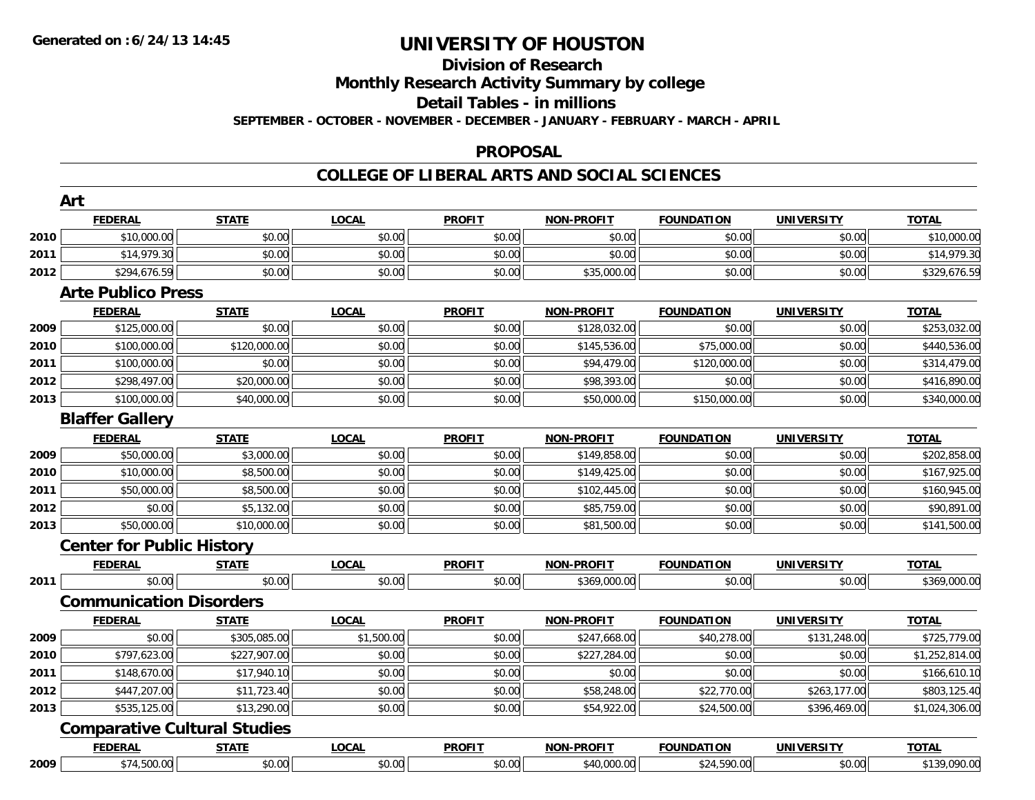# UNIVERSITY OF HOUSTON

## Division of Research

## Monthly Research Activity Summary by college

## Detail Tables - in millions

**SEPTEMBER - OCTOBER - NOVEMBER - DECEMBER - JANUARY - FEBRUARY - MARCH - APRIL**

## PROPOSAL

## COLLEGE OF LIBERAL ARTS AND SOCIAL SCIENCES

### Art

| | FEDERAL | STATE | LOCAL | PROFIT | NON-PROFIT | FOUNDATION | UNIVERSITY | TOTAL |
|---|---|---|---|---|---|---|---|---|
| 2010 | $10,000.00 | $0.00 | $0.00 | $0.00 | $0.00 | $0.00 | $0.00 | $10,000.00 |
| 2011 | $14,979.30 | $0.00 | $0.00 | $0.00 | $0.00 | $0.00 | $0.00 | $14,979.30 |
| 2012 | $294,676.59 | $0.00 | $0.00 | $0.00 | $35,000.00 | $0.00 | $0.00 | $329,676.59 |

### Arte Publico Press

| | FEDERAL | STATE | LOCAL | PROFIT | NON-PROFIT | FOUNDATION | UNIVERSITY | TOTAL |
|---|---|---|---|---|---|---|---|---|
| 2009 | $125,000.00 | $0.00 | $0.00 | $0.00 | $128,032.00 | $0.00 | $0.00 | $253,032.00 |
| 2010 | $100,000.00 | $120,000.00 | $0.00 | $0.00 | $145,536.00 | $75,000.00 | $0.00 | $440,536.00 |
| 2011 | $100,000.00 | $0.00 | $0.00 | $0.00 | $94,479.00 | $120,000.00 | $0.00 | $314,479.00 |
| 2012 | $298,497.00 | $20,000.00 | $0.00 | $0.00 | $98,393.00 | $0.00 | $0.00 | $416,890.00 |
| 2013 | $100,000.00 | $40,000.00 | $0.00 | $0.00 | $50,000.00 | $150,000.00 | $0.00 | $340,000.00 |

### Blaffer Gallery

| | FEDERAL | STATE | LOCAL | PROFIT | NON-PROFIT | FOUNDATION | UNIVERSITY | TOTAL |
|---|---|---|---|---|---|---|---|---|
| 2009 | $50,000.00 | $3,000.00 | $0.00 | $0.00 | $149,858.00 | $0.00 | $0.00 | $202,858.00 |
| 2010 | $10,000.00 | $8,500.00 | $0.00 | $0.00 | $149,425.00 | $0.00 | $0.00 | $167,925.00 |
| 2011 | $50,000.00 | $8,500.00 | $0.00 | $0.00 | $102,445.00 | $0.00 | $0.00 | $160,945.00 |
| 2012 | $0.00 | $5,132.00 | $0.00 | $0.00 | $85,759.00 | $0.00 | $0.00 | $90,891.00 |
| 2013 | $50,000.00 | $10,000.00 | $0.00 | $0.00 | $81,500.00 | $0.00 | $0.00 | $141,500.00 |

### Center for Public History

| | FEDERAL | STATE | LOCAL | PROFIT | NON-PROFIT | FOUNDATION | UNIVERSITY | TOTAL |
|---|---|---|---|---|---|---|---|---|
| 2011 | $0.00 | $0.00 | $0.00 | $0.00 | $369,000.00 | $0.00 | $0.00 | $369,000.00 |

### Communication Disorders

| | FEDERAL | STATE | LOCAL | PROFIT | NON-PROFIT | FOUNDATION | UNIVERSITY | TOTAL |
|---|---|---|---|---|---|---|---|---|
| 2009 | $0.00 | $305,085.00 | $1,500.00 | $0.00 | $247,668.00 | $40,278.00 | $131,248.00 | $725,779.00 |
| 2010 | $797,623.00 | $227,907.00 | $0.00 | $0.00 | $227,284.00 | $0.00 | $0.00 | $1,252,814.00 |
| 2011 | $148,670.00 | $17,940.10 | $0.00 | $0.00 | $0.00 | $0.00 | $0.00 | $166,610.10 |
| 2012 | $447,207.00 | $11,723.40 | $0.00 | $0.00 | $58,248.00 | $22,770.00 | $263,177.00 | $803,125.40 |
| 2013 | $535,125.00 | $13,290.00 | $0.00 | $0.00 | $54,922.00 | $24,500.00 | $396,469.00 | $1,024,306.00 |

### Comparative Cultural Studies

| | FEDERAL | STATE | LOCAL | PROFIT | NON-PROFIT | FOUNDATION | UNIVERSITY | TOTAL |
|---|---|---|---|---|---|---|---|---|
| 2009 | $74,500.00 | $0.00 | $0.00 | $0.00 | $40,000.00 | $24,590.00 | $0.00 | $139,090.00 |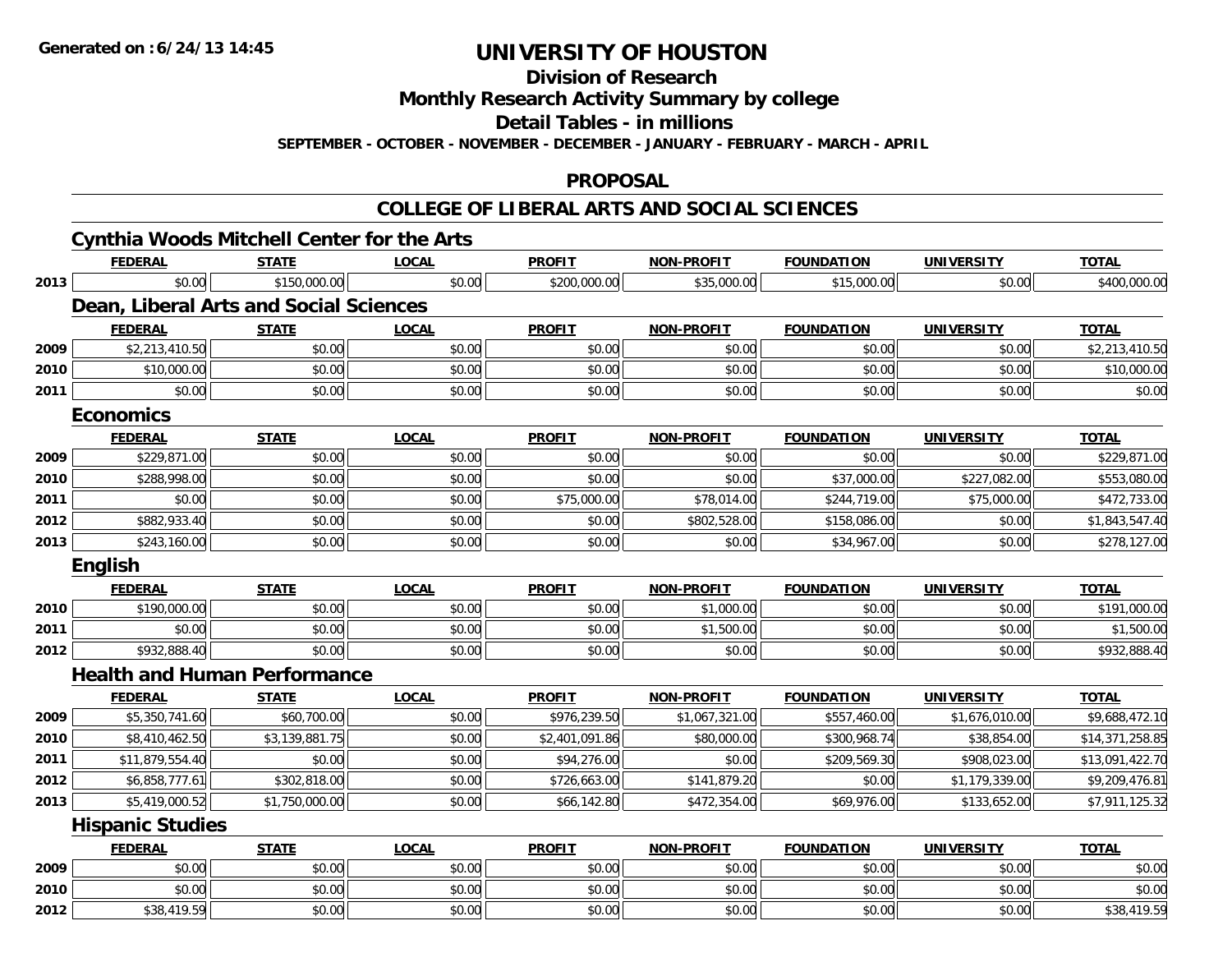**Generated on :6/24/13 14:45**

# UNIVERSITY OF HOUSTON

## Division of Research

## Monthly Research Activity Summary by college

## Detail Tables - in millions

**SEPTEMBER - OCTOBER - NOVEMBER - DECEMBER - JANUARY - FEBRUARY - MARCH - APRIL**

## PROPOSAL

## COLLEGE OF LIBERAL ARTS AND SOCIAL SCIENCES

### Cynthia Woods Mitchell Center for the Arts

| | FEDERAL | STATE | LOCAL | PROFIT | NON-PROFIT | FOUNDATION | UNIVERSITY | TOTAL |
|---|---|---|---|---|---|---|---|---|
| 2013 | $0.00 | $150,000.00 | $0.00 | $200,000.00 | $35,000.00 | $15,000.00 | $0.00 | $400,000.00 |

### Dean, Liberal Arts and Social Sciences

| | FEDERAL | STATE | LOCAL | PROFIT | NON-PROFIT | FOUNDATION | UNIVERSITY | TOTAL |
|---|---|---|---|---|---|---|---|---|
| 2009 | $2,213,410.50 | $0.00 | $0.00 | $0.00 | $0.00 | $0.00 | $0.00 | $2,213,410.50 |
| 2010 | $10,000.00 | $0.00 | $0.00 | $0.00 | $0.00 | $0.00 | $0.00 | $10,000.00 |
| 2011 | $0.00 | $0.00 | $0.00 | $0.00 | $0.00 | $0.00 | $0.00 | $0.00 |

### Economics

| | FEDERAL | STATE | LOCAL | PROFIT | NON-PROFIT | FOUNDATION | UNIVERSITY | TOTAL |
|---|---|---|---|---|---|---|---|---|
| 2009 | $229,871.00 | $0.00 | $0.00 | $0.00 | $0.00 | $0.00 | $0.00 | $229,871.00 |
| 2010 | $288,998.00 | $0.00 | $0.00 | $0.00 | $0.00 | $37,000.00 | $227,082.00 | $553,080.00 |
| 2011 | $0.00 | $0.00 | $0.00 | $75,000.00 | $78,014.00 | $244,719.00 | $75,000.00 | $472,733.00 |
| 2012 | $882,933.40 | $0.00 | $0.00 | $0.00 | $802,528.00 | $158,086.00 | $0.00 | $1,843,547.40 |
| 2013 | $243,160.00 | $0.00 | $0.00 | $0.00 | $0.00 | $34,967.00 | $0.00 | $278,127.00 |

### English

| | FEDERAL | STATE | LOCAL | PROFIT | NON-PROFIT | FOUNDATION | UNIVERSITY | TOTAL |
|---|---|---|---|---|---|---|---|---|
| 2010 | $190,000.00 | $0.00 | $0.00 | $0.00 | $1,000.00 | $0.00 | $0.00 | $191,000.00 |
| 2011 | $0.00 | $0.00 | $0.00 | $0.00 | $1,500.00 | $0.00 | $0.00 | $1,500.00 |
| 2012 | $932,888.40 | $0.00 | $0.00 | $0.00 | $0.00 | $0.00 | $0.00 | $932,888.40 |

### Health and Human Performance

| | FEDERAL | STATE | LOCAL | PROFIT | NON-PROFIT | FOUNDATION | UNIVERSITY | TOTAL |
|---|---|---|---|---|---|---|---|---|
| 2009 | $5,350,741.60 | $60,700.00 | $0.00 | $976,239.50 | $1,067,321.00 | $557,460.00 | $1,676,010.00 | $9,688,472.10 |
| 2010 | $8,410,462.50 | $3,139,881.75 | $0.00 | $2,401,091.86 | $80,000.00 | $300,968.74 | $38,854.00 | $14,371,258.85 |
| 2011 | $11,879,554.40 | $0.00 | $0.00 | $94,276.00 | $0.00 | $209,569.30 | $908,023.00 | $13,091,422.70 |
| 2012 | $6,858,777.61 | $302,818.00 | $0.00 | $726,663.00 | $141,879.20 | $0.00 | $1,179,339.00 | $9,209,476.81 |
| 2013 | $5,419,000.52 | $1,750,000.00 | $0.00 | $66,142.80 | $472,354.00 | $69,976.00 | $133,652.00 | $7,911,125.32 |

### Hispanic Studies

| | FEDERAL | STATE | LOCAL | PROFIT | NON-PROFIT | FOUNDATION | UNIVERSITY | TOTAL |
|---|---|---|---|---|---|---|---|---|
| 2009 | $0.00 | $0.00 | $0.00 | $0.00 | $0.00 | $0.00 | $0.00 | $0.00 |
| 2010 | $0.00 | $0.00 | $0.00 | $0.00 | $0.00 | $0.00 | $0.00 | $0.00 |
| 2012 | $38,419.59 | $0.00 | $0.00 | $0.00 | $0.00 | $0.00 | $0.00 | $38,419.59 |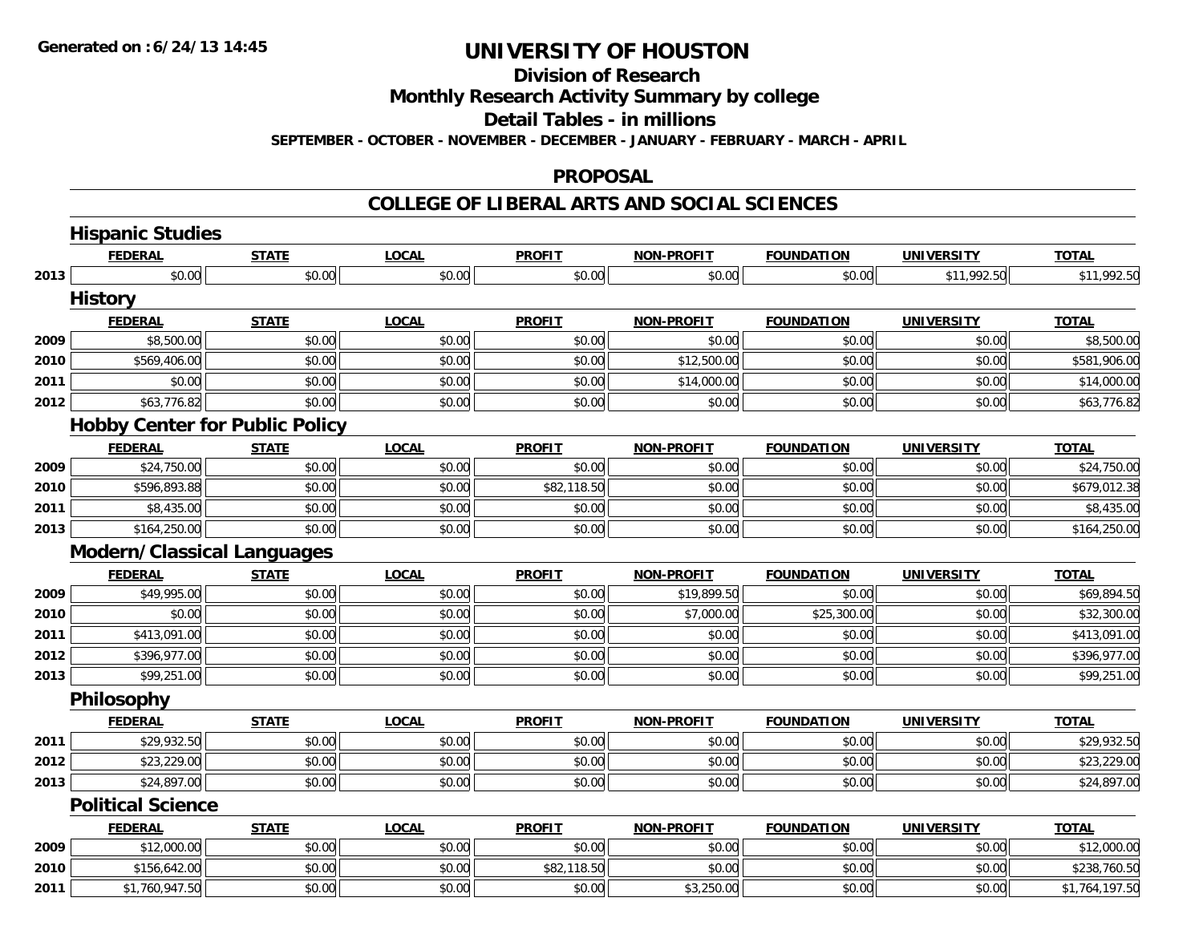# UNIVERSITY OF HOUSTON

## Division of Research

## Monthly Research Activity Summary by college

## Detail Tables - in millions

**SEPTEMBER - OCTOBER - NOVEMBER - DECEMBER - JANUARY - FEBRUARY - MARCH - APRIL**

## PROPOSAL

## COLLEGE OF LIBERAL ARTS AND SOCIAL SCIENCES

### Hispanic Studies

| | FEDERAL | STATE | LOCAL | PROFIT | NON-PROFIT | FOUNDATION | UNIVERSITY | TOTAL |
|---|---|---|---|---|---|---|---|---|
| 2013 | $0.00 | $0.00 | $0.00 | $0.00 | $0.00 | $0.00 | $11,992.50 | $11,992.50 |

### History

| | FEDERAL | STATE | LOCAL | PROFIT | NON-PROFIT | FOUNDATION | UNIVERSITY | TOTAL |
|---|---|---|---|---|---|---|---|---|
| 2009 | $8,500.00 | $0.00 | $0.00 | $0.00 | $0.00 | $0.00 | $0.00 | $8,500.00 |
| 2010 | $569,406.00 | $0.00 | $0.00 | $0.00 | $12,500.00 | $0.00 | $0.00 | $581,906.00 |
| 2011 | $0.00 | $0.00 | $0.00 | $0.00 | $14,000.00 | $0.00 | $0.00 | $14,000.00 |
| 2012 | $63,776.82 | $0.00 | $0.00 | $0.00 | $0.00 | $0.00 | $0.00 | $63,776.82 |

### Hobby Center for Public Policy

| | FEDERAL | STATE | LOCAL | PROFIT | NON-PROFIT | FOUNDATION | UNIVERSITY | TOTAL |
|---|---|---|---|---|---|---|---|---|
| 2009 | $24,750.00 | $0.00 | $0.00 | $0.00 | $0.00 | $0.00 | $0.00 | $24,750.00 |
| 2010 | $596,893.88 | $0.00 | $0.00 | $82,118.50 | $0.00 | $0.00 | $0.00 | $679,012.38 |
| 2011 | $8,435.00 | $0.00 | $0.00 | $0.00 | $0.00 | $0.00 | $0.00 | $8,435.00 |
| 2013 | $164,250.00 | $0.00 | $0.00 | $0.00 | $0.00 | $0.00 | $0.00 | $164,250.00 |

### Modern/Classical Languages

| | FEDERAL | STATE | LOCAL | PROFIT | NON-PROFIT | FOUNDATION | UNIVERSITY | TOTAL |
|---|---|---|---|---|---|---|---|---|
| 2009 | $49,995.00 | $0.00 | $0.00 | $0.00 | $19,899.50 | $0.00 | $0.00 | $69,894.50 |
| 2010 | $0.00 | $0.00 | $0.00 | $0.00 | $7,000.00 | $25,300.00 | $0.00 | $32,300.00 |
| 2011 | $413,091.00 | $0.00 | $0.00 | $0.00 | $0.00 | $0.00 | $0.00 | $413,091.00 |
| 2012 | $396,977.00 | $0.00 | $0.00 | $0.00 | $0.00 | $0.00 | $0.00 | $396,977.00 |
| 2013 | $99,251.00 | $0.00 | $0.00 | $0.00 | $0.00 | $0.00 | $0.00 | $99,251.00 |

### Philosophy

| | FEDERAL | STATE | LOCAL | PROFIT | NON-PROFIT | FOUNDATION | UNIVERSITY | TOTAL |
|---|---|---|---|---|---|---|---|---|
| 2011 | $29,932.50 | $0.00 | $0.00 | $0.00 | $0.00 | $0.00 | $0.00 | $29,932.50 |
| 2012 | $23,229.00 | $0.00 | $0.00 | $0.00 | $0.00 | $0.00 | $0.00 | $23,229.00 |
| 2013 | $24,897.00 | $0.00 | $0.00 | $0.00 | $0.00 | $0.00 | $0.00 | $24,897.00 |

### Political Science

| | FEDERAL | STATE | LOCAL | PROFIT | NON-PROFIT | FOUNDATION | UNIVERSITY | TOTAL |
|---|---|---|---|---|---|---|---|---|
| 2009 | $12,000.00 | $0.00 | $0.00 | $0.00 | $0.00 | $0.00 | $0.00 | $12,000.00 |
| 2010 | $156,642.00 | $0.00 | $0.00 | $82,118.50 | $0.00 | $0.00 | $0.00 | $238,760.50 |
| 2011 | $1,760,947.50 | $0.00 | $0.00 | $0.00 | $3,250.00 | $0.00 | $0.00 | $1,764,197.50 |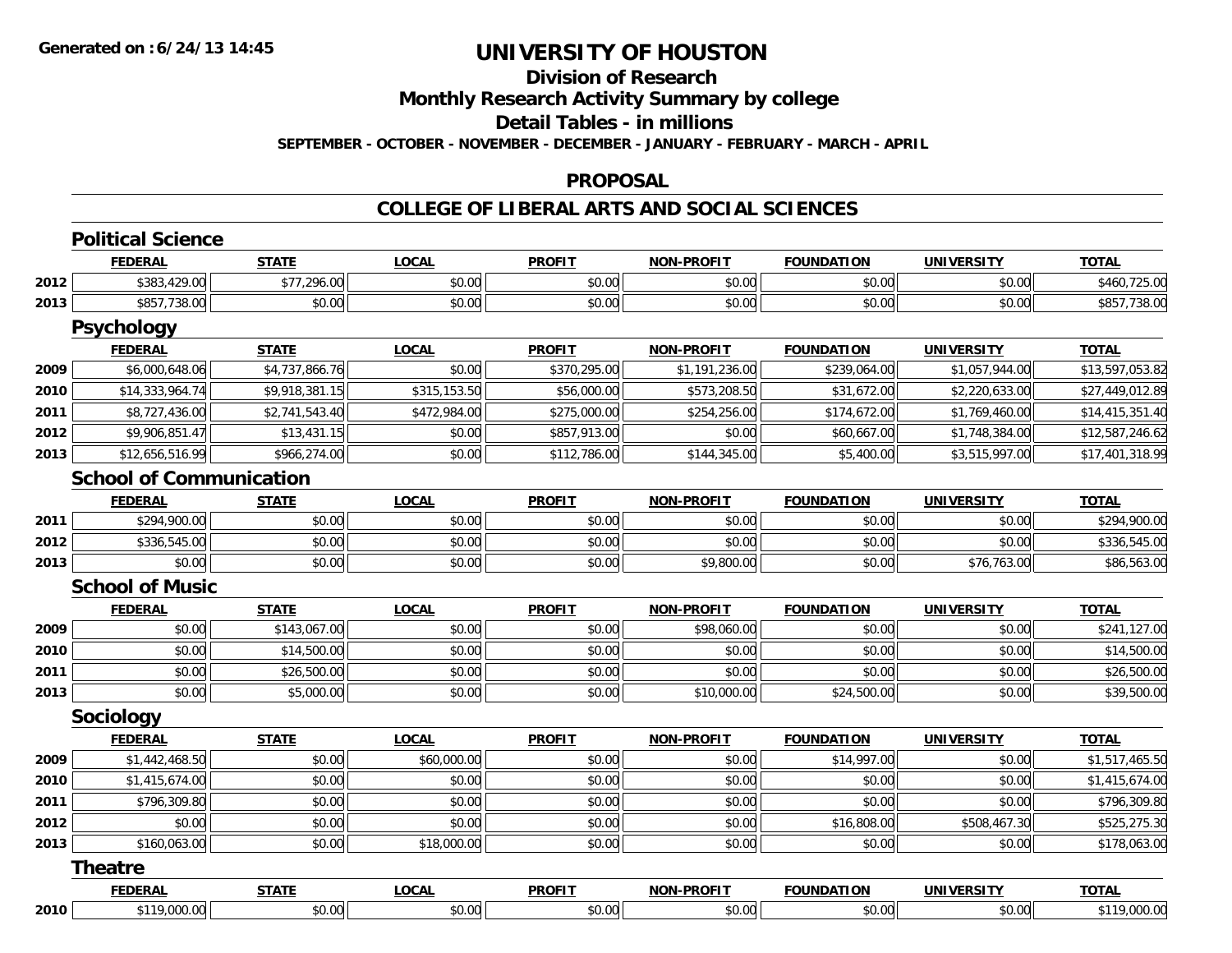# UNIVERSITY OF HOUSTON

## Division of Research

## Monthly Research Activity Summary by college

## Detail Tables - in millions

**SEPTEMBER - OCTOBER - NOVEMBER - DECEMBER - JANUARY - FEBRUARY - MARCH - APRIL**

## PROPOSAL

## COLLEGE OF LIBERAL ARTS AND SOCIAL SCIENCES

### Political Science

| | FEDERAL | STATE | LOCAL | PROFIT | NON-PROFIT | FOUNDATION | UNIVERSITY | TOTAL |
|---|---|---|---|---|---|---|---|---|
| 2012 | $383,429.00 | $77,296.00 | $0.00 | $0.00 | $0.00 | $0.00 | $0.00 | $460,725.00 |
| 2013 | $857,738.00 | $0.00 | $0.00 | $0.00 | $0.00 | $0.00 | $0.00 | $857,738.00 |

### Psychology

| | FEDERAL | STATE | LOCAL | PROFIT | NON-PROFIT | FOUNDATION | UNIVERSITY | TOTAL |
|---|---|---|---|---|---|---|---|---|
| 2009 | $6,000,648.06 | $4,737,866.76 | $0.00 | $370,295.00 | $1,191,236.00 | $239,064.00 | $1,057,944.00 | $13,597,053.82 |
| 2010 | $14,333,964.74 | $9,918,381.15 | $315,153.50 | $56,000.00 | $573,208.50 | $31,672.00 | $2,220,633.00 | $27,449,012.89 |
| 2011 | $8,727,436.00 | $2,741,543.40 | $472,984.00 | $275,000.00 | $254,256.00 | $174,672.00 | $1,769,460.00 | $14,415,351.40 |
| 2012 | $9,906,851.47 | $13,431.15 | $0.00 | $857,913.00 | $0.00 | $60,667.00 | $1,748,384.00 | $12,587,246.62 |
| 2013 | $12,656,516.99 | $966,274.00 | $0.00 | $112,786.00 | $144,345.00 | $5,400.00 | $3,515,997.00 | $17,401,318.99 |

### School of Communication

| | FEDERAL | STATE | LOCAL | PROFIT | NON-PROFIT | FOUNDATION | UNIVERSITY | TOTAL |
|---|---|---|---|---|---|---|---|---|
| 2011 | $294,900.00 | $0.00 | $0.00 | $0.00 | $0.00 | $0.00 | $0.00 | $294,900.00 |
| 2012 | $336,545.00 | $0.00 | $0.00 | $0.00 | $0.00 | $0.00 | $0.00 | $336,545.00 |
| 2013 | $0.00 | $0.00 | $0.00 | $0.00 | $9,800.00 | $0.00 | $76,763.00 | $86,563.00 |

### School of Music

| | FEDERAL | STATE | LOCAL | PROFIT | NON-PROFIT | FOUNDATION | UNIVERSITY | TOTAL |
|---|---|---|---|---|---|---|---|---|
| 2009 | $0.00 | $143,067.00 | $0.00 | $0.00 | $98,060.00 | $0.00 | $0.00 | $241,127.00 |
| 2010 | $0.00 | $14,500.00 | $0.00 | $0.00 | $0.00 | $0.00 | $0.00 | $14,500.00 |
| 2011 | $0.00 | $26,500.00 | $0.00 | $0.00 | $0.00 | $0.00 | $0.00 | $26,500.00 |
| 2013 | $0.00 | $5,000.00 | $0.00 | $0.00 | $10,000.00 | $24,500.00 | $0.00 | $39,500.00 |

### Sociology

| | FEDERAL | STATE | LOCAL | PROFIT | NON-PROFIT | FOUNDATION | UNIVERSITY | TOTAL |
|---|---|---|---|---|---|---|---|---|
| 2009 | $1,442,468.50 | $0.00 | $60,000.00 | $0.00 | $0.00 | $14,997.00 | $0.00 | $1,517,465.50 |
| 2010 | $1,415,674.00 | $0.00 | $0.00 | $0.00 | $0.00 | $0.00 | $0.00 | $1,415,674.00 |
| 2011 | $796,309.80 | $0.00 | $0.00 | $0.00 | $0.00 | $0.00 | $0.00 | $796,309.80 |
| 2012 | $0.00 | $0.00 | $0.00 | $0.00 | $0.00 | $16,808.00 | $508,467.30 | $525,275.30 |
| 2013 | $160,063.00 | $0.00 | $18,000.00 | $0.00 | $0.00 | $0.00 | $0.00 | $178,063.00 |

### Theatre

| | FEDERAL | STATE | LOCAL | PROFIT | NON-PROFIT | FOUNDATION | UNIVERSITY | TOTAL |
|---|---|---|---|---|---|---|---|---|
| 2010 | $119,000.00 | $0.00 | $0.00 | $0.00 | $0.00 | $0.00 | $0.00 | $119,000.00 |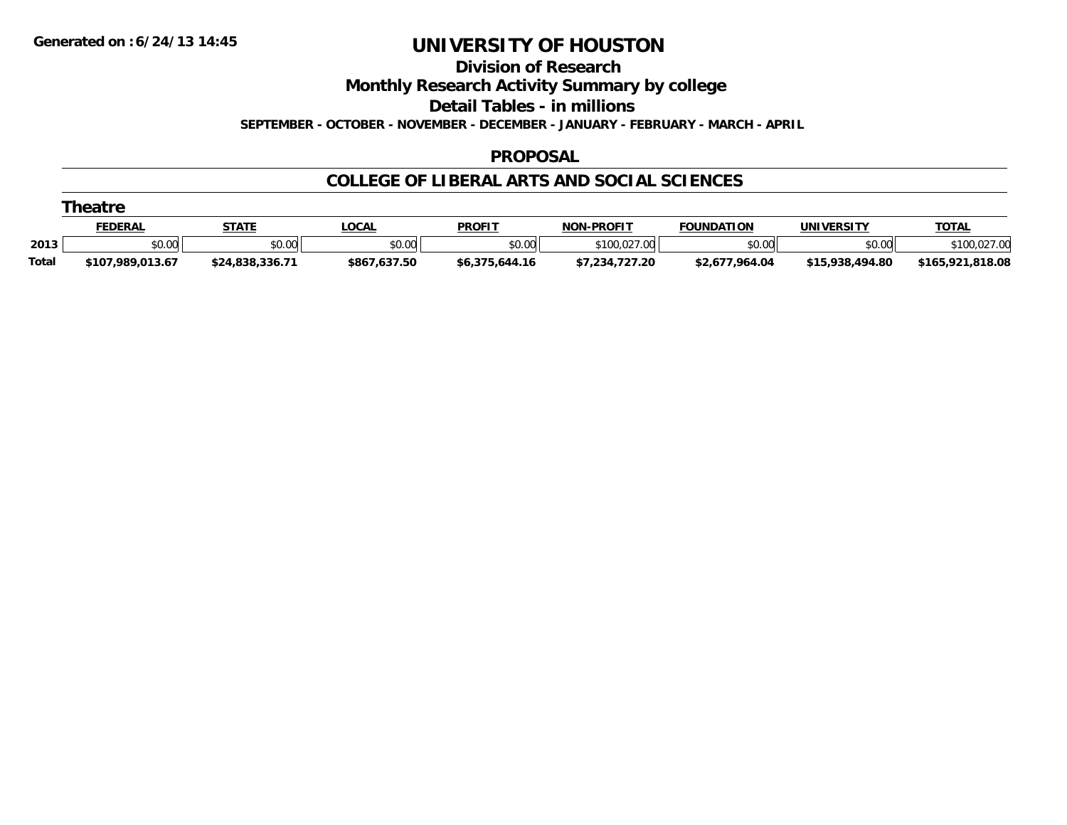# UNIVERSITY OF HOUSTON

## Division of Research

## Monthly Research Activity Summary by college

## Detail Tables - in millions

**SEPTEMBER - OCTOBER - NOVEMBER - DECEMBER - JANUARY - FEBRUARY - MARCH - APRIL**

**PROPOSAL**

**COLLEGE OF LIBERAL ARTS AND SOCIAL SCIENCES**

### Theatre

| | FEDERAL | STATE | LOCAL | PROFIT | NON-PROFIT | FOUNDATION | UNIVERSITY | TOTAL |
|---|---|---|---|---|---|---|---|---|
| 2013 | $0.00 | $0.00 | $0.00 | $0.00 | $100,027.00 | $0.00 | $0.00 | $100,027.00 |
| Total | $107,989,013.67 | $24,838,336.71 | $867,637.50 | $6,375,644.16 | $7,234,727.20 | $2,677,964.04 | $15,938,494.80 | $165,921,818.08 |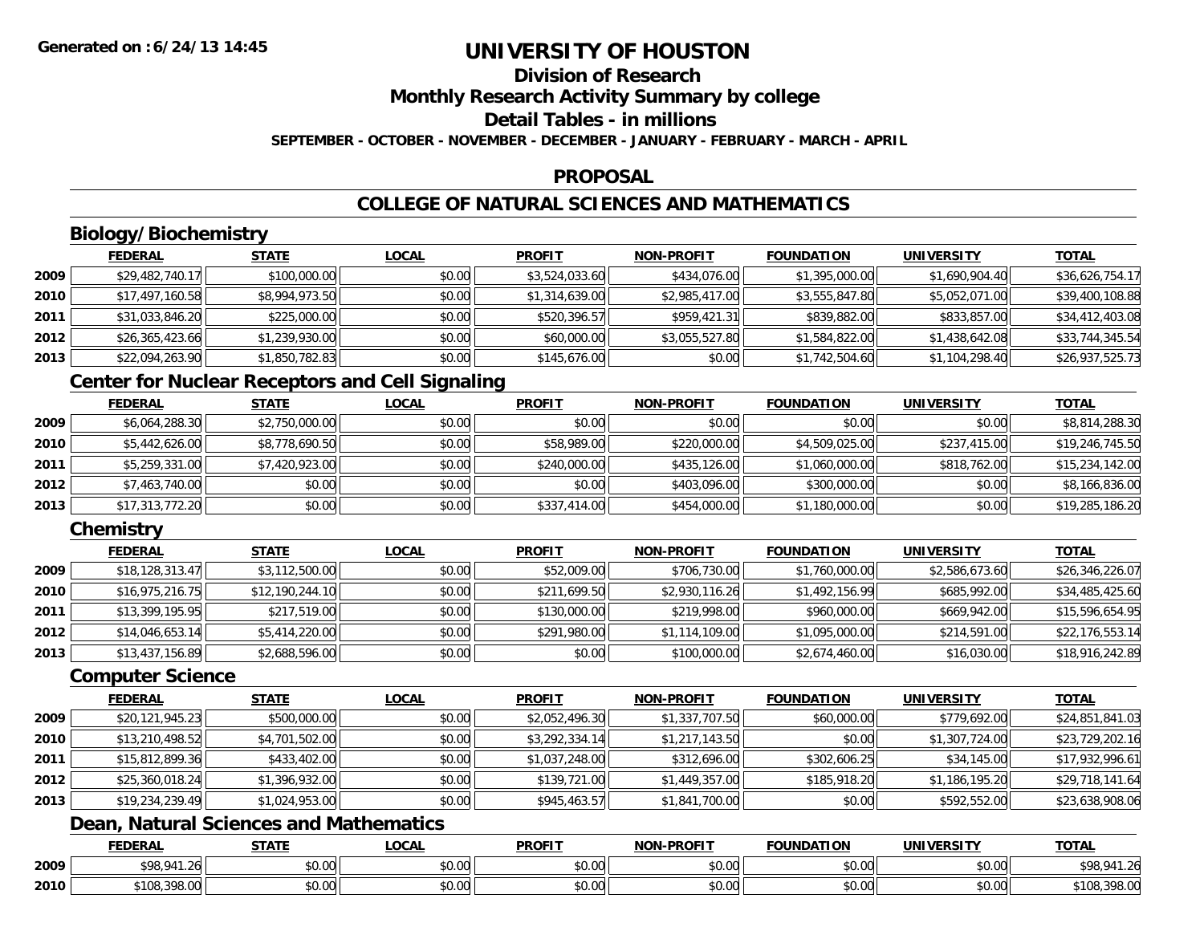**Generated on :6/24/13 14:45**

# UNIVERSITY OF HOUSTON

## Division of Research

## Monthly Research Activity Summary by college

## Detail Tables - in millions

**SEPTEMBER - OCTOBER - NOVEMBER - DECEMBER - JANUARY - FEBRUARY - MARCH - APRIL**

## PROPOSAL

## COLLEGE OF NATURAL SCIENCES AND MATHEMATICS

### Biology/Biochemistry

| | FEDERAL | STATE | LOCAL | PROFIT | NON-PROFIT | FOUNDATION | UNIVERSITY | TOTAL |
|---|---|---|---|---|---|---|---|---|
| 2009 | $29,482,740.17 | $100,000.00 | $0.00 | $3,524,033.60 | $434,076.00 | $1,395,000.00 | $1,690,904.40 | $36,626,754.17 |
| 2010 | $17,497,160.58 | $8,994,973.50 | $0.00 | $1,314,639.00 | $2,985,417.00 | $3,555,847.80 | $5,052,071.00 | $39,400,108.88 |
| 2011 | $31,033,846.20 | $225,000.00 | $0.00 | $520,396.57 | $959,421.31 | $839,882.00 | $833,857.00 | $34,412,403.08 |
| 2012 | $26,365,423.66 | $1,239,930.00 | $0.00 | $60,000.00 | $3,055,527.80 | $1,584,822.00 | $1,438,642.08 | $33,744,345.54 |
| 2013 | $22,094,263.90 | $1,850,782.83 | $0.00 | $145,676.00 | $0.00 | $1,742,504.60 | $1,104,298.40 | $26,937,525.73 |

### Center for Nuclear Receptors and Cell Signaling

| | FEDERAL | STATE | LOCAL | PROFIT | NON-PROFIT | FOUNDATION | UNIVERSITY | TOTAL |
|---|---|---|---|---|---|---|---|---|
| 2009 | $6,064,288.30 | $2,750,000.00 | $0.00 | $0.00 | $0.00 | $0.00 | $0.00 | $8,814,288.30 |
| 2010 | $5,442,626.00 | $8,778,690.50 | $0.00 | $58,989.00 | $220,000.00 | $4,509,025.00 | $237,415.00 | $19,246,745.50 |
| 2011 | $5,259,331.00 | $7,420,923.00 | $0.00 | $240,000.00 | $435,126.00 | $1,060,000.00 | $818,762.00 | $15,234,142.00 |
| 2012 | $7,463,740.00 | $0.00 | $0.00 | $0.00 | $403,096.00 | $300,000.00 | $0.00 | $8,166,836.00 |
| 2013 | $17,313,772.20 | $0.00 | $0.00 | $337,414.00 | $454,000.00 | $1,180,000.00 | $0.00 | $19,285,186.20 |

### Chemistry

| | FEDERAL | STATE | LOCAL | PROFIT | NON-PROFIT | FOUNDATION | UNIVERSITY | TOTAL |
|---|---|---|---|---|---|---|---|---|
| 2009 | $18,128,313.47 | $3,112,500.00 | $0.00 | $52,009.00 | $706,730.00 | $1,760,000.00 | $2,586,673.60 | $26,346,226.07 |
| 2010 | $16,975,216.75 | $12,190,244.10 | $0.00 | $211,699.50 | $2,930,116.26 | $1,492,156.99 | $685,992.00 | $34,485,425.60 |
| 2011 | $13,399,195.95 | $217,519.00 | $0.00 | $130,000.00 | $219,998.00 | $960,000.00 | $669,942.00 | $15,596,654.95 |
| 2012 | $14,046,653.14 | $5,414,220.00 | $0.00 | $291,980.00 | $1,114,109.00 | $1,095,000.00 | $214,591.00 | $22,176,553.14 |
| 2013 | $13,437,156.89 | $2,688,596.00 | $0.00 | $0.00 | $100,000.00 | $2,674,460.00 | $16,030.00 | $18,916,242.89 |

### Computer Science

| | FEDERAL | STATE | LOCAL | PROFIT | NON-PROFIT | FOUNDATION | UNIVERSITY | TOTAL |
|---|---|---|---|---|---|---|---|---|
| 2009 | $20,121,945.23 | $500,000.00 | $0.00 | $2,052,496.30 | $1,337,707.50 | $60,000.00 | $779,692.00 | $24,851,841.03 |
| 2010 | $13,210,498.52 | $4,701,502.00 | $0.00 | $3,292,334.14 | $1,217,143.50 | $0.00 | $1,307,724.00 | $23,729,202.16 |
| 2011 | $15,812,899.36 | $433,402.00 | $0.00 | $1,037,248.00 | $312,696.00 | $302,606.25 | $34,145.00 | $17,932,996.61 |
| 2012 | $25,360,018.24 | $1,396,932.00 | $0.00 | $139,721.00 | $1,449,357.00 | $185,918.20 | $1,186,195.20 | $29,718,141.64 |
| 2013 | $19,234,239.49 | $1,024,953.00 | $0.00 | $945,463.57 | $1,841,700.00 | $0.00 | $592,552.00 | $23,638,908.06 |

### Dean, Natural Sciences and Mathematics

| | FEDERAL | STATE | LOCAL | PROFIT | NON-PROFIT | FOUNDATION | UNIVERSITY | TOTAL |
|---|---|---|---|---|---|---|---|---|
| 2009 | $98,941.26 | $0.00 | $0.00 | $0.00 | $0.00 | $0.00 | $0.00 | $98,941.26 |
| 2010 | $108,398.00 | $0.00 | $0.00 | $0.00 | $0.00 | $0.00 | $0.00 | $108,398.00 |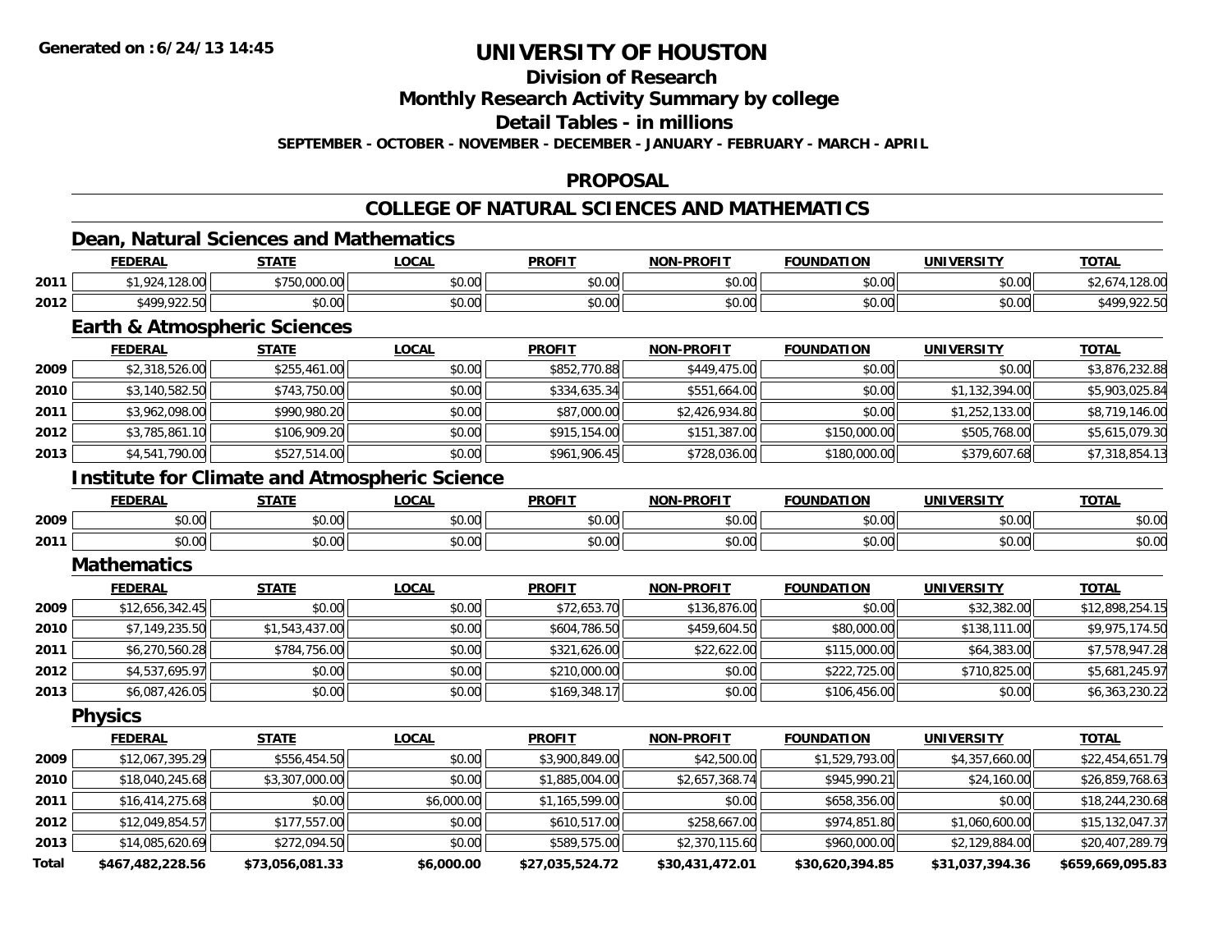**Generated on :6/24/13 14:45**

# UNIVERSITY OF HOUSTON

## Division of Research

## Monthly Research Activity Summary by college

## Detail Tables - in millions

**SEPTEMBER - OCTOBER - NOVEMBER - DECEMBER - JANUARY - FEBRUARY - MARCH - APRIL**

## PROPOSAL

## COLLEGE OF NATURAL SCIENCES AND MATHEMATICS

### Dean, Natural Sciences and Mathematics

| | FEDERAL | STATE | LOCAL | PROFIT | NON-PROFIT | FOUNDATION | UNIVERSITY | TOTAL |
|---|---|---|---|---|---|---|---|---|
| 2011 | $1,924,128.00 | $750,000.00 | $0.00 | $0.00 | $0.00 | $0.00 | $0.00 | $2,674,128.00 |
| 2012 | $499,922.50 | $0.00 | $0.00 | $0.00 | $0.00 | $0.00 | $0.00 | $499,922.50 |

### Earth & Atmospheric Sciences

| | FEDERAL | STATE | LOCAL | PROFIT | NON-PROFIT | FOUNDATION | UNIVERSITY | TOTAL |
|---|---|---|---|---|---|---|---|---|
| 2009 | $2,318,526.00 | $255,461.00 | $0.00 | $852,770.88 | $449,475.00 | $0.00 | $0.00 | $3,876,232.88 |
| 2010 | $3,140,582.50 | $743,750.00 | $0.00 | $334,635.34 | $551,664.00 | $0.00 | $1,132,394.00 | $5,903,025.84 |
| 2011 | $3,962,098.00 | $990,980.20 | $0.00 | $87,000.00 | $2,426,934.80 | $0.00 | $1,252,133.00 | $8,719,146.00 |
| 2012 | $3,785,861.10 | $106,909.20 | $0.00 | $915,154.00 | $151,387.00 | $150,000.00 | $505,768.00 | $5,615,079.30 |
| 2013 | $4,541,790.00 | $527,514.00 | $0.00 | $961,906.45 | $728,036.00 | $180,000.00 | $379,607.68 | $7,318,854.13 |

### Institute for Climate and Atmospheric Science

| | FEDERAL | STATE | LOCAL | PROFIT | NON-PROFIT | FOUNDATION | UNIVERSITY | TOTAL |
|---|---|---|---|---|---|---|---|---|
| 2009 | $0.00 | $0.00 | $0.00 | $0.00 | $0.00 | $0.00 | $0.00 | $0.00 |
| 2011 | $0.00 | $0.00 | $0.00 | $0.00 | $0.00 | $0.00 | $0.00 | $0.00 |

### Mathematics

| | FEDERAL | STATE | LOCAL | PROFIT | NON-PROFIT | FOUNDATION | UNIVERSITY | TOTAL |
|---|---|---|---|---|---|---|---|---|
| 2009 | $12,656,342.45 | $0.00 | $0.00 | $72,653.70 | $136,876.00 | $0.00 | $32,382.00 | $12,898,254.15 |
| 2010 | $7,149,235.50 | $1,543,437.00 | $0.00 | $604,786.50 | $459,604.50 | $80,000.00 | $138,111.00 | $9,975,174.50 |
| 2011 | $6,270,560.28 | $784,756.00 | $0.00 | $321,626.00 | $22,622.00 | $115,000.00 | $64,383.00 | $7,578,947.28 |
| 2012 | $4,537,695.97 | $0.00 | $0.00 | $210,000.00 | $0.00 | $222,725.00 | $710,825.00 | $5,681,245.97 |
| 2013 | $6,087,426.05 | $0.00 | $0.00 | $169,348.17 | $0.00 | $106,456.00 | $0.00 | $6,363,230.22 |

### Physics

| | FEDERAL | STATE | LOCAL | PROFIT | NON-PROFIT | FOUNDATION | UNIVERSITY | TOTAL |
|---|---|---|---|---|---|---|---|---|
| 2009 | $12,067,395.29 | $556,454.50 | $0.00 | $3,900,849.00 | $42,500.00 | $1,529,793.00 | $4,357,660.00 | $22,454,651.79 |
| 2010 | $18,040,245.68 | $3,307,000.00 | $0.00 | $1,885,004.00 | $2,657,368.74 | $945,990.21 | $24,160.00 | $26,859,768.63 |
| 2011 | $16,414,275.68 | $0.00 | $6,000.00 | $1,165,599.00 | $0.00 | $658,356.00 | $0.00 | $18,244,230.68 |
| 2012 | $12,049,854.57 | $177,557.00 | $0.00 | $610,517.00 | $258,667.00 | $974,851.80 | $1,060,600.00 | $15,132,047.37 |
| 2013 | $14,085,620.69 | $272,094.50 | $0.00 | $589,575.00 | $2,370,115.60 | $960,000.00 | $2,129,884.00 | $20,407,289.79 |
| **Total** | **$467,482,228.56** | **$73,056,081.33** | **$6,000.00** | **$27,035,524.72** | **$30,431,472.01** | **$30,620,394.85** | **$31,037,394.36** | **$659,669,095.83** |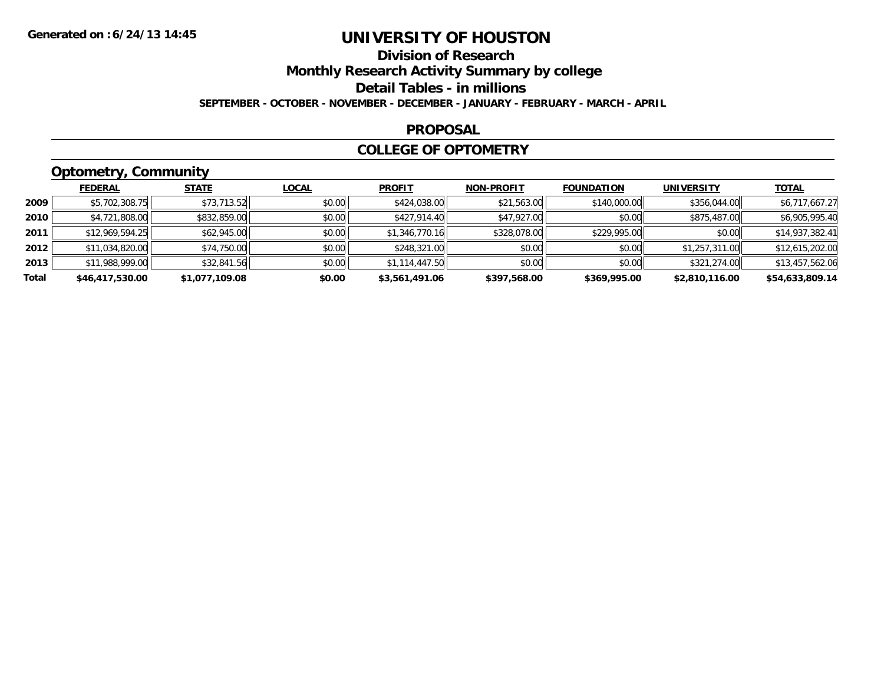Generated on :6/24/13 14:45

# UNIVERSITY OF HOUSTON

## Division of Research

## Monthly Research Activity Summary by college

## Detail Tables - in millions

SEPTEMBER - OCTOBER - NOVEMBER - DECEMBER - JANUARY - FEBRUARY - MARCH - APRIL

## PROPOSAL

## COLLEGE OF OPTOMETRY

### Optometry, Community

| | FEDERAL | STATE | LOCAL | PROFIT | NON-PROFIT | FOUNDATION | UNIVERSITY | TOTAL |
|---|---|---|---|---|---|---|---|---|
| 2009 | $5,702,308.75 | $73,713.52 | $0.00 | $424,038.00 | $21,563.00 | $140,000.00 | $356,044.00 | $6,717,667.27 |
| 2010 | $4,721,808.00 | $832,859.00 | $0.00 | $427,914.40 | $47,927.00 | $0.00 | $875,487.00 | $6,905,995.40 |
| 2011 | $12,969,594.25 | $62,945.00 | $0.00 | $1,346,770.16 | $328,078.00 | $229,995.00 | $0.00 | $14,937,382.41 |
| 2012 | $11,034,820.00 | $74,750.00 | $0.00 | $248,321.00 | $0.00 | $0.00 | $1,257,311.00 | $12,615,202.00 |
| 2013 | $11,988,999.00 | $32,841.56 | $0.00 | $1,114,447.50 | $0.00 | $0.00 | $321,274.00 | $13,457,562.06 |
| **Total** | **$46,417,530.00** | **$1,077,109.08** | **$0.00** | **$3,561,491.06** | **$397,568.00** | **$369,995.00** | **$2,810,116.00** | **$54,633,809.14** |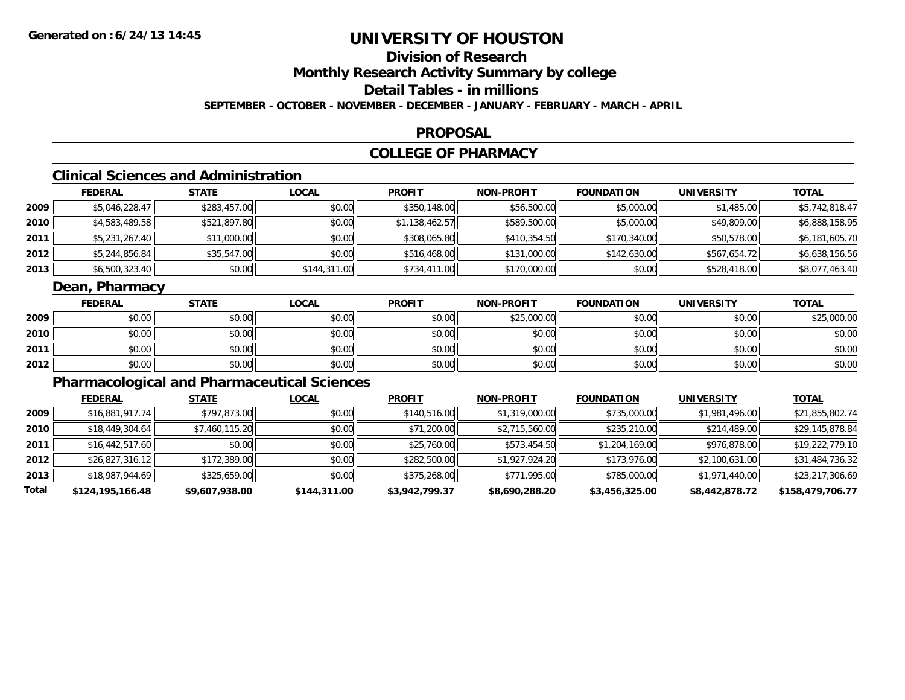# UNIVERSITY OF HOUSTON

## Division of Research

## Monthly Research Activity Summary by college

## Detail Tables - in millions

**SEPTEMBER - OCTOBER - NOVEMBER - DECEMBER - JANUARY - FEBRUARY - MARCH - APRIL**

## PROPOSAL

## COLLEGE OF PHARMACY

### Clinical Sciences and Administration

| | FEDERAL | STATE | LOCAL | PROFIT | NON-PROFIT | FOUNDATION | UNIVERSITY | TOTAL |
|---|---|---|---|---|---|---|---|---|
| 2009 | $5,046,228.47 | $283,457.00 | $0.00 | $350,148.00 | $56,500.00 | $5,000.00 | $1,485.00 | $5,742,818.47 |
| 2010 | $4,583,489.58 | $521,897.80 | $0.00 | $1,138,462.57 | $589,500.00 | $5,000.00 | $49,809.00 | $6,888,158.95 |
| 2011 | $5,231,267.40 | $11,000.00 | $0.00 | $308,065.80 | $410,354.50 | $170,340.00 | $50,578.00 | $6,181,605.70 |
| 2012 | $5,244,856.84 | $35,547.00 | $0.00 | $516,468.00 | $131,000.00 | $142,630.00 | $567,654.72 | $6,638,156.56 |
| 2013 | $6,500,323.40 | $0.00 | $144,311.00 | $734,411.00 | $170,000.00 | $0.00 | $528,418.00 | $8,077,463.40 |

### Dean, Pharmacy

| | FEDERAL | STATE | LOCAL | PROFIT | NON-PROFIT | FOUNDATION | UNIVERSITY | TOTAL |
|---|---|---|---|---|---|---|---|---|
| 2009 | $0.00 | $0.00 | $0.00 | $0.00 | $25,000.00 | $0.00 | $0.00 | $25,000.00 |
| 2010 | $0.00 | $0.00 | $0.00 | $0.00 | $0.00 | $0.00 | $0.00 | $0.00 |
| 2011 | $0.00 | $0.00 | $0.00 | $0.00 | $0.00 | $0.00 | $0.00 | $0.00 |
| 2012 | $0.00 | $0.00 | $0.00 | $0.00 | $0.00 | $0.00 | $0.00 | $0.00 |

### Pharmacological and Pharmaceutical Sciences

| | FEDERAL | STATE | LOCAL | PROFIT | NON-PROFIT | FOUNDATION | UNIVERSITY | TOTAL |
|---|---|---|---|---|---|---|---|---|
| 2009 | $16,881,917.74 | $797,873.00 | $0.00 | $140,516.00 | $1,319,000.00 | $735,000.00 | $1,981,496.00 | $21,855,802.74 |
| 2010 | $18,449,304.64 | $7,460,115.20 | $0.00 | $71,200.00 | $2,715,560.00 | $235,210.00 | $214,489.00 | $29,145,878.84 |
| 2011 | $16,442,517.60 | $0.00 | $0.00 | $25,760.00 | $573,454.50 | $1,204,169.00 | $976,878.00 | $19,222,779.10 |
| 2012 | $26,827,316.12 | $172,389.00 | $0.00 | $282,500.00 | $1,927,924.20 | $173,976.00 | $2,100,631.00 | $31,484,736.32 |
| 2013 | $18,987,944.69 | $325,659.00 | $0.00 | $375,268.00 | $771,995.00 | $785,000.00 | $1,971,440.00 | $23,217,306.69 |
| **Total** | **$124,195,166.48** | **$9,607,938.00** | **$144,311.00** | **$3,942,799.37** | **$8,690,288.20** | **$3,456,325.00** | **$8,442,878.72** | **$158,479,706.77** |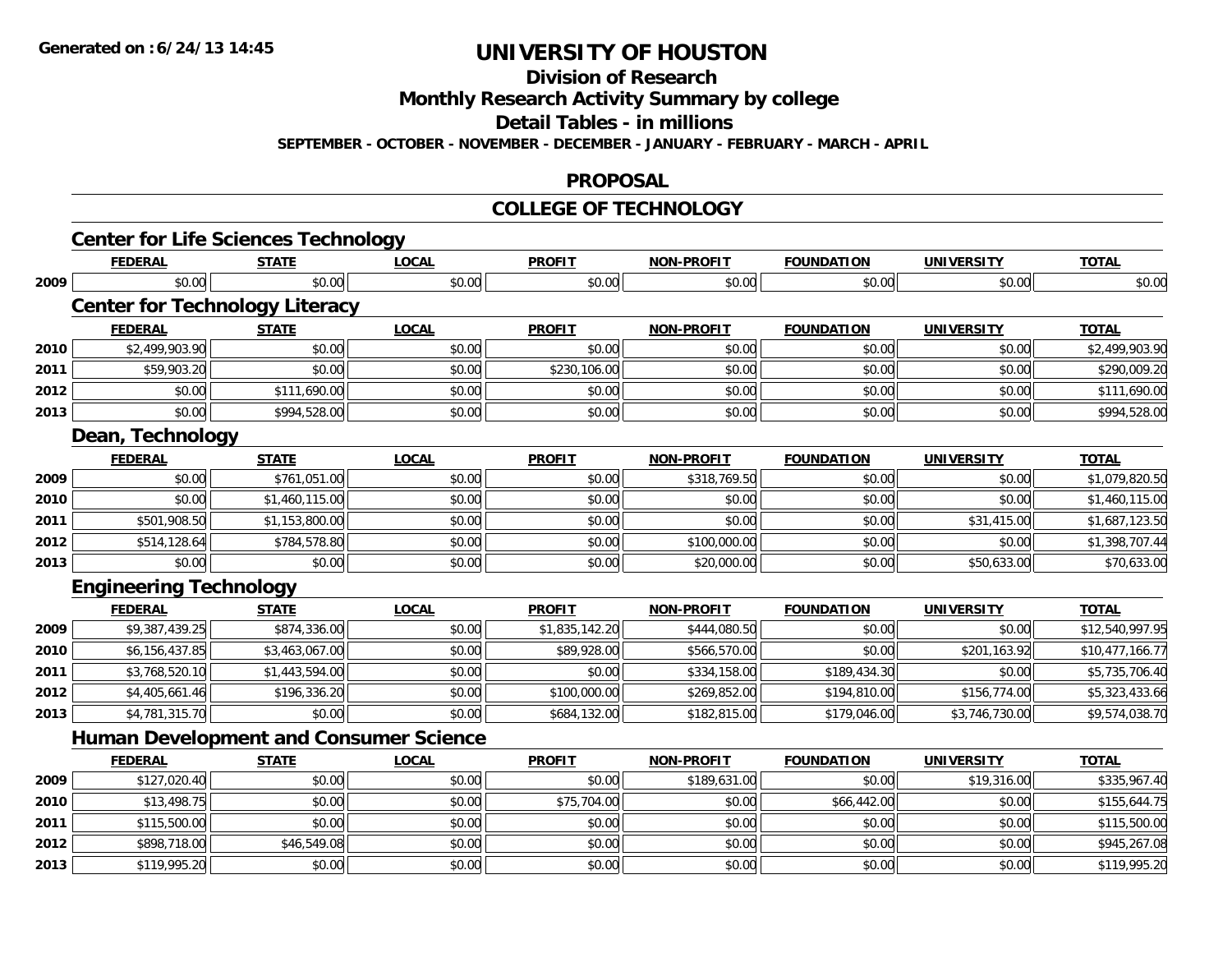# UNIVERSITY OF HOUSTON

## Division of Research

## Monthly Research Activity Summary by college

## Detail Tables - in millions

**SEPTEMBER - OCTOBER - NOVEMBER - DECEMBER - JANUARY - FEBRUARY - MARCH - APRIL**

## PROPOSAL

## COLLEGE OF TECHNOLOGY

### Center for Life Sciences Technology

| | FEDERAL | STATE | LOCAL | PROFIT | NON-PROFIT | FOUNDATION | UNIVERSITY | TOTAL |
|---|---|---|---|---|---|---|---|---|
| 2009 | $0.00 | $0.00 | $0.00 | $0.00 | $0.00 | $0.00 | $0.00 | $0.00 |

### Center for Technology Literacy

| | FEDERAL | STATE | LOCAL | PROFIT | NON-PROFIT | FOUNDATION | UNIVERSITY | TOTAL |
|---|---|---|---|---|---|---|---|---|
| 2010 | $2,499,903.90 | $0.00 | $0.00 | $0.00 | $0.00 | $0.00 | $0.00 | $2,499,903.90 |
| 2011 | $59,903.20 | $0.00 | $0.00 | $230,106.00 | $0.00 | $0.00 | $0.00 | $290,009.20 |
| 2012 | $0.00 | $111,690.00 | $0.00 | $0.00 | $0.00 | $0.00 | $0.00 | $111,690.00 |
| 2013 | $0.00 | $994,528.00 | $0.00 | $0.00 | $0.00 | $0.00 | $0.00 | $994,528.00 |

### Dean, Technology

| | FEDERAL | STATE | LOCAL | PROFIT | NON-PROFIT | FOUNDATION | UNIVERSITY | TOTAL |
|---|---|---|---|---|---|---|---|---|
| 2009 | $0.00 | $761,051.00 | $0.00 | $0.00 | $318,769.50 | $0.00 | $0.00 | $1,079,820.50 |
| 2010 | $0.00 | $1,460,115.00 | $0.00 | $0.00 | $0.00 | $0.00 | $0.00 | $1,460,115.00 |
| 2011 | $501,908.50 | $1,153,800.00 | $0.00 | $0.00 | $0.00 | $0.00 | $31,415.00 | $1,687,123.50 |
| 2012 | $514,128.64 | $784,578.80 | $0.00 | $0.00 | $100,000.00 | $0.00 | $0.00 | $1,398,707.44 |
| 2013 | $0.00 | $0.00 | $0.00 | $0.00 | $20,000.00 | $0.00 | $50,633.00 | $70,633.00 |

### Engineering Technology

| | FEDERAL | STATE | LOCAL | PROFIT | NON-PROFIT | FOUNDATION | UNIVERSITY | TOTAL |
|---|---|---|---|---|---|---|---|---|
| 2009 | $9,387,439.25 | $874,336.00 | $0.00 | $1,835,142.20 | $444,080.50 | $0.00 | $0.00 | $12,540,997.95 |
| 2010 | $6,156,437.85 | $3,463,067.00 | $0.00 | $89,928.00 | $566,570.00 | $0.00 | $201,163.92 | $10,477,166.77 |
| 2011 | $3,768,520.10 | $1,443,594.00 | $0.00 | $0.00 | $334,158.00 | $189,434.30 | $0.00 | $5,735,706.40 |
| 2012 | $4,405,661.46 | $196,336.20 | $0.00 | $100,000.00 | $269,852.00 | $194,810.00 | $156,774.00 | $5,323,433.66 |
| 2013 | $4,781,315.70 | $0.00 | $0.00 | $684,132.00 | $182,815.00 | $179,046.00 | $3,746,730.00 | $9,574,038.70 |

### Human Development and Consumer Science

| | FEDERAL | STATE | LOCAL | PROFIT | NON-PROFIT | FOUNDATION | UNIVERSITY | TOTAL |
|---|---|---|---|---|---|---|---|---|
| 2009 | $127,020.40 | $0.00 | $0.00 | $0.00 | $189,631.00 | $0.00 | $19,316.00 | $335,967.40 |
| 2010 | $13,498.75 | $0.00 | $0.00 | $75,704.00 | $0.00 | $66,442.00 | $0.00 | $155,644.75 |
| 2011 | $115,500.00 | $0.00 | $0.00 | $0.00 | $0.00 | $0.00 | $0.00 | $115,500.00 |
| 2012 | $898,718.00 | $46,549.08 | $0.00 | $0.00 | $0.00 | $0.00 | $0.00 | $945,267.08 |
| 2013 | $119,995.20 | $0.00 | $0.00 | $0.00 | $0.00 | $0.00 | $0.00 | $119,995.20 |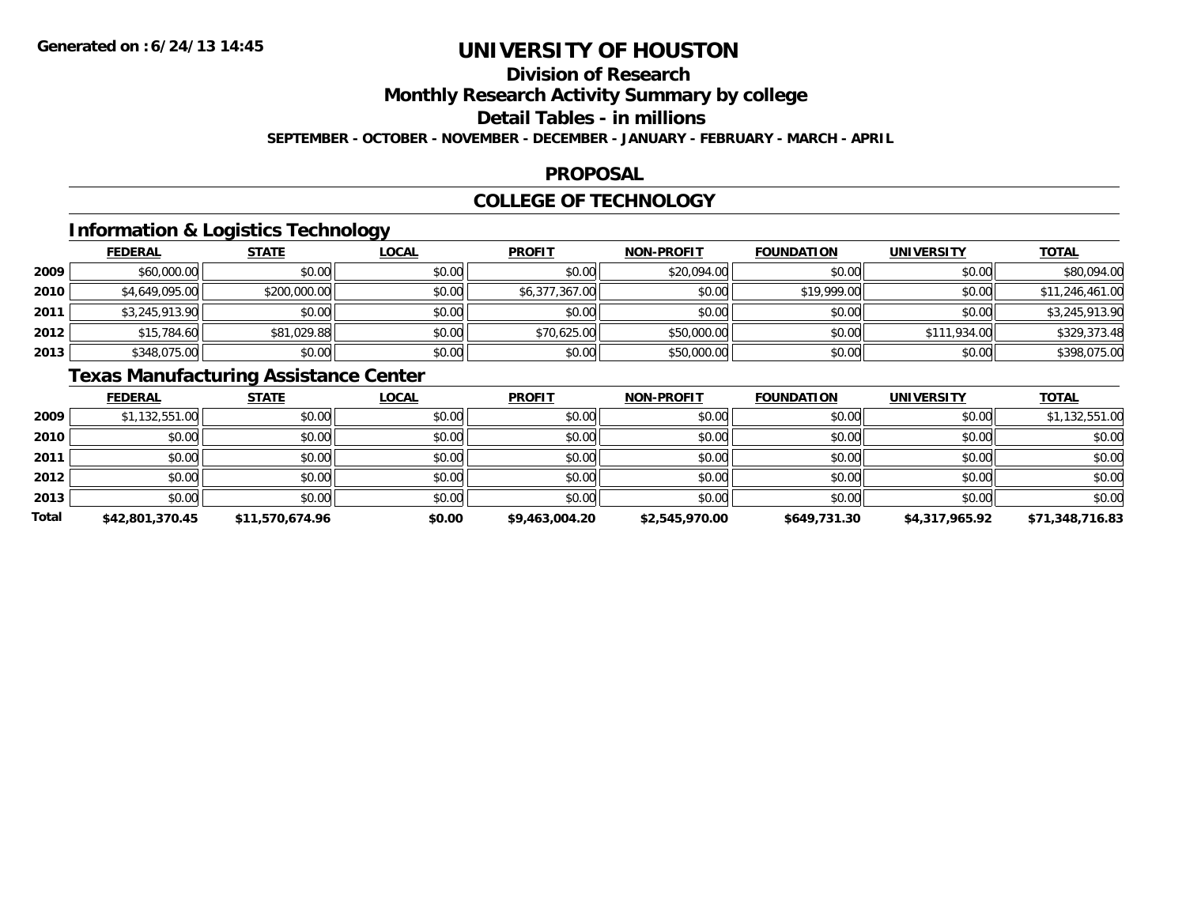# UNIVERSITY OF HOUSTON

## Division of Research

## Monthly Research Activity Summary by college

## Detail Tables - in millions

**SEPTEMBER - OCTOBER - NOVEMBER - DECEMBER - JANUARY - FEBRUARY - MARCH - APRIL**

## PROPOSAL

## COLLEGE OF TECHNOLOGY

### Information & Logistics Technology

| | FEDERAL | STATE | LOCAL | PROFIT | NON-PROFIT | FOUNDATION | UNIVERSITY | TOTAL |
|---|---|---|---|---|---|---|---|---|
| 2009 | $60,000.00 | $0.00 | $0.00 | $0.00 | $20,094.00 | $0.00 | $0.00 | $80,094.00 |
| 2010 | $4,649,095.00 | $200,000.00 | $0.00 | $6,377,367.00 | $0.00 | $19,999.00 | $0.00 | $11,246,461.00 |
| 2011 | $3,245,913.90 | $0.00 | $0.00 | $0.00 | $0.00 | $0.00 | $0.00 | $3,245,913.90 |
| 2012 | $15,784.60 | $81,029.88 | $0.00 | $70,625.00 | $50,000.00 | $0.00 | $111,934.00 | $329,373.48 |
| 2013 | $348,075.00 | $0.00 | $0.00 | $0.00 | $50,000.00 | $0.00 | $0.00 | $398,075.00 |

### Texas Manufacturing Assistance Center

| | FEDERAL | STATE | LOCAL | PROFIT | NON-PROFIT | FOUNDATION | UNIVERSITY | TOTAL |
|---|---|---|---|---|---|---|---|---|
| 2009 | $1,132,551.00 | $0.00 | $0.00 | $0.00 | $0.00 | $0.00 | $0.00 | $1,132,551.00 |
| 2010 | $0.00 | $0.00 | $0.00 | $0.00 | $0.00 | $0.00 | $0.00 | $0.00 |
| 2011 | $0.00 | $0.00 | $0.00 | $0.00 | $0.00 | $0.00 | $0.00 | $0.00 |
| 2012 | $0.00 | $0.00 | $0.00 | $0.00 | $0.00 | $0.00 | $0.00 | $0.00 |
| 2013 | $0.00 | $0.00 | $0.00 | $0.00 | $0.00 | $0.00 | $0.00 | $0.00 |
| **Total** | **$42,801,370.45** | **$11,570,674.96** | **$0.00** | **$9,463,004.20** | **$2,545,970.00** | **$649,731.30** | **$4,317,965.92** | **$71,348,716.83** |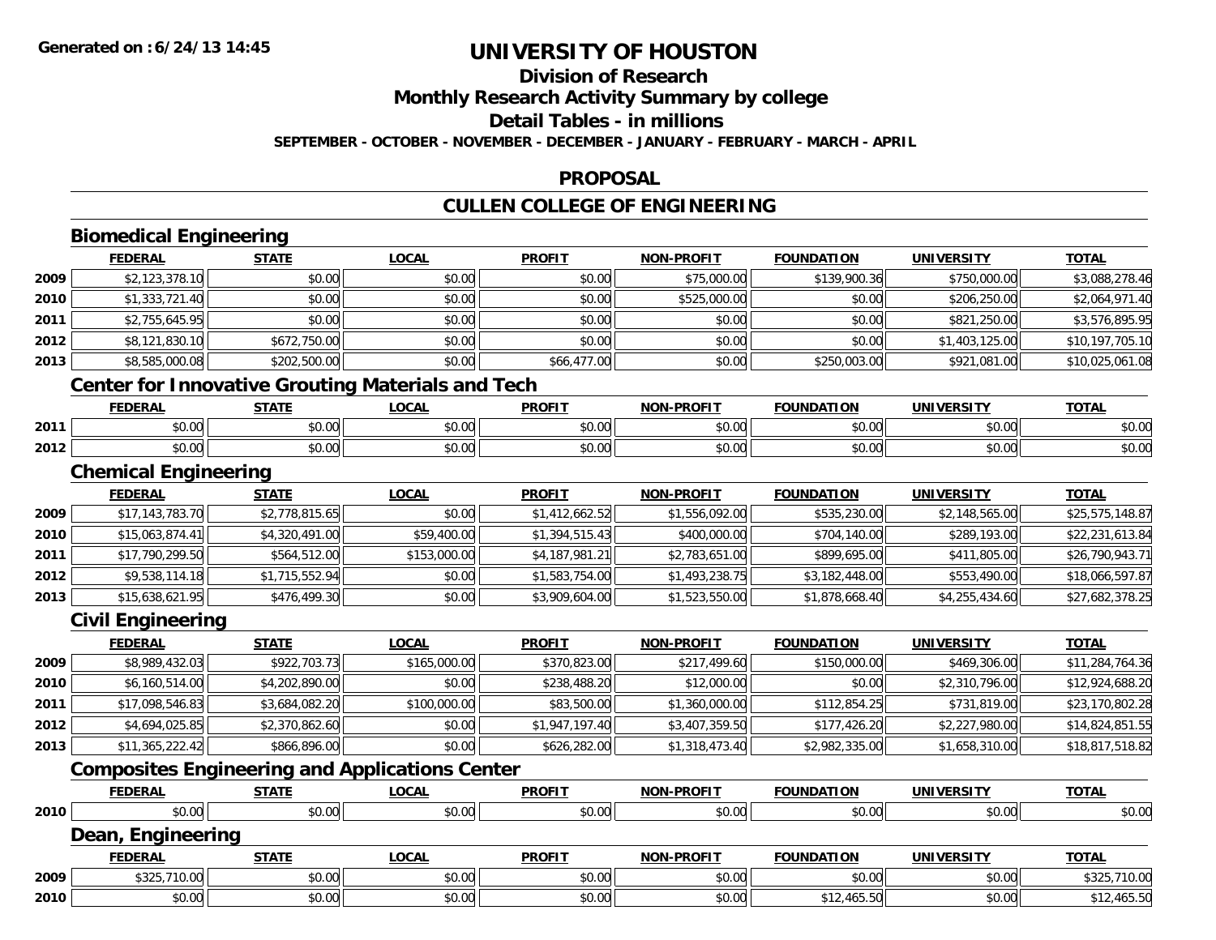# UNIVERSITY OF HOUSTON

## Division of Research

## Monthly Research Activity Summary by college

## Detail Tables - in millions

**SEPTEMBER - OCTOBER - NOVEMBER - DECEMBER - JANUARY - FEBRUARY - MARCH - APRIL**

## PROPOSAL

## CULLEN COLLEGE OF ENGINEERING

### Biomedical Engineering

| | FEDERAL | STATE | LOCAL | PROFIT | NON-PROFIT | FOUNDATION | UNIVERSITY | TOTAL |
|---|---|---|---|---|---|---|---|---|
| 2009 | $2,123,378.10 | $0.00 | $0.00 | $0.00 | $75,000.00 | $139,900.36 | $750,000.00 | $3,088,278.46 |
| 2010 | $1,333,721.40 | $0.00 | $0.00 | $0.00 | $525,000.00 | $0.00 | $206,250.00 | $2,064,971.40 |
| 2011 | $2,755,645.95 | $0.00 | $0.00 | $0.00 | $0.00 | $0.00 | $821,250.00 | $3,576,895.95 |
| 2012 | $8,121,830.10 | $672,750.00 | $0.00 | $0.00 | $0.00 | $0.00 | $1,403,125.00 | $10,197,705.10 |
| 2013 | $8,585,000.08 | $202,500.00 | $0.00 | $66,477.00 | $0.00 | $250,003.00 | $921,081.00 | $10,025,061.08 |

### Center for Innovative Grouting Materials and Tech

| | FEDERAL | STATE | LOCAL | PROFIT | NON-PROFIT | FOUNDATION | UNIVERSITY | TOTAL |
|---|---|---|---|---|---|---|---|---|
| 2011 | $0.00 | $0.00 | $0.00 | $0.00 | $0.00 | $0.00 | $0.00 | $0.00 |
| 2012 | $0.00 | $0.00 | $0.00 | $0.00 | $0.00 | $0.00 | $0.00 | $0.00 |

### Chemical Engineering

| | FEDERAL | STATE | LOCAL | PROFIT | NON-PROFIT | FOUNDATION | UNIVERSITY | TOTAL |
|---|---|---|---|---|---|---|---|---|
| 2009 | $17,143,783.70 | $2,778,815.65 | $0.00 | $1,412,662.52 | $1,556,092.00 | $535,230.00 | $2,148,565.00 | $25,575,148.87 |
| 2010 | $15,063,874.41 | $4,320,491.00 | $59,400.00 | $1,394,515.43 | $400,000.00 | $704,140.00 | $289,193.00 | $22,231,613.84 |
| 2011 | $17,790,299.50 | $564,512.00 | $153,000.00 | $4,187,981.21 | $2,783,651.00 | $899,695.00 | $411,805.00 | $26,790,943.71 |
| 2012 | $9,538,114.18 | $1,715,552.94 | $0.00 | $1,583,754.00 | $1,493,238.75 | $3,182,448.00 | $553,490.00 | $18,066,597.87 |
| 2013 | $15,638,621.95 | $476,499.30 | $0.00 | $3,909,604.00 | $1,523,550.00 | $1,878,668.40 | $4,255,434.60 | $27,682,378.25 |

### Civil Engineering

| | FEDERAL | STATE | LOCAL | PROFIT | NON-PROFIT | FOUNDATION | UNIVERSITY | TOTAL |
|---|---|---|---|---|---|---|---|---|
| 2009 | $8,989,432.03 | $922,703.73 | $165,000.00 | $370,823.00 | $217,499.60 | $150,000.00 | $469,306.00 | $11,284,764.36 |
| 2010 | $6,160,514.00 | $4,202,890.00 | $0.00 | $238,488.20 | $12,000.00 | $0.00 | $2,310,796.00 | $12,924,688.20 |
| 2011 | $17,098,546.83 | $3,684,082.20 | $100,000.00 | $83,500.00 | $1,360,000.00 | $112,854.25 | $731,819.00 | $23,170,802.28 |
| 2012 | $4,694,025.85 | $2,370,862.60 | $0.00 | $1,947,197.40 | $3,407,359.50 | $177,426.20 | $2,227,980.00 | $14,824,851.55 |
| 2013 | $11,365,222.42 | $866,896.00 | $0.00 | $626,282.00 | $1,318,473.40 | $2,982,335.00 | $1,658,310.00 | $18,817,518.82 |

### Composites Engineering and Applications Center

| | FEDERAL | STATE | LOCAL | PROFIT | NON-PROFIT | FOUNDATION | UNIVERSITY | TOTAL |
|---|---|---|---|---|---|---|---|---|
| 2010 | $0.00 | $0.00 | $0.00 | $0.00 | $0.00 | $0.00 | $0.00 | $0.00 |

### Dean, Engineering

| | FEDERAL | STATE | LOCAL | PROFIT | NON-PROFIT | FOUNDATION | UNIVERSITY | TOTAL |
|---|---|---|---|---|---|---|---|---|
| 2009 | $325,710.00 | $0.00 | $0.00 | $0.00 | $0.00 | $0.00 | $0.00 | $325,710.00 |
| 2010 | $0.00 | $0.00 | $0.00 | $0.00 | $0.00 | $12,465.50 | $0.00 | $12,465.50 |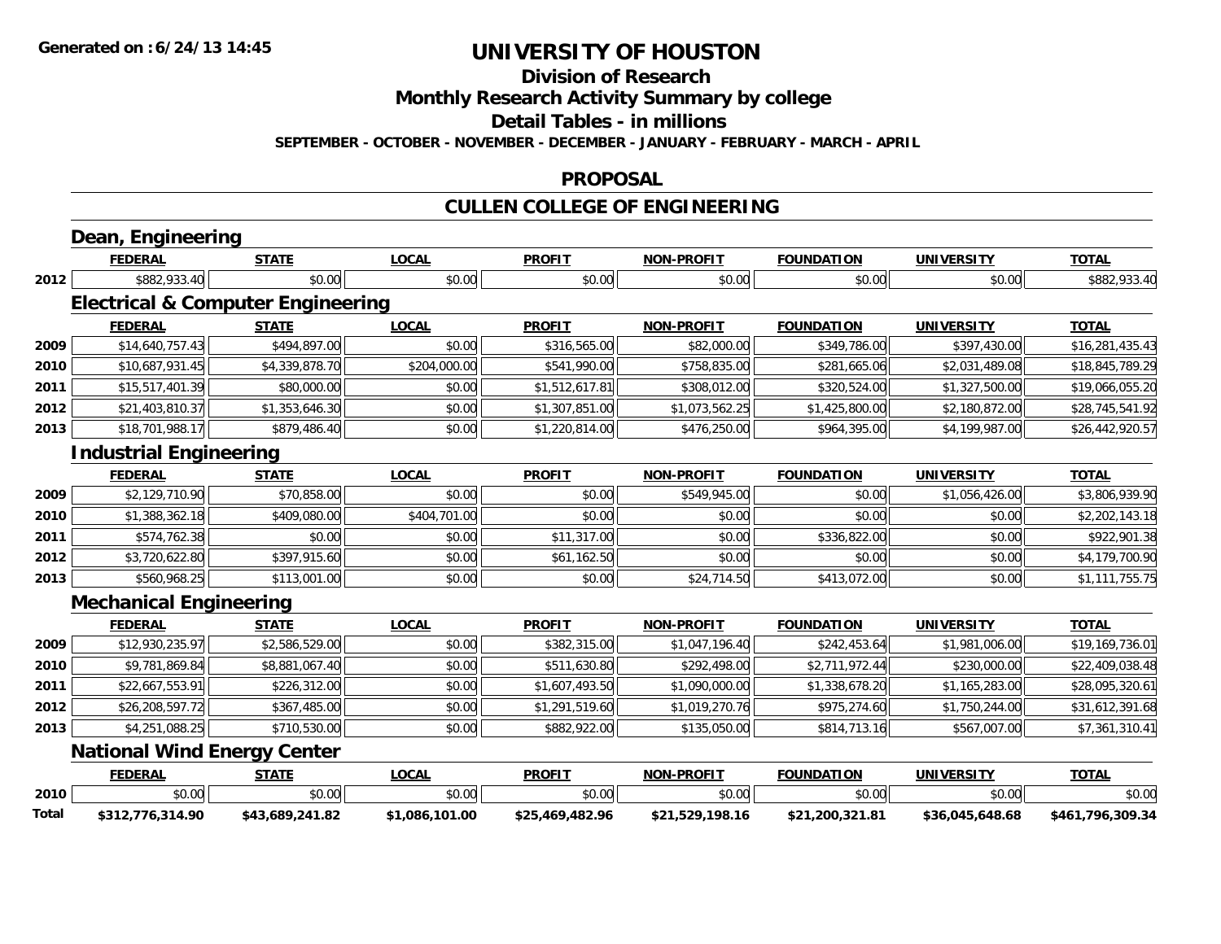**Generated on : 6/24/13 14:45**

# UNIVERSITY OF HOUSTON

## Division of Research

## Monthly Research Activity Summary by college

## Detail Tables - in millions

**SEPTEMBER - OCTOBER - NOVEMBER - DECEMBER - JANUARY - FEBRUARY - MARCH - APRIL**

## PROPOSAL

## CULLEN COLLEGE OF ENGINEERING

### Dean, Engineering

| | FEDERAL | STATE | LOCAL | PROFIT | NON-PROFIT | FOUNDATION | UNIVERSITY | TOTAL |
|---|---|---|---|---|---|---|---|---|
| 2012 | $882,933.40 | $0.00 | $0.00 | $0.00 | $0.00 | $0.00 | $0.00 | $882,933.40 |

### Electrical & Computer Engineering

| | FEDERAL | STATE | LOCAL | PROFIT | NON-PROFIT | FOUNDATION | UNIVERSITY | TOTAL |
|---|---|---|---|---|---|---|---|---|
| 2009 | $14,640,757.43 | $494,897.00 | $0.00 | $316,565.00 | $82,000.00 | $349,786.00 | $397,430.00 | $16,281,435.43 |
| 2010 | $10,687,931.45 | $4,339,878.70 | $204,000.00 | $541,990.00 | $758,835.00 | $281,665.06 | $2,031,489.08 | $18,845,789.29 |
| 2011 | $15,517,401.39 | $80,000.00 | $0.00 | $1,512,617.81 | $308,012.00 | $320,524.00 | $1,327,500.00 | $19,066,055.20 |
| 2012 | $21,403,810.37 | $1,353,646.30 | $0.00 | $1,307,851.00 | $1,073,562.25 | $1,425,800.00 | $2,180,872.00 | $28,745,541.92 |
| 2013 | $18,701,988.17 | $879,486.40 | $0.00 | $1,220,814.00 | $476,250.00 | $964,395.00 | $4,199,987.00 | $26,442,920.57 |

### Industrial Engineering

| | FEDERAL | STATE | LOCAL | PROFIT | NON-PROFIT | FOUNDATION | UNIVERSITY | TOTAL |
|---|---|---|---|---|---|---|---|---|
| 2009 | $2,129,710.90 | $70,858.00 | $0.00 | $0.00 | $549,945.00 | $0.00 | $1,056,426.00 | $3,806,939.90 |
| 2010 | $1,388,362.18 | $409,080.00 | $404,701.00 | $0.00 | $0.00 | $0.00 | $0.00 | $2,202,143.18 |
| 2011 | $574,762.38 | $0.00 | $0.00 | $11,317.00 | $0.00 | $336,822.00 | $0.00 | $922,901.38 |
| 2012 | $3,720,622.80 | $397,915.60 | $0.00 | $61,162.50 | $0.00 | $0.00 | $0.00 | $4,179,700.90 |
| 2013 | $560,968.25 | $113,001.00 | $0.00 | $0.00 | $24,714.50 | $413,072.00 | $0.00 | $1,111,755.75 |

### Mechanical Engineering

| | FEDERAL | STATE | LOCAL | PROFIT | NON-PROFIT | FOUNDATION | UNIVERSITY | TOTAL |
|---|---|---|---|---|---|---|---|---|
| 2009 | $12,930,235.97 | $2,586,529.00 | $0.00 | $382,315.00 | $1,047,196.40 | $242,453.64 | $1,981,006.00 | $19,169,736.01 |
| 2010 | $9,781,869.84 | $8,881,067.40 | $0.00 | $511,630.80 | $292,498.00 | $2,711,972.44 | $230,000.00 | $22,409,038.48 |
| 2011 | $22,667,553.91 | $226,312.00 | $0.00 | $1,607,493.50 | $1,090,000.00 | $1,338,678.20 | $1,165,283.00 | $28,095,320.61 |
| 2012 | $26,208,597.72 | $367,485.00 | $0.00 | $1,291,519.60 | $1,019,270.76 | $975,274.60 | $1,750,244.00 | $31,612,391.68 |
| 2013 | $4,251,088.25 | $710,530.00 | $0.00 | $882,922.00 | $135,050.00 | $814,713.16 | $567,007.00 | $7,361,310.41 |

### National Wind Energy Center

| | FEDERAL | STATE | LOCAL | PROFIT | NON-PROFIT | FOUNDATION | UNIVERSITY | TOTAL |
|---|---|---|---|---|---|---|---|---|
| 2010 | $0.00 | $0.00 | $0.00 | $0.00 | $0.00 | $0.00 | $0.00 | $0.00 |
| **Total** | **$312,776,314.90** | **$43,689,241.82** | **$1,086,101.00** | **$25,469,482.96** | **$21,529,198.16** | **$21,200,321.81** | **$36,045,648.68** | **$461,796,309.34** |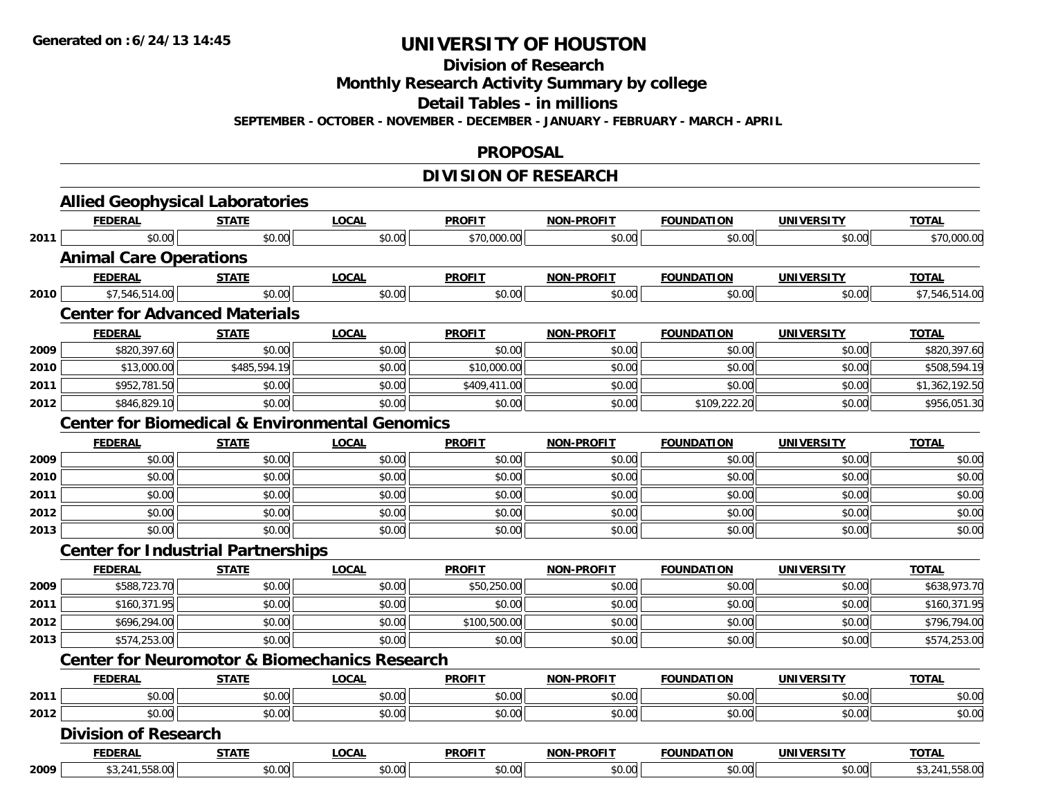**Generated on :6/24/13 14:45**

# UNIVERSITY OF HOUSTON

## Division of Research

## Monthly Research Activity Summary by college

## Detail Tables - in millions

**SEPTEMBER - OCTOBER - NOVEMBER - DECEMBER - JANUARY - FEBRUARY - MARCH - APRIL**

## PROPOSAL

## DIVISION OF RESEARCH

### Allied Geophysical Laboratories

| | FEDERAL | STATE | LOCAL | PROFIT | NON-PROFIT | FOUNDATION | UNIVERSITY | TOTAL |
|---|---|---|---|---|---|---|---|---|
| 2011 | $0.00 | $0.00 | $0.00 | $70,000.00 | $0.00 | $0.00 | $0.00 | $70,000.00 |

### Animal Care Operations

| | FEDERAL | STATE | LOCAL | PROFIT | NON-PROFIT | FOUNDATION | UNIVERSITY | TOTAL |
|---|---|---|---|---|---|---|---|---|
| 2010 | $7,546,514.00 | $0.00 | $0.00 | $0.00 | $0.00 | $0.00 | $0.00 | $7,546,514.00 |

### Center for Advanced Materials

| | FEDERAL | STATE | LOCAL | PROFIT | NON-PROFIT | FOUNDATION | UNIVERSITY | TOTAL |
|---|---|---|---|---|---|---|---|---|
| 2009 | $820,397.60 | $0.00 | $0.00 | $0.00 | $0.00 | $0.00 | $0.00 | $820,397.60 |
| 2010 | $13,000.00 | $485,594.19 | $0.00 | $10,000.00 | $0.00 | $0.00 | $0.00 | $508,594.19 |
| 2011 | $952,781.50 | $0.00 | $0.00 | $409,411.00 | $0.00 | $0.00 | $0.00 | $1,362,192.50 |
| 2012 | $846,829.10 | $0.00 | $0.00 | $0.00 | $0.00 | $109,222.20 | $0.00 | $956,051.30 |

### Center for Biomedical & Environmental Genomics

| | FEDERAL | STATE | LOCAL | PROFIT | NON-PROFIT | FOUNDATION | UNIVERSITY | TOTAL |
|---|---|---|---|---|---|---|---|---|
| 2009 | $0.00 | $0.00 | $0.00 | $0.00 | $0.00 | $0.00 | $0.00 | $0.00 |
| 2010 | $0.00 | $0.00 | $0.00 | $0.00 | $0.00 | $0.00 | $0.00 | $0.00 |
| 2011 | $0.00 | $0.00 | $0.00 | $0.00 | $0.00 | $0.00 | $0.00 | $0.00 |
| 2012 | $0.00 | $0.00 | $0.00 | $0.00 | $0.00 | $0.00 | $0.00 | $0.00 |
| 2013 | $0.00 | $0.00 | $0.00 | $0.00 | $0.00 | $0.00 | $0.00 | $0.00 |

### Center for Industrial Partnerships

| | FEDERAL | STATE | LOCAL | PROFIT | NON-PROFIT | FOUNDATION | UNIVERSITY | TOTAL |
|---|---|---|---|---|---|---|---|---|
| 2009 | $588,723.70 | $0.00 | $0.00 | $50,250.00 | $0.00 | $0.00 | $0.00 | $638,973.70 |
| 2011 | $160,371.95 | $0.00 | $0.00 | $0.00 | $0.00 | $0.00 | $0.00 | $160,371.95 |
| 2012 | $696,294.00 | $0.00 | $0.00 | $100,500.00 | $0.00 | $0.00 | $0.00 | $796,794.00 |
| 2013 | $574,253.00 | $0.00 | $0.00 | $0.00 | $0.00 | $0.00 | $0.00 | $574,253.00 |

### Center for Neuromotor & Biomechanics Research

| | FEDERAL | STATE | LOCAL | PROFIT | NON-PROFIT | FOUNDATION | UNIVERSITY | TOTAL |
|---|---|---|---|---|---|---|---|---|
| 2011 | $0.00 | $0.00 | $0.00 | $0.00 | $0.00 | $0.00 | $0.00 | $0.00 |
| 2012 | $0.00 | $0.00 | $0.00 | $0.00 | $0.00 | $0.00 | $0.00 | $0.00 |

### Division of Research

| | FEDERAL | STATE | LOCAL | PROFIT | NON-PROFIT | FOUNDATION | UNIVERSITY | TOTAL |
|---|---|---|---|---|---|---|---|---|
| 2009 | $3,241,558.00 | $0.00 | $0.00 | $0.00 | $0.00 | $0.00 | $0.00 | $3,241,558.00 |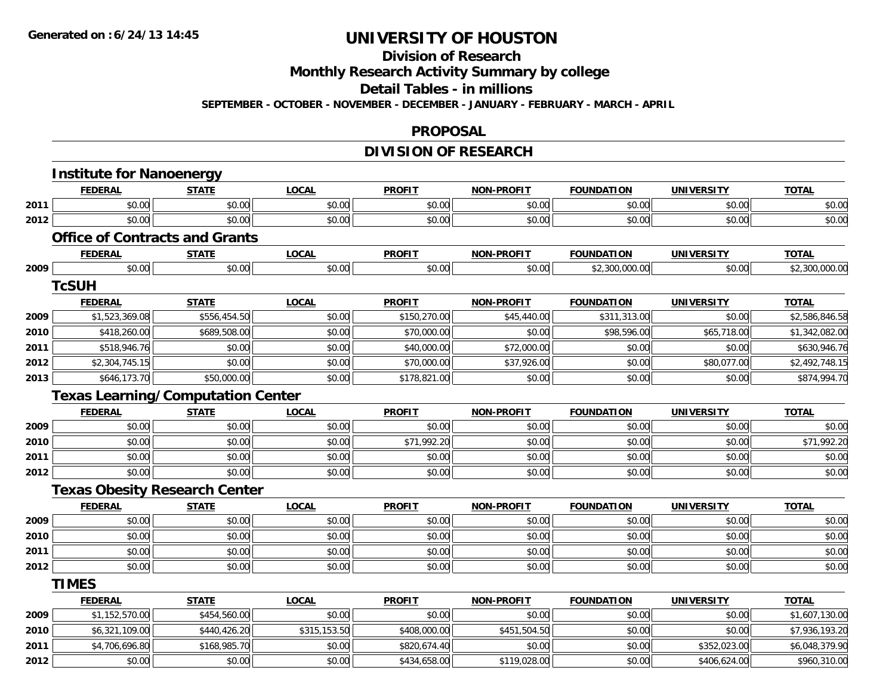Generated on :6/24/13 14:45

# UNIVERSITY OF HOUSTON

## Division of Research

## Monthly Research Activity Summary by college

## Detail Tables - in millions

SEPTEMBER - OCTOBER - NOVEMBER - DECEMBER - JANUARY - FEBRUARY - MARCH - APRIL

## PROPOSAL

## DIVISION OF RESEARCH

### Institute for Nanoenergy

| | FEDERAL | STATE | LOCAL | PROFIT | NON-PROFIT | FOUNDATION | UNIVERSITY | TOTAL |
|---|---|---|---|---|---|---|---|---|
| 2011 | $0.00 | $0.00 | $0.00 | $0.00 | $0.00 | $0.00 | $0.00 | $0.00 |
| 2012 | $0.00 | $0.00 | $0.00 | $0.00 | $0.00 | $0.00 | $0.00 | $0.00 |

### Office of Contracts and Grants

| | FEDERAL | STATE | LOCAL | PROFIT | NON-PROFIT | FOUNDATION | UNIVERSITY | TOTAL |
|---|---|---|---|---|---|---|---|---|
| 2009 | $0.00 | $0.00 | $0.00 | $0.00 | $0.00 | $2,300,000.00 | $0.00 | $2,300,000.00 |

### TcSUH

| | FEDERAL | STATE | LOCAL | PROFIT | NON-PROFIT | FOUNDATION | UNIVERSITY | TOTAL |
|---|---|---|---|---|---|---|---|---|
| 2009 | $1,523,369.08 | $556,454.50 | $0.00 | $150,270.00 | $45,440.00 | $311,313.00 | $0.00 | $2,586,846.58 |
| 2010 | $418,260.00 | $689,508.00 | $0.00 | $70,000.00 | $0.00 | $98,596.00 | $65,718.00 | $1,342,082.00 |
| 2011 | $518,946.76 | $0.00 | $0.00 | $40,000.00 | $72,000.00 | $0.00 | $0.00 | $630,946.76 |
| 2012 | $2,304,745.15 | $0.00 | $0.00 | $70,000.00 | $37,926.00 | $0.00 | $80,077.00 | $2,492,748.15 |
| 2013 | $646,173.70 | $50,000.00 | $0.00 | $178,821.00 | $0.00 | $0.00 | $0.00 | $874,994.70 |

### Texas Learning/Computation Center

| | FEDERAL | STATE | LOCAL | PROFIT | NON-PROFIT | FOUNDATION | UNIVERSITY | TOTAL |
|---|---|---|---|---|---|---|---|---|
| 2009 | $0.00 | $0.00 | $0.00 | $0.00 | $0.00 | $0.00 | $0.00 | $0.00 |
| 2010 | $0.00 | $0.00 | $0.00 | $71,992.20 | $0.00 | $0.00 | $0.00 | $71,992.20 |
| 2011 | $0.00 | $0.00 | $0.00 | $0.00 | $0.00 | $0.00 | $0.00 | $0.00 |
| 2012 | $0.00 | $0.00 | $0.00 | $0.00 | $0.00 | $0.00 | $0.00 | $0.00 |

### Texas Obesity Research Center

| | FEDERAL | STATE | LOCAL | PROFIT | NON-PROFIT | FOUNDATION | UNIVERSITY | TOTAL |
|---|---|---|---|---|---|---|---|---|
| 2009 | $0.00 | $0.00 | $0.00 | $0.00 | $0.00 | $0.00 | $0.00 | $0.00 |
| 2010 | $0.00 | $0.00 | $0.00 | $0.00 | $0.00 | $0.00 | $0.00 | $0.00 |
| 2011 | $0.00 | $0.00 | $0.00 | $0.00 | $0.00 | $0.00 | $0.00 | $0.00 |
| 2012 | $0.00 | $0.00 | $0.00 | $0.00 | $0.00 | $0.00 | $0.00 | $0.00 |

### TIMES

| | FEDERAL | STATE | LOCAL | PROFIT | NON-PROFIT | FOUNDATION | UNIVERSITY | TOTAL |
|---|---|---|---|---|---|---|---|---|
| 2009 | $1,152,570.00 | $454,560.00 | $0.00 | $0.00 | $0.00 | $0.00 | $0.00 | $1,607,130.00 |
| 2010 | $6,321,109.00 | $440,426.20 | $315,153.50 | $408,000.00 | $451,504.50 | $0.00 | $0.00 | $7,936,193.20 |
| 2011 | $4,706,696.80 | $168,985.70 | $0.00 | $820,674.40 | $0.00 | $0.00 | $352,023.00 | $6,048,379.90 |
| 2012 | $0.00 | $0.00 | $0.00 | $434,658.00 | $119,028.00 | $0.00 | $406,624.00 | $960,310.00 |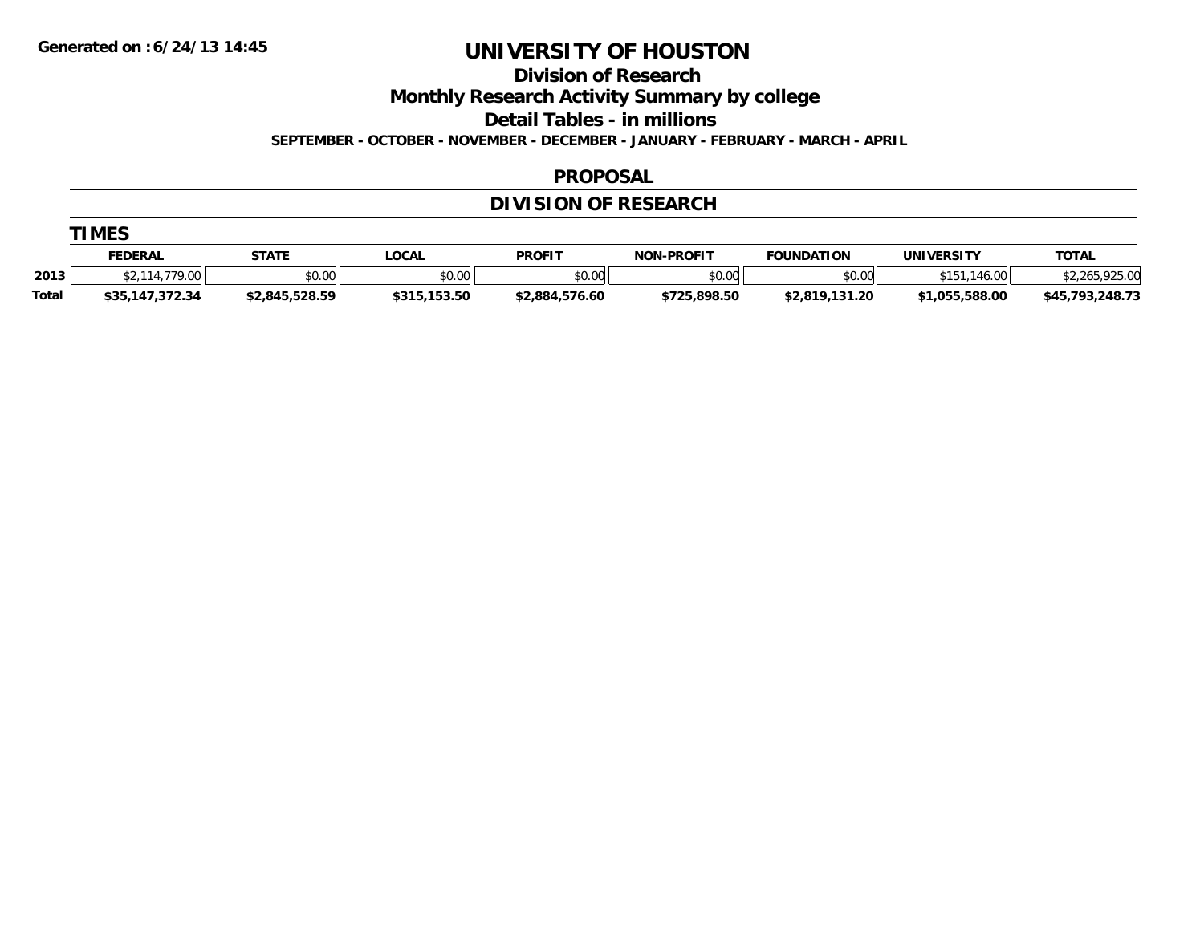Generated on :6/24/13 14:45

# UNIVERSITY OF HOUSTON

## Division of Research

## Monthly Research Activity Summary by college

## Detail Tables - in millions

**SEPTEMBER - OCTOBER - NOVEMBER - DECEMBER - JANUARY - FEBRUARY - MARCH - APRIL**

### PROPOSAL

### DIVISION OF RESEARCH

#### TIMES

| | FEDERAL | STATE | LOCAL | PROFIT | NON-PROFIT | FOUNDATION | UNIVERSITY | TOTAL |
|---|---|---|---|---|---|---|---|---|
| 2013 | $2,114,779.00 | $0.00 | $0.00 | $0.00 | $0.00 | $0.00 | $151,146.00 | $2,265,925.00 |
| **Total** | **$35,147,372.34** | **$2,845,528.59** | **$315,153.50** | **$2,884,576.60** | **$725,898.50** | **$2,819,131.20** | **$1,055,588.00** | **$45,793,248.73** |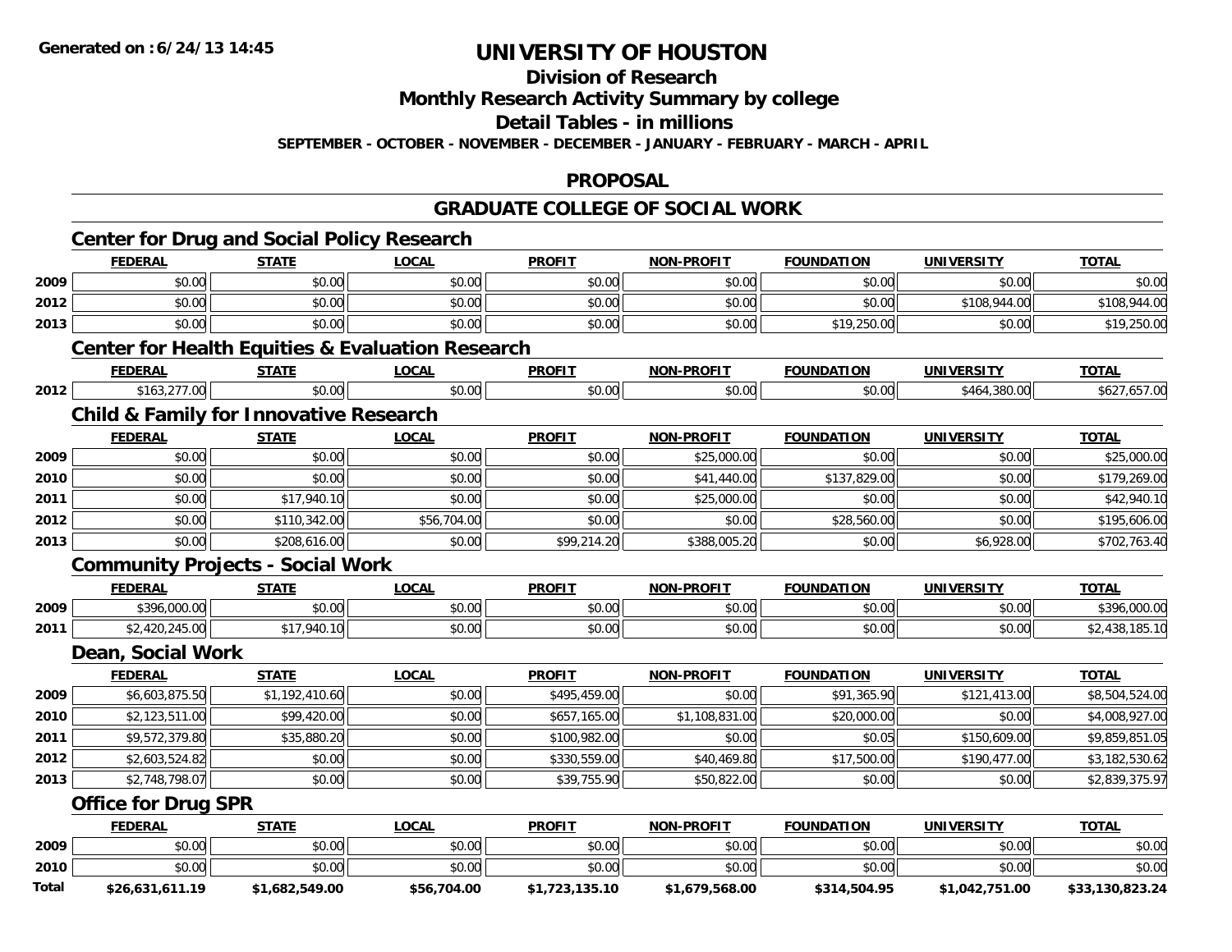**Generated on :6/24/13 14:45**

# UNIVERSITY OF HOUSTON

## Division of Research

## Monthly Research Activity Summary by college

## Detail Tables - in millions

**SEPTEMBER - OCTOBER - NOVEMBER - DECEMBER - JANUARY - FEBRUARY - MARCH - APRIL**

## PROPOSAL

## GRADUATE COLLEGE OF SOCIAL WORK

### Center for Drug and Social Policy Research

| | FEDERAL | STATE | LOCAL | PROFIT | NON-PROFIT | FOUNDATION | UNIVERSITY | TOTAL |
|---|---|---|---|---|---|---|---|---|
| 2009 | $0.00 | $0.00 | $0.00 | $0.00 | $0.00 | $0.00 | $0.00 | $0.00 |
| 2012 | $0.00 | $0.00 | $0.00 | $0.00 | $0.00 | $0.00 | $108,944.00 | $108,944.00 |
| 2013 | $0.00 | $0.00 | $0.00 | $0.00 | $0.00 | $19,250.00 | $0.00 | $19,250.00 |

### Center for Health Equities & Evaluation Research

| | FEDERAL | STATE | LOCAL | PROFIT | NON-PROFIT | FOUNDATION | UNIVERSITY | TOTAL |
|---|---|---|---|---|---|---|---|---|
| 2012 | $163,277.00 | $0.00 | $0.00 | $0.00 | $0.00 | $0.00 | $464,380.00 | $627,657.00 |

### Child & Family for Innovative Research

| | FEDERAL | STATE | LOCAL | PROFIT | NON-PROFIT | FOUNDATION | UNIVERSITY | TOTAL |
|---|---|---|---|---|---|---|---|---|
| 2009 | $0.00 | $0.00 | $0.00 | $0.00 | $25,000.00 | $0.00 | $0.00 | $25,000.00 |
| 2010 | $0.00 | $0.00 | $0.00 | $0.00 | $41,440.00 | $137,829.00 | $0.00 | $179,269.00 |
| 2011 | $0.00 | $17,940.10 | $0.00 | $0.00 | $25,000.00 | $0.00 | $0.00 | $42,940.10 |
| 2012 | $0.00 | $110,342.00 | $56,704.00 | $0.00 | $0.00 | $28,560.00 | $0.00 | $195,606.00 |
| 2013 | $0.00 | $208,616.00 | $0.00 | $99,214.20 | $388,005.20 | $0.00 | $6,928.00 | $702,763.40 |

### Community Projects - Social Work

| | FEDERAL | STATE | LOCAL | PROFIT | NON-PROFIT | FOUNDATION | UNIVERSITY | TOTAL |
|---|---|---|---|---|---|---|---|---|
| 2009 | $396,000.00 | $0.00 | $0.00 | $0.00 | $0.00 | $0.00 | $0.00 | $396,000.00 |
| 2011 | $2,420,245.00 | $17,940.10 | $0.00 | $0.00 | $0.00 | $0.00 | $0.00 | $2,438,185.10 |

### Dean, Social Work

| | FEDERAL | STATE | LOCAL | PROFIT | NON-PROFIT | FOUNDATION | UNIVERSITY | TOTAL |
|---|---|---|---|---|---|---|---|---|
| 2009 | $6,603,875.50 | $1,192,410.60 | $0.00 | $495,459.00 | $0.00 | $91,365.90 | $121,413.00 | $8,504,524.00 |
| 2010 | $2,123,511.00 | $99,420.00 | $0.00 | $657,165.00 | $1,108,831.00 | $20,000.00 | $0.00 | $4,008,927.00 |
| 2011 | $9,572,379.80 | $35,880.20 | $0.00 | $100,982.00 | $0.00 | $0.05 | $150,609.00 | $9,859,851.05 |
| 2012 | $2,603,524.82 | $0.00 | $0.00 | $330,559.00 | $40,469.80 | $17,500.00 | $190,477.00 | $3,182,530.62 |
| 2013 | $2,748,798.07 | $0.00 | $0.00 | $39,755.90 | $50,822.00 | $0.00 | $0.00 | $2,839,375.97 |

### Office for Drug SPR

| | FEDERAL | STATE | LOCAL | PROFIT | NON-PROFIT | FOUNDATION | UNIVERSITY | TOTAL |
|---|---|---|---|---|---|---|---|---|
| 2009 | $0.00 | $0.00 | $0.00 | $0.00 | $0.00 | $0.00 | $0.00 | $0.00 |
| 2010 | $0.00 | $0.00 | $0.00 | $0.00 | $0.00 | $0.00 | $0.00 | $0.00 |
| **Total** | **$26,631,611.19** | **$1,682,549.00** | **$56,704.00** | **$1,723,135.10** | **$1,679,568.00** | **$314,504.95** | **$1,042,751.00** | **$33,130,823.24** |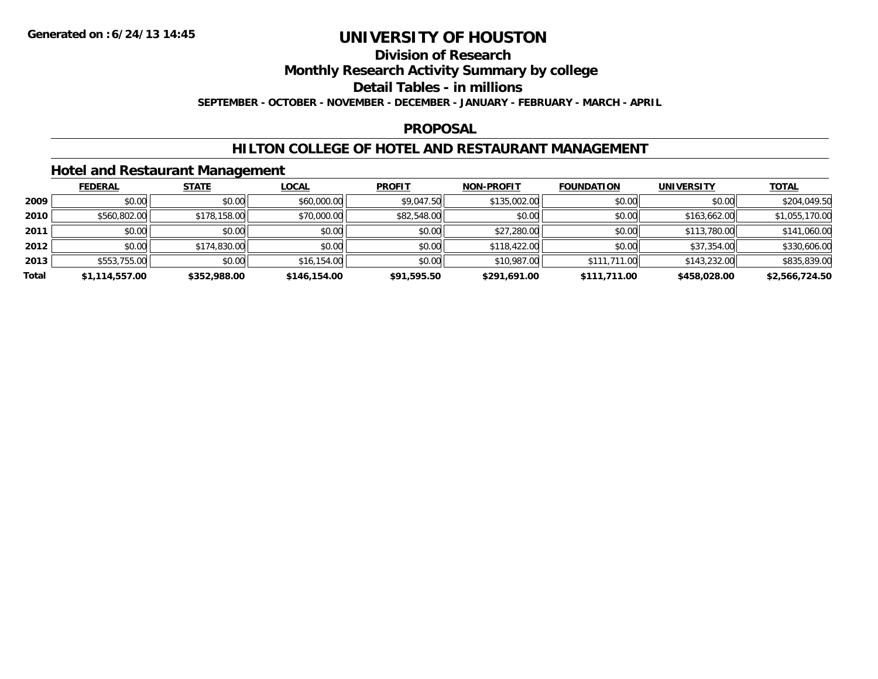Generated on :6/24/13 14:45

# UNIVERSITY OF HOUSTON

## Division of Research

## Monthly Research Activity Summary by college

## Detail Tables - in millions

**SEPTEMBER - OCTOBER - NOVEMBER - DECEMBER - JANUARY - FEBRUARY - MARCH - APRIL**

## PROPOSAL

## HILTON COLLEGE OF HOTEL AND RESTAURANT MANAGEMENT

### Hotel and Restaurant Management

| | FEDERAL | STATE | LOCAL | PROFIT | NON-PROFIT | FOUNDATION | UNIVERSITY | TOTAL |
|---|---|---|---|---|---|---|---|---|
| **2009** | $0.00 | $0.00 | $60,000.00 | $9,047.50 | $135,002.00 | $0.00 | $0.00 | $204,049.50 |
| **2010** | $560,802.00 | $178,158.00 | $70,000.00 | $82,548.00 | $0.00 | $0.00 | $163,662.00 | $1,055,170.00 |
| **2011** | $0.00 | $0.00 | $0.00 | $0.00 | $27,280.00 | $0.00 | $113,780.00 | $141,060.00 |
| **2012** | $0.00 | $174,830.00 | $0.00 | $0.00 | $118,422.00 | $0.00 | $37,354.00 | $330,606.00 |
| **2013** | $553,755.00 | $0.00 | $16,154.00 | $0.00 | $10,987.00 | $111,711.00 | $143,232.00 | $835,839.00 |
| **Total** | **$1,114,557.00** | **$352,988.00** | **$146,154.00** | **$91,595.50** | **$291,691.00** | **$111,711.00** | **$458,028.00** | **$2,566,724.50** |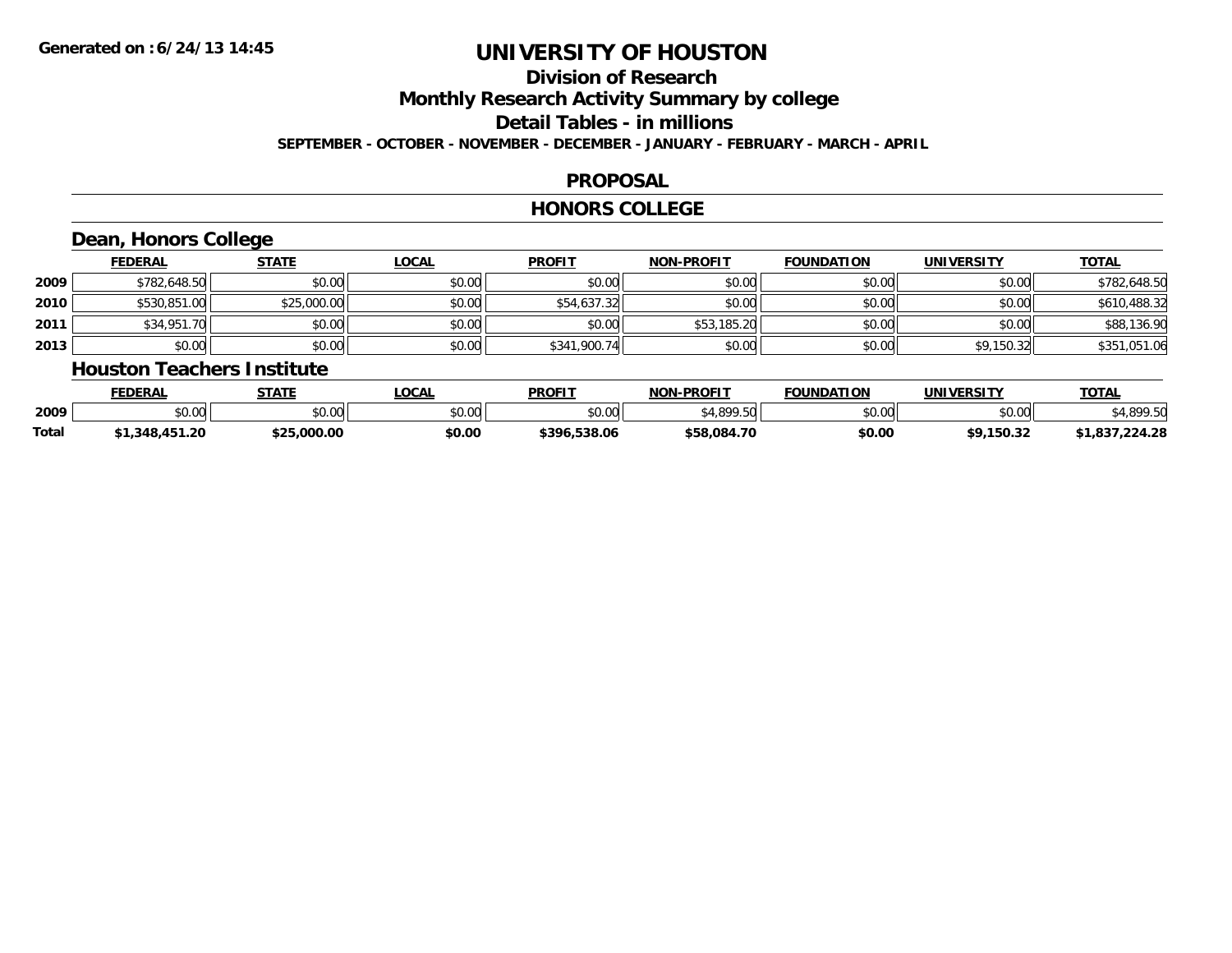**Generated on :6/24/13 14:45**

# UNIVERSITY OF HOUSTON

## Division of Research

## Monthly Research Activity Summary by college

## Detail Tables - in millions

**SEPTEMBER - OCTOBER - NOVEMBER - DECEMBER - JANUARY - FEBRUARY - MARCH - APRIL**

## PROPOSAL

## HONORS COLLEGE

### Dean, Honors College

| | FEDERAL | STATE | LOCAL | PROFIT | NON-PROFIT | FOUNDATION | UNIVERSITY | TOTAL |
|---|---|---|---|---|---|---|---|---|
| 2009 | $782,648.50 | $0.00 | $0.00 | $0.00 | $0.00 | $0.00 | $0.00 | $782,648.50 |
| 2010 | $530,851.00 | $25,000.00 | $0.00 | $54,637.32 | $0.00 | $0.00 | $0.00 | $610,488.32 |
| 2011 | $34,951.70 | $0.00 | $0.00 | $0.00 | $53,185.20 | $0.00 | $0.00 | $88,136.90 |
| 2013 | $0.00 | $0.00 | $0.00 | $341,900.74 | $0.00 | $0.00 | $9,150.32 | $351,051.06 |

### Houston Teachers Institute

| | FEDERAL | STATE | LOCAL | PROFIT | NON-PROFIT | FOUNDATION | UNIVERSITY | TOTAL |
|---|---|---|---|---|---|---|---|---|
| 2009 | $0.00 | $0.00 | $0.00 | $0.00 | $4,899.50 | $0.00 | $0.00 | $4,899.50 |
| **Total** | **$1,348,451.20** | **$25,000.00** | **$0.00** | **$396,538.06** | **$58,084.70** | **$0.00** | **$9,150.32** | **$1,837,224.28** |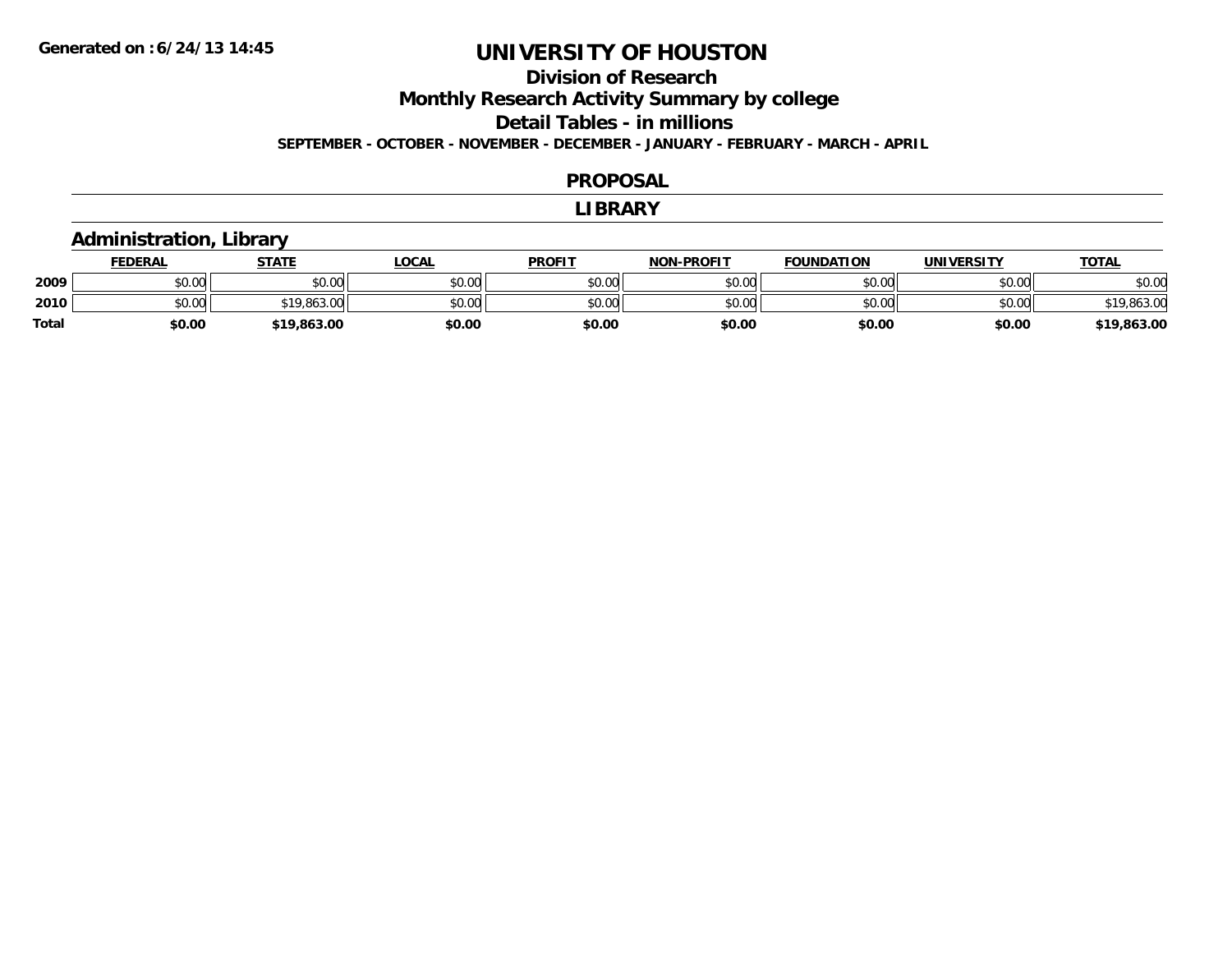# UNIVERSITY OF HOUSTON

## Division of Research

## Monthly Research Activity Summary by college

## Detail Tables - in millions

**SEPTEMBER - OCTOBER - NOVEMBER - DECEMBER - JANUARY - FEBRUARY - MARCH - APRIL**

## PROPOSAL

## LIBRARY

### Administration, Library

| | FEDERAL | STATE | LOCAL | PROFIT | NON-PROFIT | FOUNDATION | UNIVERSITY | TOTAL |
|---|---|---|---|---|---|---|---|---|
| 2009 | $0.00 | $0.00 | $0.00 | $0.00 | $0.00 | $0.00 | $0.00 | $0.00 |
| 2010 | $0.00 | $19,863.00 | $0.00 | $0.00 | $0.00 | $0.00 | $0.00 | $19,863.00 |
| **Total** | **$0.00** | **$19,863.00** | **$0.00** | **$0.00** | **$0.00** | **$0.00** | **$0.00** | **$19,863.00** |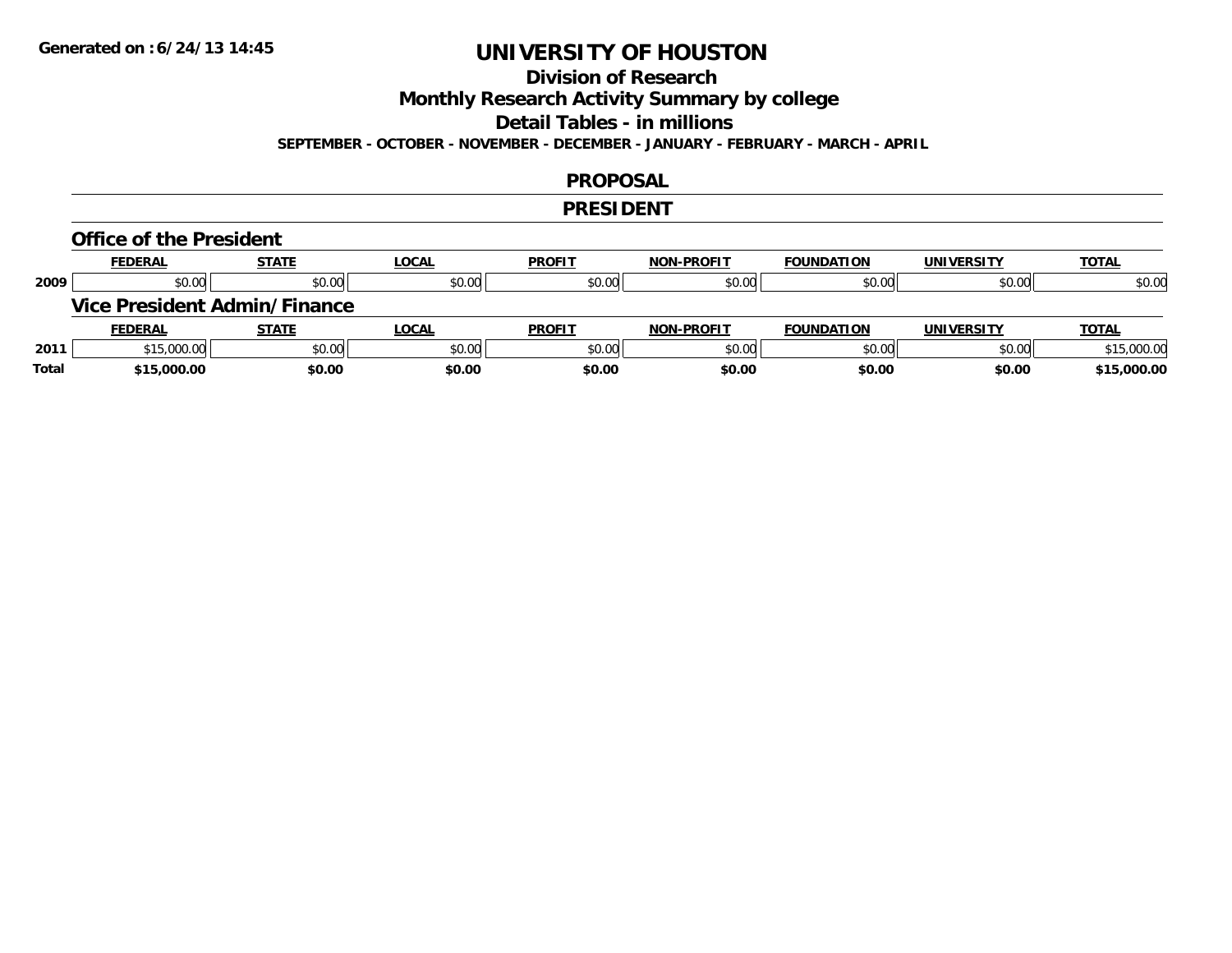**Generated on :6/24/13 14:45**

# UNIVERSITY OF HOUSTON

## Division of Research

## Monthly Research Activity Summary by college

## Detail Tables - in millions

**SEPTEMBER - OCTOBER - NOVEMBER - DECEMBER - JANUARY - FEBRUARY - MARCH - APRIL**

## PROPOSAL

## PRESIDENT

### Office of the President

| | FEDERAL | STATE | LOCAL | PROFIT | NON-PROFIT | FOUNDATION | UNIVERSITY | TOTAL |
|---|---|---|---|---|---|---|---|---|
| 2009 | $0.00 | $0.00 | $0.00 | $0.00 | $0.00 | $0.00 | $0.00 | $0.00 |

### Vice President Admin/Finance

| | FEDERAL | STATE | LOCAL | PROFIT | NON-PROFIT | FOUNDATION | UNIVERSITY | TOTAL |
|---|---|---|---|---|---|---|---|---|
| 2011 | $15,000.00 | $0.00 | $0.00 | $0.00 | $0.00 | $0.00 | $0.00 | $15,000.00 |
| **Total** | **$15,000.00** | **$0.00** | **$0.00** | **$0.00** | **$0.00** | **$0.00** | **$0.00** | **$15,000.00** |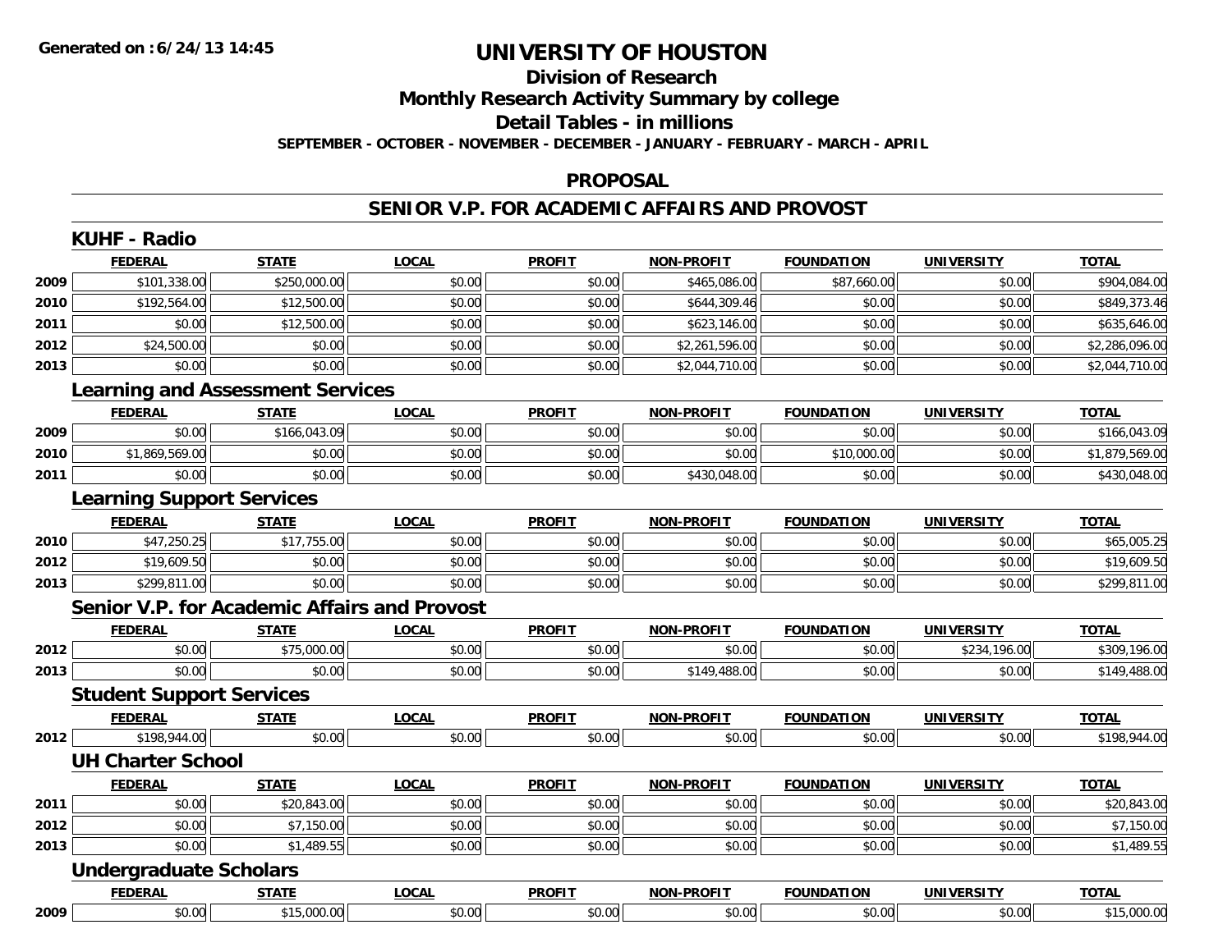# UNIVERSITY OF HOUSTON

## Division of Research

## Monthly Research Activity Summary by college

## Detail Tables - in millions

**SEPTEMBER - OCTOBER - NOVEMBER - DECEMBER - JANUARY - FEBRUARY - MARCH - APRIL**

## PROPOSAL

## SENIOR V.P. FOR ACADEMIC AFFAIRS AND PROVOST

### KUHF - Radio

| | FEDERAL | STATE | LOCAL | PROFIT | NON-PROFIT | FOUNDATION | UNIVERSITY | TOTAL |
|---|---|---|---|---|---|---|---|---|
| 2009 | $101,338.00 | $250,000.00 | $0.00 | $0.00 | $465,086.00 | $87,660.00 | $0.00 | $904,084.00 |
| 2010 | $192,564.00 | $12,500.00 | $0.00 | $0.00 | $644,309.46 | $0.00 | $0.00 | $849,373.46 |
| 2011 | $0.00 | $12,500.00 | $0.00 | $0.00 | $623,146.00 | $0.00 | $0.00 | $635,646.00 |
| 2012 | $24,500.00 | $0.00 | $0.00 | $0.00 | $2,261,596.00 | $0.00 | $0.00 | $2,286,096.00 |
| 2013 | $0.00 | $0.00 | $0.00 | $0.00 | $2,044,710.00 | $0.00 | $0.00 | $2,044,710.00 |

### Learning and Assessment Services

| | FEDERAL | STATE | LOCAL | PROFIT | NON-PROFIT | FOUNDATION | UNIVERSITY | TOTAL |
|---|---|---|---|---|---|---|---|---|
| 2009 | $0.00 | $166,043.09 | $0.00 | $0.00 | $0.00 | $0.00 | $0.00 | $166,043.09 |
| 2010 | $1,869,569.00 | $0.00 | $0.00 | $0.00 | $0.00 | $10,000.00 | $0.00 | $1,879,569.00 |
| 2011 | $0.00 | $0.00 | $0.00 | $0.00 | $430,048.00 | $0.00 | $0.00 | $430,048.00 |

### Learning Support Services

| | FEDERAL | STATE | LOCAL | PROFIT | NON-PROFIT | FOUNDATION | UNIVERSITY | TOTAL |
|---|---|---|---|---|---|---|---|---|
| 2010 | $47,250.25 | $17,755.00 | $0.00 | $0.00 | $0.00 | $0.00 | $0.00 | $65,005.25 |
| 2012 | $19,609.50 | $0.00 | $0.00 | $0.00 | $0.00 | $0.00 | $0.00 | $19,609.50 |
| 2013 | $299,811.00 | $0.00 | $0.00 | $0.00 | $0.00 | $0.00 | $0.00 | $299,811.00 |

### Senior V.P. for Academic Affairs and Provost

| | FEDERAL | STATE | LOCAL | PROFIT | NON-PROFIT | FOUNDATION | UNIVERSITY | TOTAL |
|---|---|---|---|---|---|---|---|---|
| 2012 | $0.00 | $75,000.00 | $0.00 | $0.00 | $0.00 | $0.00 | $234,196.00 | $309,196.00 |
| 2013 | $0.00 | $0.00 | $0.00 | $0.00 | $149,488.00 | $0.00 | $0.00 | $149,488.00 |

### Student Support Services

| | FEDERAL | STATE | LOCAL | PROFIT | NON-PROFIT | FOUNDATION | UNIVERSITY | TOTAL |
|---|---|---|---|---|---|---|---|---|
| 2012 | $198,944.00 | $0.00 | $0.00 | $0.00 | $0.00 | $0.00 | $0.00 | $198,944.00 |

### UH Charter School

| | FEDERAL | STATE | LOCAL | PROFIT | NON-PROFIT | FOUNDATION | UNIVERSITY | TOTAL |
|---|---|---|---|---|---|---|---|---|
| 2011 | $0.00 | $20,843.00 | $0.00 | $0.00 | $0.00 | $0.00 | $0.00 | $20,843.00 |
| 2012 | $0.00 | $7,150.00 | $0.00 | $0.00 | $0.00 | $0.00 | $0.00 | $7,150.00 |
| 2013 | $0.00 | $1,489.55 | $0.00 | $0.00 | $0.00 | $0.00 | $0.00 | $1,489.55 |

### Undergraduate Scholars

| | FEDERAL | STATE | LOCAL | PROFIT | NON-PROFIT | FOUNDATION | UNIVERSITY | TOTAL |
|---|---|---|---|---|---|---|---|---|
| 2009 | $0.00 | $15,000.00 | $0.00 | $0.00 | $0.00 | $0.00 | $0.00 | $15,000.00 |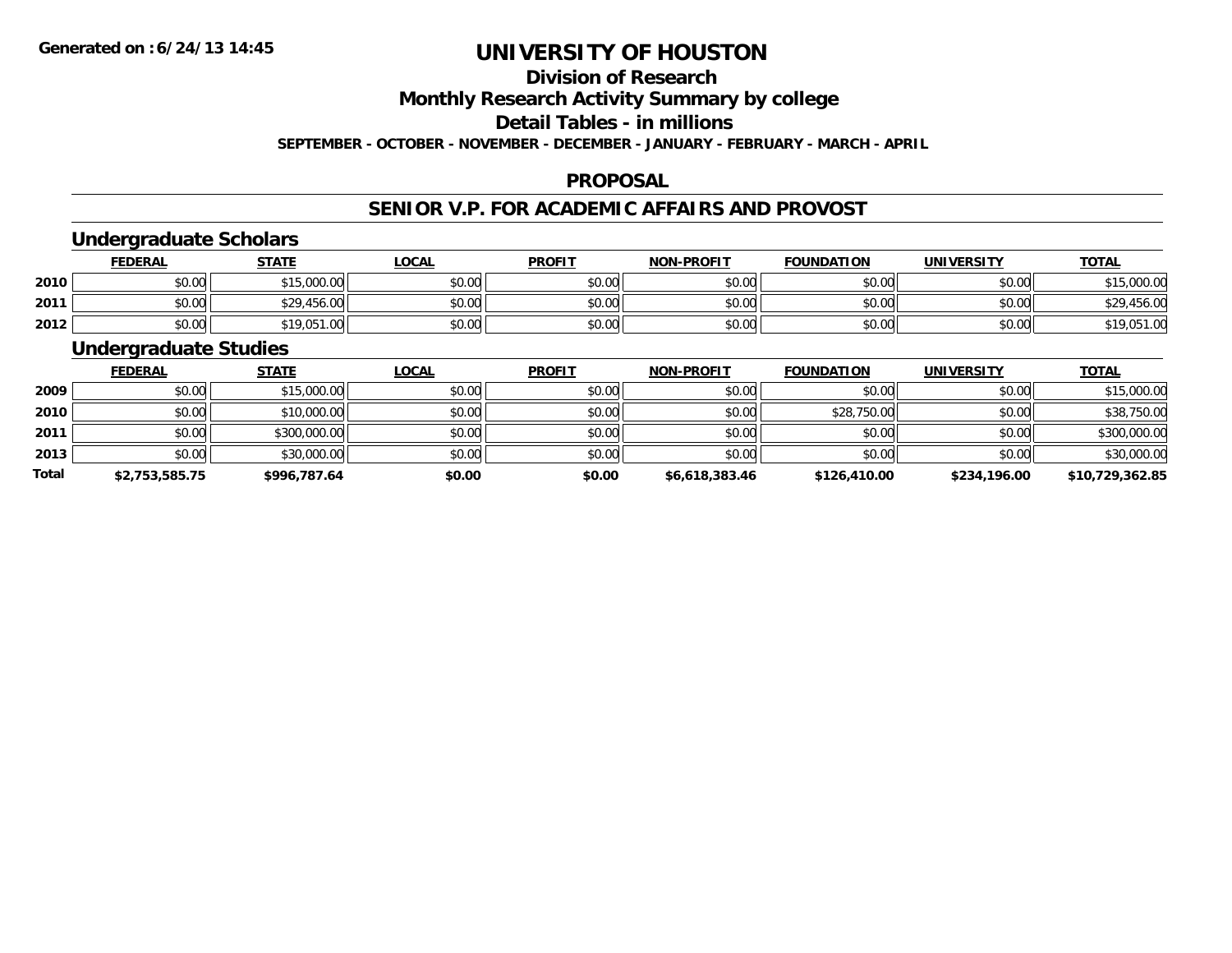# UNIVERSITY OF HOUSTON

## Division of Research

## Monthly Research Activity Summary by college

## Detail Tables - in millions

**SEPTEMBER - OCTOBER - NOVEMBER - DECEMBER - JANUARY - FEBRUARY - MARCH - APRIL**

### PROPOSAL

### SENIOR V.P. FOR ACADEMIC AFFAIRS AND PROVOST

#### Undergraduate Scholars

| | FEDERAL | STATE | LOCAL | PROFIT | NON-PROFIT | FOUNDATION | UNIVERSITY | TOTAL |
|---|---|---|---|---|---|---|---|---|
| 2010 | $0.00 | $15,000.00 | $0.00 | $0.00 | $0.00 | $0.00 | $0.00 | $15,000.00 |
| 2011 | $0.00 | $29,456.00 | $0.00 | $0.00 | $0.00 | $0.00 | $0.00 | $29,456.00 |
| 2012 | $0.00 | $19,051.00 | $0.00 | $0.00 | $0.00 | $0.00 | $0.00 | $19,051.00 |

#### Undergraduate Studies

| | FEDERAL | STATE | LOCAL | PROFIT | NON-PROFIT | FOUNDATION | UNIVERSITY | TOTAL |
|---|---|---|---|---|---|---|---|---|
| 2009 | $0.00 | $15,000.00 | $0.00 | $0.00 | $0.00 | $0.00 | $0.00 | $15,000.00 |
| 2010 | $0.00 | $10,000.00 | $0.00 | $0.00 | $0.00 | $28,750.00 | $0.00 | $38,750.00 |
| 2011 | $0.00 | $300,000.00 | $0.00 | $0.00 | $0.00 | $0.00 | $0.00 | $300,000.00 |
| 2013 | $0.00 | $30,000.00 | $0.00 | $0.00 | $0.00 | $0.00 | $0.00 | $30,000.00 |
| **Total** | **$2,753,585.75** | **$996,787.64** | **$0.00** | **$0.00** | **$6,618,383.46** | **$126,410.00** | **$234,196.00** | **$10,729,362.85** |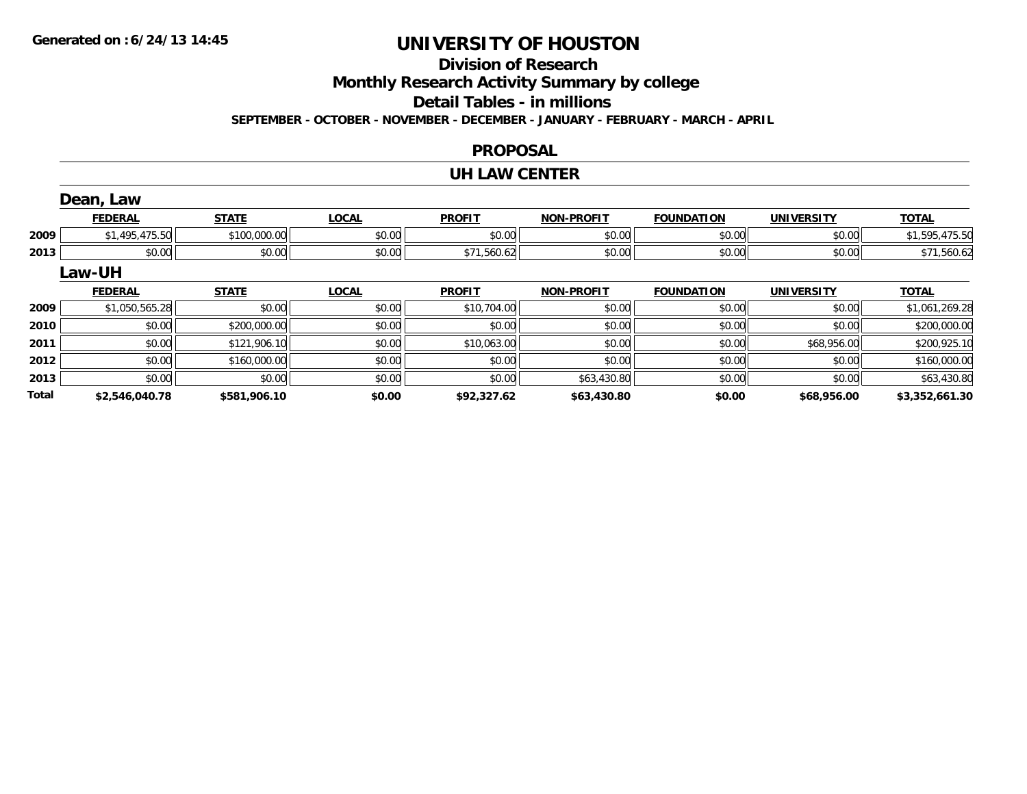**Generated on :6/24/13 14:45**

# UNIVERSITY OF HOUSTON

## Division of Research

## Monthly Research Activity Summary by college

## Detail Tables - in millions

**SEPTEMBER - OCTOBER - NOVEMBER - DECEMBER - JANUARY - FEBRUARY - MARCH - APRIL**

### PROPOSAL

### UH LAW CENTER

#### Dean, Law

| | FEDERAL | STATE | LOCAL | PROFIT | NON-PROFIT | FOUNDATION | UNIVERSITY | TOTAL |
|---|---|---|---|---|---|---|---|---|
| 2009 | $1,495,475.50 | $100,000.00 | $0.00 | $0.00 | $0.00 | $0.00 | $0.00 | $1,595,475.50 |
| 2013 | $0.00 | $0.00 | $0.00 | $71,560.62 | $0.00 | $0.00 | $0.00 | $71,560.62 |

#### Law-UH

| | FEDERAL | STATE | LOCAL | PROFIT | NON-PROFIT | FOUNDATION | UNIVERSITY | TOTAL |
|---|---|---|---|---|---|---|---|---|
| 2009 | $1,050,565.28 | $0.00 | $0.00 | $10,704.00 | $0.00 | $0.00 | $0.00 | $1,061,269.28 |
| 2010 | $0.00 | $200,000.00 | $0.00 | $0.00 | $0.00 | $0.00 | $0.00 | $200,000.00 |
| 2011 | $0.00 | $121,906.10 | $0.00 | $10,063.00 | $0.00 | $0.00 | $68,956.00 | $200,925.10 |
| 2012 | $0.00 | $160,000.00 | $0.00 | $0.00 | $0.00 | $0.00 | $0.00 | $160,000.00 |
| 2013 | $0.00 | $0.00 | $0.00 | $0.00 | $63,430.80 | $0.00 | $0.00 | $63,430.80 |
| **Total** | **$2,546,040.78** | **$581,906.10** | **$0.00** | **$92,327.62** | **$63,430.80** | **$0.00** | **$68,956.00** | **$3,352,661.30** |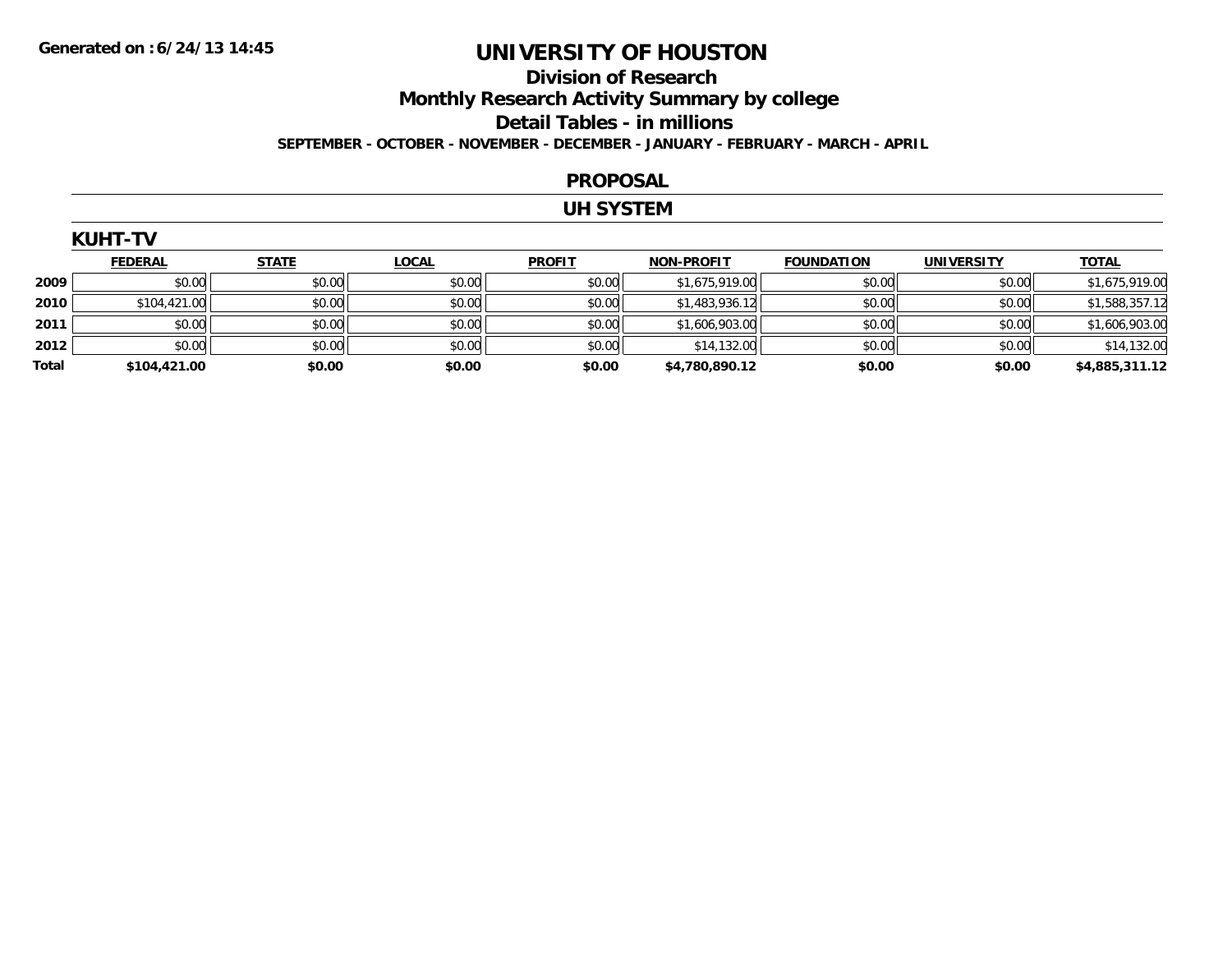Generated on :6/24/13 14:45

# UNIVERSITY OF HOUSTON

## Division of Research

## Monthly Research Activity Summary by college

## Detail Tables - in millions

**SEPTEMBER - OCTOBER - NOVEMBER - DECEMBER - JANUARY - FEBRUARY - MARCH - APRIL**

## PROPOSAL

## UH SYSTEM

### KUHT-TV

| | FEDERAL | STATE | LOCAL | PROFIT | NON-PROFIT | FOUNDATION | UNIVERSITY | TOTAL |
|---|---|---|---|---|---|---|---|---|
| 2009 | $0.00 | $0.00 | $0.00 | $0.00 | $1,675,919.00 | $0.00 | $0.00 | $1,675,919.00 |
| 2010 | $104,421.00 | $0.00 | $0.00 | $0.00 | $1,483,936.12 | $0.00 | $0.00 | $1,588,357.12 |
| 2011 | $0.00 | $0.00 | $0.00 | $0.00 | $1,606,903.00 | $0.00 | $0.00 | $1,606,903.00 |
| 2012 | $0.00 | $0.00 | $0.00 | $0.00 | $14,132.00 | $0.00 | $0.00 | $14,132.00 |
| **Total** | **$104,421.00** | **$0.00** | **$0.00** | **$0.00** | **$4,780,890.12** | **$0.00** | **$0.00** | **$4,885,311.12** |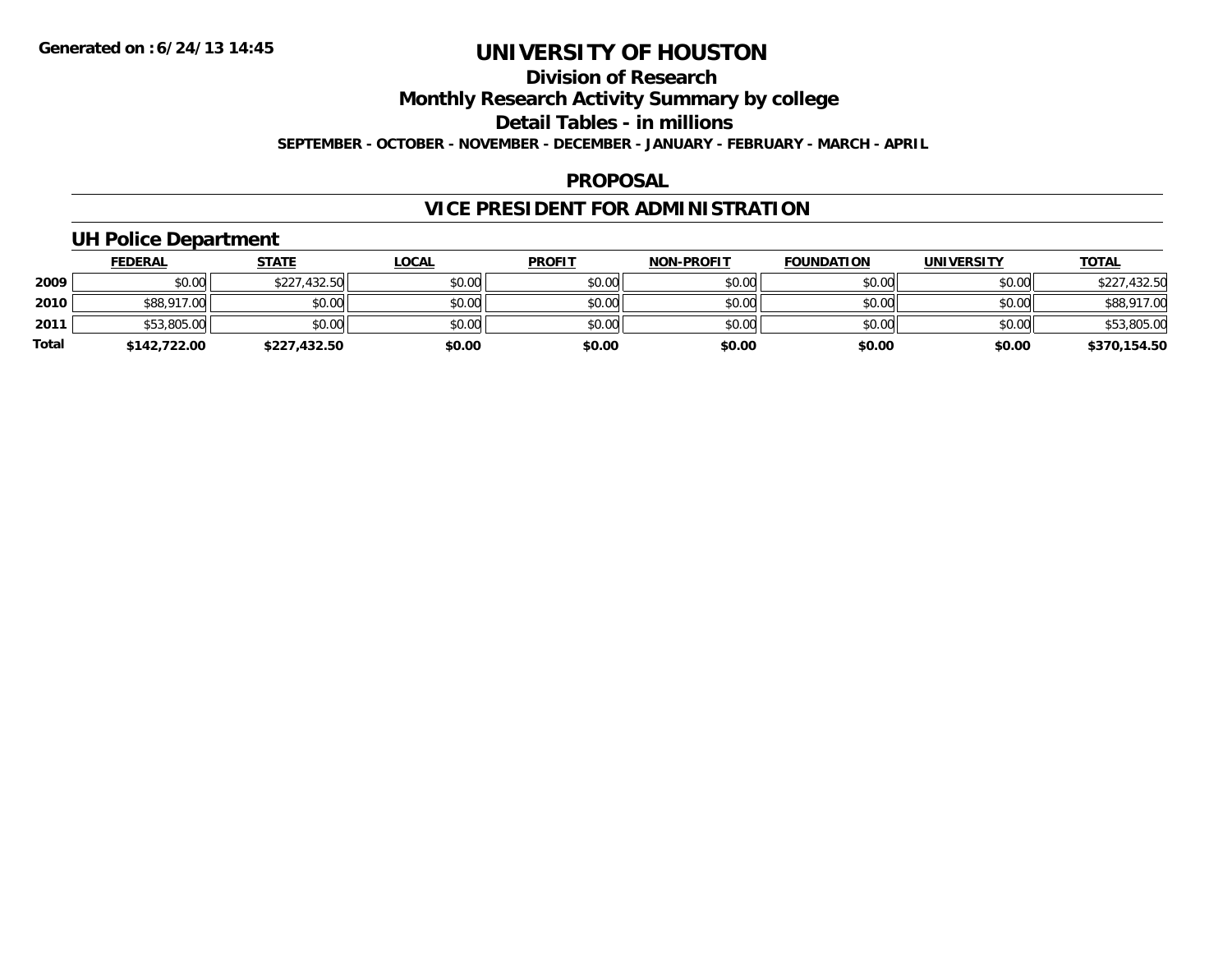Generated on :6/24/13 14:45

# UNIVERSITY OF HOUSTON

## Division of Research

## Monthly Research Activity Summary by college

## Detail Tables - in millions

**SEPTEMBER - OCTOBER - NOVEMBER - DECEMBER - JANUARY - FEBRUARY - MARCH - APRIL**

## PROPOSAL

## VICE PRESIDENT FOR ADMINISTRATION

### UH Police Department

| | FEDERAL | STATE | LOCAL | PROFIT | NON-PROFIT | FOUNDATION | UNIVERSITY | TOTAL |
|---|---|---|---|---|---|---|---|---|
| **2009** | $0.00 | $227,432.50 | $0.00 | $0.00 | $0.00 | $0.00 | $0.00 | $227,432.50 |
| **2010** | $88,917.00 | $0.00 | $0.00 | $0.00 | $0.00 | $0.00 | $0.00 | $88,917.00 |
| **2011** | $53,805.00 | $0.00 | $0.00 | $0.00 | $0.00 | $0.00 | $0.00 | $53,805.00 |
| **Total** | **$142,722.00** | **$227,432.50** | **$0.00** | **$0.00** | **$0.00** | **$0.00** | **$0.00** | **$370,154.50** |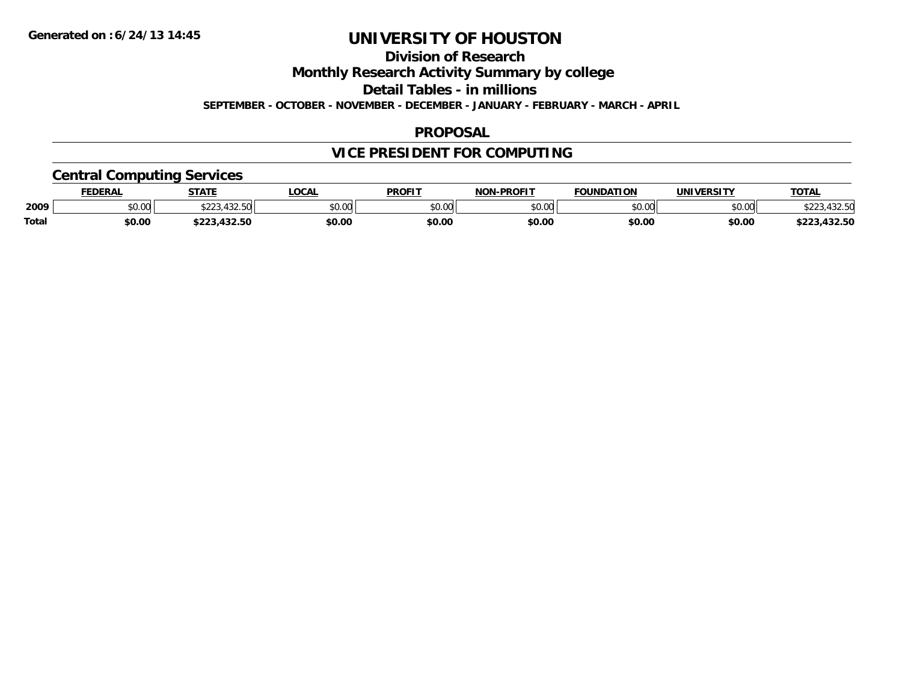# UNIVERSITY OF HOUSTON

## Division of Research

## Monthly Research Activity Summary by college

## Detail Tables - in millions

**SEPTEMBER - OCTOBER - NOVEMBER - DECEMBER - JANUARY - FEBRUARY - MARCH - APRIL**

## PROPOSAL

## VICE PRESIDENT FOR COMPUTING

### Central Computing Services

| | FEDERAL | STATE | LOCAL | PROFIT | NON-PROFIT | FOUNDATION | UNIVERSITY | TOTAL |
|---|---|---|---|---|---|---|---|---|
| 2009 | $0.00 | $223,432.50 | $0.00 | $0.00 | $0.00 | $0.00 | $0.00 | $223,432.50 |
| **Total** | **$0.00** | **$223,432.50** | **$0.00** | **$0.00** | **$0.00** | **$0.00** | **$0.00** | **$223,432.50** |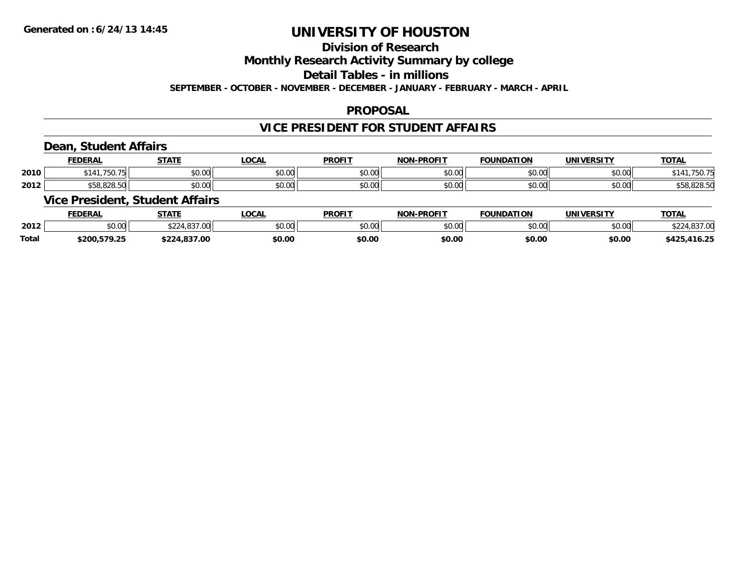# UNIVERSITY OF HOUSTON

## Division of Research

## Monthly Research Activity Summary by college

## Detail Tables - in millions

**SEPTEMBER - OCTOBER - NOVEMBER - DECEMBER - JANUARY - FEBRUARY - MARCH - APRIL**

## PROPOSAL

## VICE PRESIDENT FOR STUDENT AFFAIRS

### Dean, Student Affairs

| | FEDERAL | STATE | LOCAL | PROFIT | NON-PROFIT | FOUNDATION | UNIVERSITY | TOTAL |
|---|---|---|---|---|---|---|---|---|
| 2010 | $141,750.75 | $0.00 | $0.00 | $0.00 | $0.00 | $0.00 | $0.00 | $141,750.75 |
| 2012 | $58,828.50 | $0.00 | $0.00 | $0.00 | $0.00 | $0.00 | $0.00 | $58,828.50 |

### Vice President, Student Affairs

| | FEDERAL | STATE | LOCAL | PROFIT | NON-PROFIT | FOUNDATION | UNIVERSITY | TOTAL |
|---|---|---|---|---|---|---|---|---|
| 2012 | $0.00 | $224,837.00 | $0.00 | $0.00 | $0.00 | $0.00 | $0.00 | $224,837.00 |
| **Total** | **$200,579.25** | **$224,837.00** | **$0.00** | **$0.00** | **$0.00** | **$0.00** | **$0.00** | **$425,416.25** |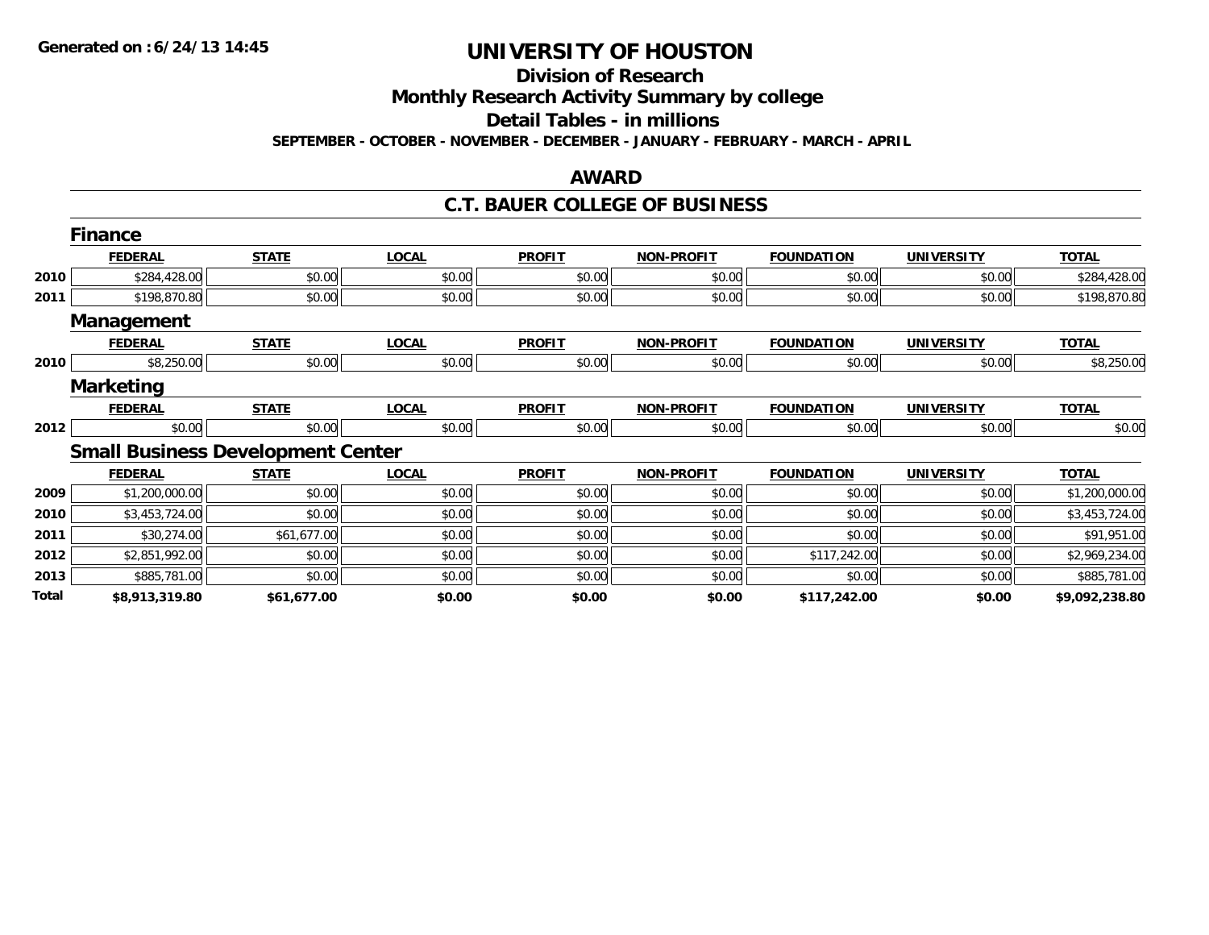Generated on :6/24/13 14:45

# UNIVERSITY OF HOUSTON

## Division of Research

## Monthly Research Activity Summary by college

## Detail Tables - in millions

**SEPTEMBER - OCTOBER - NOVEMBER - DECEMBER - JANUARY - FEBRUARY - MARCH - APRIL**

## AWARD

## C.T. BAUER COLLEGE OF BUSINESS

### Finance

| | FEDERAL | STATE | LOCAL | PROFIT | NON-PROFIT | FOUNDATION | UNIVERSITY | TOTAL |
|---|---|---|---|---|---|---|---|---|
| 2010 | $284,428.00 | $0.00 | $0.00 | $0.00 | $0.00 | $0.00 | $0.00 | $284,428.00 |
| 2011 | $198,870.80 | $0.00 | $0.00 | $0.00 | $0.00 | $0.00 | $0.00 | $198,870.80 |

### Management

| | FEDERAL | STATE | LOCAL | PROFIT | NON-PROFIT | FOUNDATION | UNIVERSITY | TOTAL |
|---|---|---|---|---|---|---|---|---|
| 2010 | $8,250.00 | $0.00 | $0.00 | $0.00 | $0.00 | $0.00 | $0.00 | $8,250.00 |

### Marketing

| | FEDERAL | STATE | LOCAL | PROFIT | NON-PROFIT | FOUNDATION | UNIVERSITY | TOTAL |
|---|---|---|---|---|---|---|---|---|
| 2012 | $0.00 | $0.00 | $0.00 | $0.00 | $0.00 | $0.00 | $0.00 | $0.00 |

### Small Business Development Center

| | FEDERAL | STATE | LOCAL | PROFIT | NON-PROFIT | FOUNDATION | UNIVERSITY | TOTAL |
|---|---|---|---|---|---|---|---|---|
| 2009 | $1,200,000.00 | $0.00 | $0.00 | $0.00 | $0.00 | $0.00 | $0.00 | $1,200,000.00 |
| 2010 | $3,453,724.00 | $0.00 | $0.00 | $0.00 | $0.00 | $0.00 | $0.00 | $3,453,724.00 |
| 2011 | $30,274.00 | $61,677.00 | $0.00 | $0.00 | $0.00 | $0.00 | $0.00 | $91,951.00 |
| 2012 | $2,851,992.00 | $0.00 | $0.00 | $0.00 | $0.00 | $117,242.00 | $0.00 | $2,969,234.00 |
| 2013 | $885,781.00 | $0.00 | $0.00 | $0.00 | $0.00 | $0.00 | $0.00 | $885,781.00 |
| **Total** | **$8,913,319.80** | **$61,677.00** | **$0.00** | **$0.00** | **$0.00** | **$117,242.00** | **$0.00** | **$9,092,238.80** |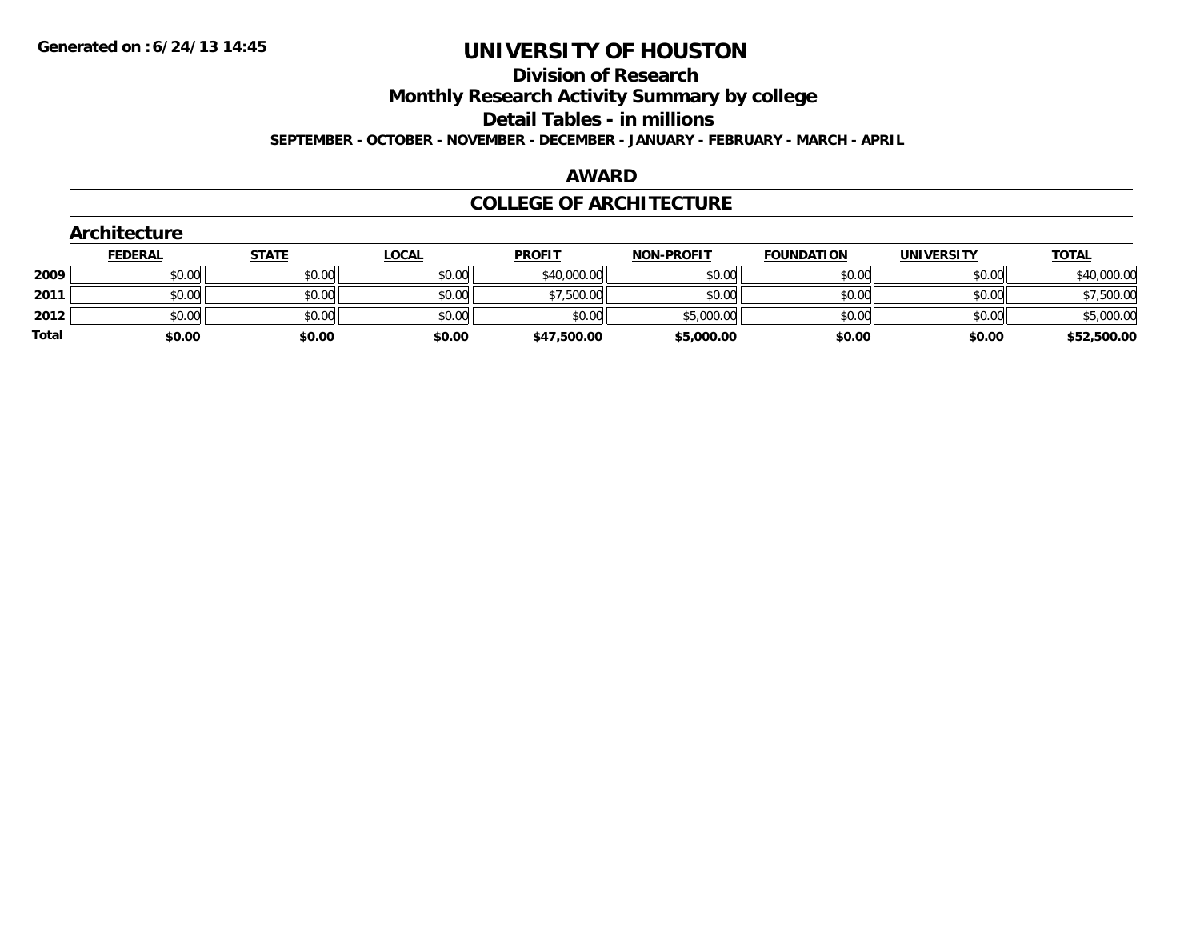**Generated on :6/24/13 14:45**

# UNIVERSITY OF HOUSTON

## Division of Research

## Monthly Research Activity Summary by college

## Detail Tables - in millions

**SEPTEMBER - OCTOBER - NOVEMBER - DECEMBER - JANUARY - FEBRUARY - MARCH - APRIL**

## AWARD

## COLLEGE OF ARCHITECTURE

### Architecture

| | FEDERAL | STATE | LOCAL | PROFIT | NON-PROFIT | FOUNDATION | UNIVERSITY | TOTAL |
|---|---|---|---|---|---|---|---|---|
| **2009** | $0.00 | $0.00 | $0.00 | $40,000.00 | $0.00 | $0.00 | $0.00 | $40,000.00 |
| **2011** | $0.00 | $0.00 | $0.00 | $7,500.00 | $0.00 | $0.00 | $0.00 | $7,500.00 |
| **2012** | $0.00 | $0.00 | $0.00 | $0.00 | $5,000.00 | $0.00 | $0.00 | $5,000.00 |
| **Total** | **$0.00** | **$0.00** | **$0.00** | **$47,500.00** | **$5,000.00** | **$0.00** | **$0.00** | **$52,500.00** |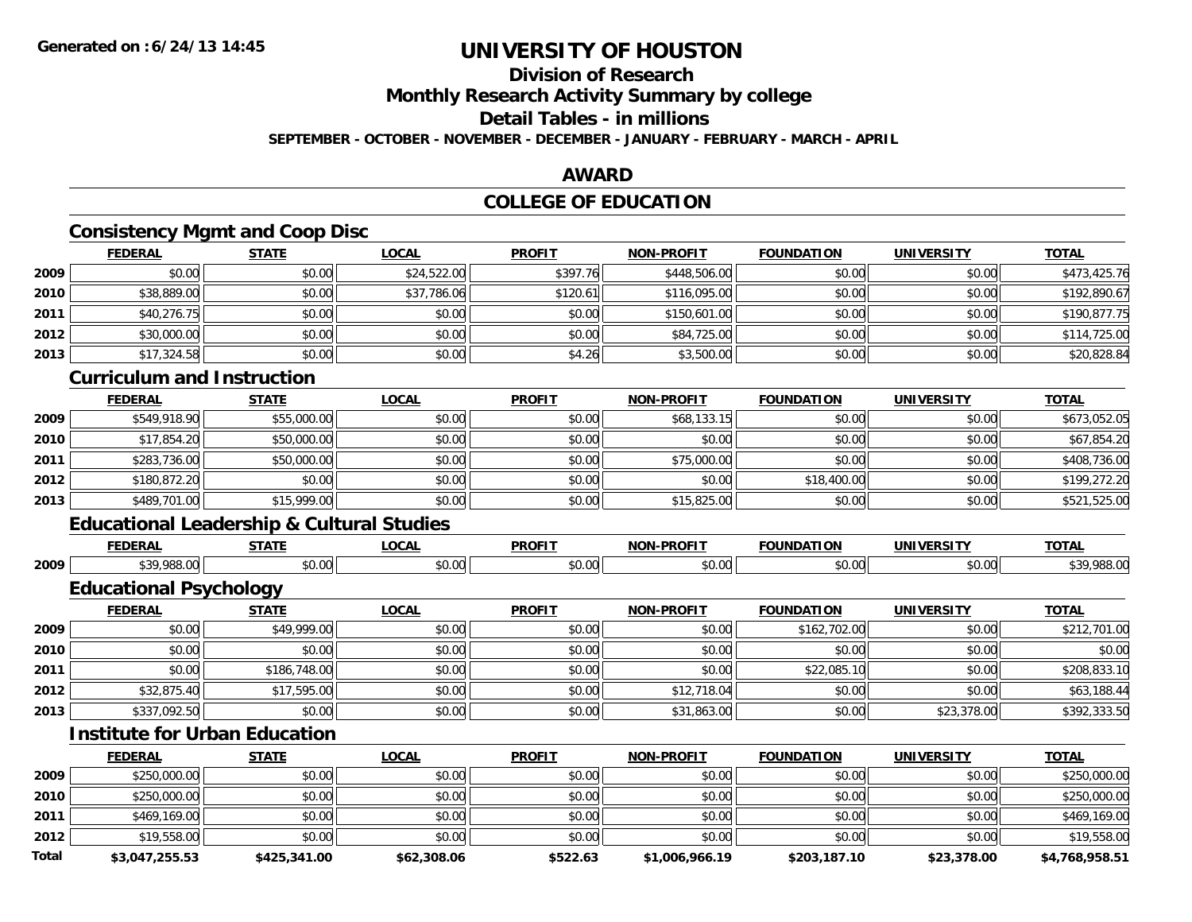# UNIVERSITY OF HOUSTON

## Division of Research

## Monthly Research Activity Summary by college

## Detail Tables - in millions

**SEPTEMBER - OCTOBER - NOVEMBER - DECEMBER - JANUARY - FEBRUARY - MARCH - APRIL**

## AWARD

## COLLEGE OF EDUCATION

### Consistency Mgmt and Coop Disc

| | FEDERAL | STATE | LOCAL | PROFIT | NON-PROFIT | FOUNDATION | UNIVERSITY | TOTAL |
|---|---|---|---|---|---|---|---|---|
| 2009 | $0.00 | $0.00 | $24,522.00 | $397.76 | $448,506.00 | $0.00 | $0.00 | $473,425.76 |
| 2010 | $38,889.00 | $0.00 | $37,786.06 | $120.61 | $116,095.00 | $0.00 | $0.00 | $192,890.67 |
| 2011 | $40,276.75 | $0.00 | $0.00 | $0.00 | $150,601.00 | $0.00 | $0.00 | $190,877.75 |
| 2012 | $30,000.00 | $0.00 | $0.00 | $0.00 | $84,725.00 | $0.00 | $0.00 | $114,725.00 |
| 2013 | $17,324.58 | $0.00 | $0.00 | $4.26 | $3,500.00 | $0.00 | $0.00 | $20,828.84 |

### Curriculum and Instruction

| | FEDERAL | STATE | LOCAL | PROFIT | NON-PROFIT | FOUNDATION | UNIVERSITY | TOTAL |
|---|---|---|---|---|---|---|---|---|
| 2009 | $549,918.90 | $55,000.00 | $0.00 | $0.00 | $68,133.15 | $0.00 | $0.00 | $673,052.05 |
| 2010 | $17,854.20 | $50,000.00 | $0.00 | $0.00 | $0.00 | $0.00 | $0.00 | $67,854.20 |
| 2011 | $283,736.00 | $50,000.00 | $0.00 | $0.00 | $75,000.00 | $0.00 | $0.00 | $408,736.00 |
| 2012 | $180,872.20 | $0.00 | $0.00 | $0.00 | $0.00 | $18,400.00 | $0.00 | $199,272.20 |
| 2013 | $489,701.00 | $15,999.00 | $0.00 | $0.00 | $15,825.00 | $0.00 | $0.00 | $521,525.00 |

### Educational Leadership & Cultural Studies

| | FEDERAL | STATE | LOCAL | PROFIT | NON-PROFIT | FOUNDATION | UNIVERSITY | TOTAL |
|---|---|---|---|---|---|---|---|---|
| 2009 | $39,988.00 | $0.00 | $0.00 | $0.00 | $0.00 | $0.00 | $0.00 | $39,988.00 |

### Educational Psychology

| | FEDERAL | STATE | LOCAL | PROFIT | NON-PROFIT | FOUNDATION | UNIVERSITY | TOTAL |
|---|---|---|---|---|---|---|---|---|
| 2009 | $0.00 | $49,999.00 | $0.00 | $0.00 | $0.00 | $162,702.00 | $0.00 | $212,701.00 |
| 2010 | $0.00 | $0.00 | $0.00 | $0.00 | $0.00 | $0.00 | $0.00 | $0.00 |
| 2011 | $0.00 | $186,748.00 | $0.00 | $0.00 | $0.00 | $22,085.10 | $0.00 | $208,833.10 |
| 2012 | $32,875.40 | $17,595.00 | $0.00 | $0.00 | $12,718.04 | $0.00 | $0.00 | $63,188.44 |
| 2013 | $337,092.50 | $0.00 | $0.00 | $0.00 | $31,863.00 | $0.00 | $23,378.00 | $392,333.50 |

### Institute for Urban Education

| | FEDERAL | STATE | LOCAL | PROFIT | NON-PROFIT | FOUNDATION | UNIVERSITY | TOTAL |
|---|---|---|---|---|---|---|---|---|
| 2009 | $250,000.00 | $0.00 | $0.00 | $0.00 | $0.00 | $0.00 | $0.00 | $250,000.00 |
| 2010 | $250,000.00 | $0.00 | $0.00 | $0.00 | $0.00 | $0.00 | $0.00 | $250,000.00 |
| 2011 | $469,169.00 | $0.00 | $0.00 | $0.00 | $0.00 | $0.00 | $0.00 | $469,169.00 |
| 2012 | $19,558.00 | $0.00 | $0.00 | $0.00 | $0.00 | $0.00 | $0.00 | $19,558.00 |
| **Total** | **$3,047,255.53** | **$425,341.00** | **$62,308.06** | **$522.63** | **$1,006,966.19** | **$203,187.10** | **$23,378.00** | **$4,768,958.51** |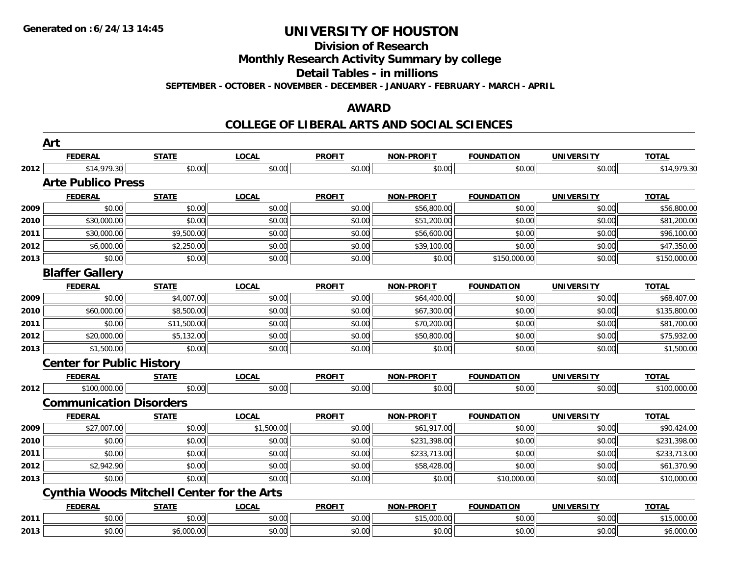# UNIVERSITY OF HOUSTON

## Division of Research

## Monthly Research Activity Summary by college

## Detail Tables - in millions

**SEPTEMBER - OCTOBER - NOVEMBER - DECEMBER - JANUARY - FEBRUARY - MARCH - APRIL**

## AWARD

## COLLEGE OF LIBERAL ARTS AND SOCIAL SCIENCES

### Art

| | FEDERAL | STATE | LOCAL | PROFIT | NON-PROFIT | FOUNDATION | UNIVERSITY | TOTAL |
|---|---|---|---|---|---|---|---|---|
| 2012 | $14,979.30 | $0.00 | $0.00 | $0.00 | $0.00 | $0.00 | $0.00 | $14,979.30 |

### Arte Publico Press

| | FEDERAL | STATE | LOCAL | PROFIT | NON-PROFIT | FOUNDATION | UNIVERSITY | TOTAL |
|---|---|---|---|---|---|---|---|---|
| 2009 | $0.00 | $0.00 | $0.00 | $0.00 | $56,800.00 | $0.00 | $0.00 | $56,800.00 |
| 2010 | $30,000.00 | $0.00 | $0.00 | $0.00 | $51,200.00 | $0.00 | $0.00 | $81,200.00 |
| 2011 | $30,000.00 | $9,500.00 | $0.00 | $0.00 | $56,600.00 | $0.00 | $0.00 | $96,100.00 |
| 2012 | $6,000.00 | $2,250.00 | $0.00 | $0.00 | $39,100.00 | $0.00 | $0.00 | $47,350.00 |
| 2013 | $0.00 | $0.00 | $0.00 | $0.00 | $0.00 | $150,000.00 | $0.00 | $150,000.00 |

### Blaffer Gallery

| | FEDERAL | STATE | LOCAL | PROFIT | NON-PROFIT | FOUNDATION | UNIVERSITY | TOTAL |
|---|---|---|---|---|---|---|---|---|
| 2009 | $0.00 | $4,007.00 | $0.00 | $0.00 | $64,400.00 | $0.00 | $0.00 | $68,407.00 |
| 2010 | $60,000.00 | $8,500.00 | $0.00 | $0.00 | $67,300.00 | $0.00 | $0.00 | $135,800.00 |
| 2011 | $0.00 | $11,500.00 | $0.00 | $0.00 | $70,200.00 | $0.00 | $0.00 | $81,700.00 |
| 2012 | $20,000.00 | $5,132.00 | $0.00 | $0.00 | $50,800.00 | $0.00 | $0.00 | $75,932.00 |
| 2013 | $1,500.00 | $0.00 | $0.00 | $0.00 | $0.00 | $0.00 | $0.00 | $1,500.00 |

### Center for Public History

| | FEDERAL | STATE | LOCAL | PROFIT | NON-PROFIT | FOUNDATION | UNIVERSITY | TOTAL |
|---|---|---|---|---|---|---|---|---|
| 2012 | $100,000.00 | $0.00 | $0.00 | $0.00 | $0.00 | $0.00 | $0.00 | $100,000.00 |

### Communication Disorders

| | FEDERAL | STATE | LOCAL | PROFIT | NON-PROFIT | FOUNDATION | UNIVERSITY | TOTAL |
|---|---|---|---|---|---|---|---|---|
| 2009 | $27,007.00 | $0.00 | $1,500.00 | $0.00 | $61,917.00 | $0.00 | $0.00 | $90,424.00 |
| 2010 | $0.00 | $0.00 | $0.00 | $0.00 | $231,398.00 | $0.00 | $0.00 | $231,398.00 |
| 2011 | $0.00 | $0.00 | $0.00 | $0.00 | $233,713.00 | $0.00 | $0.00 | $233,713.00 |
| 2012 | $2,942.90 | $0.00 | $0.00 | $0.00 | $58,428.00 | $0.00 | $0.00 | $61,370.90 |
| 2013 | $0.00 | $0.00 | $0.00 | $0.00 | $0.00 | $10,000.00 | $0.00 | $10,000.00 |

### Cynthia Woods Mitchell Center for the Arts

| | FEDERAL | STATE | LOCAL | PROFIT | NON-PROFIT | FOUNDATION | UNIVERSITY | TOTAL |
|---|---|---|---|---|---|---|---|---|
| 2011 | $0.00 | $0.00 | $0.00 | $0.00 | $15,000.00 | $0.00 | $0.00 | $15,000.00 |
| 2013 | $0.00 | $6,000.00 | $0.00 | $0.00 | $0.00 | $0.00 | $0.00 | $6,000.00 |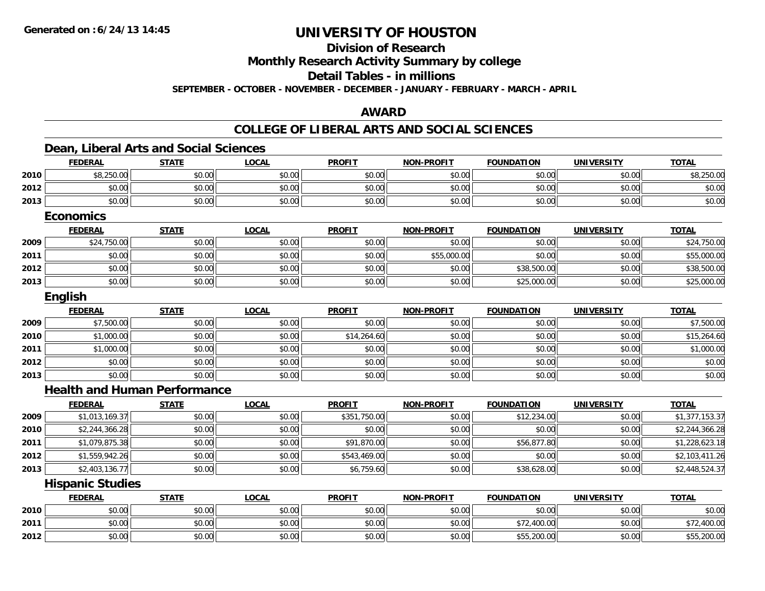# UNIVERSITY OF HOUSTON

## Division of Research

## Monthly Research Activity Summary by college

## Detail Tables - in millions

**SEPTEMBER - OCTOBER - NOVEMBER - DECEMBER - JANUARY - FEBRUARY - MARCH - APRIL**

## AWARD

## COLLEGE OF LIBERAL ARTS AND SOCIAL SCIENCES

### Dean, Liberal Arts and Social Sciences

| | FEDERAL | STATE | LOCAL | PROFIT | NON-PROFIT | FOUNDATION | UNIVERSITY | TOTAL |
|---|---|---|---|---|---|---|---|---|
| 2010 | $8,250.00 | $0.00 | $0.00 | $0.00 | $0.00 | $0.00 | $0.00 | $8,250.00 |
| 2012 | $0.00 | $0.00 | $0.00 | $0.00 | $0.00 | $0.00 | $0.00 | $0.00 |
| 2013 | $0.00 | $0.00 | $0.00 | $0.00 | $0.00 | $0.00 | $0.00 | $0.00 |

### Economics

| | FEDERAL | STATE | LOCAL | PROFIT | NON-PROFIT | FOUNDATION | UNIVERSITY | TOTAL |
|---|---|---|---|---|---|---|---|---|
| 2009 | $24,750.00 | $0.00 | $0.00 | $0.00 | $0.00 | $0.00 | $0.00 | $24,750.00 |
| 2011 | $0.00 | $0.00 | $0.00 | $0.00 | $55,000.00 | $0.00 | $0.00 | $55,000.00 |
| 2012 | $0.00 | $0.00 | $0.00 | $0.00 | $0.00 | $38,500.00 | $0.00 | $38,500.00 |
| 2013 | $0.00 | $0.00 | $0.00 | $0.00 | $0.00 | $25,000.00 | $0.00 | $25,000.00 |

### English

| | FEDERAL | STATE | LOCAL | PROFIT | NON-PROFIT | FOUNDATION | UNIVERSITY | TOTAL |
|---|---|---|---|---|---|---|---|---|
| 2009 | $7,500.00 | $0.00 | $0.00 | $0.00 | $0.00 | $0.00 | $0.00 | $7,500.00 |
| 2010 | $1,000.00 | $0.00 | $0.00 | $14,264.60 | $0.00 | $0.00 | $0.00 | $15,264.60 |
| 2011 | $1,000.00 | $0.00 | $0.00 | $0.00 | $0.00 | $0.00 | $0.00 | $1,000.00 |
| 2012 | $0.00 | $0.00 | $0.00 | $0.00 | $0.00 | $0.00 | $0.00 | $0.00 |
| 2013 | $0.00 | $0.00 | $0.00 | $0.00 | $0.00 | $0.00 | $0.00 | $0.00 |

### Health and Human Performance

| | FEDERAL | STATE | LOCAL | PROFIT | NON-PROFIT | FOUNDATION | UNIVERSITY | TOTAL |
|---|---|---|---|---|---|---|---|---|
| 2009 | $1,013,169.37 | $0.00 | $0.00 | $351,750.00 | $0.00 | $12,234.00 | $0.00 | $1,377,153.37 |
| 2010 | $2,244,366.28 | $0.00 | $0.00 | $0.00 | $0.00 | $0.00 | $0.00 | $2,244,366.28 |
| 2011 | $1,079,875.38 | $0.00 | $0.00 | $91,870.00 | $0.00 | $56,877.80 | $0.00 | $1,228,623.18 |
| 2012 | $1,559,942.26 | $0.00 | $0.00 | $543,469.00 | $0.00 | $0.00 | $0.00 | $2,103,411.26 |
| 2013 | $2,403,136.77 | $0.00 | $0.00 | $6,759.60 | $0.00 | $38,628.00 | $0.00 | $2,448,524.37 |

### Hispanic Studies

| | FEDERAL | STATE | LOCAL | PROFIT | NON-PROFIT | FOUNDATION | UNIVERSITY | TOTAL |
|---|---|---|---|---|---|---|---|---|
| 2010 | $0.00 | $0.00 | $0.00 | $0.00 | $0.00 | $0.00 | $0.00 | $0.00 |
| 2011 | $0.00 | $0.00 | $0.00 | $0.00 | $0.00 | $72,400.00 | $0.00 | $72,400.00 |
| 2012 | $0.00 | $0.00 | $0.00 | $0.00 | $0.00 | $55,200.00 | $0.00 | $55,200.00 |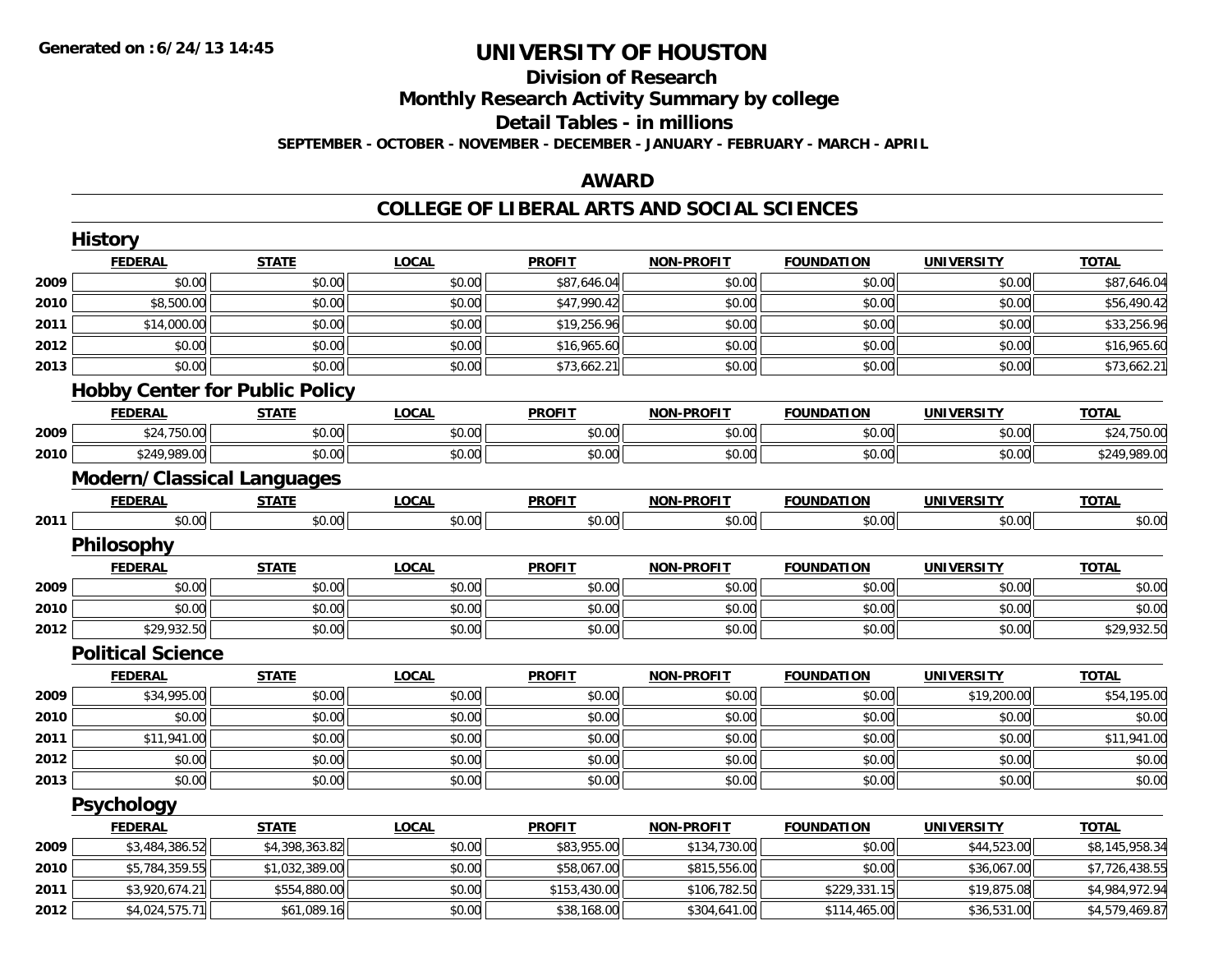# UNIVERSITY OF HOUSTON

## Division of Research

## Monthly Research Activity Summary by college

## Detail Tables - in millions

**SEPTEMBER - OCTOBER - NOVEMBER - DECEMBER - JANUARY - FEBRUARY - MARCH - APRIL**

## AWARD

## COLLEGE OF LIBERAL ARTS AND SOCIAL SCIENCES

### History

| | FEDERAL | STATE | LOCAL | PROFIT | NON-PROFIT | FOUNDATION | UNIVERSITY | TOTAL |
|---|---|---|---|---|---|---|---|---|
| 2009 | $0.00 | $0.00 | $0.00 | $87,646.04 | $0.00 | $0.00 | $0.00 | $87,646.04 |
| 2010 | $8,500.00 | $0.00 | $0.00 | $47,990.42 | $0.00 | $0.00 | $0.00 | $56,490.42 |
| 2011 | $14,000.00 | $0.00 | $0.00 | $19,256.96 | $0.00 | $0.00 | $0.00 | $33,256.96 |
| 2012 | $0.00 | $0.00 | $0.00 | $16,965.60 | $0.00 | $0.00 | $0.00 | $16,965.60 |
| 2013 | $0.00 | $0.00 | $0.00 | $73,662.21 | $0.00 | $0.00 | $0.00 | $73,662.21 |

### Hobby Center for Public Policy

| | FEDERAL | STATE | LOCAL | PROFIT | NON-PROFIT | FOUNDATION | UNIVERSITY | TOTAL |
|---|---|---|---|---|---|---|---|---|
| 2009 | $24,750.00 | $0.00 | $0.00 | $0.00 | $0.00 | $0.00 | $0.00 | $24,750.00 |
| 2010 | $249,989.00 | $0.00 | $0.00 | $0.00 | $0.00 | $0.00 | $0.00 | $249,989.00 |

### Modern/Classical Languages

| | FEDERAL | STATE | LOCAL | PROFIT | NON-PROFIT | FOUNDATION | UNIVERSITY | TOTAL |
|---|---|---|---|---|---|---|---|---|
| 2011 | $0.00 | $0.00 | $0.00 | $0.00 | $0.00 | $0.00 | $0.00 | $0.00 |

### Philosophy

| | FEDERAL | STATE | LOCAL | PROFIT | NON-PROFIT | FOUNDATION | UNIVERSITY | TOTAL |
|---|---|---|---|---|---|---|---|---|
| 2009 | $0.00 | $0.00 | $0.00 | $0.00 | $0.00 | $0.00 | $0.00 | $0.00 |
| 2010 | $0.00 | $0.00 | $0.00 | $0.00 | $0.00 | $0.00 | $0.00 | $0.00 |
| 2012 | $29,932.50 | $0.00 | $0.00 | $0.00 | $0.00 | $0.00 | $0.00 | $29,932.50 |

### Political Science

| | FEDERAL | STATE | LOCAL | PROFIT | NON-PROFIT | FOUNDATION | UNIVERSITY | TOTAL |
|---|---|---|---|---|---|---|---|---|
| 2009 | $34,995.00 | $0.00 | $0.00 | $0.00 | $0.00 | $0.00 | $19,200.00 | $54,195.00 |
| 2010 | $0.00 | $0.00 | $0.00 | $0.00 | $0.00 | $0.00 | $0.00 | $0.00 |
| 2011 | $11,941.00 | $0.00 | $0.00 | $0.00 | $0.00 | $0.00 | $0.00 | $11,941.00 |
| 2012 | $0.00 | $0.00 | $0.00 | $0.00 | $0.00 | $0.00 | $0.00 | $0.00 |
| 2013 | $0.00 | $0.00 | $0.00 | $0.00 | $0.00 | $0.00 | $0.00 | $0.00 |

### Psychology

| | FEDERAL | STATE | LOCAL | PROFIT | NON-PROFIT | FOUNDATION | UNIVERSITY | TOTAL |
|---|---|---|---|---|---|---|---|---|
| 2009 | $3,484,386.52 | $4,398,363.82 | $0.00 | $83,955.00 | $134,730.00 | $0.00 | $44,523.00 | $8,145,958.34 |
| 2010 | $5,784,359.55 | $1,032,389.00 | $0.00 | $58,067.00 | $815,556.00 | $0.00 | $36,067.00 | $7,726,438.55 |
| 2011 | $3,920,674.21 | $554,880.00 | $0.00 | $153,430.00 | $106,782.50 | $229,331.15 | $19,875.08 | $4,984,972.94 |
| 2012 | $4,024,575.71 | $61,089.16 | $0.00 | $38,168.00 | $304,641.00 | $114,465.00 | $36,531.00 | $4,579,469.87 |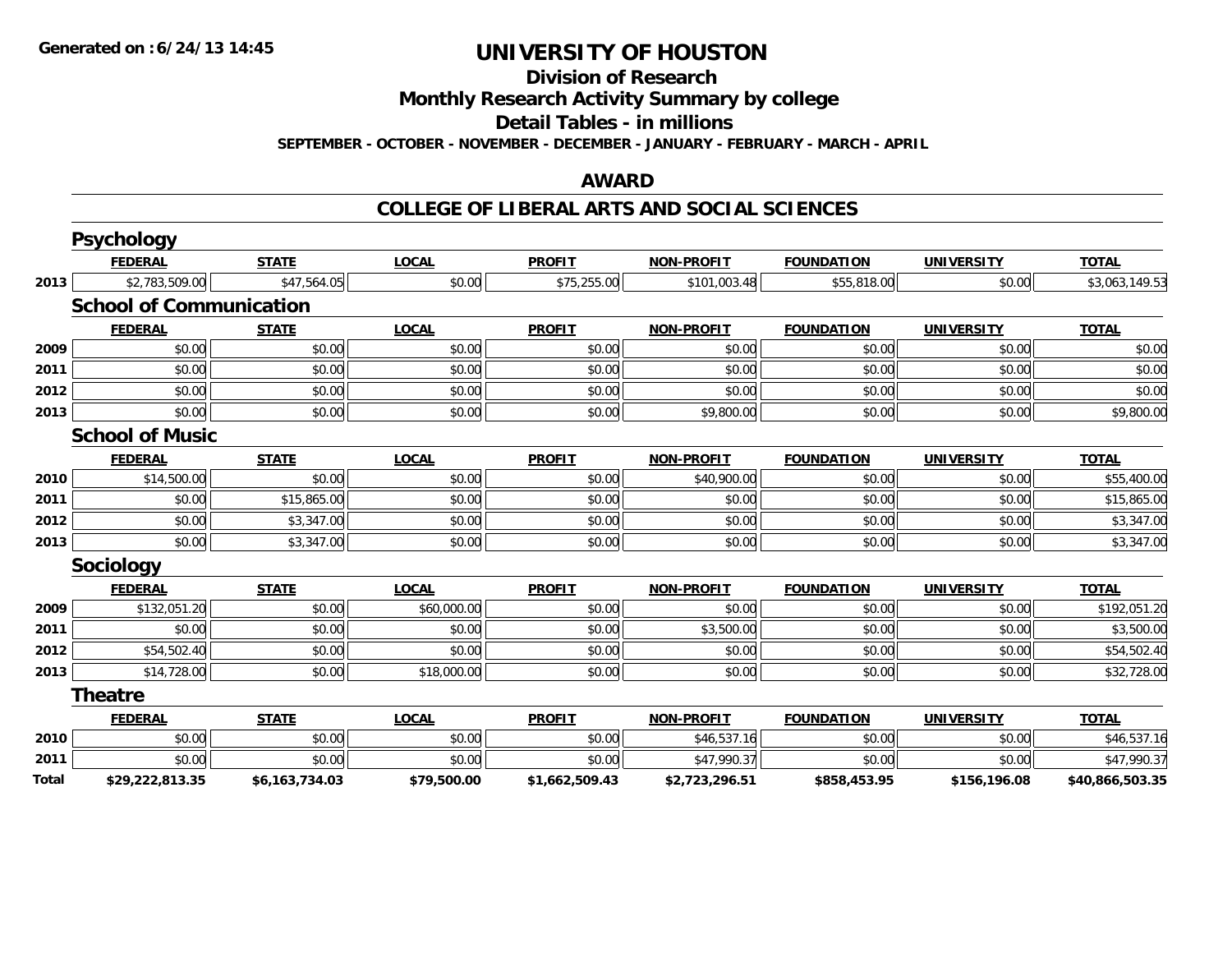# UNIVERSITY OF HOUSTON

## Division of Research

## Monthly Research Activity Summary by college

## Detail Tables - in millions

**SEPTEMBER - OCTOBER - NOVEMBER - DECEMBER - JANUARY - FEBRUARY - MARCH - APRIL**

## AWARD

## COLLEGE OF LIBERAL ARTS AND SOCIAL SCIENCES

### Psychology

| | FEDERAL | STATE | LOCAL | PROFIT | NON-PROFIT | FOUNDATION | UNIVERSITY | TOTAL |
|---|---|---|---|---|---|---|---|---|
| 2013 | $2,783,509.00 | $47,564.05 | $0.00 | $75,255.00 | $101,003.48 | $55,818.00 | $0.00 | $3,063,149.53 |

### School of Communication

| | FEDERAL | STATE | LOCAL | PROFIT | NON-PROFIT | FOUNDATION | UNIVERSITY | TOTAL |
|---|---|---|---|---|---|---|---|---|
| 2009 | $0.00 | $0.00 | $0.00 | $0.00 | $0.00 | $0.00 | $0.00 | $0.00 |
| 2011 | $0.00 | $0.00 | $0.00 | $0.00 | $0.00 | $0.00 | $0.00 | $0.00 |
| 2012 | $0.00 | $0.00 | $0.00 | $0.00 | $0.00 | $0.00 | $0.00 | $0.00 |
| 2013 | $0.00 | $0.00 | $0.00 | $0.00 | $9,800.00 | $0.00 | $0.00 | $9,800.00 |

### School of Music

| | FEDERAL | STATE | LOCAL | PROFIT | NON-PROFIT | FOUNDATION | UNIVERSITY | TOTAL |
|---|---|---|---|---|---|---|---|---|
| 2010 | $14,500.00 | $0.00 | $0.00 | $0.00 | $40,900.00 | $0.00 | $0.00 | $55,400.00 |
| 2011 | $0.00 | $15,865.00 | $0.00 | $0.00 | $0.00 | $0.00 | $0.00 | $15,865.00 |
| 2012 | $0.00 | $3,347.00 | $0.00 | $0.00 | $0.00 | $0.00 | $0.00 | $3,347.00 |
| 2013 | $0.00 | $3,347.00 | $0.00 | $0.00 | $0.00 | $0.00 | $0.00 | $3,347.00 |

### Sociology

| | FEDERAL | STATE | LOCAL | PROFIT | NON-PROFIT | FOUNDATION | UNIVERSITY | TOTAL |
|---|---|---|---|---|---|---|---|---|
| 2009 | $132,051.20 | $0.00 | $60,000.00 | $0.00 | $0.00 | $0.00 | $0.00 | $192,051.20 |
| 2011 | $0.00 | $0.00 | $0.00 | $0.00 | $3,500.00 | $0.00 | $0.00 | $3,500.00 |
| 2012 | $54,502.40 | $0.00 | $0.00 | $0.00 | $0.00 | $0.00 | $0.00 | $54,502.40 |
| 2013 | $14,728.00 | $0.00 | $18,000.00 | $0.00 | $0.00 | $0.00 | $0.00 | $32,728.00 |

### Theatre

| | FEDERAL | STATE | LOCAL | PROFIT | NON-PROFIT | FOUNDATION | UNIVERSITY | TOTAL |
|---|---|---|---|---|---|---|---|---|
| 2010 | $0.00 | $0.00 | $0.00 | $0.00 | $46,537.16 | $0.00 | $0.00 | $46,537.16 |
| 2011 | $0.00 | $0.00 | $0.00 | $0.00 | $47,990.37 | $0.00 | $0.00 | $47,990.37 |
| **Total** | **$29,222,813.35** | **$6,163,734.03** | **$79,500.00** | **$1,662,509.43** | **$2,723,296.51** | **$858,453.95** | **$156,196.08** | **$40,866,503.35** |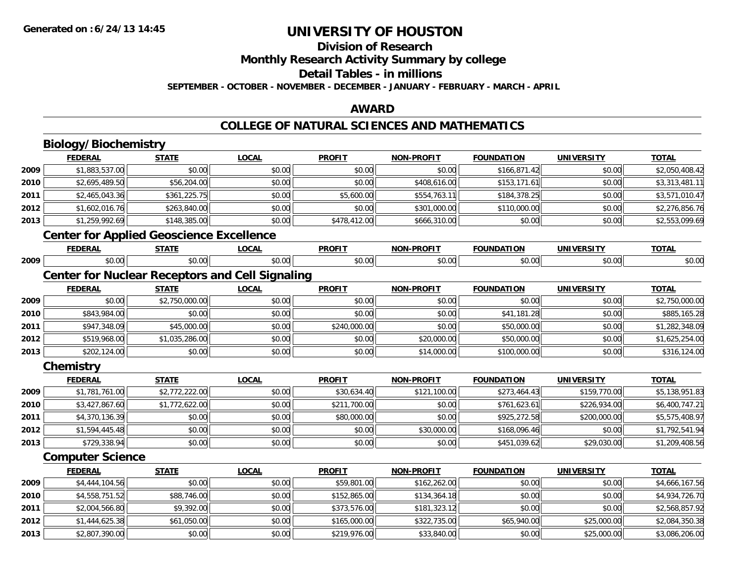**Generated on :6/24/13 14:45**

# UNIVERSITY OF HOUSTON

## Division of Research

## Monthly Research Activity Summary by college

## Detail Tables - in millions

**SEPTEMBER - OCTOBER - NOVEMBER - DECEMBER - JANUARY - FEBRUARY - MARCH - APRIL**

## AWARD

## COLLEGE OF NATURAL SCIENCES AND MATHEMATICS

### Biology/Biochemistry

| | FEDERAL | STATE | LOCAL | PROFIT | NON-PROFIT | FOUNDATION | UNIVERSITY | TOTAL |
|---|---|---|---|---|---|---|---|---|
| 2009 | $1,883,537.00 | $0.00 | $0.00 | $0.00 | $0.00 | $166,871.42 | $0.00 | $2,050,408.42 |
| 2010 | $2,695,489.50 | $56,204.00 | $0.00 | $0.00 | $408,616.00 | $153,171.61 | $0.00 | $3,313,481.11 |
| 2011 | $2,465,043.36 | $361,225.75 | $0.00 | $5,600.00 | $554,763.11 | $184,378.25 | $0.00 | $3,571,010.47 |
| 2012 | $1,602,016.76 | $263,840.00 | $0.00 | $0.00 | $301,000.00 | $110,000.00 | $0.00 | $2,276,856.76 |
| 2013 | $1,259,992.69 | $148,385.00 | $0.00 | $478,412.00 | $666,310.00 | $0.00 | $0.00 | $2,553,099.69 |

### Center for Applied Geoscience Excellence

| | FEDERAL | STATE | LOCAL | PROFIT | NON-PROFIT | FOUNDATION | UNIVERSITY | TOTAL |
|---|---|---|---|---|---|---|---|---|
| 2009 | $0.00 | $0.00 | $0.00 | $0.00 | $0.00 | $0.00 | $0.00 | $0.00 |

### Center for Nuclear Receptors and Cell Signaling

| | FEDERAL | STATE | LOCAL | PROFIT | NON-PROFIT | FOUNDATION | UNIVERSITY | TOTAL |
|---|---|---|---|---|---|---|---|---|
| 2009 | $0.00 | $2,750,000.00 | $0.00 | $0.00 | $0.00 | $0.00 | $0.00 | $2,750,000.00 |
| 2010 | $843,984.00 | $0.00 | $0.00 | $0.00 | $0.00 | $41,181.28 | $0.00 | $885,165.28 |
| 2011 | $947,348.09 | $45,000.00 | $0.00 | $240,000.00 | $0.00 | $50,000.00 | $0.00 | $1,282,348.09 |
| 2012 | $519,968.00 | $1,035,286.00 | $0.00 | $0.00 | $20,000.00 | $50,000.00 | $0.00 | $1,625,254.00 |
| 2013 | $202,124.00 | $0.00 | $0.00 | $0.00 | $14,000.00 | $100,000.00 | $0.00 | $316,124.00 |

### Chemistry

| | FEDERAL | STATE | LOCAL | PROFIT | NON-PROFIT | FOUNDATION | UNIVERSITY | TOTAL |
|---|---|---|---|---|---|---|---|---|
| 2009 | $1,781,761.00 | $2,772,222.00 | $0.00 | $30,634.40 | $121,100.00 | $273,464.43 | $159,770.00 | $5,138,951.83 |
| 2010 | $3,427,867.60 | $1,772,622.00 | $0.00 | $211,700.00 | $0.00 | $761,623.61 | $226,934.00 | $6,400,747.21 |
| 2011 | $4,370,136.39 | $0.00 | $0.00 | $80,000.00 | $0.00 | $925,272.58 | $200,000.00 | $5,575,408.97 |
| 2012 | $1,594,445.48 | $0.00 | $0.00 | $0.00 | $30,000.00 | $168,096.46 | $0.00 | $1,792,541.94 |
| 2013 | $729,338.94 | $0.00 | $0.00 | $0.00 | $0.00 | $451,039.62 | $29,030.00 | $1,209,408.56 |

### Computer Science

| | FEDERAL | STATE | LOCAL | PROFIT | NON-PROFIT | FOUNDATION | UNIVERSITY | TOTAL |
|---|---|---|---|---|---|---|---|---|
| 2009 | $4,444,104.56 | $0.00 | $0.00 | $59,801.00 | $162,262.00 | $0.00 | $0.00 | $4,666,167.56 |
| 2010 | $4,558,751.52 | $88,746.00 | $0.00 | $152,865.00 | $134,364.18 | $0.00 | $0.00 | $4,934,726.70 |
| 2011 | $2,004,566.80 | $9,392.00 | $0.00 | $373,576.00 | $181,323.12 | $0.00 | $0.00 | $2,568,857.92 |
| 2012 | $1,444,625.38 | $61,050.00 | $0.00 | $165,000.00 | $322,735.00 | $65,940.00 | $25,000.00 | $2,084,350.38 |
| 2013 | $2,807,390.00 | $0.00 | $0.00 | $219,976.00 | $33,840.00 | $0.00 | $25,000.00 | $3,086,206.00 |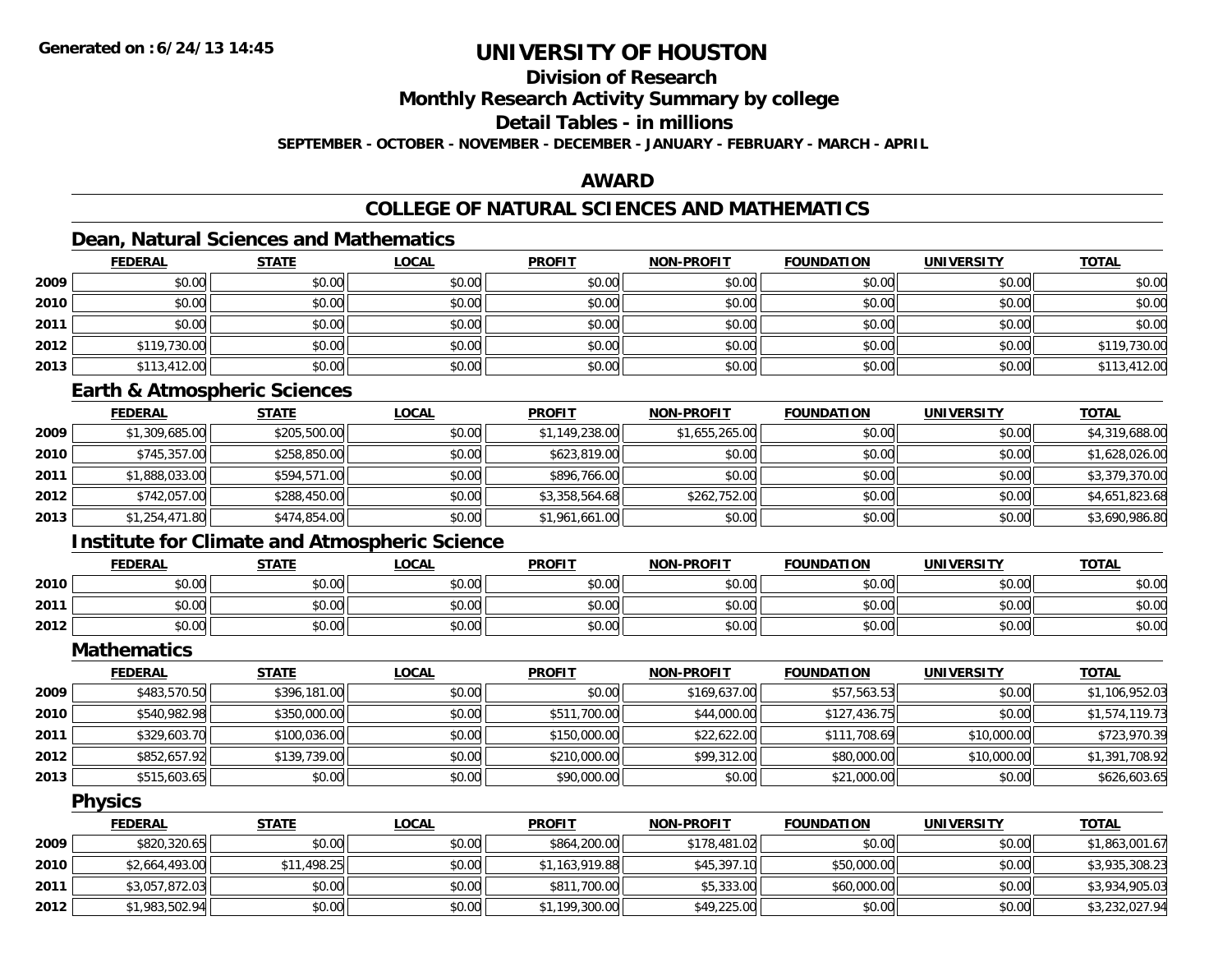**Generated on :6/24/13 14:45**

# UNIVERSITY OF HOUSTON

## Division of Research

## Monthly Research Activity Summary by college

## Detail Tables - in millions

**SEPTEMBER - OCTOBER - NOVEMBER - DECEMBER - JANUARY - FEBRUARY - MARCH - APRIL**

## AWARD

## COLLEGE OF NATURAL SCIENCES AND MATHEMATICS

### Dean, Natural Sciences and Mathematics

| | FEDERAL | STATE | LOCAL | PROFIT | NON-PROFIT | FOUNDATION | UNIVERSITY | TOTAL |
|---|---|---|---|---|---|---|---|---|
| 2009 | $0.00 | $0.00 | $0.00 | $0.00 | $0.00 | $0.00 | $0.00 | $0.00 |
| 2010 | $0.00 | $0.00 | $0.00 | $0.00 | $0.00 | $0.00 | $0.00 | $0.00 |
| 2011 | $0.00 | $0.00 | $0.00 | $0.00 | $0.00 | $0.00 | $0.00 | $0.00 |
| 2012 | $119,730.00 | $0.00 | $0.00 | $0.00 | $0.00 | $0.00 | $0.00 | $119,730.00 |
| 2013 | $113,412.00 | $0.00 | $0.00 | $0.00 | $0.00 | $0.00 | $0.00 | $113,412.00 |

### Earth & Atmospheric Sciences

| | FEDERAL | STATE | LOCAL | PROFIT | NON-PROFIT | FOUNDATION | UNIVERSITY | TOTAL |
|---|---|---|---|---|---|---|---|---|
| 2009 | $1,309,685.00 | $205,500.00 | $0.00 | $1,149,238.00 | $1,655,265.00 | $0.00 | $0.00 | $4,319,688.00 |
| 2010 | $745,357.00 | $258,850.00 | $0.00 | $623,819.00 | $0.00 | $0.00 | $0.00 | $1,628,026.00 |
| 2011 | $1,888,033.00 | $594,571.00 | $0.00 | $896,766.00 | $0.00 | $0.00 | $0.00 | $3,379,370.00 |
| 2012 | $742,057.00 | $288,450.00 | $0.00 | $3,358,564.68 | $262,752.00 | $0.00 | $0.00 | $4,651,823.68 |
| 2013 | $1,254,471.80 | $474,854.00 | $0.00 | $1,961,661.00 | $0.00 | $0.00 | $0.00 | $3,690,986.80 |

### Institute for Climate and Atmospheric Science

| | FEDERAL | STATE | LOCAL | PROFIT | NON-PROFIT | FOUNDATION | UNIVERSITY | TOTAL |
|---|---|---|---|---|---|---|---|---|
| 2010 | $0.00 | $0.00 | $0.00 | $0.00 | $0.00 | $0.00 | $0.00 | $0.00 |
| 2011 | $0.00 | $0.00 | $0.00 | $0.00 | $0.00 | $0.00 | $0.00 | $0.00 |
| 2012 | $0.00 | $0.00 | $0.00 | $0.00 | $0.00 | $0.00 | $0.00 | $0.00 |

### Mathematics

| | FEDERAL | STATE | LOCAL | PROFIT | NON-PROFIT | FOUNDATION | UNIVERSITY | TOTAL |
|---|---|---|---|---|---|---|---|---|
| 2009 | $483,570.50 | $396,181.00 | $0.00 | $0.00 | $169,637.00 | $57,563.53 | $0.00 | $1,106,952.03 |
| 2010 | $540,982.98 | $350,000.00 | $0.00 | $511,700.00 | $44,000.00 | $127,436.75 | $0.00 | $1,574,119.73 |
| 2011 | $329,603.70 | $100,036.00 | $0.00 | $150,000.00 | $22,622.00 | $111,708.69 | $10,000.00 | $723,970.39 |
| 2012 | $852,657.92 | $139,739.00 | $0.00 | $210,000.00 | $99,312.00 | $80,000.00 | $10,000.00 | $1,391,708.92 |
| 2013 | $515,603.65 | $0.00 | $0.00 | $90,000.00 | $0.00 | $21,000.00 | $0.00 | $626,603.65 |

### Physics

| | FEDERAL | STATE | LOCAL | PROFIT | NON-PROFIT | FOUNDATION | UNIVERSITY | TOTAL |
|---|---|---|---|---|---|---|---|---|
| 2009 | $820,320.65 | $0.00 | $0.00 | $864,200.00 | $178,481.02 | $0.00 | $0.00 | $1,863,001.67 |
| 2010 | $2,664,493.00 | $11,498.25 | $0.00 | $1,163,919.88 | $45,397.10 | $50,000.00 | $0.00 | $3,935,308.23 |
| 2011 | $3,057,872.03 | $0.00 | $0.00 | $811,700.00 | $5,333.00 | $60,000.00 | $0.00 | $3,934,905.03 |
| 2012 | $1,983,502.94 | $0.00 | $0.00 | $1,199,300.00 | $49,225.00 | $0.00 | $0.00 | $3,232,027.94 |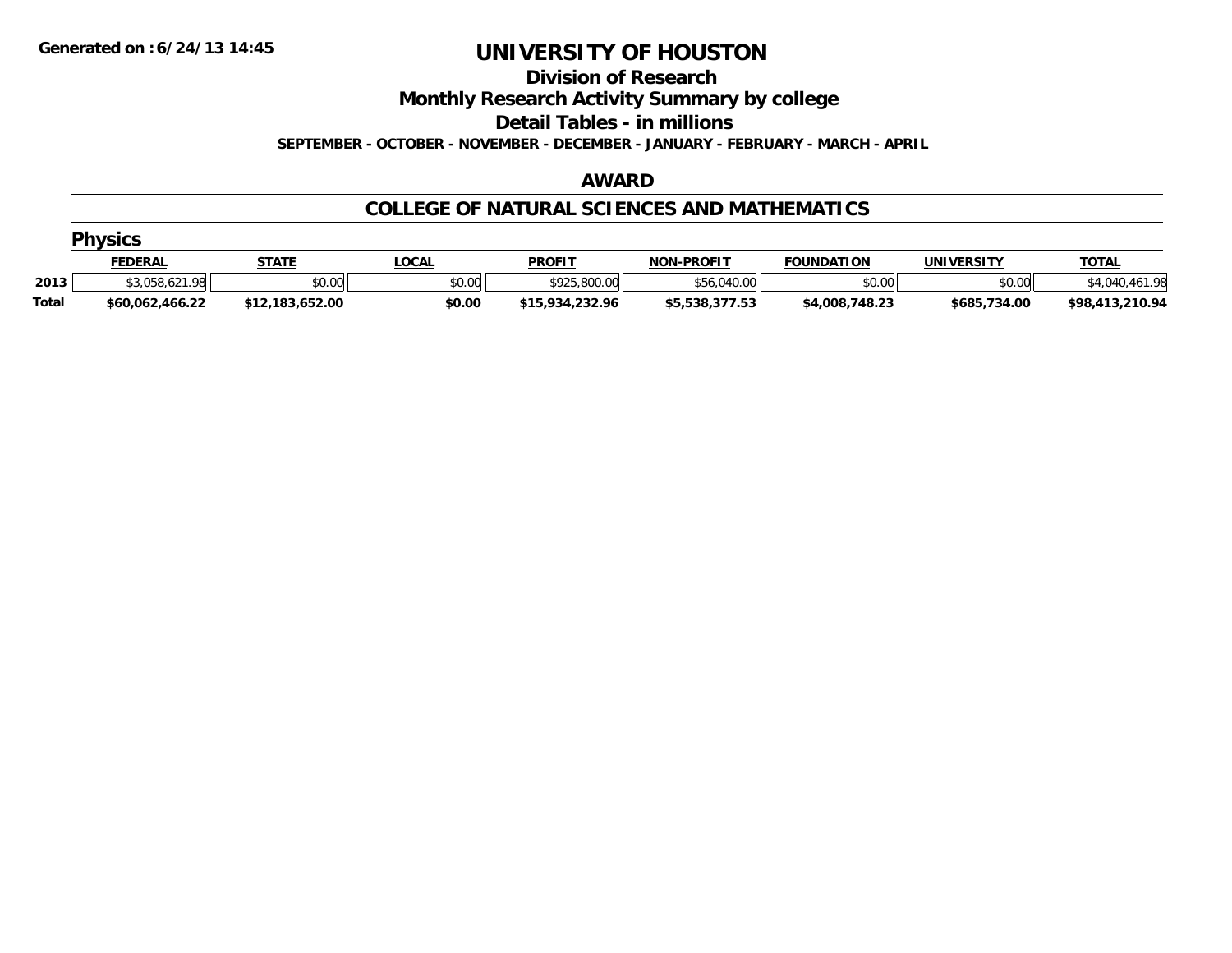**Generated on :6/24/13 14:45**

# UNIVERSITY OF HOUSTON

## Division of Research

## Monthly Research Activity Summary by college

## Detail Tables - in millions

**SEPTEMBER - OCTOBER - NOVEMBER - DECEMBER - JANUARY - FEBRUARY - MARCH - APRIL**

## AWARD

## COLLEGE OF NATURAL SCIENCES AND MATHEMATICS

### Physics

| | FEDERAL | STATE | LOCAL | PROFIT | NON-PROFIT | FOUNDATION | UNIVERSITY | TOTAL |
|---|---|---|---|---|---|---|---|---|
| 2013 | $3,058,621.98 | $0.00 | $0.00 | $925,800.00 | $56,040.00 | $0.00 | $0.00 | $4,040,461.98 |
| **Total** | **$60,062,466.22** | **$12,183,652.00** | **$0.00** | **$15,934,232.96** | **$5,538,377.53** | **$4,008,748.23** | **$685,734.00** | **$98,413,210.94** |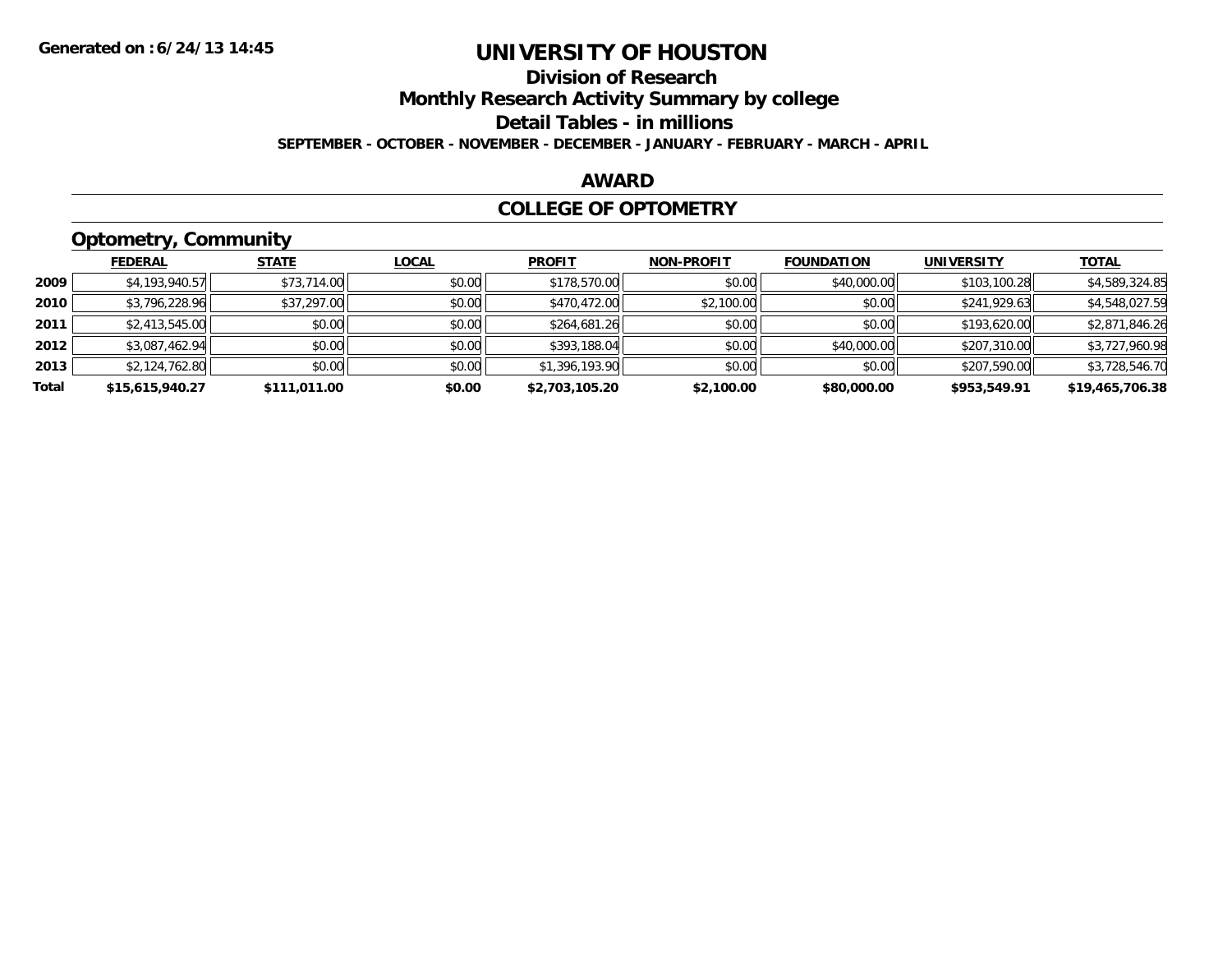**Generated on :6/24/13 14:45**

# UNIVERSITY OF HOUSTON

## Division of Research

## Monthly Research Activity Summary by college

## Detail Tables - in millions

**SEPTEMBER - OCTOBER - NOVEMBER - DECEMBER - JANUARY - FEBRUARY - MARCH - APRIL**

## AWARD

## COLLEGE OF OPTOMETRY

### Optometry, Community

| | FEDERAL | STATE | LOCAL | PROFIT | NON-PROFIT | FOUNDATION | UNIVERSITY | TOTAL |
|---|---|---|---|---|---|---|---|---|
| 2009 | $4,193,940.57 | $73,714.00 | $0.00 | $178,570.00 | $0.00 | $40,000.00 | $103,100.28 | $4,589,324.85 |
| 2010 | $3,796,228.96 | $37,297.00 | $0.00 | $470,472.00 | $2,100.00 | $0.00 | $241,929.63 | $4,548,027.59 |
| 2011 | $2,413,545.00 | $0.00 | $0.00 | $264,681.26 | $0.00 | $0.00 | $193,620.00 | $2,871,846.26 |
| 2012 | $3,087,462.94 | $0.00 | $0.00 | $393,188.04 | $0.00 | $40,000.00 | $207,310.00 | $3,727,960.98 |
| 2013 | $2,124,762.80 | $0.00 | $0.00 | $1,396,193.90 | $0.00 | $0.00 | $207,590.00 | $3,728,546.70 |
| **Total** | **$15,615,940.27** | **$111,011.00** | **$0.00** | **$2,703,105.20** | **$2,100.00** | **$80,000.00** | **$953,549.91** | **$19,465,706.38** |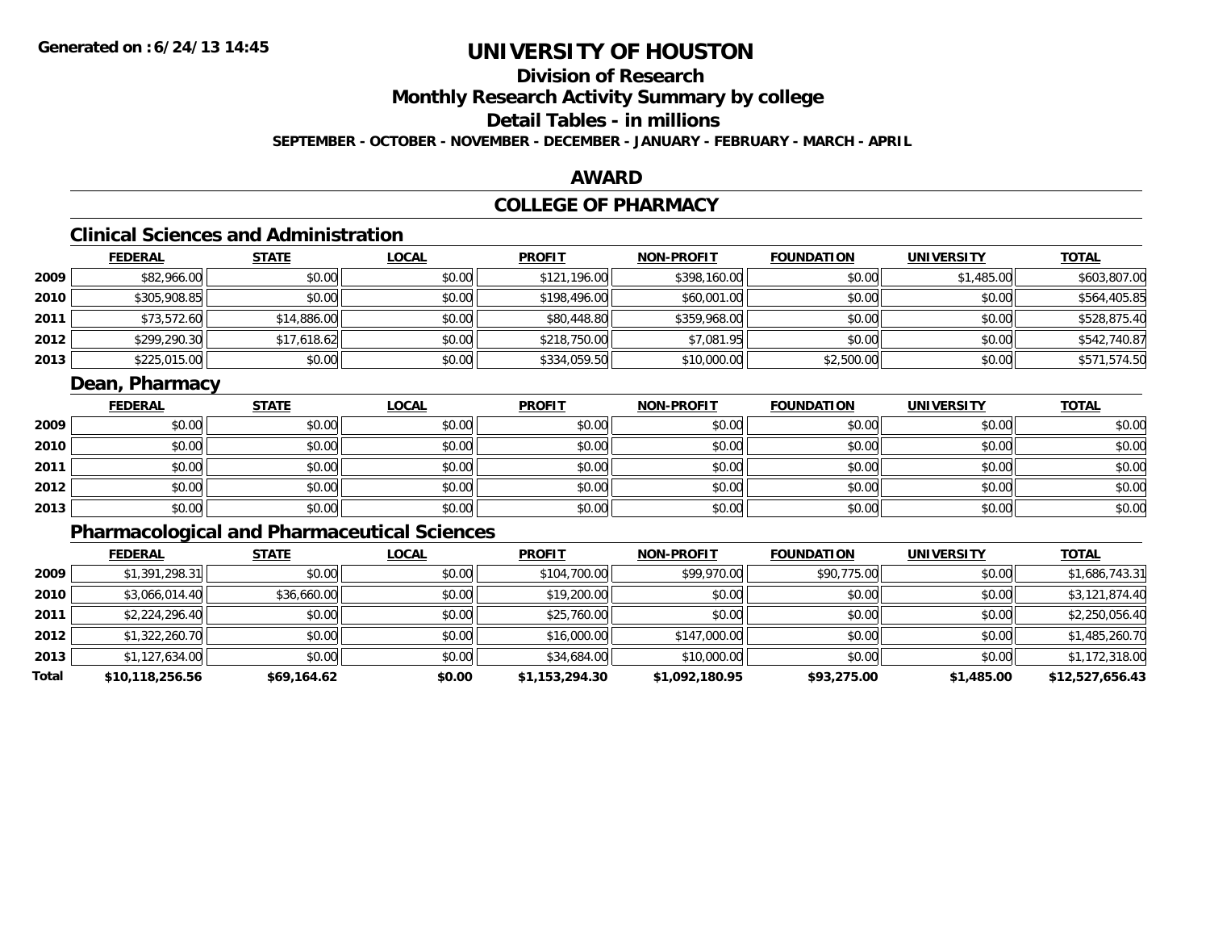# UNIVERSITY OF HOUSTON

## Division of Research

## Monthly Research Activity Summary by college

## Detail Tables - in millions

**SEPTEMBER - OCTOBER - NOVEMBER - DECEMBER - JANUARY - FEBRUARY - MARCH - APRIL**

## AWARD

## COLLEGE OF PHARMACY

### Clinical Sciences and Administration

| | FEDERAL | STATE | LOCAL | PROFIT | NON-PROFIT | FOUNDATION | UNIVERSITY | TOTAL |
|---|---|---|---|---|---|---|---|---|
| 2009 | $82,966.00 | $0.00 | $0.00 | $121,196.00 | $398,160.00 | $0.00 | $1,485.00 | $603,807.00 |
| 2010 | $305,908.85 | $0.00 | $0.00 | $198,496.00 | $60,001.00 | $0.00 | $0.00 | $564,405.85 |
| 2011 | $73,572.60 | $14,886.00 | $0.00 | $80,448.80 | $359,968.00 | $0.00 | $0.00 | $528,875.40 |
| 2012 | $299,290.30 | $17,618.62 | $0.00 | $218,750.00 | $7,081.95 | $0.00 | $0.00 | $542,740.87 |
| 2013 | $225,015.00 | $0.00 | $0.00 | $334,059.50 | $10,000.00 | $2,500.00 | $0.00 | $571,574.50 |

### Dean, Pharmacy

| | FEDERAL | STATE | LOCAL | PROFIT | NON-PROFIT | FOUNDATION | UNIVERSITY | TOTAL |
|---|---|---|---|---|---|---|---|---|
| 2009 | $0.00 | $0.00 | $0.00 | $0.00 | $0.00 | $0.00 | $0.00 | $0.00 |
| 2010 | $0.00 | $0.00 | $0.00 | $0.00 | $0.00 | $0.00 | $0.00 | $0.00 |
| 2011 | $0.00 | $0.00 | $0.00 | $0.00 | $0.00 | $0.00 | $0.00 | $0.00 |
| 2012 | $0.00 | $0.00 | $0.00 | $0.00 | $0.00 | $0.00 | $0.00 | $0.00 |
| 2013 | $0.00 | $0.00 | $0.00 | $0.00 | $0.00 | $0.00 | $0.00 | $0.00 |

### Pharmacological and Pharmaceutical Sciences

| | FEDERAL | STATE | LOCAL | PROFIT | NON-PROFIT | FOUNDATION | UNIVERSITY | TOTAL |
|---|---|---|---|---|---|---|---|---|
| 2009 | $1,391,298.31 | $0.00 | $0.00 | $104,700.00 | $99,970.00 | $90,775.00 | $0.00 | $1,686,743.31 |
| 2010 | $3,066,014.40 | $36,660.00 | $0.00 | $19,200.00 | $0.00 | $0.00 | $0.00 | $3,121,874.40 |
| 2011 | $2,224,296.40 | $0.00 | $0.00 | $25,760.00 | $0.00 | $0.00 | $0.00 | $2,250,056.40 |
| 2012 | $1,322,260.70 | $0.00 | $0.00 | $16,000.00 | $147,000.00 | $0.00 | $0.00 | $1,485,260.70 |
| 2013 | $1,127,634.00 | $0.00 | $0.00 | $34,684.00 | $10,000.00 | $0.00 | $0.00 | $1,172,318.00 |
| **Total** | **$10,118,256.56** | **$69,164.62** | **$0.00** | **$1,153,294.30** | **$1,092,180.95** | **$93,275.00** | **$1,485.00** | **$12,527,656.43** |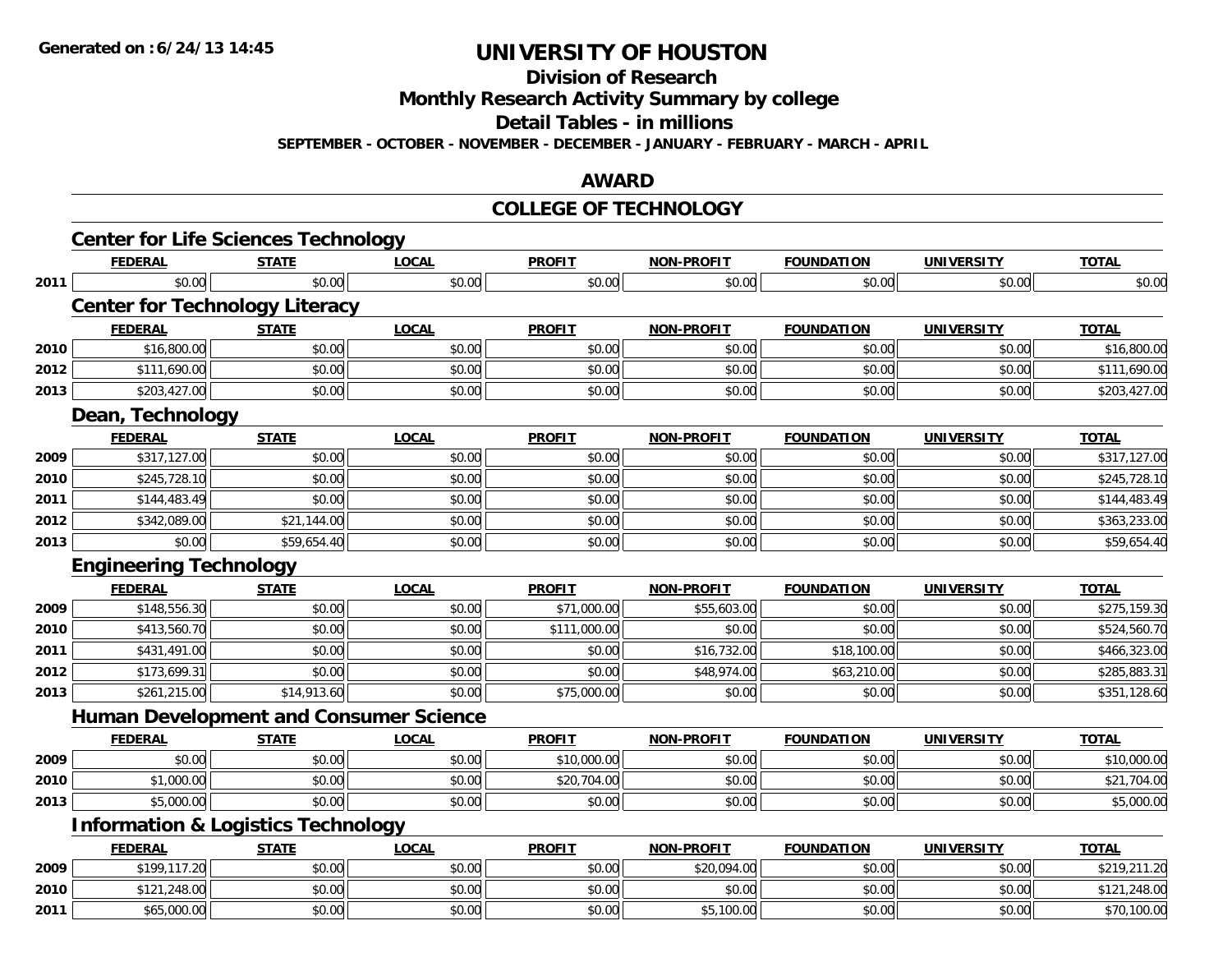**Generated on :6/24/13 14:45**

# UNIVERSITY OF HOUSTON

## Division of Research

## Monthly Research Activity Summary by college

## Detail Tables - in millions

**SEPTEMBER - OCTOBER - NOVEMBER - DECEMBER - JANUARY - FEBRUARY - MARCH - APRIL**

## AWARD

## COLLEGE OF TECHNOLOGY

### Center for Life Sciences Technology

| | FEDERAL | STATE | LOCAL | PROFIT | NON-PROFIT | FOUNDATION | UNIVERSITY | TOTAL |
|---|---|---|---|---|---|---|---|---|
| 2011 | $0.00 | $0.00 | $0.00 | $0.00 | $0.00 | $0.00 | $0.00 | $0.00 |

### Center for Technology Literacy

| | FEDERAL | STATE | LOCAL | PROFIT | NON-PROFIT | FOUNDATION | UNIVERSITY | TOTAL |
|---|---|---|---|---|---|---|---|---|
| 2010 | $16,800.00 | $0.00 | $0.00 | $0.00 | $0.00 | $0.00 | $0.00 | $16,800.00 |
| 2012 | $111,690.00 | $0.00 | $0.00 | $0.00 | $0.00 | $0.00 | $0.00 | $111,690.00 |
| 2013 | $203,427.00 | $0.00 | $0.00 | $0.00 | $0.00 | $0.00 | $0.00 | $203,427.00 |

### Dean, Technology

| | FEDERAL | STATE | LOCAL | PROFIT | NON-PROFIT | FOUNDATION | UNIVERSITY | TOTAL |
|---|---|---|---|---|---|---|---|---|
| 2009 | $317,127.00 | $0.00 | $0.00 | $0.00 | $0.00 | $0.00 | $0.00 | $317,127.00 |
| 2010 | $245,728.10 | $0.00 | $0.00 | $0.00 | $0.00 | $0.00 | $0.00 | $245,728.10 |
| 2011 | $144,483.49 | $0.00 | $0.00 | $0.00 | $0.00 | $0.00 | $0.00 | $144,483.49 |
| 2012 | $342,089.00 | $21,144.00 | $0.00 | $0.00 | $0.00 | $0.00 | $0.00 | $363,233.00 |
| 2013 | $0.00 | $59,654.40 | $0.00 | $0.00 | $0.00 | $0.00 | $0.00 | $59,654.40 |

### Engineering Technology

| | FEDERAL | STATE | LOCAL | PROFIT | NON-PROFIT | FOUNDATION | UNIVERSITY | TOTAL |
|---|---|---|---|---|---|---|---|---|
| 2009 | $148,556.30 | $0.00 | $0.00 | $71,000.00 | $55,603.00 | $0.00 | $0.00 | $275,159.30 |
| 2010 | $413,560.70 | $0.00 | $0.00 | $111,000.00 | $0.00 | $0.00 | $0.00 | $524,560.70 |
| 2011 | $431,491.00 | $0.00 | $0.00 | $0.00 | $16,732.00 | $18,100.00 | $0.00 | $466,323.00 |
| 2012 | $173,699.31 | $0.00 | $0.00 | $0.00 | $48,974.00 | $63,210.00 | $0.00 | $285,883.31 |
| 2013 | $261,215.00 | $14,913.60 | $0.00 | $75,000.00 | $0.00 | $0.00 | $0.00 | $351,128.60 |

### Human Development and Consumer Science

| | FEDERAL | STATE | LOCAL | PROFIT | NON-PROFIT | FOUNDATION | UNIVERSITY | TOTAL |
|---|---|---|---|---|---|---|---|---|
| 2009 | $0.00 | $0.00 | $0.00 | $10,000.00 | $0.00 | $0.00 | $0.00 | $10,000.00 |
| 2010 | $1,000.00 | $0.00 | $0.00 | $20,704.00 | $0.00 | $0.00 | $0.00 | $21,704.00 |
| 2013 | $5,000.00 | $0.00 | $0.00 | $0.00 | $0.00 | $0.00 | $0.00 | $5,000.00 |

### Information & Logistics Technology

| | FEDERAL | STATE | LOCAL | PROFIT | NON-PROFIT | FOUNDATION | UNIVERSITY | TOTAL |
|---|---|---|---|---|---|---|---|---|
| 2009 | $199,117.20 | $0.00 | $0.00 | $0.00 | $20,094.00 | $0.00 | $0.00 | $219,211.20 |
| 2010 | $121,248.00 | $0.00 | $0.00 | $0.00 | $0.00 | $0.00 | $0.00 | $121,248.00 |
| 2011 | $65,000.00 | $0.00 | $0.00 | $0.00 | $5,100.00 | $0.00 | $0.00 | $70,100.00 |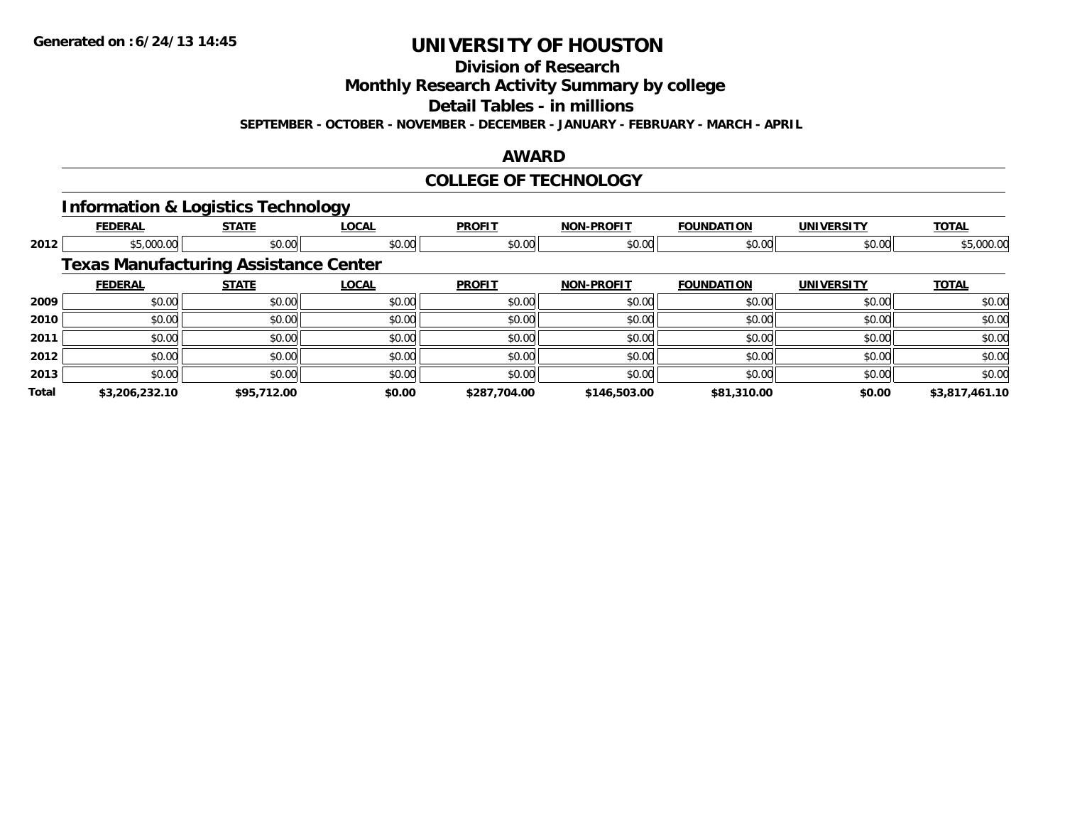# UNIVERSITY OF HOUSTON

## Division of Research

## Monthly Research Activity Summary by college

## Detail Tables - in millions

**SEPTEMBER - OCTOBER - NOVEMBER - DECEMBER - JANUARY - FEBRUARY - MARCH - APRIL**

## AWARD

## COLLEGE OF TECHNOLOGY

### Information & Logistics Technology

| | FEDERAL | STATE | LOCAL | PROFIT | NON-PROFIT | FOUNDATION | UNIVERSITY | TOTAL |
|---|---|---|---|---|---|---|---|---|
| 2012 | $5,000.00 | $0.00 | $0.00 | $0.00 | $0.00 | $0.00 | $0.00 | $5,000.00 |

### Texas Manufacturing Assistance Center

| | FEDERAL | STATE | LOCAL | PROFIT | NON-PROFIT | FOUNDATION | UNIVERSITY | TOTAL |
|---|---|---|---|---|---|---|---|---|
| 2009 | $0.00 | $0.00 | $0.00 | $0.00 | $0.00 | $0.00 | $0.00 | $0.00 |
| 2010 | $0.00 | $0.00 | $0.00 | $0.00 | $0.00 | $0.00 | $0.00 | $0.00 |
| 2011 | $0.00 | $0.00 | $0.00 | $0.00 | $0.00 | $0.00 | $0.00 | $0.00 |
| 2012 | $0.00 | $0.00 | $0.00 | $0.00 | $0.00 | $0.00 | $0.00 | $0.00 |
| 2013 | $0.00 | $0.00 | $0.00 | $0.00 | $0.00 | $0.00 | $0.00 | $0.00 |
| **Total** | **$3,206,232.10** | **$95,712.00** | **$0.00** | **$287,704.00** | **$146,503.00** | **$81,310.00** | **$0.00** | **$3,817,461.10** |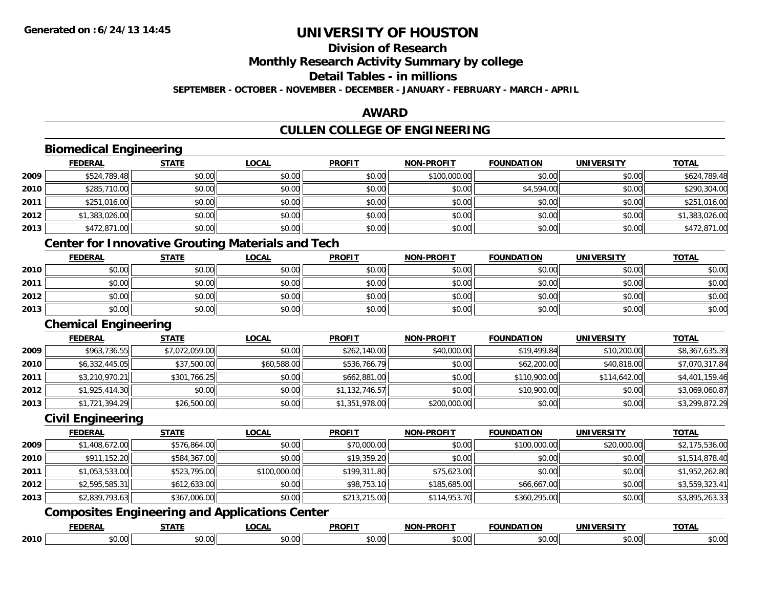# UNIVERSITY OF HOUSTON

## Division of Research

## Monthly Research Activity Summary by college

## Detail Tables - in millions

**SEPTEMBER - OCTOBER - NOVEMBER - DECEMBER - JANUARY - FEBRUARY - MARCH - APRIL**

## AWARD

## CULLEN COLLEGE OF ENGINEERING

### Biomedical Engineering

| | FEDERAL | STATE | LOCAL | PROFIT | NON-PROFIT | FOUNDATION | UNIVERSITY | TOTAL |
|---|---|---|---|---|---|---|---|---|
| 2009 | $524,789.48 | $0.00 | $0.00 | $0.00 | $100,000.00 | $0.00 | $0.00 | $624,789.48 |
| 2010 | $285,710.00 | $0.00 | $0.00 | $0.00 | $0.00 | $4,594.00 | $0.00 | $290,304.00 |
| 2011 | $251,016.00 | $0.00 | $0.00 | $0.00 | $0.00 | $0.00 | $0.00 | $251,016.00 |
| 2012 | $1,383,026.00 | $0.00 | $0.00 | $0.00 | $0.00 | $0.00 | $0.00 | $1,383,026.00 |
| 2013 | $472,871.00 | $0.00 | $0.00 | $0.00 | $0.00 | $0.00 | $0.00 | $472,871.00 |

### Center for Innovative Grouting Materials and Tech

| | FEDERAL | STATE | LOCAL | PROFIT | NON-PROFIT | FOUNDATION | UNIVERSITY | TOTAL |
|---|---|---|---|---|---|---|---|---|
| 2010 | $0.00 | $0.00 | $0.00 | $0.00 | $0.00 | $0.00 | $0.00 | $0.00 |
| 2011 | $0.00 | $0.00 | $0.00 | $0.00 | $0.00 | $0.00 | $0.00 | $0.00 |
| 2012 | $0.00 | $0.00 | $0.00 | $0.00 | $0.00 | $0.00 | $0.00 | $0.00 |
| 2013 | $0.00 | $0.00 | $0.00 | $0.00 | $0.00 | $0.00 | $0.00 | $0.00 |

### Chemical Engineering

| | FEDERAL | STATE | LOCAL | PROFIT | NON-PROFIT | FOUNDATION | UNIVERSITY | TOTAL |
|---|---|---|---|---|---|---|---|---|
| 2009 | $963,736.55 | $7,072,059.00 | $0.00 | $262,140.00 | $40,000.00 | $19,499.84 | $10,200.00 | $8,367,635.39 |
| 2010 | $6,332,445.05 | $37,500.00 | $60,588.00 | $536,766.79 | $0.00 | $62,200.00 | $40,818.00 | $7,070,317.84 |
| 2011 | $3,210,970.21 | $301,766.25 | $0.00 | $662,881.00 | $0.00 | $110,900.00 | $114,642.00 | $4,401,159.46 |
| 2012 | $1,925,414.30 | $0.00 | $0.00 | $1,132,746.57 | $0.00 | $10,900.00 | $0.00 | $3,069,060.87 |
| 2013 | $1,721,394.29 | $26,500.00 | $0.00 | $1,351,978.00 | $200,000.00 | $0.00 | $0.00 | $3,299,872.29 |

### Civil Engineering

| | FEDERAL | STATE | LOCAL | PROFIT | NON-PROFIT | FOUNDATION | UNIVERSITY | TOTAL |
|---|---|---|---|---|---|---|---|---|
| 2009 | $1,408,672.00 | $576,864.00 | $0.00 | $70,000.00 | $0.00 | $100,000.00 | $20,000.00 | $2,175,536.00 |
| 2010 | $911,152.20 | $584,367.00 | $0.00 | $19,359.20 | $0.00 | $0.00 | $0.00 | $1,514,878.40 |
| 2011 | $1,053,533.00 | $523,795.00 | $100,000.00 | $199,311.80 | $75,623.00 | $0.00 | $0.00 | $1,952,262.80 |
| 2012 | $2,595,585.31 | $612,633.00 | $0.00 | $98,753.10 | $185,685.00 | $66,667.00 | $0.00 | $3,559,323.41 |
| 2013 | $2,839,793.63 | $367,006.00 | $0.00 | $213,215.00 | $114,953.70 | $360,295.00 | $0.00 | $3,895,263.33 |

### Composites Engineering and Applications Center

| | FEDERAL | STATE | LOCAL | PROFIT | NON-PROFIT | FOUNDATION | UNIVERSITY | TOTAL |
|---|---|---|---|---|---|---|---|---|
| 2010 | $0.00 | $0.00 | $0.00 | $0.00 | $0.00 | $0.00 | $0.00 | $0.00 |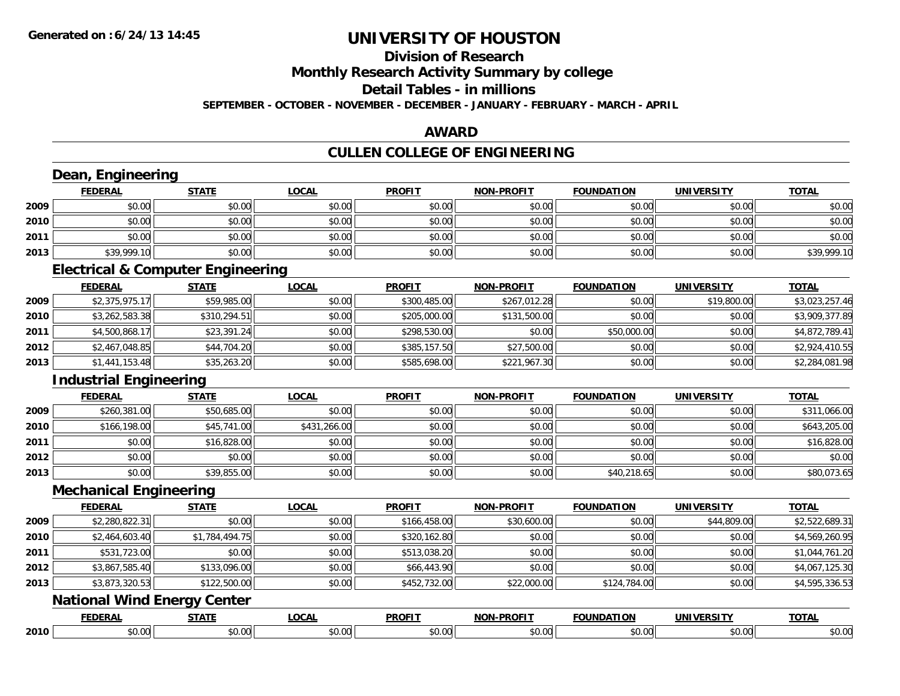**Generated on :6/24/13 14:45**

# UNIVERSITY OF HOUSTON

## Division of Research

## Monthly Research Activity Summary by college

## Detail Tables - in millions

**SEPTEMBER - OCTOBER - NOVEMBER - DECEMBER - JANUARY - FEBRUARY - MARCH - APRIL**

## AWARD

## CULLEN COLLEGE OF ENGINEERING

### Dean, Engineering

| | FEDERAL | STATE | LOCAL | PROFIT | NON-PROFIT | FOUNDATION | UNIVERSITY | TOTAL |
|---|---|---|---|---|---|---|---|---|
| 2009 | $0.00 | $0.00 | $0.00 | $0.00 | $0.00 | $0.00 | $0.00 | $0.00 |
| 2010 | $0.00 | $0.00 | $0.00 | $0.00 | $0.00 | $0.00 | $0.00 | $0.00 |
| 2011 | $0.00 | $0.00 | $0.00 | $0.00 | $0.00 | $0.00 | $0.00 | $0.00 |
| 2013 | $39,999.10 | $0.00 | $0.00 | $0.00 | $0.00 | $0.00 | $0.00 | $39,999.10 |

### Electrical & Computer Engineering

| | FEDERAL | STATE | LOCAL | PROFIT | NON-PROFIT | FOUNDATION | UNIVERSITY | TOTAL |
|---|---|---|---|---|---|---|---|---|
| 2009 | $2,375,975.17 | $59,985.00 | $0.00 | $300,485.00 | $267,012.28 | $0.00 | $19,800.00 | $3,023,257.46 |
| 2010 | $3,262,583.38 | $310,294.51 | $0.00 | $205,000.00 | $131,500.00 | $0.00 | $0.00 | $3,909,377.89 |
| 2011 | $4,500,868.17 | $23,391.24 | $0.00 | $298,530.00 | $0.00 | $50,000.00 | $0.00 | $4,872,789.41 |
| 2012 | $2,467,048.85 | $44,704.20 | $0.00 | $385,157.50 | $27,500.00 | $0.00 | $0.00 | $2,924,410.55 |
| 2013 | $1,441,153.48 | $35,263.20 | $0.00 | $585,698.00 | $221,967.30 | $0.00 | $0.00 | $2,284,081.98 |

### Industrial Engineering

| | FEDERAL | STATE | LOCAL | PROFIT | NON-PROFIT | FOUNDATION | UNIVERSITY | TOTAL |
|---|---|---|---|---|---|---|---|---|
| 2009 | $260,381.00 | $50,685.00 | $0.00 | $0.00 | $0.00 | $0.00 | $0.00 | $311,066.00 |
| 2010 | $166,198.00 | $45,741.00 | $431,266.00 | $0.00 | $0.00 | $0.00 | $0.00 | $643,205.00 |
| 2011 | $0.00 | $16,828.00 | $0.00 | $0.00 | $0.00 | $0.00 | $0.00 | $16,828.00 |
| 2012 | $0.00 | $0.00 | $0.00 | $0.00 | $0.00 | $0.00 | $0.00 | $0.00 |
| 2013 | $0.00 | $39,855.00 | $0.00 | $0.00 | $0.00 | $40,218.65 | $0.00 | $80,073.65 |

### Mechanical Engineering

| | FEDERAL | STATE | LOCAL | PROFIT | NON-PROFIT | FOUNDATION | UNIVERSITY | TOTAL |
|---|---|---|---|---|---|---|---|---|
| 2009 | $2,280,822.31 | $0.00 | $0.00 | $166,458.00 | $30,600.00 | $0.00 | $44,809.00 | $2,522,689.31 |
| 2010 | $2,464,603.40 | $1,784,494.75 | $0.00 | $320,162.80 | $0.00 | $0.00 | $0.00 | $4,569,260.95 |
| 2011 | $531,723.00 | $0.00 | $0.00 | $513,038.20 | $0.00 | $0.00 | $0.00 | $1,044,761.20 |
| 2012 | $3,867,585.40 | $133,096.00 | $0.00 | $66,443.90 | $0.00 | $0.00 | $0.00 | $4,067,125.30 |
| 2013 | $3,873,320.53 | $122,500.00 | $0.00 | $452,732.00 | $22,000.00 | $124,784.00 | $0.00 | $4,595,336.53 |

### National Wind Energy Center

| | FEDERAL | STATE | LOCAL | PROFIT | NON-PROFIT | FOUNDATION | UNIVERSITY | TOTAL |
|---|---|---|---|---|---|---|---|---|
| 2010 | $0.00 | $0.00 | $0.00 | $0.00 | $0.00 | $0.00 | $0.00 | $0.00 |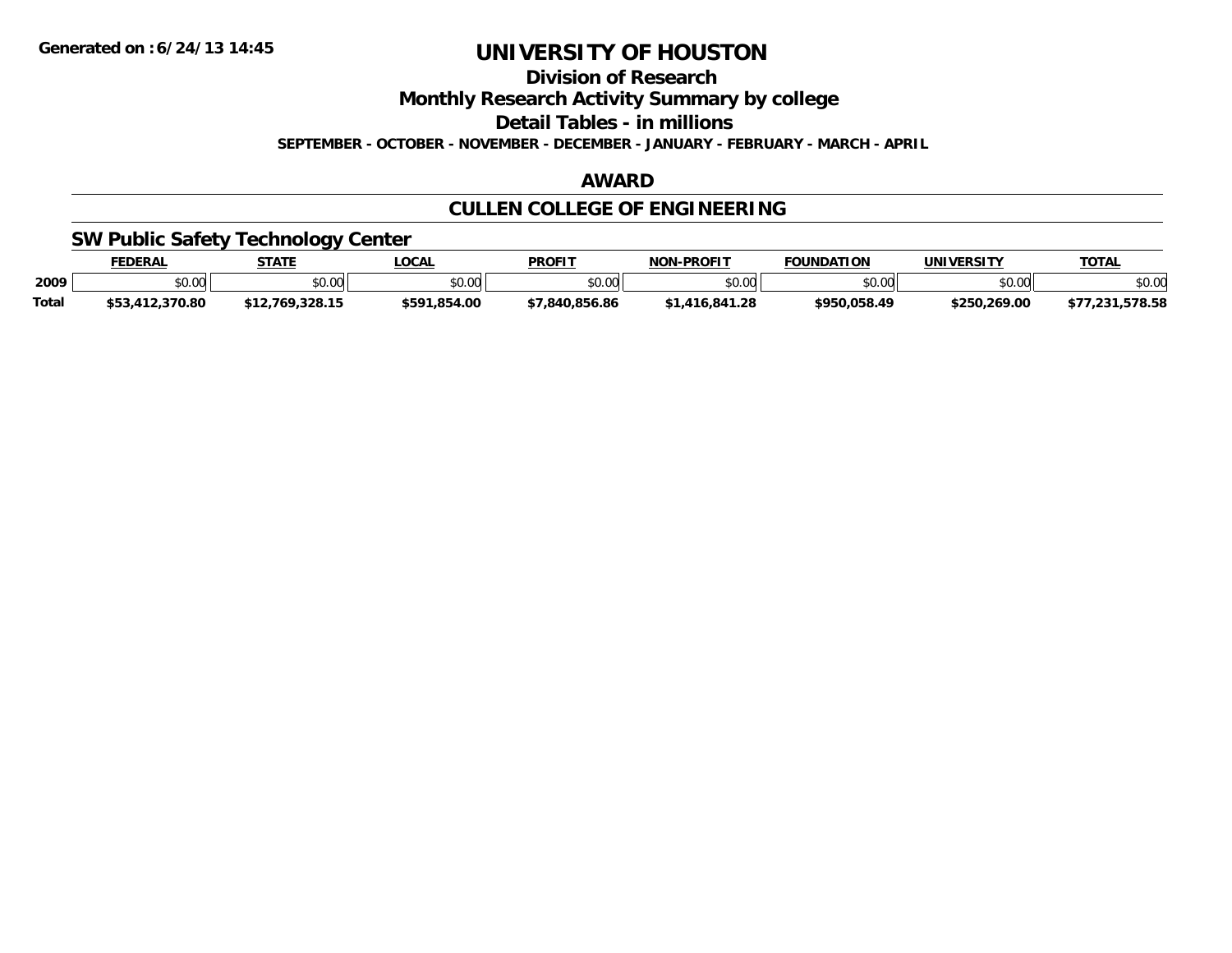**Generated on :6/24/13 14:45**

# UNIVERSITY OF HOUSTON

## Division of Research

## Monthly Research Activity Summary by college

## Detail Tables - in millions

**SEPTEMBER - OCTOBER - NOVEMBER - DECEMBER - JANUARY - FEBRUARY - MARCH - APRIL**

## AWARD

## CULLEN COLLEGE OF ENGINEERING

### SW Public Safety Technology Center

| | FEDERAL | STATE | LOCAL | PROFIT | NON-PROFIT | FOUNDATION | UNIVERSITY | TOTAL |
|---|---|---|---|---|---|---|---|---|
| 2009 | $0.00 | $0.00 | $0.00 | $0.00 | $0.00 | $0.00 | $0.00 | $0.00 |
| Total | $53,412,370.80 | $12,769,328.15 | $591,854.00 | $7,840,856.86 | $1,416,841.28 | $950,058.49 | $250,269.00 | $77,231,578.58 |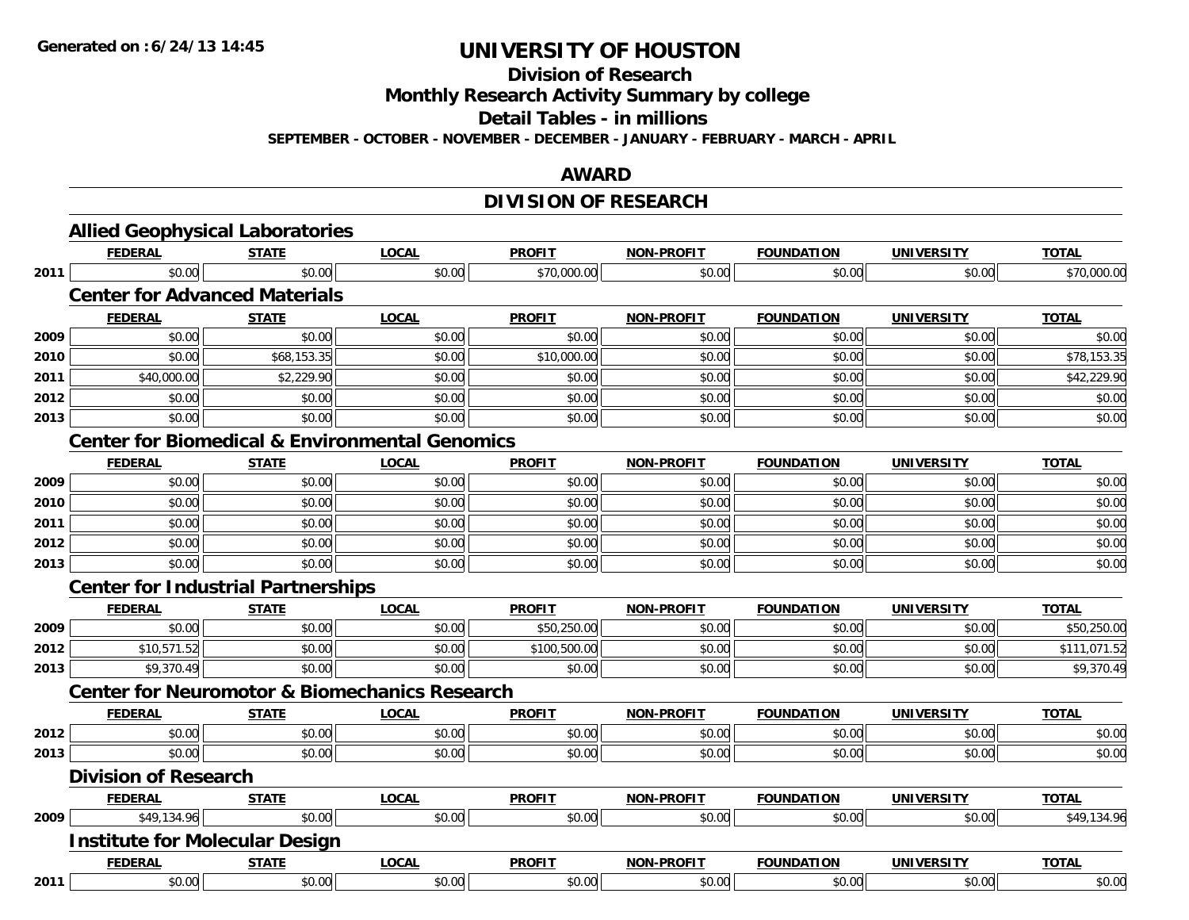**Generated on :6/24/13 14:45**

# UNIVERSITY OF HOUSTON

## Division of Research

## Monthly Research Activity Summary by college

## Detail Tables - in millions

**SEPTEMBER - OCTOBER - NOVEMBER - DECEMBER - JANUARY - FEBRUARY - MARCH - APRIL**

## AWARD

## DIVISION OF RESEARCH

### Allied Geophysical Laboratories

| | FEDERAL | STATE | LOCAL | PROFIT | NON-PROFIT | FOUNDATION | UNIVERSITY | TOTAL |
|---|---|---|---|---|---|---|---|---|
| 2011 | $0.00 | $0.00 | $0.00 | $70,000.00 | $0.00 | $0.00 | $0.00 | $70,000.00 |

### Center for Advanced Materials

| | FEDERAL | STATE | LOCAL | PROFIT | NON-PROFIT | FOUNDATION | UNIVERSITY | TOTAL |
|---|---|---|---|---|---|---|---|---|
| 2009 | $0.00 | $0.00 | $0.00 | $0.00 | $0.00 | $0.00 | $0.00 | $0.00 |
| 2010 | $0.00 | $68,153.35 | $0.00 | $10,000.00 | $0.00 | $0.00 | $0.00 | $78,153.35 |
| 2011 | $40,000.00 | $2,229.90 | $0.00 | $0.00 | $0.00 | $0.00 | $0.00 | $42,229.90 |
| 2012 | $0.00 | $0.00 | $0.00 | $0.00 | $0.00 | $0.00 | $0.00 | $0.00 |
| 2013 | $0.00 | $0.00 | $0.00 | $0.00 | $0.00 | $0.00 | $0.00 | $0.00 |

### Center for Biomedical & Environmental Genomics

| | FEDERAL | STATE | LOCAL | PROFIT | NON-PROFIT | FOUNDATION | UNIVERSITY | TOTAL |
|---|---|---|---|---|---|---|---|---|
| 2009 | $0.00 | $0.00 | $0.00 | $0.00 | $0.00 | $0.00 | $0.00 | $0.00 |
| 2010 | $0.00 | $0.00 | $0.00 | $0.00 | $0.00 | $0.00 | $0.00 | $0.00 |
| 2011 | $0.00 | $0.00 | $0.00 | $0.00 | $0.00 | $0.00 | $0.00 | $0.00 |
| 2012 | $0.00 | $0.00 | $0.00 | $0.00 | $0.00 | $0.00 | $0.00 | $0.00 |
| 2013 | $0.00 | $0.00 | $0.00 | $0.00 | $0.00 | $0.00 | $0.00 | $0.00 |

### Center for Industrial Partnerships

| | FEDERAL | STATE | LOCAL | PROFIT | NON-PROFIT | FOUNDATION | UNIVERSITY | TOTAL |
|---|---|---|---|---|---|---|---|---|
| 2009 | $0.00 | $0.00 | $0.00 | $50,250.00 | $0.00 | $0.00 | $0.00 | $50,250.00 |
| 2012 | $10,571.52 | $0.00 | $0.00 | $100,500.00 | $0.00 | $0.00 | $0.00 | $111,071.52 |
| 2013 | $9,370.49 | $0.00 | $0.00 | $0.00 | $0.00 | $0.00 | $0.00 | $9,370.49 |

### Center for Neuromotor & Biomechanics Research

| | FEDERAL | STATE | LOCAL | PROFIT | NON-PROFIT | FOUNDATION | UNIVERSITY | TOTAL |
|---|---|---|---|---|---|---|---|---|
| 2012 | $0.00 | $0.00 | $0.00 | $0.00 | $0.00 | $0.00 | $0.00 | $0.00 |
| 2013 | $0.00 | $0.00 | $0.00 | $0.00 | $0.00 | $0.00 | $0.00 | $0.00 |

### Division of Research

| | FEDERAL | STATE | LOCAL | PROFIT | NON-PROFIT | FOUNDATION | UNIVERSITY | TOTAL |
|---|---|---|---|---|---|---|---|---|
| 2009 | $49,134.96 | $0.00 | $0.00 | $0.00 | $0.00 | $0.00 | $0.00 | $49,134.96 |

### Institute for Molecular Design

| | FEDERAL | STATE | LOCAL | PROFIT | NON-PROFIT | FOUNDATION | UNIVERSITY | TOTAL |
|---|---|---|---|---|---|---|---|---|
| 2011 | $0.00 | $0.00 | $0.00 | $0.00 | $0.00 | $0.00 | $0.00 | $0.00 |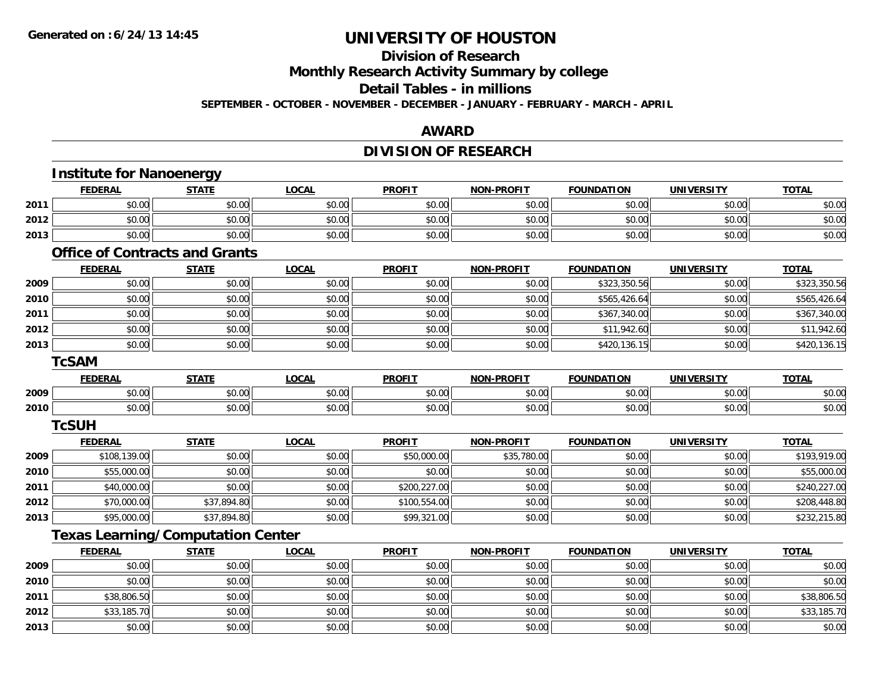**Generated on :6/24/13 14:45**

# UNIVERSITY OF HOUSTON

## Division of Research

## Monthly Research Activity Summary by college

## Detail Tables - in millions

**SEPTEMBER - OCTOBER - NOVEMBER - DECEMBER - JANUARY - FEBRUARY - MARCH - APRIL**

## AWARD

## DIVISION OF RESEARCH

### Institute for Nanoenergy

| | FEDERAL | STATE | LOCAL | PROFIT | NON-PROFIT | FOUNDATION | UNIVERSITY | TOTAL |
|---|---|---|---|---|---|---|---|---|
| 2011 | $0.00 | $0.00 | $0.00 | $0.00 | $0.00 | $0.00 | $0.00 | $0.00 |
| 2012 | $0.00 | $0.00 | $0.00 | $0.00 | $0.00 | $0.00 | $0.00 | $0.00 |
| 2013 | $0.00 | $0.00 | $0.00 | $0.00 | $0.00 | $0.00 | $0.00 | $0.00 |

### Office of Contracts and Grants

| | FEDERAL | STATE | LOCAL | PROFIT | NON-PROFIT | FOUNDATION | UNIVERSITY | TOTAL |
|---|---|---|---|---|---|---|---|---|
| 2009 | $0.00 | $0.00 | $0.00 | $0.00 | $0.00 | $323,350.56 | $0.00 | $323,350.56 |
| 2010 | $0.00 | $0.00 | $0.00 | $0.00 | $0.00 | $565,426.64 | $0.00 | $565,426.64 |
| 2011 | $0.00 | $0.00 | $0.00 | $0.00 | $0.00 | $367,340.00 | $0.00 | $367,340.00 |
| 2012 | $0.00 | $0.00 | $0.00 | $0.00 | $0.00 | $11,942.60 | $0.00 | $11,942.60 |
| 2013 | $0.00 | $0.00 | $0.00 | $0.00 | $0.00 | $420,136.15 | $0.00 | $420,136.15 |

### TcSAM

| | FEDERAL | STATE | LOCAL | PROFIT | NON-PROFIT | FOUNDATION | UNIVERSITY | TOTAL |
|---|---|---|---|---|---|---|---|---|
| 2009 | $0.00 | $0.00 | $0.00 | $0.00 | $0.00 | $0.00 | $0.00 | $0.00 |
| 2010 | $0.00 | $0.00 | $0.00 | $0.00 | $0.00 | $0.00 | $0.00 | $0.00 |

### TcSUH

| | FEDERAL | STATE | LOCAL | PROFIT | NON-PROFIT | FOUNDATION | UNIVERSITY | TOTAL |
|---|---|---|---|---|---|---|---|---|
| 2009 | $108,139.00 | $0.00 | $0.00 | $50,000.00 | $35,780.00 | $0.00 | $0.00 | $193,919.00 |
| 2010 | $55,000.00 | $0.00 | $0.00 | $0.00 | $0.00 | $0.00 | $0.00 | $55,000.00 |
| 2011 | $40,000.00 | $0.00 | $0.00 | $200,227.00 | $0.00 | $0.00 | $0.00 | $240,227.00 |
| 2012 | $70,000.00 | $37,894.80 | $0.00 | $100,554.00 | $0.00 | $0.00 | $0.00 | $208,448.80 |
| 2013 | $95,000.00 | $37,894.80 | $0.00 | $99,321.00 | $0.00 | $0.00 | $0.00 | $232,215.80 |

### Texas Learning/Computation Center

| | FEDERAL | STATE | LOCAL | PROFIT | NON-PROFIT | FOUNDATION | UNIVERSITY | TOTAL |
|---|---|---|---|---|---|---|---|---|
| 2009 | $0.00 | $0.00 | $0.00 | $0.00 | $0.00 | $0.00 | $0.00 | $0.00 |
| 2010 | $0.00 | $0.00 | $0.00 | $0.00 | $0.00 | $0.00 | $0.00 | $0.00 |
| 2011 | $38,806.50 | $0.00 | $0.00 | $0.00 | $0.00 | $0.00 | $0.00 | $38,806.50 |
| 2012 | $33,185.70 | $0.00 | $0.00 | $0.00 | $0.00 | $0.00 | $0.00 | $33,185.70 |
| 2013 | $0.00 | $0.00 | $0.00 | $0.00 | $0.00 | $0.00 | $0.00 | $0.00 |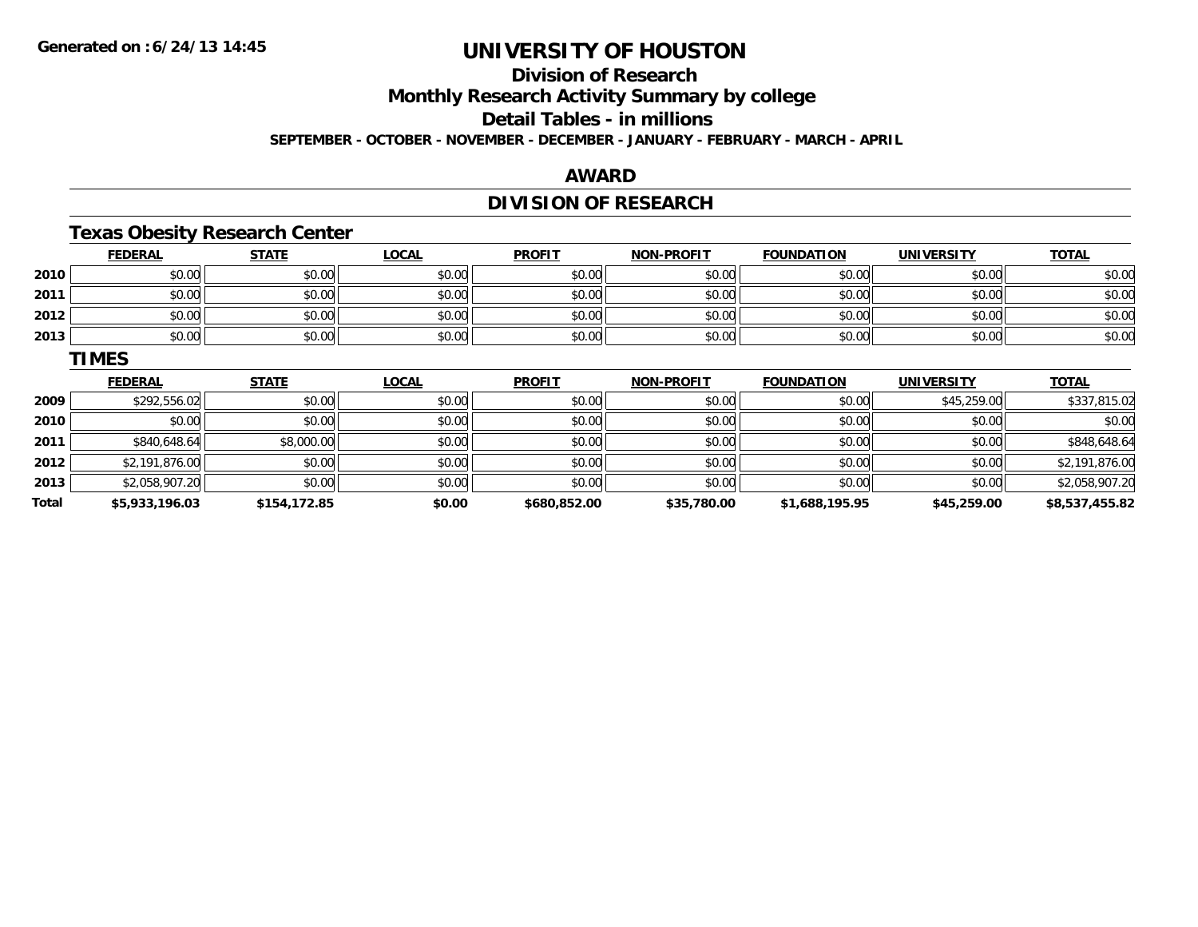# UNIVERSITY OF HOUSTON

## Division of Research

## Monthly Research Activity Summary by college

## Detail Tables - in millions

**SEPTEMBER - OCTOBER - NOVEMBER - DECEMBER - JANUARY - FEBRUARY - MARCH - APRIL**

## AWARD

## DIVISION OF RESEARCH

### Texas Obesity Research Center

| | FEDERAL | STATE | LOCAL | PROFIT | NON-PROFIT | FOUNDATION | UNIVERSITY | TOTAL |
|---|---|---|---|---|---|---|---|---|
| 2010 | $0.00 | $0.00 | $0.00 | $0.00 | $0.00 | $0.00 | $0.00 | $0.00 |
| 2011 | $0.00 | $0.00 | $0.00 | $0.00 | $0.00 | $0.00 | $0.00 | $0.00 |
| 2012 | $0.00 | $0.00 | $0.00 | $0.00 | $0.00 | $0.00 | $0.00 | $0.00 |
| 2013 | $0.00 | $0.00 | $0.00 | $0.00 | $0.00 | $0.00 | $0.00 | $0.00 |

### TIMES

| | FEDERAL | STATE | LOCAL | PROFIT | NON-PROFIT | FOUNDATION | UNIVERSITY | TOTAL |
|---|---|---|---|---|---|---|---|---|
| 2009 | $292,556.02 | $0.00 | $0.00 | $0.00 | $0.00 | $0.00 | $45,259.00 | $337,815.02 |
| 2010 | $0.00 | $0.00 | $0.00 | $0.00 | $0.00 | $0.00 | $0.00 | $0.00 |
| 2011 | $840,648.64 | $8,000.00 | $0.00 | $0.00 | $0.00 | $0.00 | $0.00 | $848,648.64 |
| 2012 | $2,191,876.00 | $0.00 | $0.00 | $0.00 | $0.00 | $0.00 | $0.00 | $2,191,876.00 |
| 2013 | $2,058,907.20 | $0.00 | $0.00 | $0.00 | $0.00 | $0.00 | $0.00 | $2,058,907.20 |
| **Total** | **$5,933,196.03** | **$154,172.85** | **$0.00** | **$680,852.00** | **$35,780.00** | **$1,688,195.95** | **$45,259.00** | **$8,537,455.82** |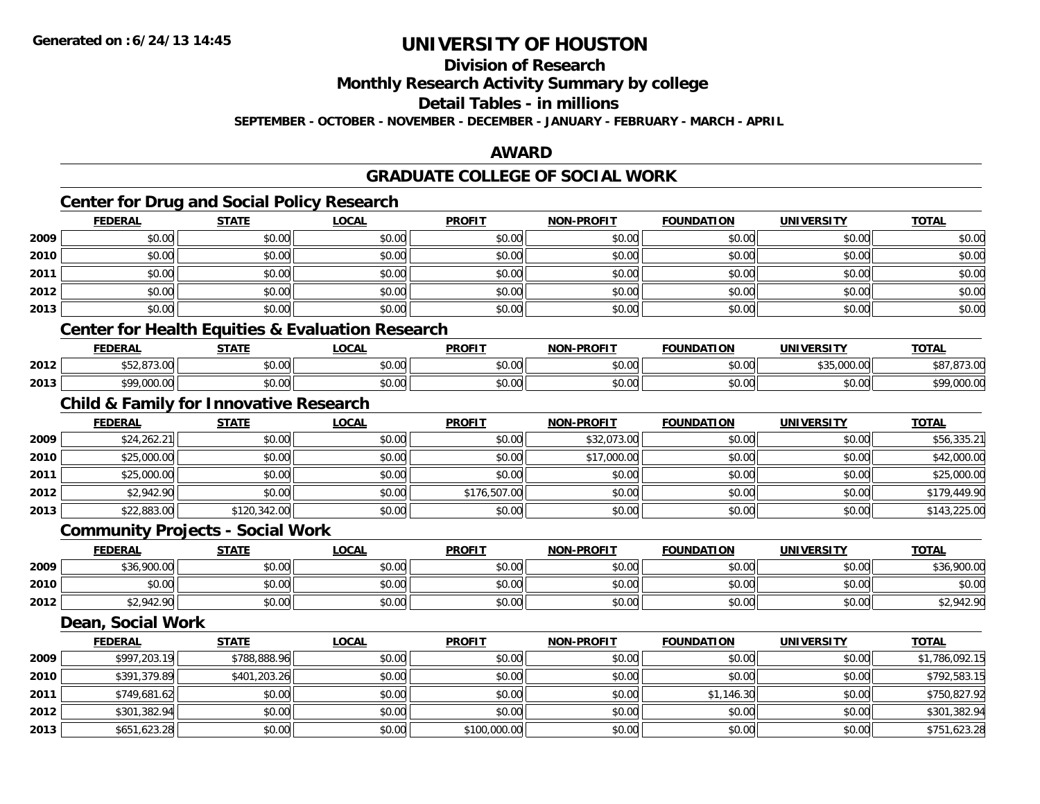# UNIVERSITY OF HOUSTON

## Division of Research

## Monthly Research Activity Summary by college

## Detail Tables - in millions

**SEPTEMBER - OCTOBER - NOVEMBER - DECEMBER - JANUARY - FEBRUARY - MARCH - APRIL**

## AWARD

## GRADUATE COLLEGE OF SOCIAL WORK

### Center for Drug and Social Policy Research

| | FEDERAL | STATE | LOCAL | PROFIT | NON-PROFIT | FOUNDATION | UNIVERSITY | TOTAL |
|---|---|---|---|---|---|---|---|---|
| 2009 | $0.00 | $0.00 | $0.00 | $0.00 | $0.00 | $0.00 | $0.00 | $0.00 |
| 2010 | $0.00 | $0.00 | $0.00 | $0.00 | $0.00 | $0.00 | $0.00 | $0.00 |
| 2011 | $0.00 | $0.00 | $0.00 | $0.00 | $0.00 | $0.00 | $0.00 | $0.00 |
| 2012 | $0.00 | $0.00 | $0.00 | $0.00 | $0.00 | $0.00 | $0.00 | $0.00 |
| 2013 | $0.00 | $0.00 | $0.00 | $0.00 | $0.00 | $0.00 | $0.00 | $0.00 |

### Center for Health Equities & Evaluation Research

| | FEDERAL | STATE | LOCAL | PROFIT | NON-PROFIT | FOUNDATION | UNIVERSITY | TOTAL |
|---|---|---|---|---|---|---|---|---|
| 2012 | $52,873.00 | $0.00 | $0.00 | $0.00 | $0.00 | $0.00 | $35,000.00 | $87,873.00 |
| 2013 | $99,000.00 | $0.00 | $0.00 | $0.00 | $0.00 | $0.00 | $0.00 | $99,000.00 |

### Child & Family for Innovative Research

| | FEDERAL | STATE | LOCAL | PROFIT | NON-PROFIT | FOUNDATION | UNIVERSITY | TOTAL |
|---|---|---|---|---|---|---|---|---|
| 2009 | $24,262.21 | $0.00 | $0.00 | $0.00 | $32,073.00 | $0.00 | $0.00 | $56,335.21 |
| 2010 | $25,000.00 | $0.00 | $0.00 | $0.00 | $17,000.00 | $0.00 | $0.00 | $42,000.00 |
| 2011 | $25,000.00 | $0.00 | $0.00 | $0.00 | $0.00 | $0.00 | $0.00 | $25,000.00 |
| 2012 | $2,942.90 | $0.00 | $0.00 | $176,507.00 | $0.00 | $0.00 | $0.00 | $179,449.90 |
| 2013 | $22,883.00 | $120,342.00 | $0.00 | $0.00 | $0.00 | $0.00 | $0.00 | $143,225.00 |

### Community Projects - Social Work

| | FEDERAL | STATE | LOCAL | PROFIT | NON-PROFIT | FOUNDATION | UNIVERSITY | TOTAL |
|---|---|---|---|---|---|---|---|---|
| 2009 | $36,900.00 | $0.00 | $0.00 | $0.00 | $0.00 | $0.00 | $0.00 | $36,900.00 |
| 2010 | $0.00 | $0.00 | $0.00 | $0.00 | $0.00 | $0.00 | $0.00 | $0.00 |
| 2012 | $2,942.90 | $0.00 | $0.00 | $0.00 | $0.00 | $0.00 | $0.00 | $2,942.90 |

### Dean, Social Work

| | FEDERAL | STATE | LOCAL | PROFIT | NON-PROFIT | FOUNDATION | UNIVERSITY | TOTAL |
|---|---|---|---|---|---|---|---|---|
| 2009 | $997,203.19 | $788,888.96 | $0.00 | $0.00 | $0.00 | $0.00 | $0.00 | $1,786,092.15 |
| 2010 | $391,379.89 | $401,203.26 | $0.00 | $0.00 | $0.00 | $0.00 | $0.00 | $792,583.15 |
| 2011 | $749,681.62 | $0.00 | $0.00 | $0.00 | $0.00 | $1,146.30 | $0.00 | $750,827.92 |
| 2012 | $301,382.94 | $0.00 | $0.00 | $0.00 | $0.00 | $0.00 | $0.00 | $301,382.94 |
| 2013 | $651,623.28 | $0.00 | $0.00 | $100,000.00 | $0.00 | $0.00 | $0.00 | $751,623.28 |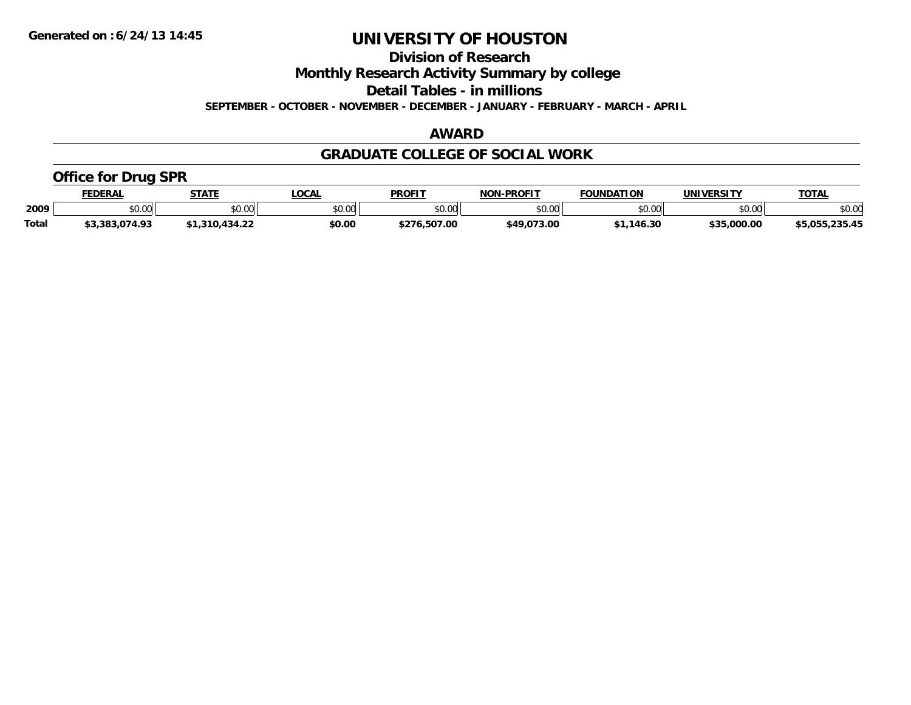Generated on :6/24/13 14:45

# UNIVERSITY OF HOUSTON

## Division of Research

## Monthly Research Activity Summary by college

## Detail Tables - in millions

**SEPTEMBER - OCTOBER - NOVEMBER - DECEMBER - JANUARY - FEBRUARY - MARCH - APRIL**

## AWARD

## GRADUATE COLLEGE OF SOCIAL WORK

### Office for Drug SPR

| | FEDERAL | STATE | LOCAL | PROFIT | NON-PROFIT | FOUNDATION | UNIVERSITY | TOTAL |
|---|---|---|---|---|---|---|---|---|
| 2009 | \$0.00 | \$0.00 | \$0.00 | \$0.00 | \$0.00 | \$0.00 | \$0.00 | \$0.00 |
| **Total** | **\$3,383,074.93** | **\$1,310,434.22** | **\$0.00** | **\$276,507.00** | **\$49,073.00** | **\$1,146.30** | **\$35,000.00** | **\$5,055,235.45** |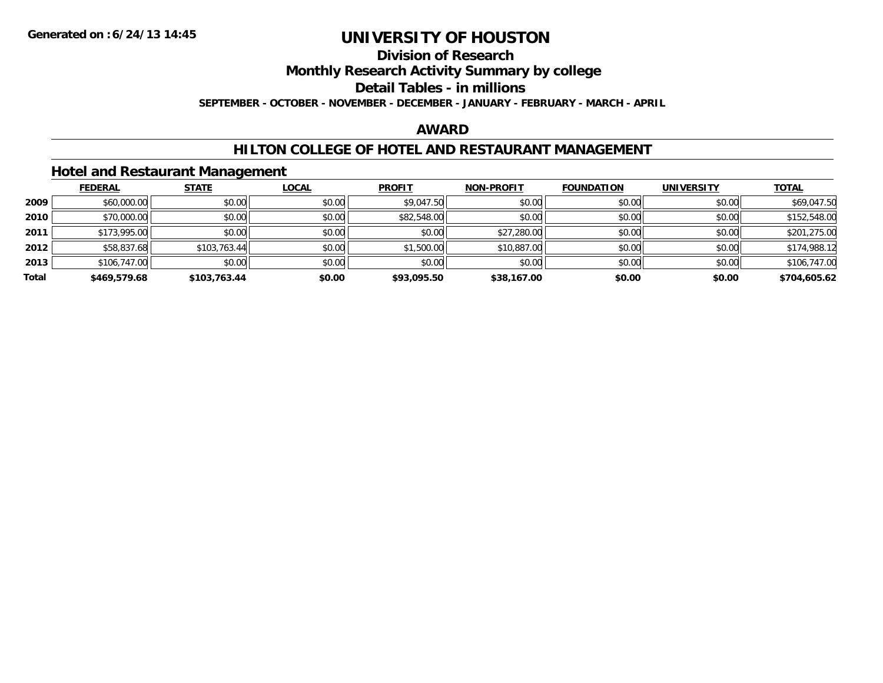**Generated on :6/24/13 14:45**

# UNIVERSITY OF HOUSTON

## Division of Research

## Monthly Research Activity Summary by college

## Detail Tables - in millions

**SEPTEMBER - OCTOBER - NOVEMBER - DECEMBER - JANUARY - FEBRUARY - MARCH - APRIL**

## AWARD

## HILTON COLLEGE OF HOTEL AND RESTAURANT MANAGEMENT

### Hotel and Restaurant Management

| | FEDERAL | STATE | LOCAL | PROFIT | NON-PROFIT | FOUNDATION | UNIVERSITY | TOTAL |
|---|---|---|---|---|---|---|---|---|
| 2009 | $60,000.00 | $0.00 | $0.00 | $9,047.50 | $0.00 | $0.00 | $0.00 | $69,047.50 |
| 2010 | $70,000.00 | $0.00 | $0.00 | $82,548.00 | $0.00 | $0.00 | $0.00 | $152,548.00 |
| 2011 | $173,995.00 | $0.00 | $0.00 | $0.00 | $27,280.00 | $0.00 | $0.00 | $201,275.00 |
| 2012 | $58,837.68 | $103,763.44 | $0.00 | $1,500.00 | $10,887.00 | $0.00 | $0.00 | $174,988.12 |
| 2013 | $106,747.00 | $0.00 | $0.00 | $0.00 | $0.00 | $0.00 | $0.00 | $106,747.00 |
| **Total** | **$469,579.68** | **$103,763.44** | **$0.00** | **$93,095.50** | **$38,167.00** | **$0.00** | **$0.00** | **$704,605.62** |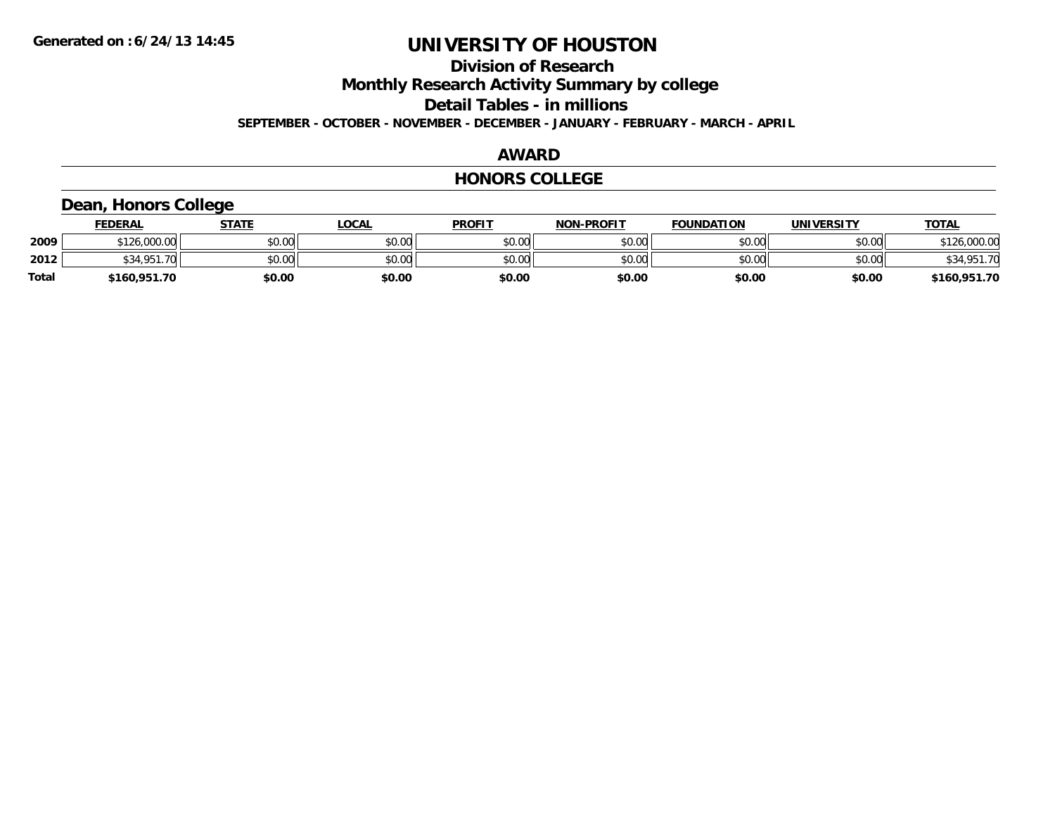Generated on :6/24/13 14:45

# UNIVERSITY OF HOUSTON

## Division of Research

## Monthly Research Activity Summary by college

## Detail Tables - in millions

**SEPTEMBER - OCTOBER - NOVEMBER - DECEMBER - JANUARY - FEBRUARY - MARCH - APRIL**

## AWARD

## HONORS COLLEGE

### Dean, Honors College

| | FEDERAL | STATE | LOCAL | PROFIT | NON-PROFIT | FOUNDATION | UNIVERSITY | TOTAL |
|---|---|---|---|---|---|---|---|---|
| **2009** | $126,000.00 | $0.00 | $0.00 | $0.00 | $0.00 | $0.00 | $0.00 | $126,000.00 |
| **2012** | $34,951.70 | $0.00 | $0.00 | $0.00 | $0.00 | $0.00 | $0.00 | $34,951.70 |
| **Total** | **$160,951.70** | **$0.00** | **$0.00** | **$0.00** | **$0.00** | **$0.00** | **$0.00** | **$160,951.70** |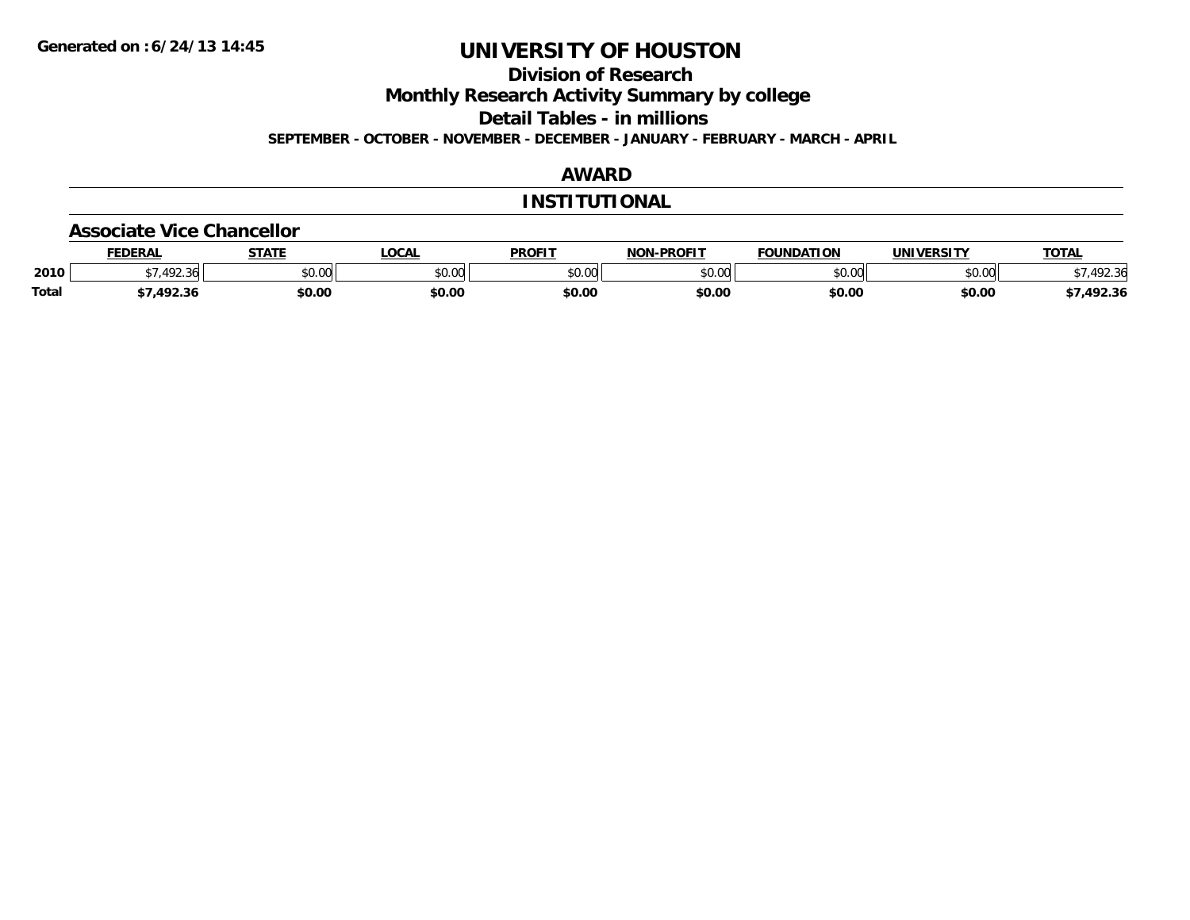Generated on :6/24/13 14:45

# UNIVERSITY OF HOUSTON

## Division of Research

## Monthly Research Activity Summary by college

## Detail Tables - in millions

**SEPTEMBER - OCTOBER - NOVEMBER - DECEMBER - JANUARY - FEBRUARY - MARCH - APRIL**

## AWARD

## INSTITUTIONAL

### Associate Vice Chancellor

| | FEDERAL | STATE | LOCAL | PROFIT | NON-PROFIT | FOUNDATION | UNIVERSITY | TOTAL |
|---|---|---|---|---|---|---|---|---|
| 2010 | $7,492.36 | $0.00 | $0.00 | $0.00 | $0.00 | $0.00 | $0.00 | $7,492.36 |
| Total | $7,492.36 | $0.00 | $0.00 | $0.00 | $0.00 | $0.00 | $0.00 | $7,492.36 |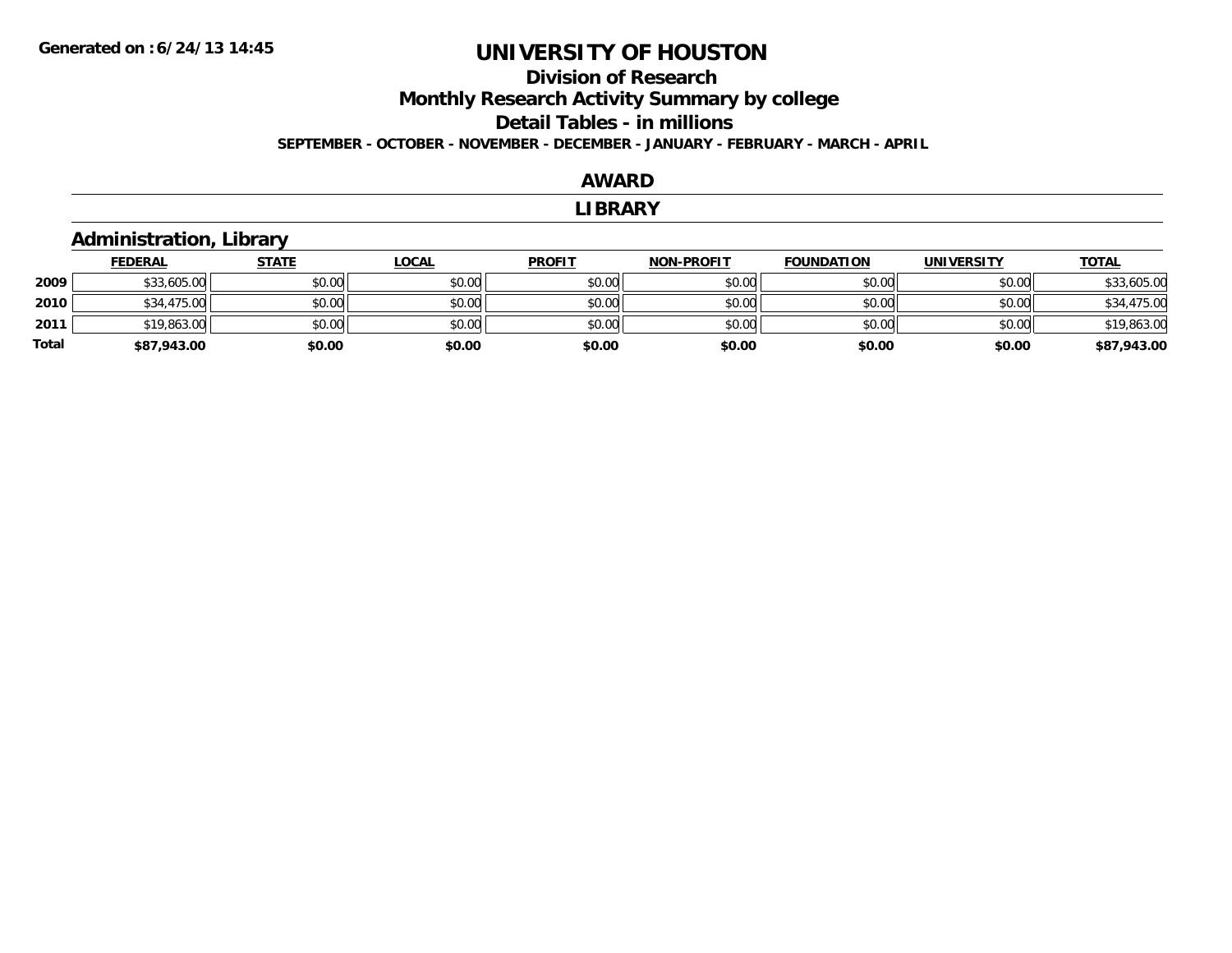# UNIVERSITY OF HOUSTON

## Division of Research

## Monthly Research Activity Summary by college

## Detail Tables - in millions

**SEPTEMBER - OCTOBER - NOVEMBER - DECEMBER - JANUARY - FEBRUARY - MARCH - APRIL**

## AWARD

## LIBRARY

### Administration, Library

| | FEDERAL | STATE | LOCAL | PROFIT | NON-PROFIT | FOUNDATION | UNIVERSITY | TOTAL |
|---|---|---|---|---|---|---|---|---|
| **2009** | $33,605.00 | $0.00 | $0.00 | $0.00 | $0.00 | $0.00 | $0.00 | $33,605.00 |
| **2010** | $34,475.00 | $0.00 | $0.00 | $0.00 | $0.00 | $0.00 | $0.00 | $34,475.00 |
| **2011** | $19,863.00 | $0.00 | $0.00 | $0.00 | $0.00 | $0.00 | $0.00 | $19,863.00 |
| **Total** | **$87,943.00** | **$0.00** | **$0.00** | **$0.00** | **$0.00** | **$0.00** | **$0.00** | **$87,943.00** |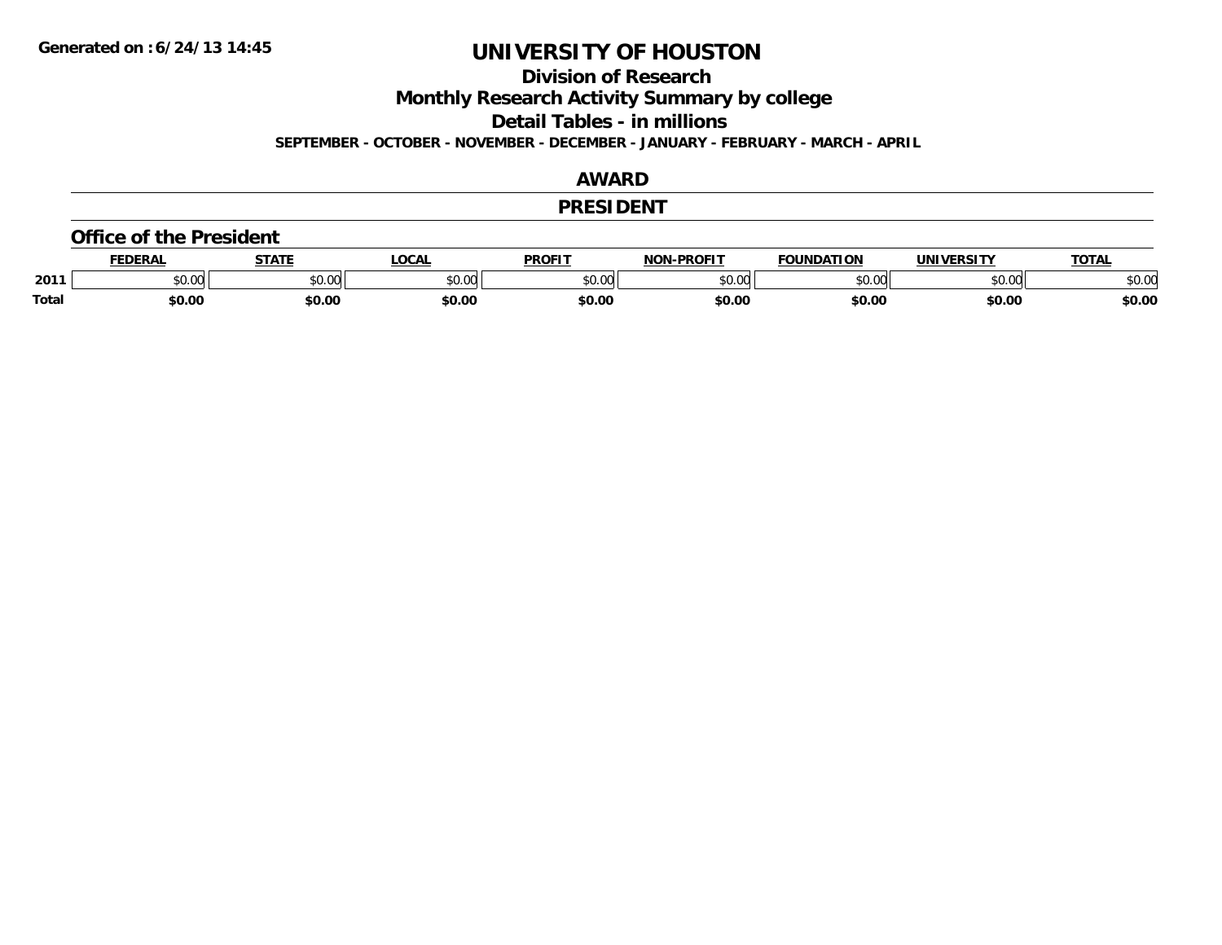Generated on :6/24/13 14:45

# UNIVERSITY OF HOUSTON

## Division of Research

## Monthly Research Activity Summary by college

## Detail Tables - in millions

**SEPTEMBER - OCTOBER - NOVEMBER - DECEMBER - JANUARY - FEBRUARY - MARCH - APRIL**

## AWARD

## PRESIDENT

### Office of the President

| | FEDERAL | STATE | LOCAL | PROFIT | NON-PROFIT | FOUNDATION | UNIVERSITY | TOTAL |
|---|---|---|---|---|---|---|---|---|
| **2011** | $0.00 | $0.00 | $0.00 | $0.00 | $0.00 | $0.00 | $0.00 | $0.00 |
| **Total** | **$0.00** | **$0.00** | **$0.00** | **$0.00** | **$0.00** | **$0.00** | **$0.00** | **$0.00** |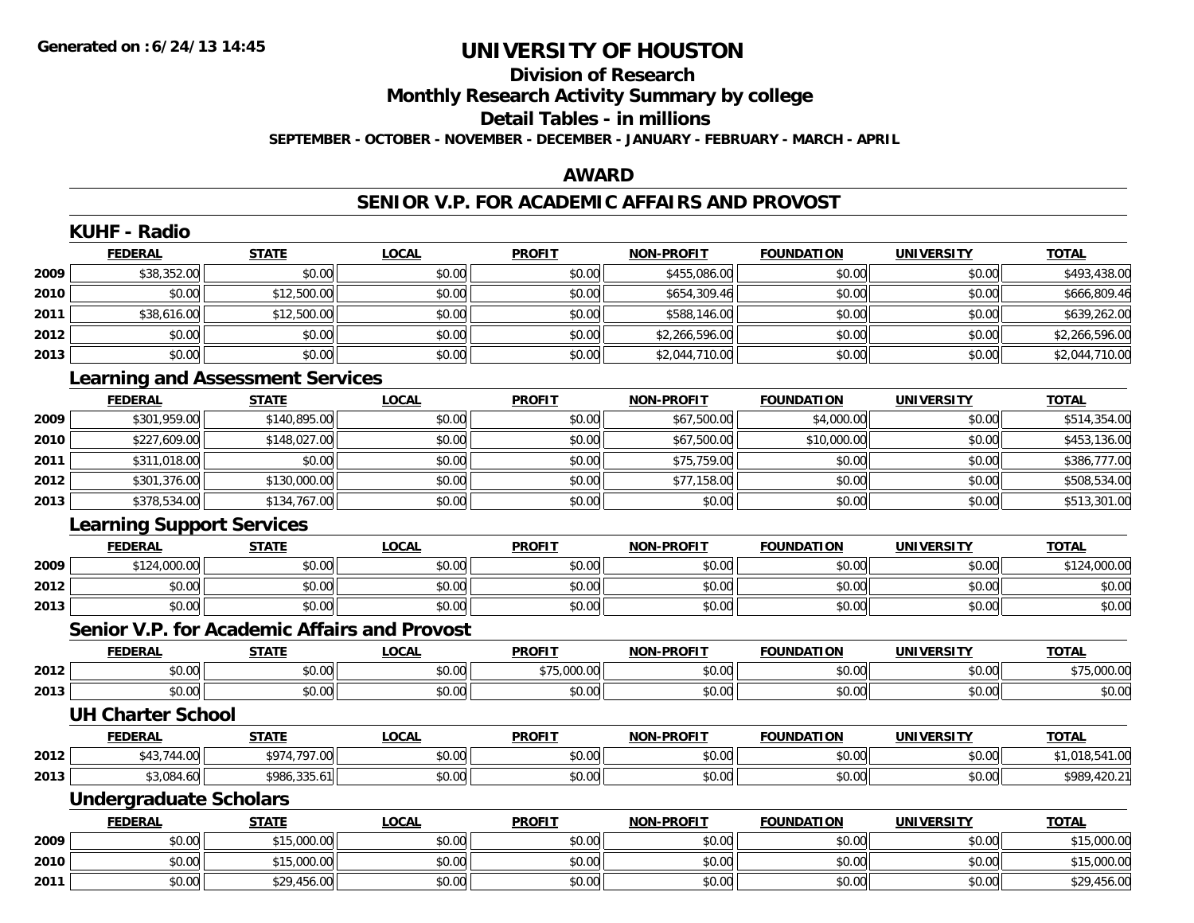# UNIVERSITY OF HOUSTON

## Division of Research

## Monthly Research Activity Summary by college

## Detail Tables - in millions

**SEPTEMBER - OCTOBER - NOVEMBER - DECEMBER - JANUARY - FEBRUARY - MARCH - APRIL**

**Generated on : 6/24/13 14:45**

## AWARD

## SENIOR V.P. FOR ACADEMIC AFFAIRS AND PROVOST

### KUHF - Radio

| | FEDERAL | STATE | LOCAL | PROFIT | NON-PROFIT | FOUNDATION | UNIVERSITY | TOTAL |
|---|---|---|---|---|---|---|---|---|
| 2009 | $38,352.00 | $0.00 | $0.00 | $0.00 | $455,086.00 | $0.00 | $0.00 | $493,438.00 |
| 2010 | $0.00 | $12,500.00 | $0.00 | $0.00 | $654,309.46 | $0.00 | $0.00 | $666,809.46 |
| 2011 | $38,616.00 | $12,500.00 | $0.00 | $0.00 | $588,146.00 | $0.00 | $0.00 | $639,262.00 |
| 2012 | $0.00 | $0.00 | $0.00 | $0.00 | $2,266,596.00 | $0.00 | $0.00 | $2,266,596.00 |
| 2013 | $0.00 | $0.00 | $0.00 | $0.00 | $2,044,710.00 | $0.00 | $0.00 | $2,044,710.00 |

### Learning and Assessment Services

| | FEDERAL | STATE | LOCAL | PROFIT | NON-PROFIT | FOUNDATION | UNIVERSITY | TOTAL |
|---|---|---|---|---|---|---|---|---|
| 2009 | $301,959.00 | $140,895.00 | $0.00 | $0.00 | $67,500.00 | $4,000.00 | $0.00 | $514,354.00 |
| 2010 | $227,609.00 | $148,027.00 | $0.00 | $0.00 | $67,500.00 | $10,000.00 | $0.00 | $453,136.00 |
| 2011 | $311,018.00 | $0.00 | $0.00 | $0.00 | $75,759.00 | $0.00 | $0.00 | $386,777.00 |
| 2012 | $301,376.00 | $130,000.00 | $0.00 | $0.00 | $77,158.00 | $0.00 | $0.00 | $508,534.00 |
| 2013 | $378,534.00 | $134,767.00 | $0.00 | $0.00 | $0.00 | $0.00 | $0.00 | $513,301.00 |

### Learning Support Services

| | FEDERAL | STATE | LOCAL | PROFIT | NON-PROFIT | FOUNDATION | UNIVERSITY | TOTAL |
|---|---|---|---|---|---|---|---|---|
| 2009 | $124,000.00 | $0.00 | $0.00 | $0.00 | $0.00 | $0.00 | $0.00 | $124,000.00 |
| 2012 | $0.00 | $0.00 | $0.00 | $0.00 | $0.00 | $0.00 | $0.00 | $0.00 |
| 2013 | $0.00 | $0.00 | $0.00 | $0.00 | $0.00 | $0.00 | $0.00 | $0.00 |

### Senior V.P. for Academic Affairs and Provost

| | FEDERAL | STATE | LOCAL | PROFIT | NON-PROFIT | FOUNDATION | UNIVERSITY | TOTAL |
|---|---|---|---|---|---|---|---|---|
| 2012 | $0.00 | $0.00 | $0.00 | $75,000.00 | $0.00 | $0.00 | $0.00 | $75,000.00 |
| 2013 | $0.00 | $0.00 | $0.00 | $0.00 | $0.00 | $0.00 | $0.00 | $0.00 |

### UH Charter School

| | FEDERAL | STATE | LOCAL | PROFIT | NON-PROFIT | FOUNDATION | UNIVERSITY | TOTAL |
|---|---|---|---|---|---|---|---|---|
| 2012 | $43,744.00 | $974,797.00 | $0.00 | $0.00 | $0.00 | $0.00 | $0.00 | $1,018,541.00 |
| 2013 | $3,084.60 | $986,335.61 | $0.00 | $0.00 | $0.00 | $0.00 | $0.00 | $989,420.21 |

### Undergraduate Scholars

| | FEDERAL | STATE | LOCAL | PROFIT | NON-PROFIT | FOUNDATION | UNIVERSITY | TOTAL |
|---|---|---|---|---|---|---|---|---|
| 2009 | $0.00 | $15,000.00 | $0.00 | $0.00 | $0.00 | $0.00 | $0.00 | $15,000.00 |
| 2010 | $0.00 | $15,000.00 | $0.00 | $0.00 | $0.00 | $0.00 | $0.00 | $15,000.00 |
| 2011 | $0.00 | $29,456.00 | $0.00 | $0.00 | $0.00 | $0.00 | $0.00 | $29,456.00 |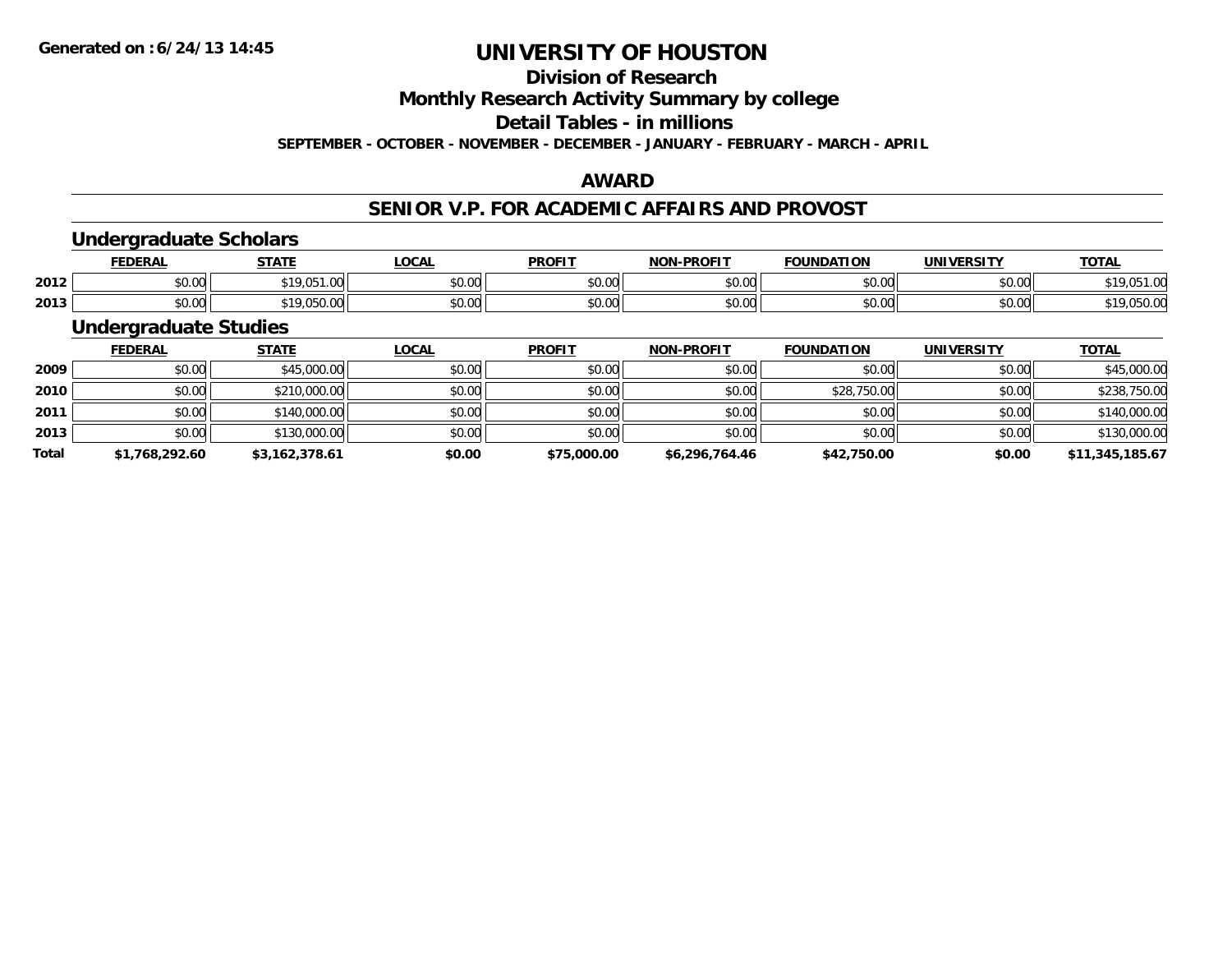# UNIVERSITY OF HOUSTON

## Division of Research

## Monthly Research Activity Summary by college

## Detail Tables - in millions

**SEPTEMBER - OCTOBER - NOVEMBER - DECEMBER - JANUARY - FEBRUARY - MARCH - APRIL**

## AWARD

## SENIOR V.P. FOR ACADEMIC AFFAIRS AND PROVOST

### Undergraduate Scholars

| | FEDERAL | STATE | LOCAL | PROFIT | NON-PROFIT | FOUNDATION | UNIVERSITY | TOTAL |
|---|---|---|---|---|---|---|---|---|
| 2012 | $0.00 | $19,051.00 | $0.00 | $0.00 | $0.00 | $0.00 | $0.00 | $19,051.00 |
| 2013 | $0.00 | $19,050.00 | $0.00 | $0.00 | $0.00 | $0.00 | $0.00 | $19,050.00 |

### Undergraduate Studies

| | FEDERAL | STATE | LOCAL | PROFIT | NON-PROFIT | FOUNDATION | UNIVERSITY | TOTAL |
|---|---|---|---|---|---|---|---|---|
| 2009 | $0.00 | $45,000.00 | $0.00 | $0.00 | $0.00 | $0.00 | $0.00 | $45,000.00 |
| 2010 | $0.00 | $210,000.00 | $0.00 | $0.00 | $0.00 | $28,750.00 | $0.00 | $238,750.00 |
| 2011 | $0.00 | $140,000.00 | $0.00 | $0.00 | $0.00 | $0.00 | $0.00 | $140,000.00 |
| 2013 | $0.00 | $130,000.00 | $0.00 | $0.00 | $0.00 | $0.00 | $0.00 | $130,000.00 |
| **Total** | **$1,768,292.60** | **$3,162,378.61** | **$0.00** | **$75,000.00** | **$6,296,764.46** | **$42,750.00** | **$0.00** | **$11,345,185.67** |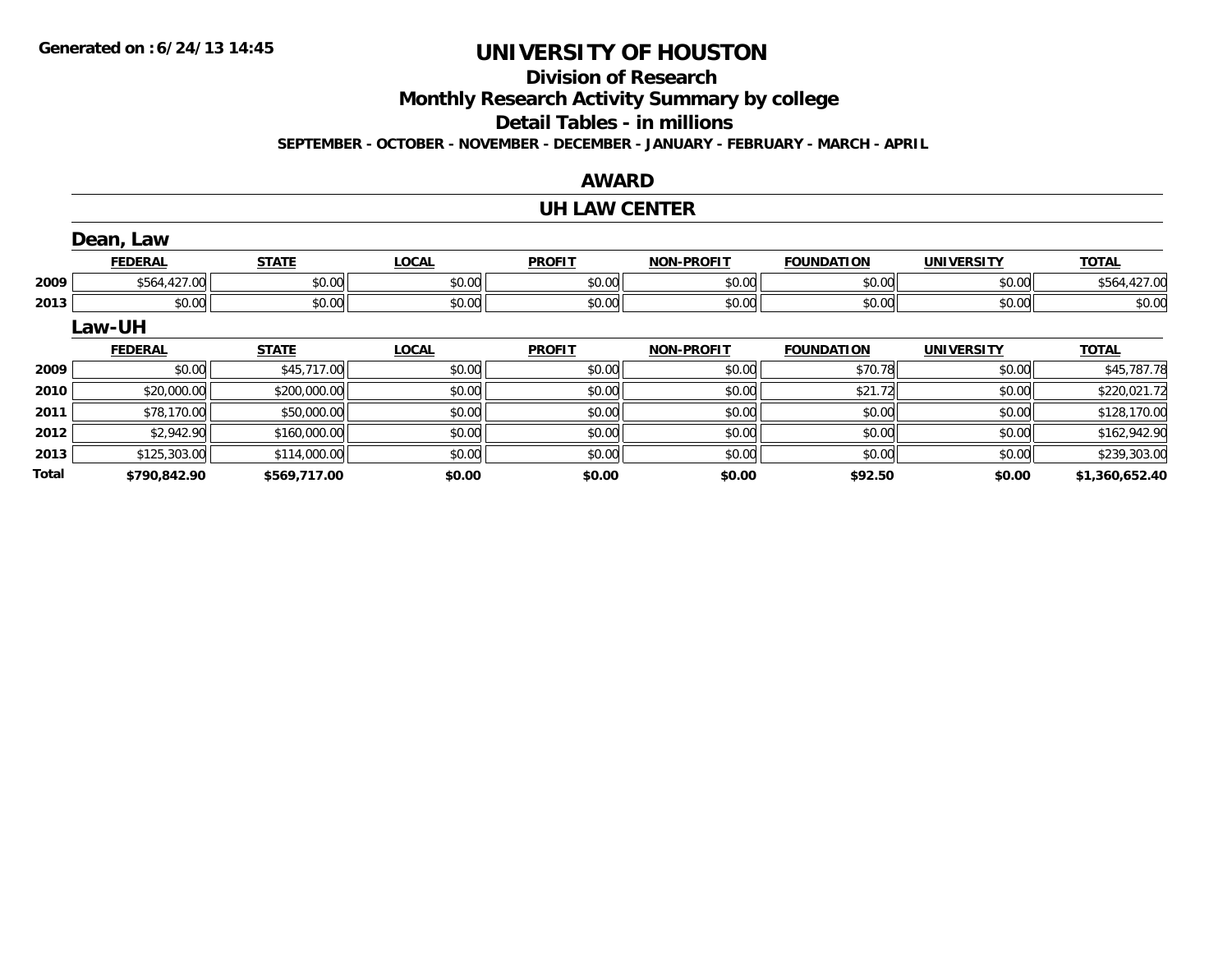Generated on :6/24/13 14:45

# UNIVERSITY OF HOUSTON

## Division of Research

## Monthly Research Activity Summary by college

## Detail Tables - in millions

**SEPTEMBER - OCTOBER - NOVEMBER - DECEMBER - JANUARY - FEBRUARY - MARCH - APRIL**

## AWARD

## UH LAW CENTER

### Dean, Law

| | FEDERAL | STATE | LOCAL | PROFIT | NON-PROFIT | FOUNDATION | UNIVERSITY | TOTAL |
|---|---|---|---|---|---|---|---|---|
| 2009 | $564,427.00 | $0.00 | $0.00 | $0.00 | $0.00 | $0.00 | $0.00 | $564,427.00 |
| 2013 | $0.00 | $0.00 | $0.00 | $0.00 | $0.00 | $0.00 | $0.00 | $0.00 |

### Law-UH

| | FEDERAL | STATE | LOCAL | PROFIT | NON-PROFIT | FOUNDATION | UNIVERSITY | TOTAL |
|---|---|---|---|---|---|---|---|---|
| 2009 | $0.00 | $45,717.00 | $0.00 | $0.00 | $0.00 | $70.78 | $0.00 | $45,787.78 |
| 2010 | $20,000.00 | $200,000.00 | $0.00 | $0.00 | $0.00 | $21.72 | $0.00 | $220,021.72 |
| 2011 | $78,170.00 | $50,000.00 | $0.00 | $0.00 | $0.00 | $0.00 | $0.00 | $128,170.00 |
| 2012 | $2,942.90 | $160,000.00 | $0.00 | $0.00 | $0.00 | $0.00 | $0.00 | $162,942.90 |
| 2013 | $125,303.00 | $114,000.00 | $0.00 | $0.00 | $0.00 | $0.00 | $0.00 | $239,303.00 |
| **Total** | **$790,842.90** | **$569,717.00** | **$0.00** | **$0.00** | **$0.00** | **$92.50** | **$0.00** | **$1,360,652.40** |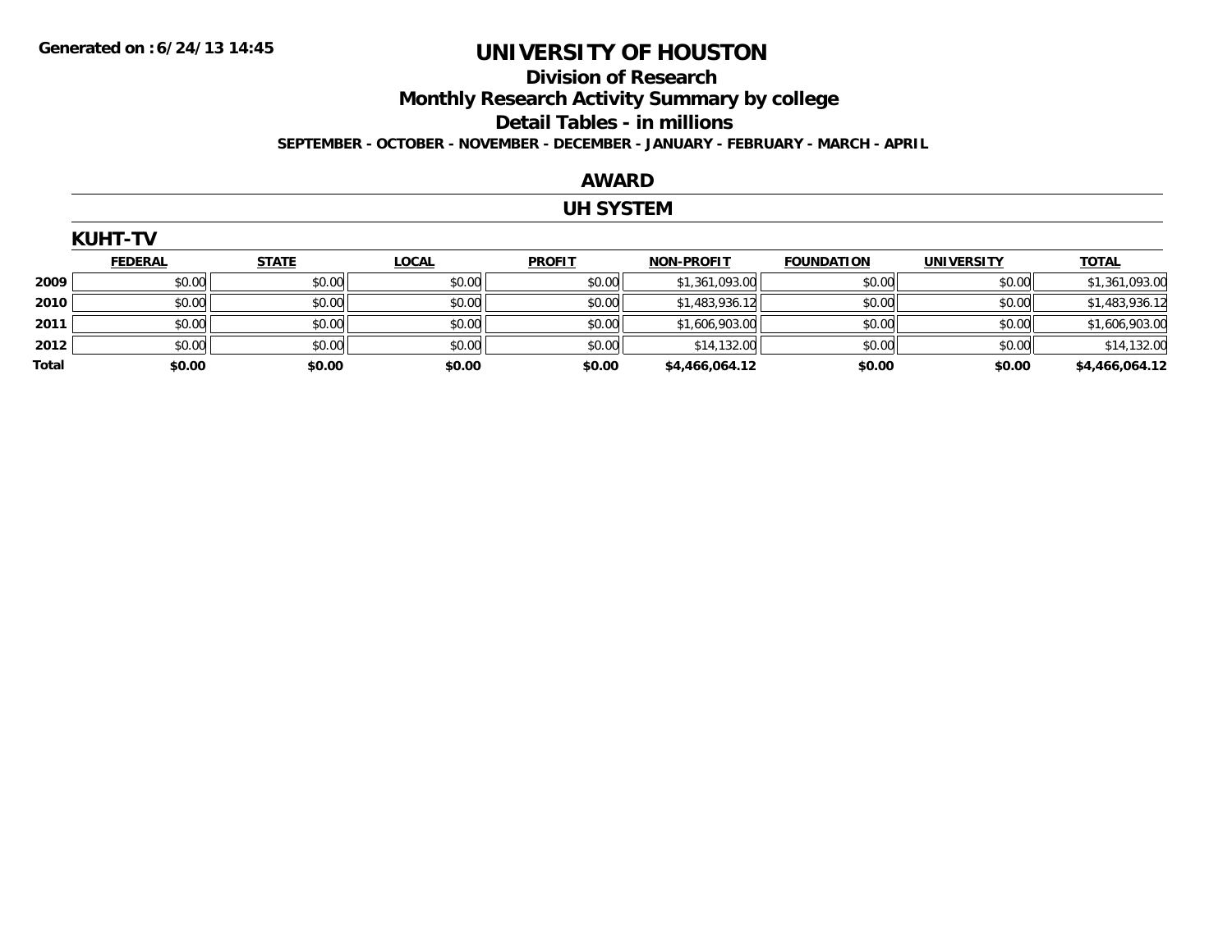Generated on :6/24/13 14:45

# UNIVERSITY OF HOUSTON

## Division of Research

## Monthly Research Activity Summary by college

## Detail Tables - in millions

**SEPTEMBER - OCTOBER - NOVEMBER - DECEMBER - JANUARY - FEBRUARY - MARCH - APRIL**

## AWARD

## UH SYSTEM

### KUHT-TV

| | FEDERAL | STATE | LOCAL | PROFIT | NON-PROFIT | FOUNDATION | UNIVERSITY | TOTAL |
|---|---|---|---|---|---|---|---|---|
| **2009** | $0.00 | $0.00 | $0.00 | $0.00 | $1,361,093.00 | $0.00 | $0.00 | $1,361,093.00 |
| **2010** | $0.00 | $0.00 | $0.00 | $0.00 | $1,483,936.12 | $0.00 | $0.00 | $1,483,936.12 |
| **2011** | $0.00 | $0.00 | $0.00 | $0.00 | $1,606,903.00 | $0.00 | $0.00 | $1,606,903.00 |
| **2012** | $0.00 | $0.00 | $0.00 | $0.00 | $14,132.00 | $0.00 | $0.00 | $14,132.00 |
| **Total** | **$0.00** | **$0.00** | **$0.00** | **$0.00** | **$4,466,064.12** | **$0.00** | **$0.00** | **$4,466,064.12** |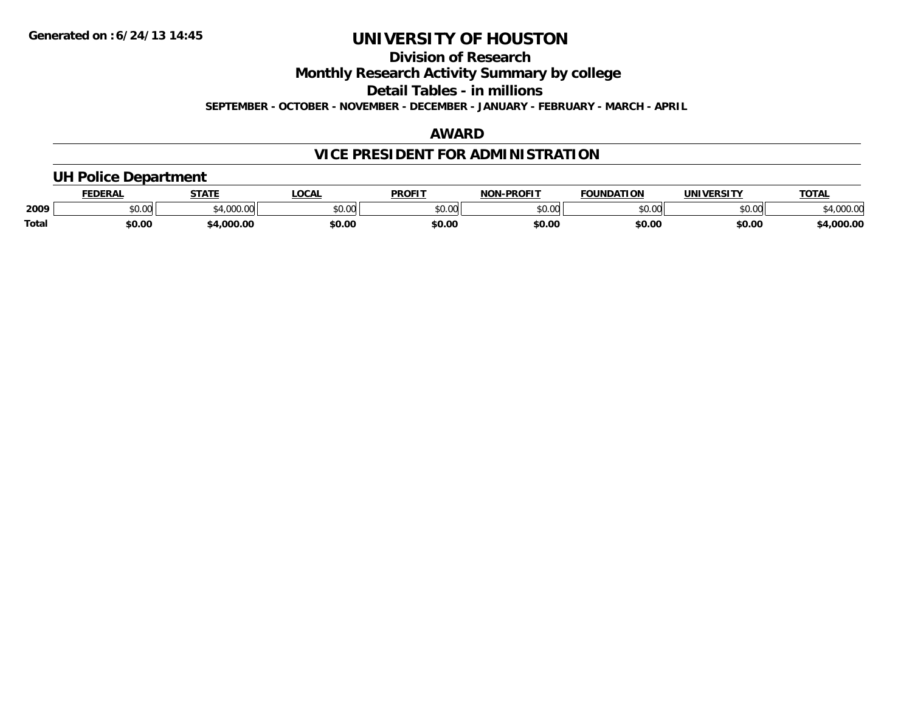**Generated on :6/24/13 14:45**

# UNIVERSITY OF HOUSTON

## Division of Research

## Monthly Research Activity Summary by college

## Detail Tables - in millions

**SEPTEMBER - OCTOBER - NOVEMBER - DECEMBER - JANUARY - FEBRUARY - MARCH - APRIL**

## AWARD

## VICE PRESIDENT FOR ADMINISTRATION

### UH Police Department

| | FEDERAL | STATE | LOCAL | PROFIT | NON-PROFIT | FOUNDATION | UNIVERSITY | TOTAL |
|---|---|---|---|---|---|---|---|---|
| 2009 | $0.00 | $4,000.00 | $0.00 | $0.00 | $0.00 | $0.00 | $0.00 | $4,000.00 |
| **Total** | **$0.00** | **$4,000.00** | **$0.00** | **$0.00** | **$0.00** | **$0.00** | **$0.00** | **$4,000.00** |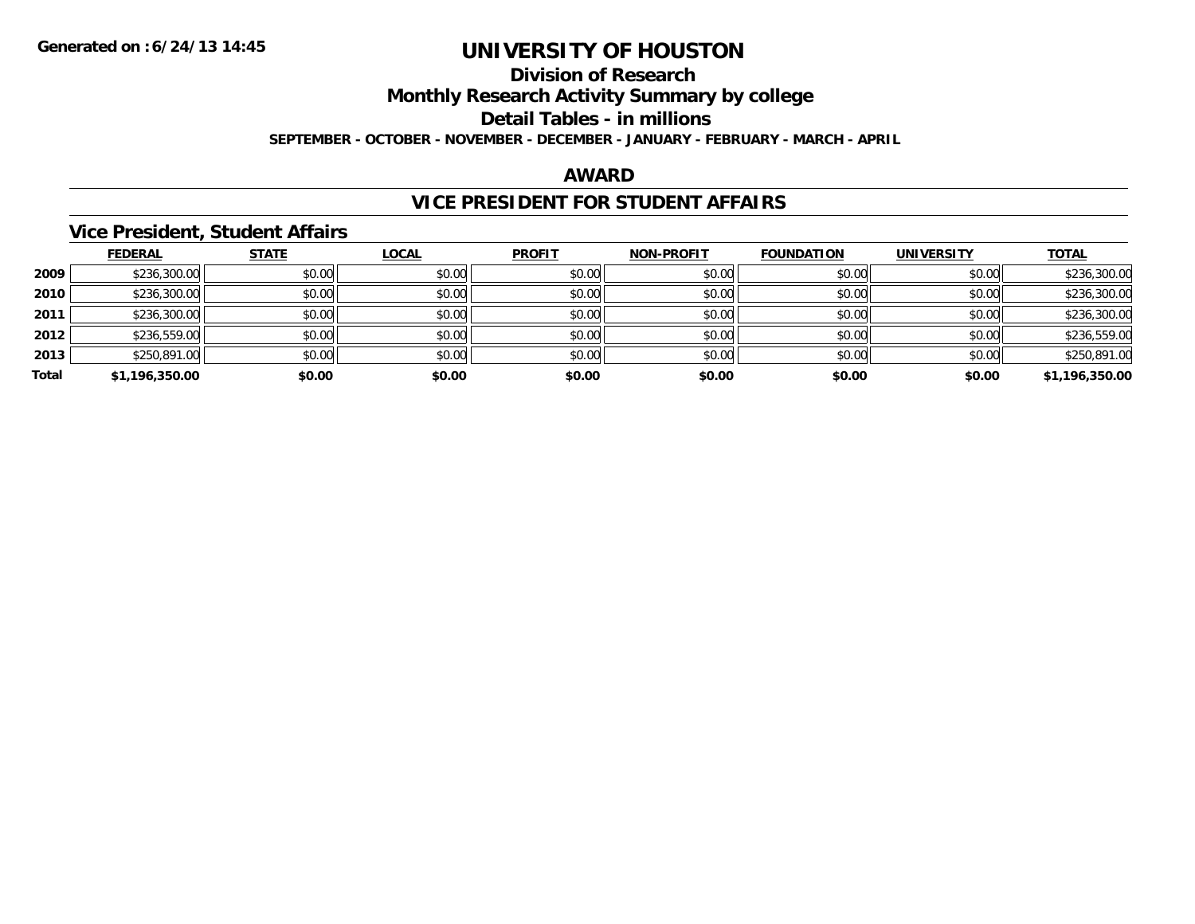**Generated on :6/24/13 14:45**

# UNIVERSITY OF HOUSTON

## Division of Research

## Monthly Research Activity Summary by college

## Detail Tables - in millions

**SEPTEMBER - OCTOBER - NOVEMBER - DECEMBER - JANUARY - FEBRUARY - MARCH - APRIL**

## AWARD

## VICE PRESIDENT FOR STUDENT AFFAIRS

### Vice President, Student Affairs

| | FEDERAL | STATE | LOCAL | PROFIT | NON-PROFIT | FOUNDATION | UNIVERSITY | TOTAL |
|---|---|---|---|---|---|---|---|---|
| 2009 | $236,300.00 | $0.00 | $0.00 | $0.00 | $0.00 | $0.00 | $0.00 | $236,300.00 |
| 2010 | $236,300.00 | $0.00 | $0.00 | $0.00 | $0.00 | $0.00 | $0.00 | $236,300.00 |
| 2011 | $236,300.00 | $0.00 | $0.00 | $0.00 | $0.00 | $0.00 | $0.00 | $236,300.00 |
| 2012 | $236,559.00 | $0.00 | $0.00 | $0.00 | $0.00 | $0.00 | $0.00 | $236,559.00 |
| 2013 | $250,891.00 | $0.00 | $0.00 | $0.00 | $0.00 | $0.00 | $0.00 | $250,891.00 |
| **Total** | **$1,196,350.00** | **$0.00** | **$0.00** | **$0.00** | **$0.00** | **$0.00** | **$0.00** | **$1,196,350.00** |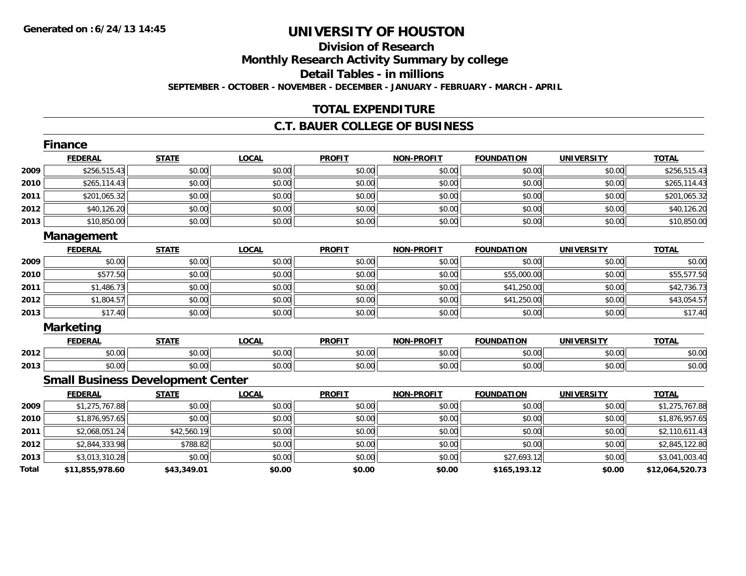# UNIVERSITY OF HOUSTON

## Division of Research

## Monthly Research Activity Summary by college

## Detail Tables - in millions

**SEPTEMBER - OCTOBER - NOVEMBER - DECEMBER - JANUARY - FEBRUARY - MARCH - APRIL**

## TOTAL EXPENDITURE

## C.T. BAUER COLLEGE OF BUSINESS

### Finance

| | FEDERAL | STATE | LOCAL | PROFIT | NON-PROFIT | FOUNDATION | UNIVERSITY | TOTAL |
|---|---|---|---|---|---|---|---|---|
| 2009 | $256,515.43 | $0.00 | $0.00 | $0.00 | $0.00 | $0.00 | $0.00 | $256,515.43 |
| 2010 | $265,114.43 | $0.00 | $0.00 | $0.00 | $0.00 | $0.00 | $0.00 | $265,114.43 |
| 2011 | $201,065.32 | $0.00 | $0.00 | $0.00 | $0.00 | $0.00 | $0.00 | $201,065.32 |
| 2012 | $40,126.20 | $0.00 | $0.00 | $0.00 | $0.00 | $0.00 | $0.00 | $40,126.20 |
| 2013 | $10,850.00 | $0.00 | $0.00 | $0.00 | $0.00 | $0.00 | $0.00 | $10,850.00 |

### Management

| | FEDERAL | STATE | LOCAL | PROFIT | NON-PROFIT | FOUNDATION | UNIVERSITY | TOTAL |
|---|---|---|---|---|---|---|---|---|
| 2009 | $0.00 | $0.00 | $0.00 | $0.00 | $0.00 | $0.00 | $0.00 | $0.00 |
| 2010 | $577.50 | $0.00 | $0.00 | $0.00 | $0.00 | $55,000.00 | $0.00 | $55,577.50 |
| 2011 | $1,486.73 | $0.00 | $0.00 | $0.00 | $0.00 | $41,250.00 | $0.00 | $42,736.73 |
| 2012 | $1,804.57 | $0.00 | $0.00 | $0.00 | $0.00 | $41,250.00 | $0.00 | $43,054.57 |
| 2013 | $17.40 | $0.00 | $0.00 | $0.00 | $0.00 | $0.00 | $0.00 | $17.40 |

### Marketing

| | FEDERAL | STATE | LOCAL | PROFIT | NON-PROFIT | FOUNDATION | UNIVERSITY | TOTAL |
|---|---|---|---|---|---|---|---|---|
| 2012 | $0.00 | $0.00 | $0.00 | $0.00 | $0.00 | $0.00 | $0.00 | $0.00 |
| 2013 | $0.00 | $0.00 | $0.00 | $0.00 | $0.00 | $0.00 | $0.00 | $0.00 |

### Small Business Development Center

| | FEDERAL | STATE | LOCAL | PROFIT | NON-PROFIT | FOUNDATION | UNIVERSITY | TOTAL |
|---|---|---|---|---|---|---|---|---|
| 2009 | $1,275,767.88 | $0.00 | $0.00 | $0.00 | $0.00 | $0.00 | $0.00 | $1,275,767.88 |
| 2010 | $1,876,957.65 | $0.00 | $0.00 | $0.00 | $0.00 | $0.00 | $0.00 | $1,876,957.65 |
| 2011 | $2,068,051.24 | $42,560.19 | $0.00 | $0.00 | $0.00 | $0.00 | $0.00 | $2,110,611.43 |
| 2012 | $2,844,333.98 | $788.82 | $0.00 | $0.00 | $0.00 | $0.00 | $0.00 | $2,845,122.80 |
| 2013 | $3,013,310.28 | $0.00 | $0.00 | $0.00 | $0.00 | $27,693.12 | $0.00 | $3,041,003.40 |
| **Total** | **$11,855,978.60** | **$43,349.01** | **$0.00** | **$0.00** | **$0.00** | **$165,193.12** | **$0.00** | **$12,064,520.73** |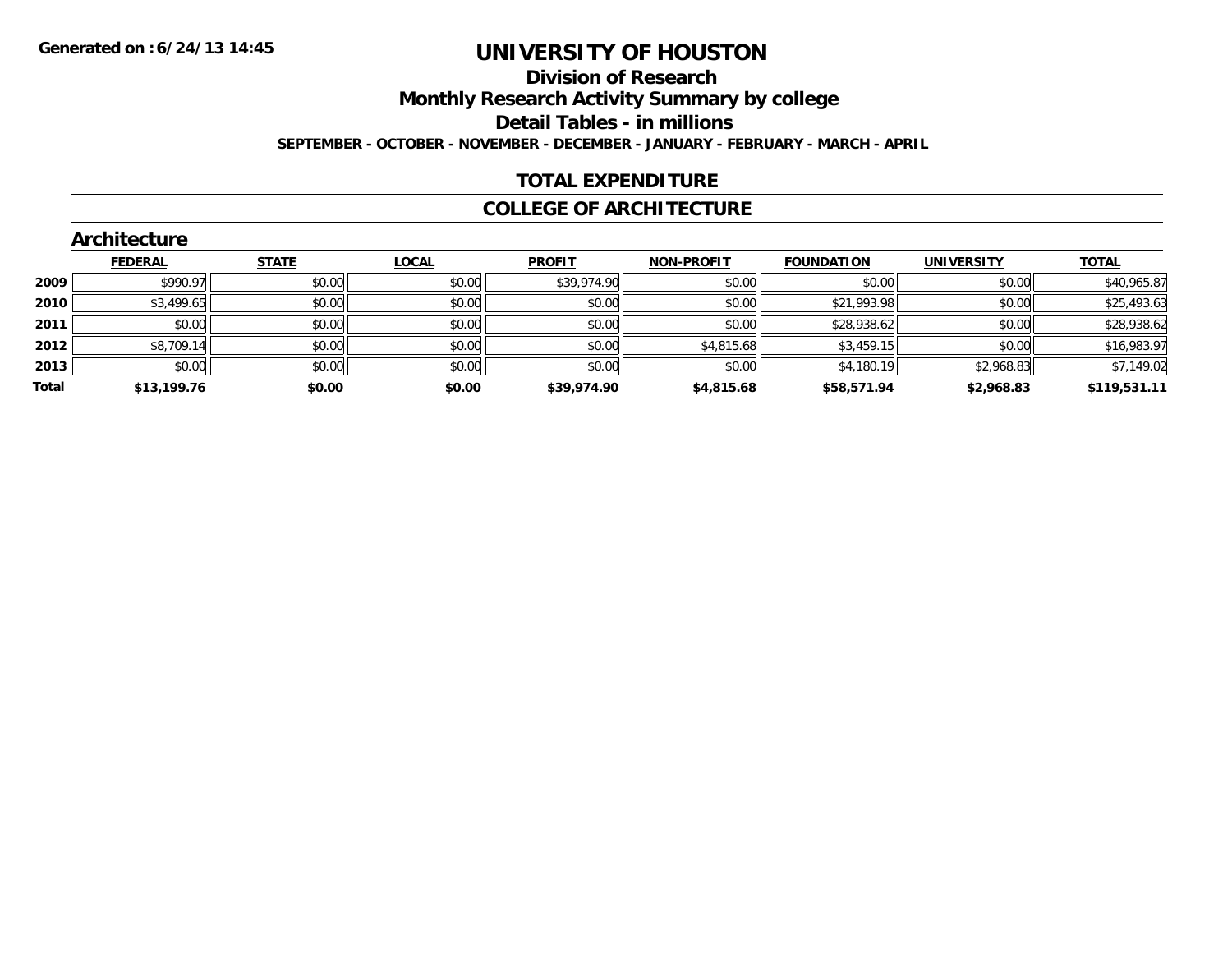Generated on :6/24/13 14:45

# UNIVERSITY OF HOUSTON

## Division of Research

## Monthly Research Activity Summary by college

## Detail Tables - in millions

**SEPTEMBER - OCTOBER - NOVEMBER - DECEMBER - JANUARY - FEBRUARY - MARCH - APRIL**

## TOTAL EXPENDITURE

## COLLEGE OF ARCHITECTURE

### Architecture

| | FEDERAL | STATE | LOCAL | PROFIT | NON-PROFIT | FOUNDATION | UNIVERSITY | TOTAL |
|---|---|---|---|---|---|---|---|---|
| 2009 | $990.97 | $0.00 | $0.00 | $39,974.90 | $0.00 | $0.00 | $0.00 | $40,965.87 |
| 2010 | $3,499.65 | $0.00 | $0.00 | $0.00 | $0.00 | $21,993.98 | $0.00 | $25,493.63 |
| 2011 | $0.00 | $0.00 | $0.00 | $0.00 | $0.00 | $28,938.62 | $0.00 | $28,938.62 |
| 2012 | $8,709.14 | $0.00 | $0.00 | $0.00 | $4,815.68 | $3,459.15 | $0.00 | $16,983.97 |
| 2013 | $0.00 | $0.00 | $0.00 | $0.00 | $0.00 | $4,180.19 | $2,968.83 | $7,149.02 |
| **Total** | **$13,199.76** | **$0.00** | **$0.00** | **$39,974.90** | **$4,815.68** | **$58,571.94** | **$2,968.83** | **$119,531.11** |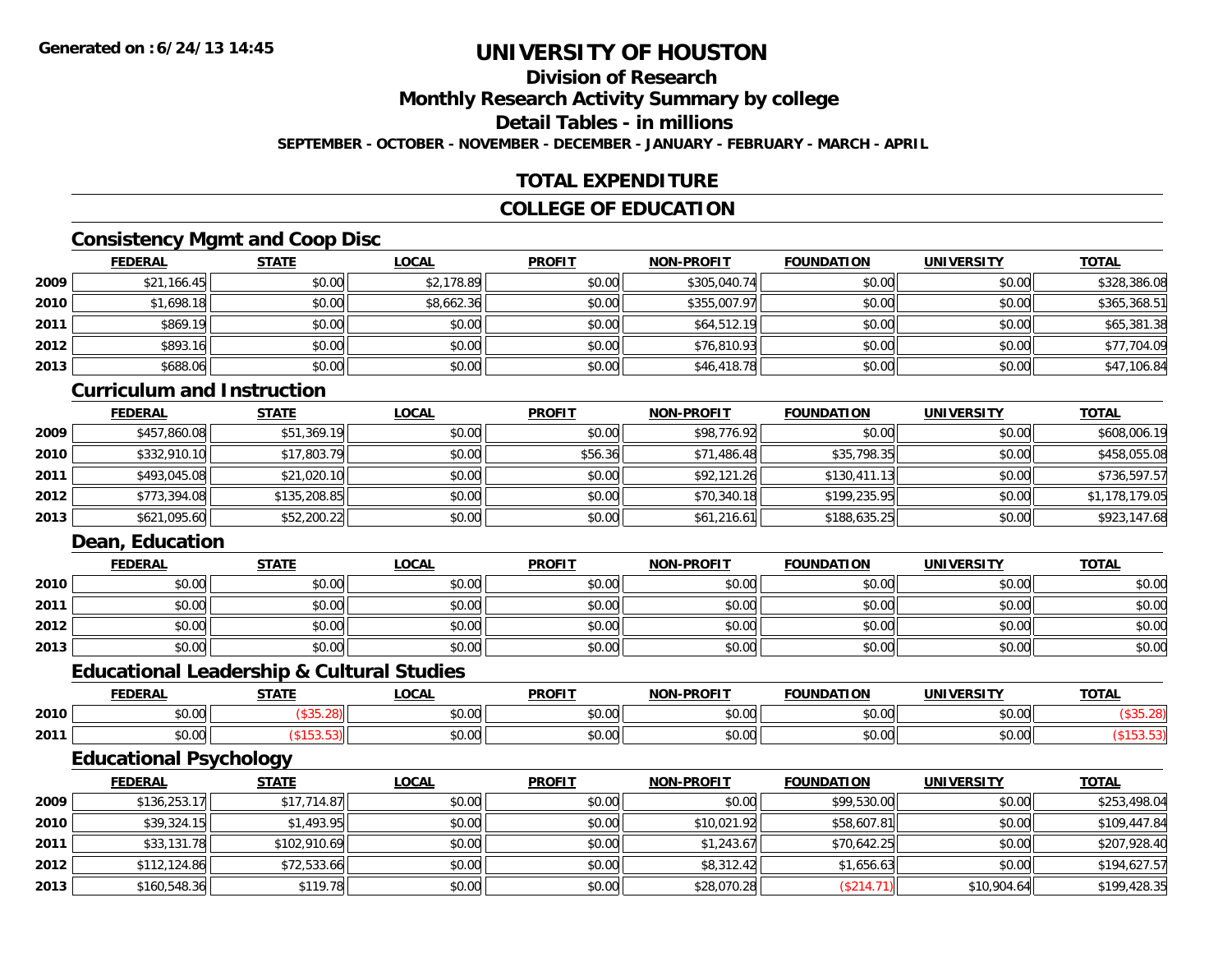**Generated on :6/24/13 14:45**

# UNIVERSITY OF HOUSTON

## Division of Research

## Monthly Research Activity Summary by college

## Detail Tables - in millions

**SEPTEMBER - OCTOBER - NOVEMBER - DECEMBER - JANUARY - FEBRUARY - MARCH - APRIL**

## TOTAL EXPENDITURE

## COLLEGE OF EDUCATION

### Consistency Mgmt and Coop Disc

| | FEDERAL | STATE | LOCAL | PROFIT | NON-PROFIT | FOUNDATION | UNIVERSITY | TOTAL |
|---|---|---|---|---|---|---|---|---|
| 2009 | $21,166.45 | $0.00 | $2,178.89 | $0.00 | $305,040.74 | $0.00 | $0.00 | $328,386.08 |
| 2010 | $1,698.18 | $0.00 | $8,662.36 | $0.00 | $355,007.97 | $0.00 | $0.00 | $365,368.51 |
| 2011 | $869.19 | $0.00 | $0.00 | $0.00 | $64,512.19 | $0.00 | $0.00 | $65,381.38 |
| 2012 | $893.16 | $0.00 | $0.00 | $0.00 | $76,810.93 | $0.00 | $0.00 | $77,704.09 |
| 2013 | $688.06 | $0.00 | $0.00 | $0.00 | $46,418.78 | $0.00 | $0.00 | $47,106.84 |

### Curriculum and Instruction

| | FEDERAL | STATE | LOCAL | PROFIT | NON-PROFIT | FOUNDATION | UNIVERSITY | TOTAL |
|---|---|---|---|---|---|---|---|---|
| 2009 | $457,860.08 | $51,369.19 | $0.00 | $0.00 | $98,776.92 | $0.00 | $0.00 | $608,006.19 |
| 2010 | $332,910.10 | $17,803.79 | $0.00 | $56.36 | $71,486.48 | $35,798.35 | $0.00 | $458,055.08 |
| 2011 | $493,045.08 | $21,020.10 | $0.00 | $0.00 | $92,121.26 | $130,411.13 | $0.00 | $736,597.57 |
| 2012 | $773,394.08 | $135,208.85 | $0.00 | $0.00 | $70,340.18 | $199,235.95 | $0.00 | $1,178,179.05 |
| 2013 | $621,095.60 | $52,200.22 | $0.00 | $0.00 | $61,216.61 | $188,635.25 | $0.00 | $923,147.68 |

### Dean, Education

| | FEDERAL | STATE | LOCAL | PROFIT | NON-PROFIT | FOUNDATION | UNIVERSITY | TOTAL |
|---|---|---|---|---|---|---|---|---|
| 2010 | $0.00 | $0.00 | $0.00 | $0.00 | $0.00 | $0.00 | $0.00 | $0.00 |
| 2011 | $0.00 | $0.00 | $0.00 | $0.00 | $0.00 | $0.00 | $0.00 | $0.00 |
| 2012 | $0.00 | $0.00 | $0.00 | $0.00 | $0.00 | $0.00 | $0.00 | $0.00 |
| 2013 | $0.00 | $0.00 | $0.00 | $0.00 | $0.00 | $0.00 | $0.00 | $0.00 |

### Educational Leadership & Cultural Studies

| | FEDERAL | STATE | LOCAL | PROFIT | NON-PROFIT | FOUNDATION | UNIVERSITY | TOTAL |
|---|---|---|---|---|---|---|---|---|
| 2010 | $0.00 | ($35.28) | $0.00 | $0.00 | $0.00 | $0.00 | $0.00 | ($35.28) |
| 2011 | $0.00 | ($153.53) | $0.00 | $0.00 | $0.00 | $0.00 | $0.00 | ($153.53) |

### Educational Psychology

| | FEDERAL | STATE | LOCAL | PROFIT | NON-PROFIT | FOUNDATION | UNIVERSITY | TOTAL |
|---|---|---|---|---|---|---|---|---|
| 2009 | $136,253.17 | $17,714.87 | $0.00 | $0.00 | $0.00 | $99,530.00 | $0.00 | $253,498.04 |
| 2010 | $39,324.15 | $1,493.95 | $0.00 | $0.00 | $10,021.92 | $58,607.81 | $0.00 | $109,447.84 |
| 2011 | $33,131.78 | $102,910.69 | $0.00 | $0.00 | $1,243.67 | $70,642.25 | $0.00 | $207,928.40 |
| 2012 | $112,124.86 | $72,533.66 | $0.00 | $0.00 | $8,312.42 | $1,656.63 | $0.00 | $194,627.57 |
| 2013 | $160,548.36 | $119.78 | $0.00 | $0.00 | $28,070.28 | ($214.71) | $10,904.64 | $199,428.35 |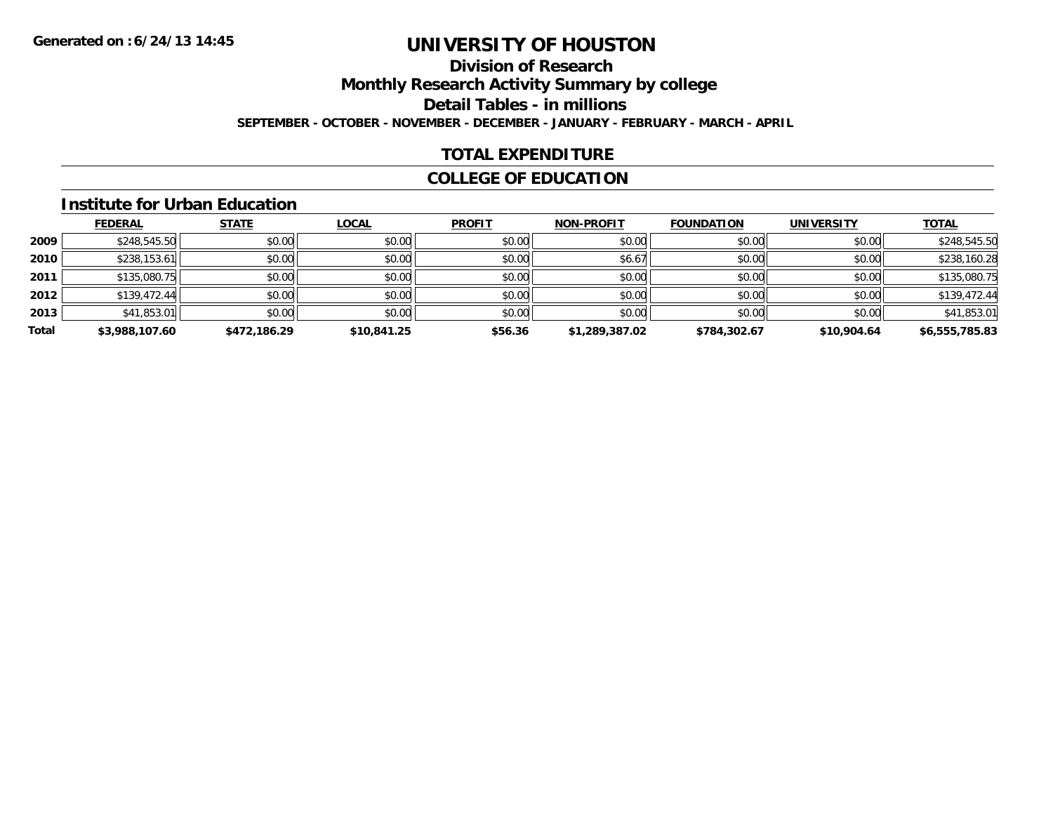# UNIVERSITY OF HOUSTON

## Division of Research

## Monthly Research Activity Summary by college

## Detail Tables - in millions

**SEPTEMBER - OCTOBER - NOVEMBER - DECEMBER - JANUARY - FEBRUARY - MARCH - APRIL**

## TOTAL EXPENDITURE

## COLLEGE OF EDUCATION

### Institute for Urban Education

| | FEDERAL | STATE | LOCAL | PROFIT | NON-PROFIT | FOUNDATION | UNIVERSITY | TOTAL |
|---|---|---|---|---|---|---|---|---|
| 2009 | $248,545.50 | $0.00 | $0.00 | $0.00 | $0.00 | $0.00 | $0.00 | $248,545.50 |
| 2010 | $238,153.61 | $0.00 | $0.00 | $0.00 | $6.67 | $0.00 | $0.00 | $238,160.28 |
| 2011 | $135,080.75 | $0.00 | $0.00 | $0.00 | $0.00 | $0.00 | $0.00 | $135,080.75 |
| 2012 | $139,472.44 | $0.00 | $0.00 | $0.00 | $0.00 | $0.00 | $0.00 | $139,472.44 |
| 2013 | $41,853.01 | $0.00 | $0.00 | $0.00 | $0.00 | $0.00 | $0.00 | $41,853.01 |
| **Total** | **$3,988,107.60** | **$472,186.29** | **$10,841.25** | **$56.36** | **$1,289,387.02** | **$784,302.67** | **$10,904.64** | **$6,555,785.83** |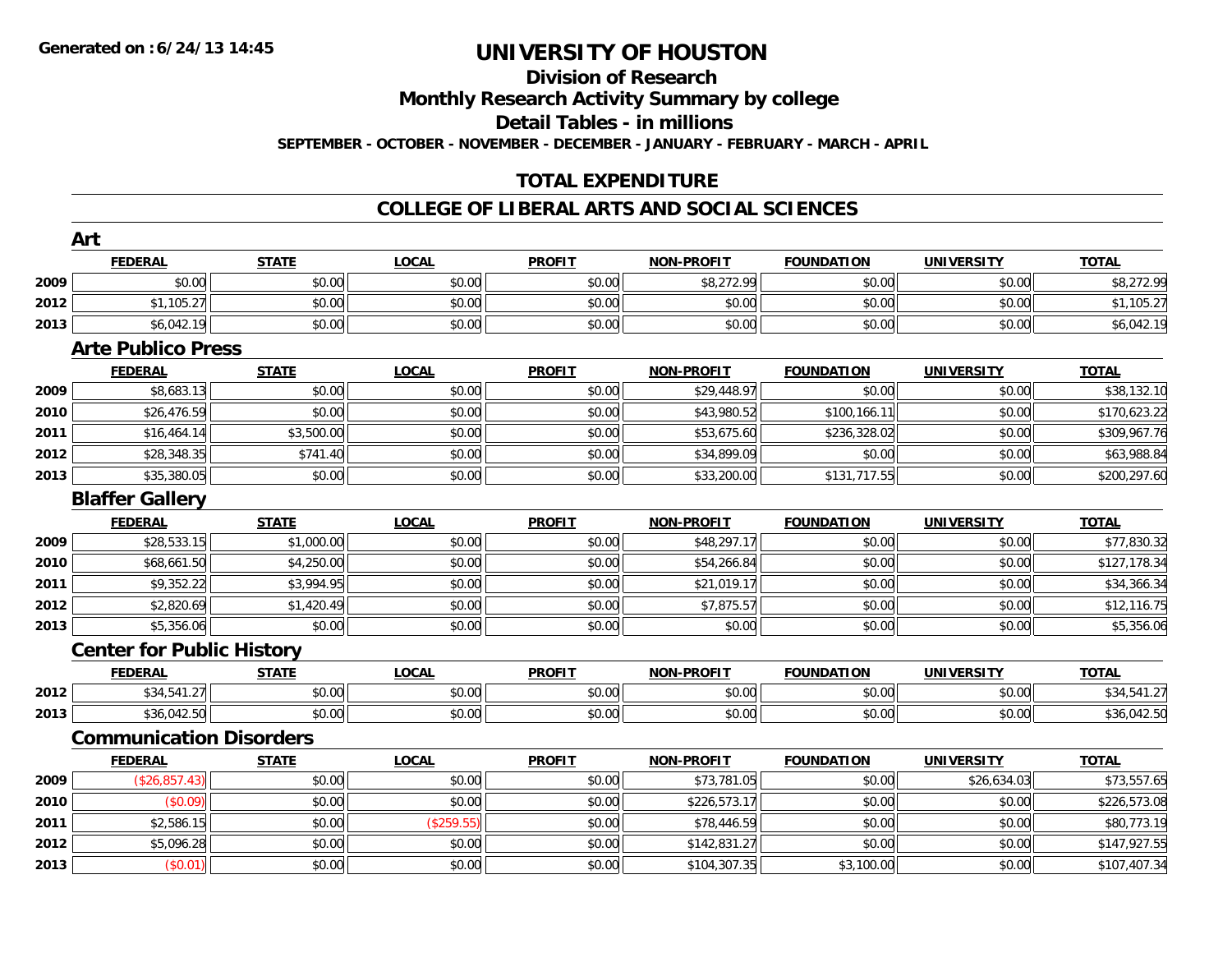# UNIVERSITY OF HOUSTON

## Division of Research

## Monthly Research Activity Summary by college

## Detail Tables - in millions

**SEPTEMBER - OCTOBER - NOVEMBER - DECEMBER - JANUARY - FEBRUARY - MARCH - APRIL**

## TOTAL EXPENDITURE

## COLLEGE OF LIBERAL ARTS AND SOCIAL SCIENCES

### Art

| | FEDERAL | STATE | LOCAL | PROFIT | NON-PROFIT | FOUNDATION | UNIVERSITY | TOTAL |
|---|---|---|---|---|---|---|---|---|
| 2009 | $0.00 | $0.00 | $0.00 | $0.00 | $8,272.99 | $0.00 | $0.00 | $8,272.99 |
| 2012 | $1,105.27 | $0.00 | $0.00 | $0.00 | $0.00 | $0.00 | $0.00 | $1,105.27 |
| 2013 | $6,042.19 | $0.00 | $0.00 | $0.00 | $0.00 | $0.00 | $0.00 | $6,042.19 |

### Arte Publico Press

| | FEDERAL | STATE | LOCAL | PROFIT | NON-PROFIT | FOUNDATION | UNIVERSITY | TOTAL |
|---|---|---|---|---|---|---|---|---|
| 2009 | $8,683.13 | $0.00 | $0.00 | $0.00 | $29,448.97 | $0.00 | $0.00 | $38,132.10 |
| 2010 | $26,476.59 | $0.00 | $0.00 | $0.00 | $43,980.52 | $100,166.11 | $0.00 | $170,623.22 |
| 2011 | $16,464.14 | $3,500.00 | $0.00 | $0.00 | $53,675.60 | $236,328.02 | $0.00 | $309,967.76 |
| 2012 | $28,348.35 | $741.40 | $0.00 | $0.00 | $34,899.09 | $0.00 | $0.00 | $63,988.84 |
| 2013 | $35,380.05 | $0.00 | $0.00 | $0.00 | $33,200.00 | $131,717.55 | $0.00 | $200,297.60 |

### Blaffer Gallery

| | FEDERAL | STATE | LOCAL | PROFIT | NON-PROFIT | FOUNDATION | UNIVERSITY | TOTAL |
|---|---|---|---|---|---|---|---|---|
| 2009 | $28,533.15 | $1,000.00 | $0.00 | $0.00 | $48,297.17 | $0.00 | $0.00 | $77,830.32 |
| 2010 | $68,661.50 | $4,250.00 | $0.00 | $0.00 | $54,266.84 | $0.00 | $0.00 | $127,178.34 |
| 2011 | $9,352.22 | $3,994.95 | $0.00 | $0.00 | $21,019.17 | $0.00 | $0.00 | $34,366.34 |
| 2012 | $2,820.69 | $1,420.49 | $0.00 | $0.00 | $7,875.57 | $0.00 | $0.00 | $12,116.75 |
| 2013 | $5,356.06 | $0.00 | $0.00 | $0.00 | $0.00 | $0.00 | $0.00 | $5,356.06 |

### Center for Public History

| | FEDERAL | STATE | LOCAL | PROFIT | NON-PROFIT | FOUNDATION | UNIVERSITY | TOTAL |
|---|---|---|---|---|---|---|---|---|
| 2012 | $34,541.27 | $0.00 | $0.00 | $0.00 | $0.00 | $0.00 | $0.00 | $34,541.27 |
| 2013 | $36,042.50 | $0.00 | $0.00 | $0.00 | $0.00 | $0.00 | $0.00 | $36,042.50 |

### Communication Disorders

| | FEDERAL | STATE | LOCAL | PROFIT | NON-PROFIT | FOUNDATION | UNIVERSITY | TOTAL |
|---|---|---|---|---|---|---|---|---|
| 2009 | ($26,857.43) | $0.00 | $0.00 | $0.00 | $73,781.05 | $0.00 | $26,634.03 | $73,557.65 |
| 2010 | ($0.09) | $0.00 | $0.00 | $0.00 | $226,573.17 | $0.00 | $0.00 | $226,573.08 |
| 2011 | $2,586.15 | $0.00 | ($259.55) | $0.00 | $78,446.59 | $0.00 | $0.00 | $80,773.19 |
| 2012 | $5,096.28 | $0.00 | $0.00 | $0.00 | $142,831.27 | $0.00 | $0.00 | $147,927.55 |
| 2013 | ($0.01) | $0.00 | $0.00 | $0.00 | $104,307.35 | $3,100.00 | $0.00 | $107,407.34 |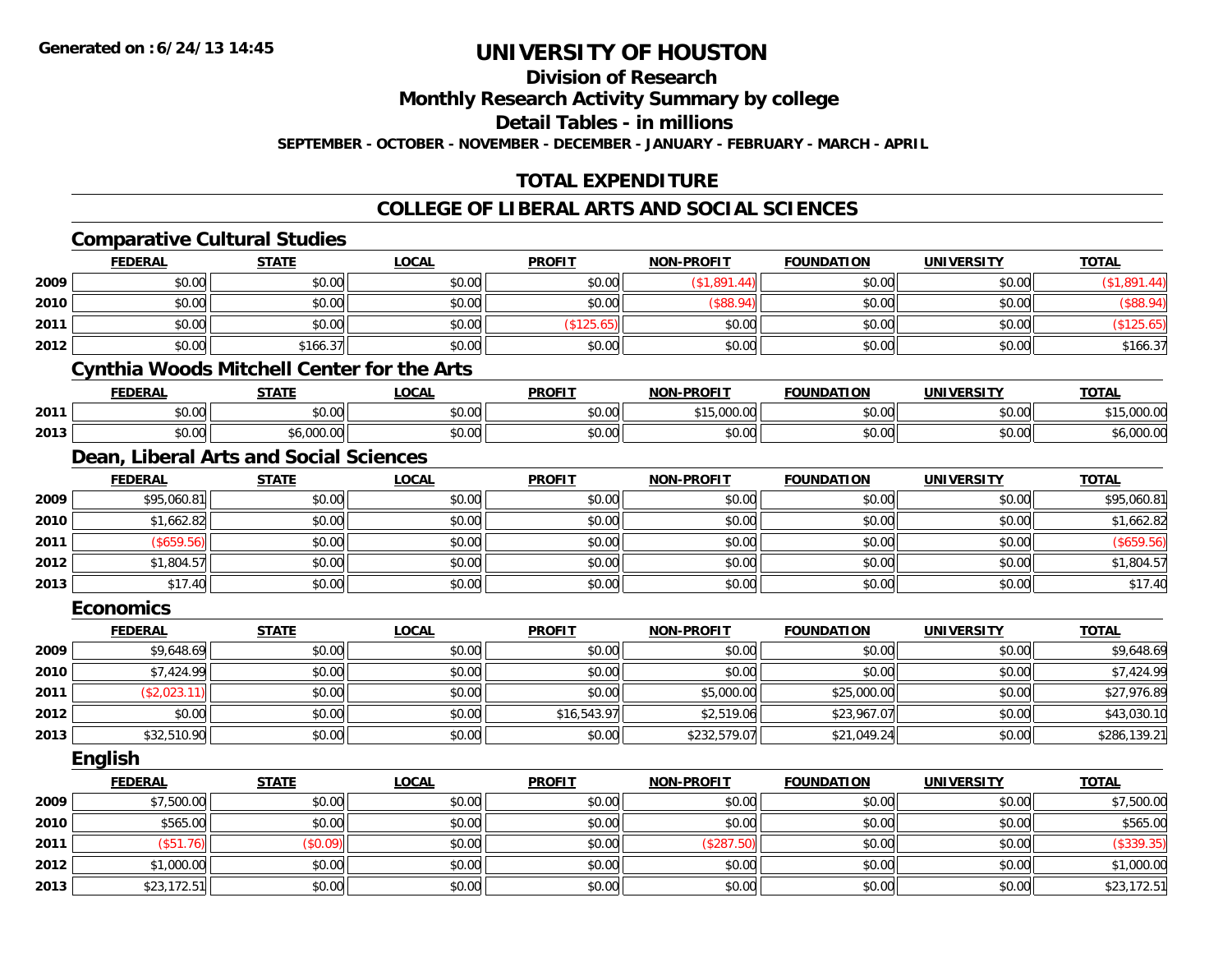**Generated on :6/24/13 14:45**

# UNIVERSITY OF HOUSTON

## Division of Research

## Monthly Research Activity Summary by college

## Detail Tables - in millions

**SEPTEMBER - OCTOBER - NOVEMBER - DECEMBER - JANUARY - FEBRUARY - MARCH - APRIL**

## TOTAL EXPENDITURE

## COLLEGE OF LIBERAL ARTS AND SOCIAL SCIENCES

### Comparative Cultural Studies

| | FEDERAL | STATE | LOCAL | PROFIT | NON-PROFIT | FOUNDATION | UNIVERSITY | TOTAL |
|---|---|---|---|---|---|---|---|---|
| 2009 | $0.00 | $0.00 | $0.00 | $0.00 | ($1,891.44) | $0.00 | $0.00 | ($1,891.44) |
| 2010 | $0.00 | $0.00 | $0.00 | $0.00 | ($88.94) | $0.00 | $0.00 | ($88.94) |
| 2011 | $0.00 | $0.00 | $0.00 | ($125.65) | $0.00 | $0.00 | $0.00 | ($125.65) |
| 2012 | $0.00 | $166.37 | $0.00 | $0.00 | $0.00 | $0.00 | $0.00 | $166.37 |

### Cynthia Woods Mitchell Center for the Arts

| | FEDERAL | STATE | LOCAL | PROFIT | NON-PROFIT | FOUNDATION | UNIVERSITY | TOTAL |
|---|---|---|---|---|---|---|---|---|
| 2011 | $0.00 | $0.00 | $0.00 | $0.00 | $15,000.00 | $0.00 | $0.00 | $15,000.00 |
| 2013 | $0.00 | $6,000.00 | $0.00 | $0.00 | $0.00 | $0.00 | $0.00 | $6,000.00 |

### Dean, Liberal Arts and Social Sciences

| | FEDERAL | STATE | LOCAL | PROFIT | NON-PROFIT | FOUNDATION | UNIVERSITY | TOTAL |
|---|---|---|---|---|---|---|---|---|
| 2009 | $95,060.81 | $0.00 | $0.00 | $0.00 | $0.00 | $0.00 | $0.00 | $95,060.81 |
| 2010 | $1,662.82 | $0.00 | $0.00 | $0.00 | $0.00 | $0.00 | $0.00 | $1,662.82 |
| 2011 | ($659.56) | $0.00 | $0.00 | $0.00 | $0.00 | $0.00 | $0.00 | ($659.56) |
| 2012 | $1,804.57 | $0.00 | $0.00 | $0.00 | $0.00 | $0.00 | $0.00 | $1,804.57 |
| 2013 | $17.40 | $0.00 | $0.00 | $0.00 | $0.00 | $0.00 | $0.00 | $17.40 |

### Economics

| | FEDERAL | STATE | LOCAL | PROFIT | NON-PROFIT | FOUNDATION | UNIVERSITY | TOTAL |
|---|---|---|---|---|---|---|---|---|
| 2009 | $9,648.69 | $0.00 | $0.00 | $0.00 | $0.00 | $0.00 | $0.00 | $9,648.69 |
| 2010 | $7,424.99 | $0.00 | $0.00 | $0.00 | $0.00 | $0.00 | $0.00 | $7,424.99 |
| 2011 | ($2,023.11) | $0.00 | $0.00 | $0.00 | $5,000.00 | $25,000.00 | $0.00 | $27,976.89 |
| 2012 | $0.00 | $0.00 | $0.00 | $16,543.97 | $2,519.06 | $23,967.07 | $0.00 | $43,030.10 |
| 2013 | $32,510.90 | $0.00 | $0.00 | $0.00 | $232,579.07 | $21,049.24 | $0.00 | $286,139.21 |

### English

| | FEDERAL | STATE | LOCAL | PROFIT | NON-PROFIT | FOUNDATION | UNIVERSITY | TOTAL |
|---|---|---|---|---|---|---|---|---|
| 2009 | $7,500.00 | $0.00 | $0.00 | $0.00 | $0.00 | $0.00 | $0.00 | $7,500.00 |
| 2010 | $565.00 | $0.00 | $0.00 | $0.00 | $0.00 | $0.00 | $0.00 | $565.00 |
| 2011 | ($51.76) | ($0.09) | $0.00 | $0.00 | ($287.50) | $0.00 | $0.00 | ($339.35) |
| 2012 | $1,000.00 | $0.00 | $0.00 | $0.00 | $0.00 | $0.00 | $0.00 | $1,000.00 |
| 2013 | $23,172.51 | $0.00 | $0.00 | $0.00 | $0.00 | $0.00 | $0.00 | $23,172.51 |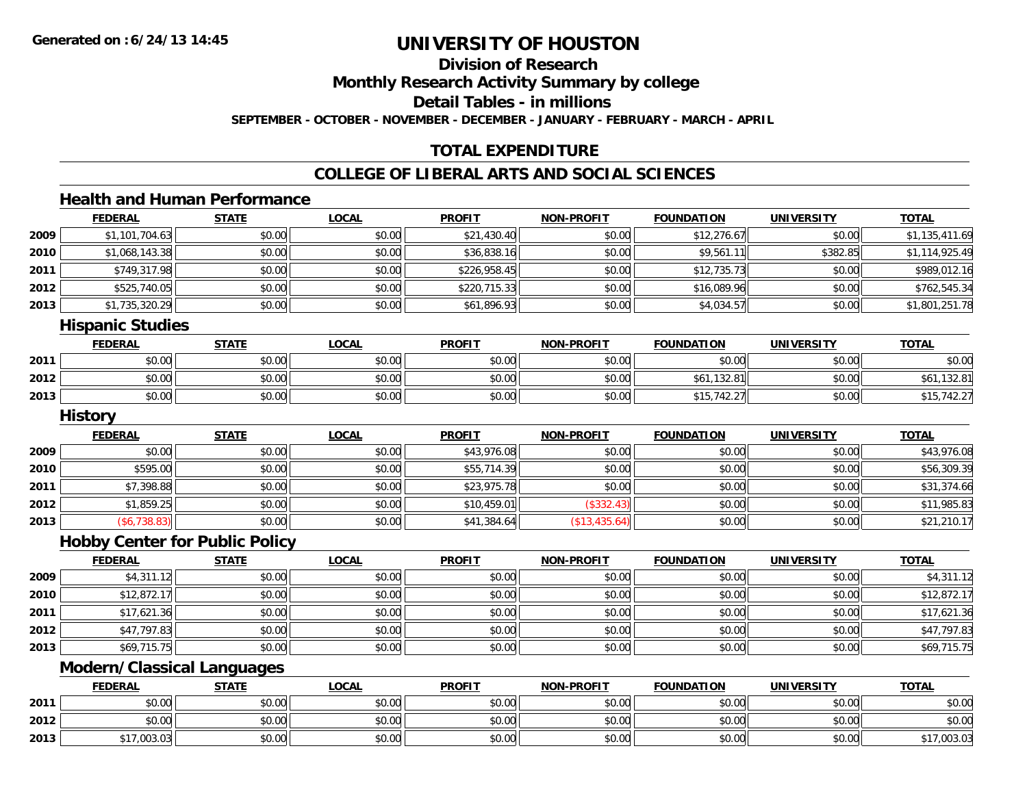**Generated on :6/24/13 14:45**

# UNIVERSITY OF HOUSTON

## Division of Research

## Monthly Research Activity Summary by college

## Detail Tables - in millions

**SEPTEMBER - OCTOBER - NOVEMBER - DECEMBER - JANUARY - FEBRUARY - MARCH - APRIL**

## TOTAL EXPENDITURE

## COLLEGE OF LIBERAL ARTS AND SOCIAL SCIENCES

### Health and Human Performance

| | FEDERAL | STATE | LOCAL | PROFIT | NON-PROFIT | FOUNDATION | UNIVERSITY | TOTAL |
|---|---|---|---|---|---|---|---|---|
| 2009 | $1,101,704.63 | $0.00 | $0.00 | $21,430.40 | $0.00 | $12,276.67 | $0.00 | $1,135,411.69 |
| 2010 | $1,068,143.38 | $0.00 | $0.00 | $36,838.16 | $0.00 | $9,561.11 | $382.85 | $1,114,925.49 |
| 2011 | $749,317.98 | $0.00 | $0.00 | $226,958.45 | $0.00 | $12,735.73 | $0.00 | $989,012.16 |
| 2012 | $525,740.05 | $0.00 | $0.00 | $220,715.33 | $0.00 | $16,089.96 | $0.00 | $762,545.34 |
| 2013 | $1,735,320.29 | $0.00 | $0.00 | $61,896.93 | $0.00 | $4,034.57 | $0.00 | $1,801,251.78 |

### Hispanic Studies

| | FEDERAL | STATE | LOCAL | PROFIT | NON-PROFIT | FOUNDATION | UNIVERSITY | TOTAL |
|---|---|---|---|---|---|---|---|---|
| 2011 | $0.00 | $0.00 | $0.00 | $0.00 | $0.00 | $0.00 | $0.00 | $0.00 |
| 2012 | $0.00 | $0.00 | $0.00 | $0.00 | $0.00 | $61,132.81 | $0.00 | $61,132.81 |
| 2013 | $0.00 | $0.00 | $0.00 | $0.00 | $0.00 | $15,742.27 | $0.00 | $15,742.27 |

### History

| | FEDERAL | STATE | LOCAL | PROFIT | NON-PROFIT | FOUNDATION | UNIVERSITY | TOTAL |
|---|---|---|---|---|---|---|---|---|
| 2009 | $0.00 | $0.00 | $0.00 | $43,976.08 | $0.00 | $0.00 | $0.00 | $43,976.08 |
| 2010 | $595.00 | $0.00 | $0.00 | $55,714.39 | $0.00 | $0.00 | $0.00 | $56,309.39 |
| 2011 | $7,398.88 | $0.00 | $0.00 | $23,975.78 | $0.00 | $0.00 | $0.00 | $31,374.66 |
| 2012 | $1,859.25 | $0.00 | $0.00 | $10,459.01 | ($332.43) | $0.00 | $0.00 | $11,985.83 |
| 2013 | ($6,738.83) | $0.00 | $0.00 | $41,384.64 | ($13,435.64) | $0.00 | $0.00 | $21,210.17 |

### Hobby Center for Public Policy

| | FEDERAL | STATE | LOCAL | PROFIT | NON-PROFIT | FOUNDATION | UNIVERSITY | TOTAL |
|---|---|---|---|---|---|---|---|---|
| 2009 | $4,311.12 | $0.00 | $0.00 | $0.00 | $0.00 | $0.00 | $0.00 | $4,311.12 |
| 2010 | $12,872.17 | $0.00 | $0.00 | $0.00 | $0.00 | $0.00 | $0.00 | $12,872.17 |
| 2011 | $17,621.36 | $0.00 | $0.00 | $0.00 | $0.00 | $0.00 | $0.00 | $17,621.36 |
| 2012 | $47,797.83 | $0.00 | $0.00 | $0.00 | $0.00 | $0.00 | $0.00 | $47,797.83 |
| 2013 | $69,715.75 | $0.00 | $0.00 | $0.00 | $0.00 | $0.00 | $0.00 | $69,715.75 |

### Modern/Classical Languages

| | FEDERAL | STATE | LOCAL | PROFIT | NON-PROFIT | FOUNDATION | UNIVERSITY | TOTAL |
|---|---|---|---|---|---|---|---|---|
| 2011 | $0.00 | $0.00 | $0.00 | $0.00 | $0.00 | $0.00 | $0.00 | $0.00 |
| 2012 | $0.00 | $0.00 | $0.00 | $0.00 | $0.00 | $0.00 | $0.00 | $0.00 |
| 2013 | $17,003.03 | $0.00 | $0.00 | $0.00 | $0.00 | $0.00 | $0.00 | $17,003.03 |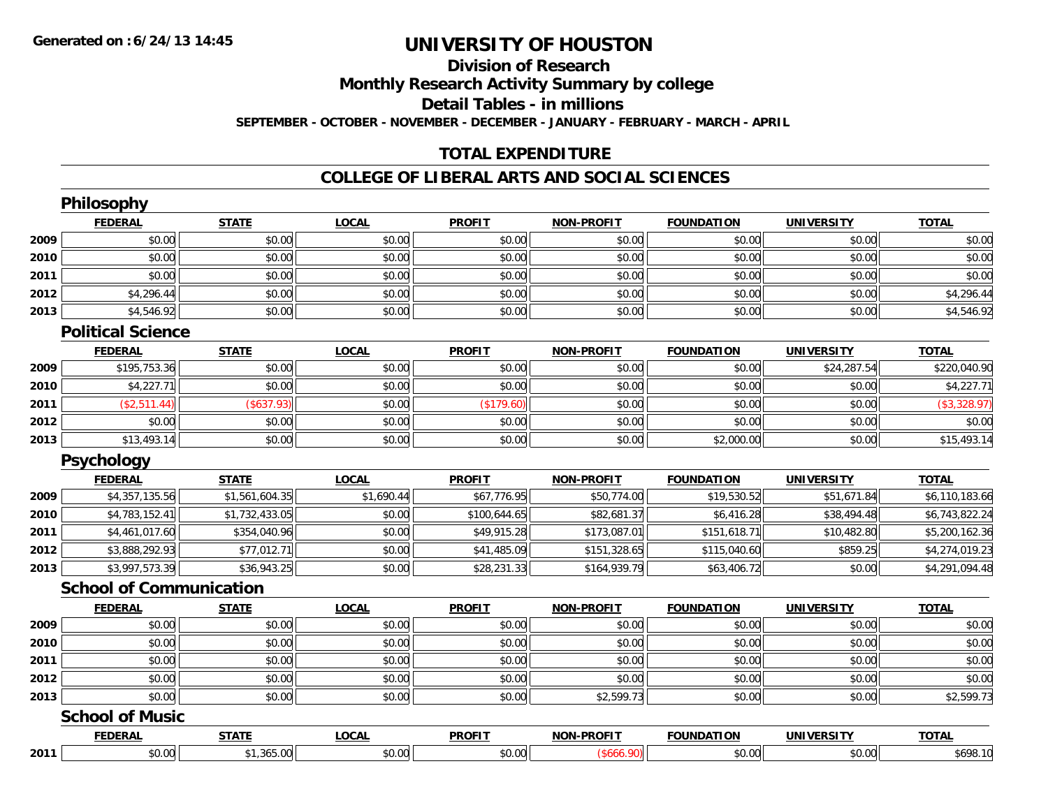# UNIVERSITY OF HOUSTON

## Division of Research

## Monthly Research Activity Summary by college

## Detail Tables - in millions

**SEPTEMBER - OCTOBER - NOVEMBER - DECEMBER - JANUARY - FEBRUARY - MARCH - APRIL**

## TOTAL EXPENDITURE

## COLLEGE OF LIBERAL ARTS AND SOCIAL SCIENCES

### Philosophy

| | FEDERAL | STATE | LOCAL | PROFIT | NON-PROFIT | FOUNDATION | UNIVERSITY | TOTAL |
|---|---|---|---|---|---|---|---|---|
| 2009 | $0.00 | $0.00 | $0.00 | $0.00 | $0.00 | $0.00 | $0.00 | $0.00 |
| 2010 | $0.00 | $0.00 | $0.00 | $0.00 | $0.00 | $0.00 | $0.00 | $0.00 |
| 2011 | $0.00 | $0.00 | $0.00 | $0.00 | $0.00 | $0.00 | $0.00 | $0.00 |
| 2012 | $4,296.44 | $0.00 | $0.00 | $0.00 | $0.00 | $0.00 | $0.00 | $4,296.44 |
| 2013 | $4,546.92 | $0.00 | $0.00 | $0.00 | $0.00 | $0.00 | $0.00 | $4,546.92 |

### Political Science

| | FEDERAL | STATE | LOCAL | PROFIT | NON-PROFIT | FOUNDATION | UNIVERSITY | TOTAL |
|---|---|---|---|---|---|---|---|---|
| 2009 | $195,753.36 | $0.00 | $0.00 | $0.00 | $0.00 | $0.00 | $24,287.54 | $220,040.90 |
| 2010 | $4,227.71 | $0.00 | $0.00 | $0.00 | $0.00 | $0.00 | $0.00 | $4,227.71 |
| 2011 | ($2,511.44) | ($637.93) | $0.00 | ($179.60) | $0.00 | $0.00 | $0.00 | ($3,328.97) |
| 2012 | $0.00 | $0.00 | $0.00 | $0.00 | $0.00 | $0.00 | $0.00 | $0.00 |
| 2013 | $13,493.14 | $0.00 | $0.00 | $0.00 | $0.00 | $2,000.00 | $0.00 | $15,493.14 |

### Psychology

| | FEDERAL | STATE | LOCAL | PROFIT | NON-PROFIT | FOUNDATION | UNIVERSITY | TOTAL |
|---|---|---|---|---|---|---|---|---|
| 2009 | $4,357,135.56 | $1,561,604.35 | $1,690.44 | $67,776.95 | $50,774.00 | $19,530.52 | $51,671.84 | $6,110,183.66 |
| 2010 | $4,783,152.41 | $1,732,433.05 | $0.00 | $100,644.65 | $82,681.37 | $6,416.28 | $38,494.48 | $6,743,822.24 |
| 2011 | $4,461,017.60 | $354,040.96 | $0.00 | $49,915.28 | $173,087.01 | $151,618.71 | $10,482.80 | $5,200,162.36 |
| 2012 | $3,888,292.93 | $77,012.71 | $0.00 | $41,485.09 | $151,328.65 | $115,040.60 | $859.25 | $4,274,019.23 |
| 2013 | $3,997,573.39 | $36,943.25 | $0.00 | $28,231.33 | $164,939.79 | $63,406.72 | $0.00 | $4,291,094.48 |

### School of Communication

| | FEDERAL | STATE | LOCAL | PROFIT | NON-PROFIT | FOUNDATION | UNIVERSITY | TOTAL |
|---|---|---|---|---|---|---|---|---|
| 2009 | $0.00 | $0.00 | $0.00 | $0.00 | $0.00 | $0.00 | $0.00 | $0.00 |
| 2010 | $0.00 | $0.00 | $0.00 | $0.00 | $0.00 | $0.00 | $0.00 | $0.00 |
| 2011 | $0.00 | $0.00 | $0.00 | $0.00 | $0.00 | $0.00 | $0.00 | $0.00 |
| 2012 | $0.00 | $0.00 | $0.00 | $0.00 | $0.00 | $0.00 | $0.00 | $0.00 |
| 2013 | $0.00 | $0.00 | $0.00 | $0.00 | $2,599.73 | $0.00 | $0.00 | $2,599.73 |

### School of Music

| | FEDERAL | STATE | LOCAL | PROFIT | NON-PROFIT | FOUNDATION | UNIVERSITY | TOTAL |
|---|---|---|---|---|---|---|---|---|
| 2011 | $0.00 | $1,365.00 | $0.00 | $0.00 | ($666.90) | $0.00 | $0.00 | $698.10 |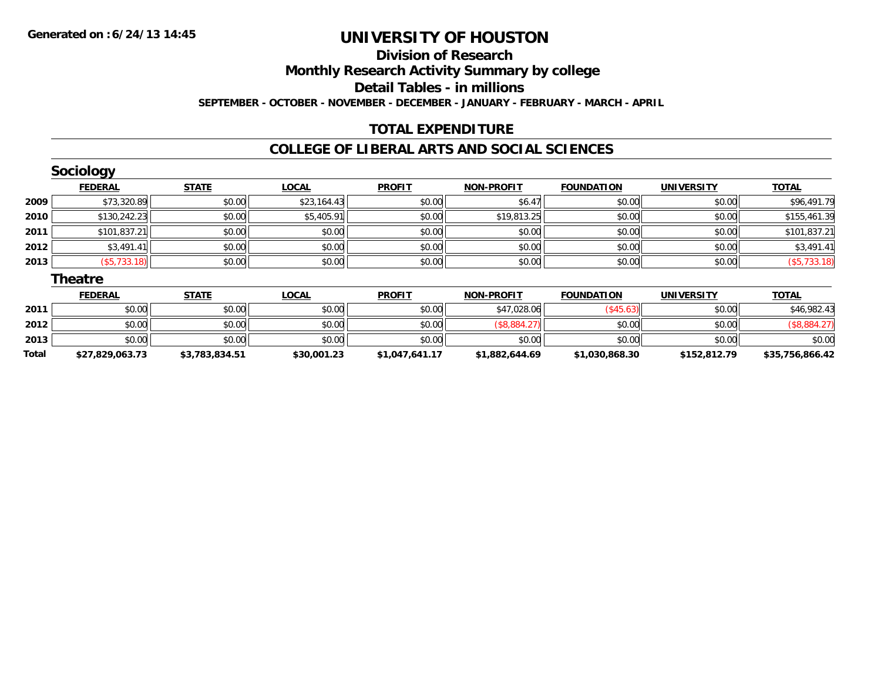**Generated on :6/24/13 14:45**

# UNIVERSITY OF HOUSTON

## Division of Research

## Monthly Research Activity Summary by college

## Detail Tables - in millions

**SEPTEMBER - OCTOBER - NOVEMBER - DECEMBER - JANUARY - FEBRUARY - MARCH - APRIL**

## TOTAL EXPENDITURE

## COLLEGE OF LIBERAL ARTS AND SOCIAL SCIENCES

### Sociology

| | FEDERAL | STATE | LOCAL | PROFIT | NON-PROFIT | FOUNDATION | UNIVERSITY | TOTAL |
|---|---|---|---|---|---|---|---|---|
| 2009 | $73,320.89 | $0.00 | $23,164.43 | $0.00 | $6.47 | $0.00 | $0.00 | $96,491.79 |
| 2010 | $130,242.23 | $0.00 | $5,405.91 | $0.00 | $19,813.25 | $0.00 | $0.00 | $155,461.39 |
| 2011 | $101,837.21 | $0.00 | $0.00 | $0.00 | $0.00 | $0.00 | $0.00 | $101,837.21 |
| 2012 | $3,491.41 | $0.00 | $0.00 | $0.00 | $0.00 | $0.00 | $0.00 | $3,491.41 |
| 2013 | ($5,733.18) | $0.00 | $0.00 | $0.00 | $0.00 | $0.00 | $0.00 | ($5,733.18) |

### Theatre

| | FEDERAL | STATE | LOCAL | PROFIT | NON-PROFIT | FOUNDATION | UNIVERSITY | TOTAL |
|---|---|---|---|---|---|---|---|---|
| 2011 | $0.00 | $0.00 | $0.00 | $0.00 | $47,028.06 | ($45.63) | $0.00 | $46,982.43 |
| 2012 | $0.00 | $0.00 | $0.00 | $0.00 | ($8,884.27) | $0.00 | $0.00 | ($8,884.27) |
| 2013 | $0.00 | $0.00 | $0.00 | $0.00 | $0.00 | $0.00 | $0.00 | $0.00 |
| **Total** | **$27,829,063.73** | **$3,783,834.51** | **$30,001.23** | **$1,047,641.17** | **$1,882,644.69** | **$1,030,868.30** | **$152,812.79** | **$35,756,866.42** |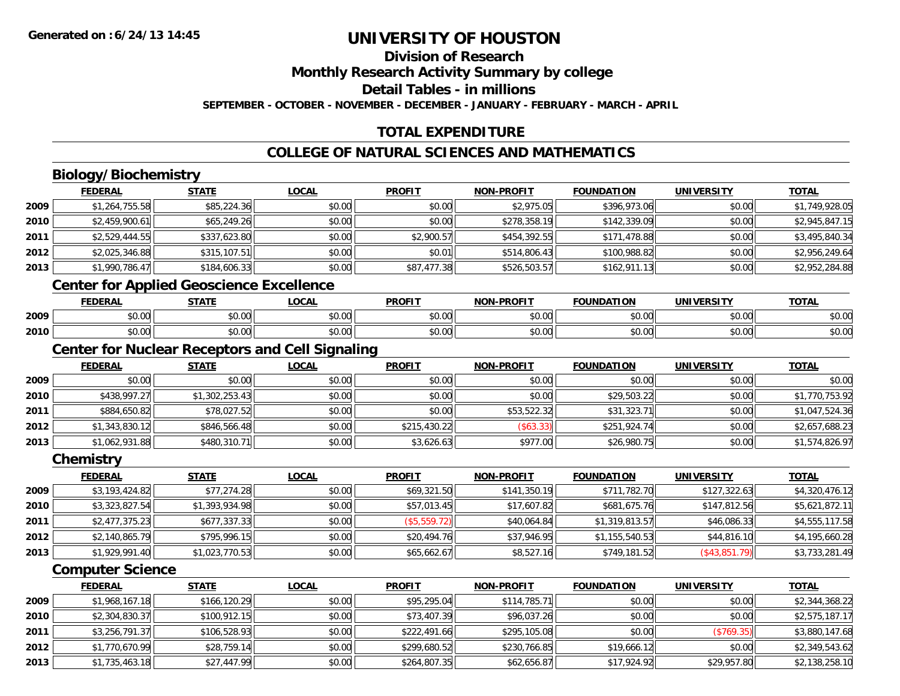Generated on :6/24/13 14:45

# UNIVERSITY OF HOUSTON

## Division of Research

## Monthly Research Activity Summary by college

## Detail Tables - in millions

**SEPTEMBER - OCTOBER - NOVEMBER - DECEMBER - JANUARY - FEBRUARY - MARCH - APRIL**

## TOTAL EXPENDITURE

## COLLEGE OF NATURAL SCIENCES AND MATHEMATICS

### Biology/Biochemistry

| | FEDERAL | STATE | LOCAL | PROFIT | NON-PROFIT | FOUNDATION | UNIVERSITY | TOTAL |
|---|---|---|---|---|---|---|---|---|
| 2009 | $1,264,755.58 | $85,224.36 | $0.00 | $0.00 | $2,975.05 | $396,973.06 | $0.00 | $1,749,928.05 |
| 2010 | $2,459,900.61 | $65,249.26 | $0.00 | $0.00 | $278,358.19 | $142,339.09 | $0.00 | $2,945,847.15 |
| 2011 | $2,529,444.55 | $337,623.80 | $0.00 | $2,900.57 | $454,392.55 | $171,478.88 | $0.00 | $3,495,840.34 |
| 2012 | $2,025,346.88 | $315,107.51 | $0.00 | $0.01 | $514,806.43 | $100,988.82 | $0.00 | $2,956,249.64 |
| 2013 | $1,990,786.47 | $184,606.33 | $0.00 | $87,477.38 | $526,503.57 | $162,911.13 | $0.00 | $2,952,284.88 |

### Center for Applied Geoscience Excellence

| | FEDERAL | STATE | LOCAL | PROFIT | NON-PROFIT | FOUNDATION | UNIVERSITY | TOTAL |
|---|---|---|---|---|---|---|---|---|
| 2009 | $0.00 | $0.00 | $0.00 | $0.00 | $0.00 | $0.00 | $0.00 | $0.00 |
| 2010 | $0.00 | $0.00 | $0.00 | $0.00 | $0.00 | $0.00 | $0.00 | $0.00 |

### Center for Nuclear Receptors and Cell Signaling

| | FEDERAL | STATE | LOCAL | PROFIT | NON-PROFIT | FOUNDATION | UNIVERSITY | TOTAL |
|---|---|---|---|---|---|---|---|---|
| 2009 | $0.00 | $0.00 | $0.00 | $0.00 | $0.00 | $0.00 | $0.00 | $0.00 |
| 2010 | $438,997.27 | $1,302,253.43 | $0.00 | $0.00 | $0.00 | $29,503.22 | $0.00 | $1,770,753.92 |
| 2011 | $884,650.82 | $78,027.52 | $0.00 | $0.00 | $53,522.32 | $31,323.71 | $0.00 | $1,047,524.36 |
| 2012 | $1,343,830.12 | $846,566.48 | $0.00 | $215,430.22 | ($63.33) | $251,924.74 | $0.00 | $2,657,688.23 |
| 2013 | $1,062,931.88 | $480,310.71 | $0.00 | $3,626.63 | $977.00 | $26,980.75 | $0.00 | $1,574,826.97 |

### Chemistry

| | FEDERAL | STATE | LOCAL | PROFIT | NON-PROFIT | FOUNDATION | UNIVERSITY | TOTAL |
|---|---|---|---|---|---|---|---|---|
| 2009 | $3,193,424.82 | $77,274.28 | $0.00 | $69,321.50 | $141,350.19 | $711,782.70 | $127,322.63 | $4,320,476.12 |
| 2010 | $3,323,827.54 | $1,393,934.98 | $0.00 | $57,013.45 | $17,607.82 | $681,675.76 | $147,812.56 | $5,621,872.11 |
| 2011 | $2,477,375.23 | $677,337.33 | $0.00 | ($5,559.72) | $40,064.84 | $1,319,813.57 | $46,086.33 | $4,555,117.58 |
| 2012 | $2,140,865.79 | $795,996.15 | $0.00 | $20,494.76 | $37,946.95 | $1,155,540.53 | $44,816.10 | $4,195,660.28 |
| 2013 | $1,929,991.40 | $1,023,770.53 | $0.00 | $65,662.67 | $8,527.16 | $749,181.52 | ($43,851.79) | $3,733,281.49 |

### Computer Science

| | FEDERAL | STATE | LOCAL | PROFIT | NON-PROFIT | FOUNDATION | UNIVERSITY | TOTAL |
|---|---|---|---|---|---|---|---|---|
| 2009 | $1,968,167.18 | $166,120.29 | $0.00 | $95,295.04 | $114,785.71 | $0.00 | $0.00 | $2,344,368.22 |
| 2010 | $2,304,830.37 | $100,912.15 | $0.00 | $73,407.39 | $96,037.26 | $0.00 | $0.00 | $2,575,187.17 |
| 2011 | $3,256,791.37 | $106,528.93 | $0.00 | $222,491.66 | $295,105.08 | $0.00 | ($769.35) | $3,880,147.68 |
| 2012 | $1,770,670.99 | $28,759.14 | $0.00 | $299,680.52 | $230,766.85 | $19,666.12 | $0.00 | $2,349,543.62 |
| 2013 | $1,735,463.18 | $27,447.99 | $0.00 | $264,807.35 | $62,656.87 | $17,924.92 | $29,957.80 | $2,138,258.10 |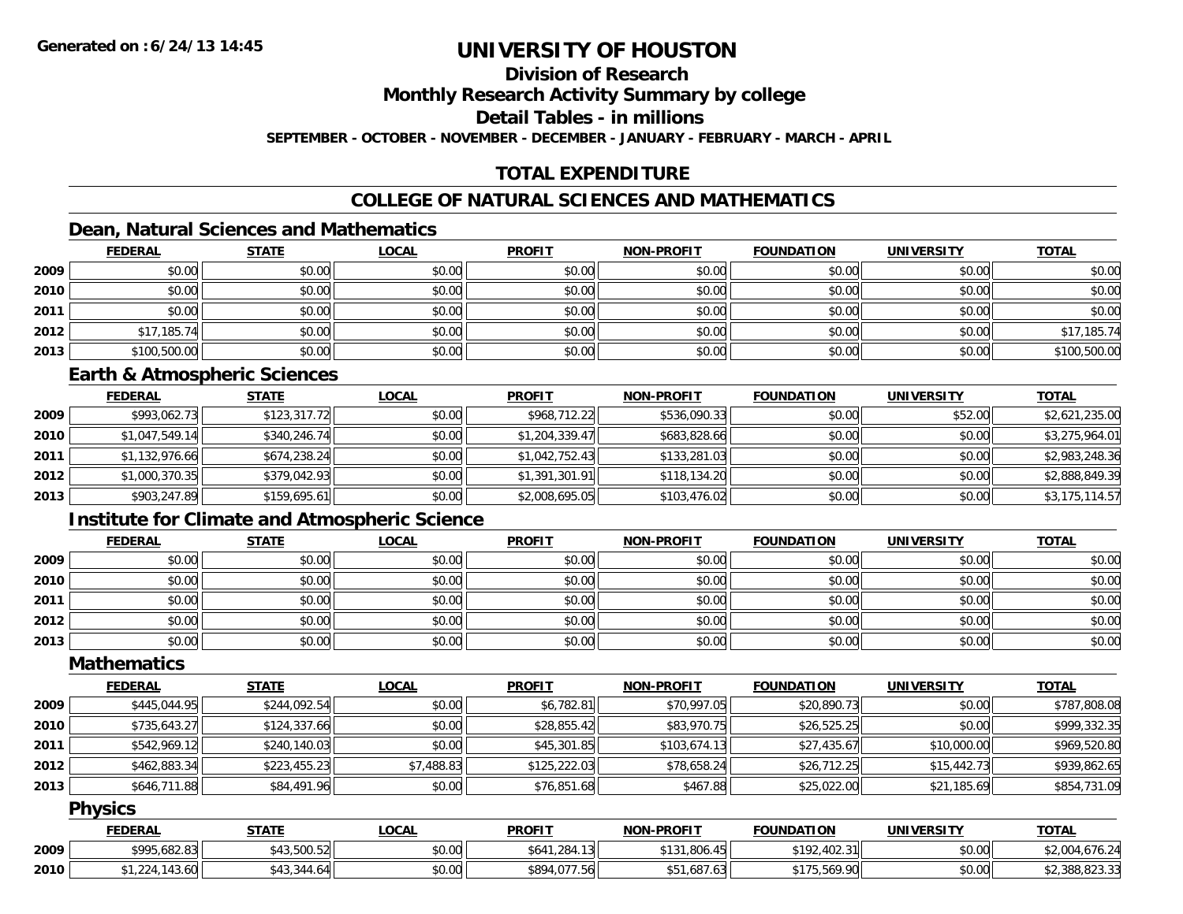**Generated on :6/24/13 14:45**

# UNIVERSITY OF HOUSTON

## Division of Research

## Monthly Research Activity Summary by college

## Detail Tables - in millions

**SEPTEMBER - OCTOBER - NOVEMBER - DECEMBER - JANUARY - FEBRUARY - MARCH - APRIL**

## TOTAL EXPENDITURE

## COLLEGE OF NATURAL SCIENCES AND MATHEMATICS

### Dean, Natural Sciences and Mathematics

| | FEDERAL | STATE | LOCAL | PROFIT | NON-PROFIT | FOUNDATION | UNIVERSITY | TOTAL |
|---|---|---|---|---|---|---|---|---|
| 2009 | $0.00 | $0.00 | $0.00 | $0.00 | $0.00 | $0.00 | $0.00 | $0.00 |
| 2010 | $0.00 | $0.00 | $0.00 | $0.00 | $0.00 | $0.00 | $0.00 | $0.00 |
| 2011 | $0.00 | $0.00 | $0.00 | $0.00 | $0.00 | $0.00 | $0.00 | $0.00 |
| 2012 | $17,185.74 | $0.00 | $0.00 | $0.00 | $0.00 | $0.00 | $0.00 | $17,185.74 |
| 2013 | $100,500.00 | $0.00 | $0.00 | $0.00 | $0.00 | $0.00 | $0.00 | $100,500.00 |

### Earth & Atmospheric Sciences

| | FEDERAL | STATE | LOCAL | PROFIT | NON-PROFIT | FOUNDATION | UNIVERSITY | TOTAL |
|---|---|---|---|---|---|---|---|---|
| 2009 | $993,062.73 | $123,317.72 | $0.00 | $968,712.22 | $536,090.33 | $0.00 | $52.00 | $2,621,235.00 |
| 2010 | $1,047,549.14 | $340,246.74 | $0.00 | $1,204,339.47 | $683,828.66 | $0.00 | $0.00 | $3,275,964.01 |
| 2011 | $1,132,976.66 | $674,238.24 | $0.00 | $1,042,752.43 | $133,281.03 | $0.00 | $0.00 | $2,983,248.36 |
| 2012 | $1,000,370.35 | $379,042.93 | $0.00 | $1,391,301.91 | $118,134.20 | $0.00 | $0.00 | $2,888,849.39 |
| 2013 | $903,247.89 | $159,695.61 | $0.00 | $2,008,695.05 | $103,476.02 | $0.00 | $0.00 | $3,175,114.57 |

### Institute for Climate and Atmospheric Science

| | FEDERAL | STATE | LOCAL | PROFIT | NON-PROFIT | FOUNDATION | UNIVERSITY | TOTAL |
|---|---|---|---|---|---|---|---|---|
| 2009 | $0.00 | $0.00 | $0.00 | $0.00 | $0.00 | $0.00 | $0.00 | $0.00 |
| 2010 | $0.00 | $0.00 | $0.00 | $0.00 | $0.00 | $0.00 | $0.00 | $0.00 |
| 2011 | $0.00 | $0.00 | $0.00 | $0.00 | $0.00 | $0.00 | $0.00 | $0.00 |
| 2012 | $0.00 | $0.00 | $0.00 | $0.00 | $0.00 | $0.00 | $0.00 | $0.00 |
| 2013 | $0.00 | $0.00 | $0.00 | $0.00 | $0.00 | $0.00 | $0.00 | $0.00 |

### Mathematics

| | FEDERAL | STATE | LOCAL | PROFIT | NON-PROFIT | FOUNDATION | UNIVERSITY | TOTAL |
|---|---|---|---|---|---|---|---|---|
| 2009 | $445,044.95 | $244,092.54 | $0.00 | $6,782.81 | $70,997.05 | $20,890.73 | $0.00 | $787,808.08 |
| 2010 | $735,643.27 | $124,337.66 | $0.00 | $28,855.42 | $83,970.75 | $26,525.25 | $0.00 | $999,332.35 |
| 2011 | $542,969.12 | $240,140.03 | $0.00 | $45,301.85 | $103,674.13 | $27,435.67 | $10,000.00 | $969,520.80 |
| 2012 | $462,883.34 | $223,455.23 | $7,488.83 | $125,222.03 | $78,658.24 | $26,712.25 | $15,442.73 | $939,862.65 |
| 2013 | $646,711.88 | $84,491.96 | $0.00 | $76,851.68 | $467.88 | $25,022.00 | $21,185.69 | $854,731.09 |

### Physics

| | FEDERAL | STATE | LOCAL | PROFIT | NON-PROFIT | FOUNDATION | UNIVERSITY | TOTAL |
|---|---|---|---|---|---|---|---|---|
| 2009 | $995,682.83 | $43,500.52 | $0.00 | $641,284.13 | $131,806.45 | $192,402.31 | $0.00 | $2,004,676.24 |
| 2010 | $1,224,143.60 | $43,344.64 | $0.00 | $894,077.56 | $51,687.63 | $175,569.90 | $0.00 | $2,388,823.33 |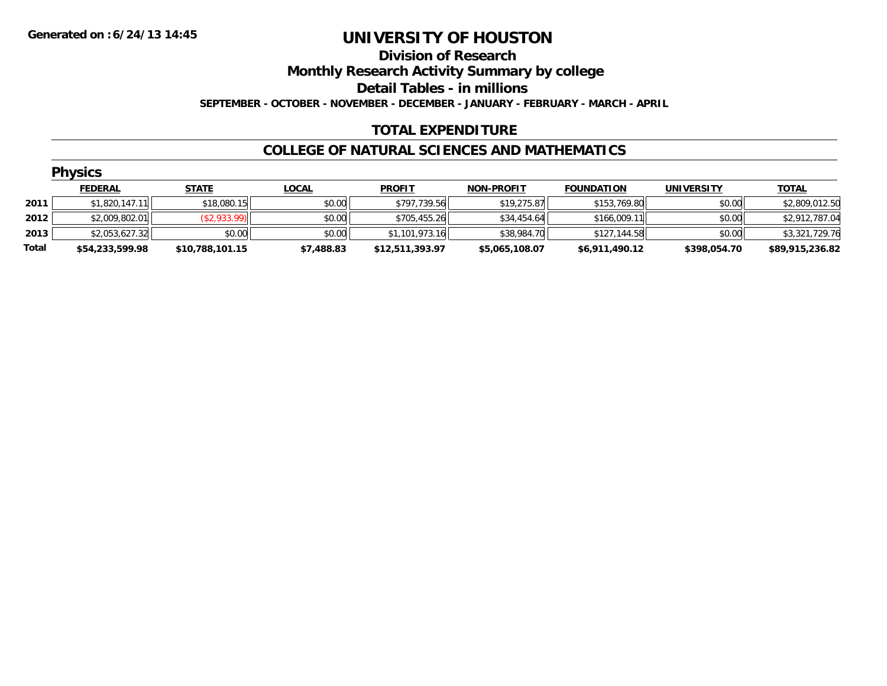Generated on :6/24/13 14:45

# UNIVERSITY OF HOUSTON

## Division of Research

## Monthly Research Activity Summary by college

## Detail Tables - in millions

**SEPTEMBER - OCTOBER - NOVEMBER - DECEMBER - JANUARY - FEBRUARY - MARCH - APRIL**

## TOTAL EXPENDITURE

## COLLEGE OF NATURAL SCIENCES AND MATHEMATICS

### Physics

| | FEDERAL | STATE | LOCAL | PROFIT | NON-PROFIT | FOUNDATION | UNIVERSITY | TOTAL |
|---|---|---|---|---|---|---|---|---|
| 2011 | $1,820,147.11 | $18,080.15 | $0.00 | $797,739.56 | $19,275.87 | $153,769.80 | $0.00 | $2,809,012.50 |
| 2012 | $2,009,802.01 | ($2,933.99) | $0.00 | $705,455.26 | $34,454.64 | $166,009.11 | $0.00 | $2,912,787.04 |
| 2013 | $2,053,627.32 | $0.00 | $0.00 | $1,101,973.16 | $38,984.70 | $127,144.58 | $0.00 | $3,321,729.76 |
| **Total** | **$54,233,599.98** | **$10,788,101.15** | **$7,488.83** | **$12,511,393.97** | **$5,065,108.07** | **$6,911,490.12** | **$398,054.70** | **$89,915,236.82** |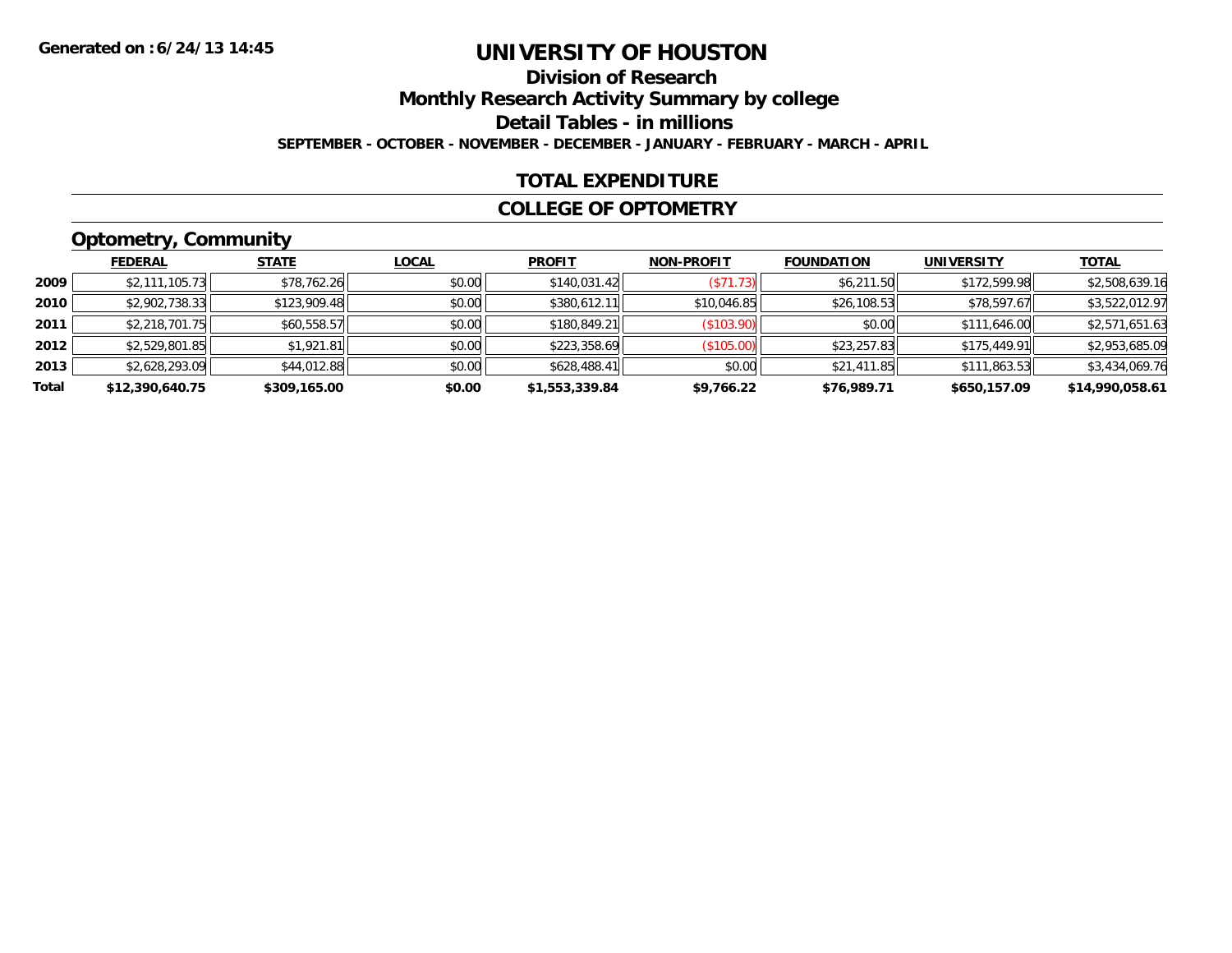**Generated on :6/24/13 14:45**

# UNIVERSITY OF HOUSTON

## Division of Research

## Monthly Research Activity Summary by college

## Detail Tables - in millions

**SEPTEMBER - OCTOBER - NOVEMBER - DECEMBER - JANUARY - FEBRUARY - MARCH - APRIL**

## TOTAL EXPENDITURE

## COLLEGE OF OPTOMETRY

### Optometry, Community

| | FEDERAL | STATE | LOCAL | PROFIT | NON-PROFIT | FOUNDATION | UNIVERSITY | TOTAL |
|---|---|---|---|---|---|---|---|---|
| 2009 | $2,111,105.73 | $78,762.26 | $0.00 | $140,031.42 | ($71.73) | $6,211.50 | $172,599.98 | $2,508,639.16 |
| 2010 | $2,902,738.33 | $123,909.48 | $0.00 | $380,612.11 | $10,046.85 | $26,108.53 | $78,597.67 | $3,522,012.97 |
| 2011 | $2,218,701.75 | $60,558.57 | $0.00 | $180,849.21 | ($103.90) | $0.00 | $111,646.00 | $2,571,651.63 |
| 2012 | $2,529,801.85 | $1,921.81 | $0.00 | $223,358.69 | ($105.00) | $23,257.83 | $175,449.91 | $2,953,685.09 |
| 2013 | $2,628,293.09 | $44,012.88 | $0.00 | $628,488.41 | $0.00 | $21,411.85 | $111,863.53 | $3,434,069.76 |
| **Total** | **$12,390,640.75** | **$309,165.00** | **$0.00** | **$1,553,339.84** | **$9,766.22** | **$76,989.71** | **$650,157.09** | **$14,990,058.61** |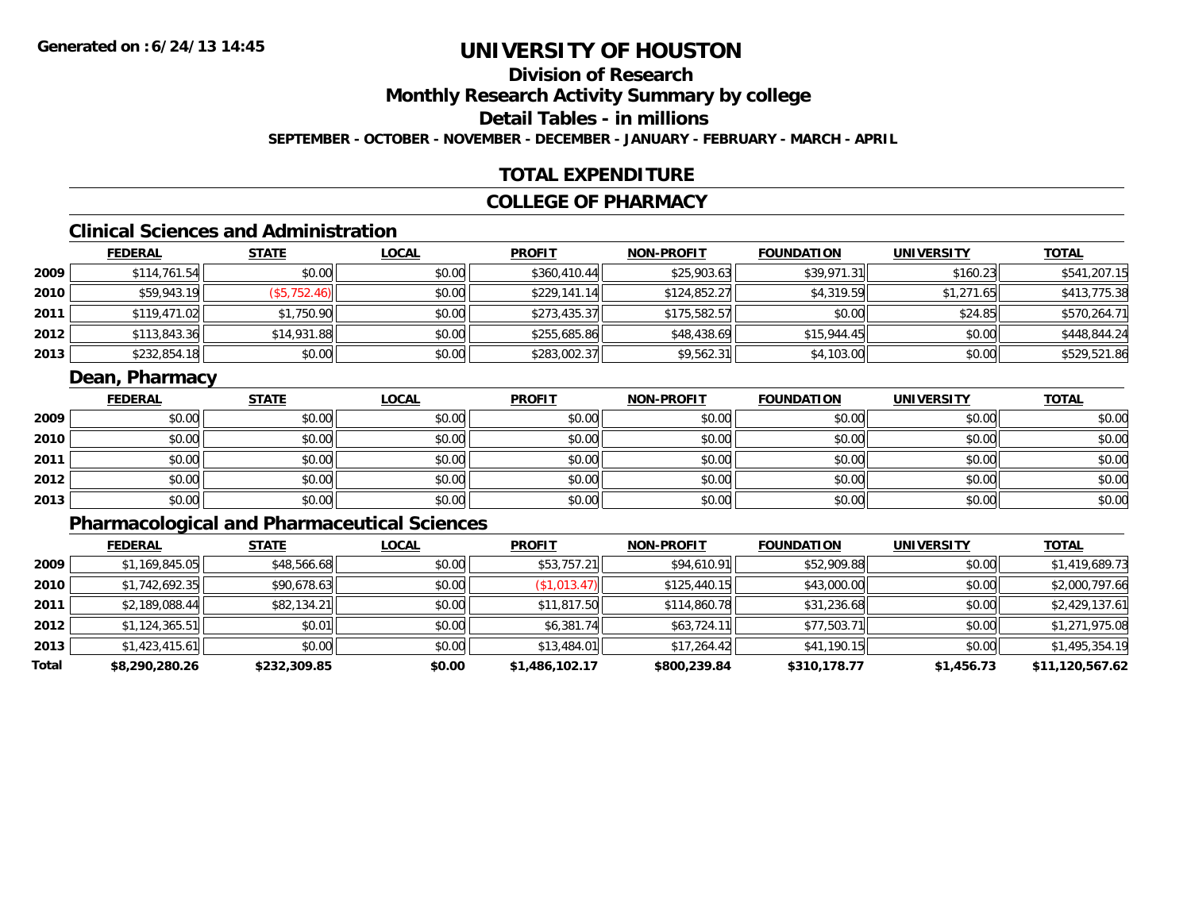Generated on :6/24/13 14:45

# UNIVERSITY OF HOUSTON

## Division of Research

## Monthly Research Activity Summary by college

## Detail Tables - in millions

**SEPTEMBER - OCTOBER - NOVEMBER - DECEMBER - JANUARY - FEBRUARY - MARCH - APRIL**

## TOTAL EXPENDITURE

## COLLEGE OF PHARMACY

### Clinical Sciences and Administration

| | FEDERAL | STATE | LOCAL | PROFIT | NON-PROFIT | FOUNDATION | UNIVERSITY | TOTAL |
|---|---|---|---|---|---|---|---|---|
| 2009 | $114,761.54 | $0.00 | $0.00 | $360,410.44 | $25,903.63 | $39,971.31 | $160.23 | $541,207.15 |
| 2010 | $59,943.19 | ($5,752.46) | $0.00 | $229,141.14 | $124,852.27 | $4,319.59 | $1,271.65 | $413,775.38 |
| 2011 | $119,471.02 | $1,750.90 | $0.00 | $273,435.37 | $175,582.57 | $0.00 | $24.85 | $570,264.71 |
| 2012 | $113,843.36 | $14,931.88 | $0.00 | $255,685.86 | $48,438.69 | $15,944.45 | $0.00 | $448,844.24 |
| 2013 | $232,854.18 | $0.00 | $0.00 | $283,002.37 | $9,562.31 | $4,103.00 | $0.00 | $529,521.86 |

### Dean, Pharmacy

| | FEDERAL | STATE | LOCAL | PROFIT | NON-PROFIT | FOUNDATION | UNIVERSITY | TOTAL |
|---|---|---|---|---|---|---|---|---|
| 2009 | $0.00 | $0.00 | $0.00 | $0.00 | $0.00 | $0.00 | $0.00 | $0.00 |
| 2010 | $0.00 | $0.00 | $0.00 | $0.00 | $0.00 | $0.00 | $0.00 | $0.00 |
| 2011 | $0.00 | $0.00 | $0.00 | $0.00 | $0.00 | $0.00 | $0.00 | $0.00 |
| 2012 | $0.00 | $0.00 | $0.00 | $0.00 | $0.00 | $0.00 | $0.00 | $0.00 |
| 2013 | $0.00 | $0.00 | $0.00 | $0.00 | $0.00 | $0.00 | $0.00 | $0.00 |

### Pharmacological and Pharmaceutical Sciences

| | FEDERAL | STATE | LOCAL | PROFIT | NON-PROFIT | FOUNDATION | UNIVERSITY | TOTAL |
|---|---|---|---|---|---|---|---|---|
| 2009 | $1,169,845.05 | $48,566.68 | $0.00 | $53,757.21 | $94,610.91 | $52,909.88 | $0.00 | $1,419,689.73 |
| 2010 | $1,742,692.35 | $90,678.63 | $0.00 | ($1,013.47) | $125,440.15 | $43,000.00 | $0.00 | $2,000,797.66 |
| 2011 | $2,189,088.44 | $82,134.21 | $0.00 | $11,817.50 | $114,860.78 | $31,236.68 | $0.00 | $2,429,137.61 |
| 2012 | $1,124,365.51 | $0.01 | $0.00 | $6,381.74 | $63,724.11 | $77,503.71 | $0.00 | $1,271,975.08 |
| 2013 | $1,423,415.61 | $0.00 | $0.00 | $13,484.01 | $17,264.42 | $41,190.15 | $0.00 | $1,495,354.19 |
| **Total** | **$8,290,280.26** | **$232,309.85** | **$0.00** | **$1,486,102.17** | **$800,239.84** | **$310,178.77** | **$1,456.73** | **$11,120,567.62** |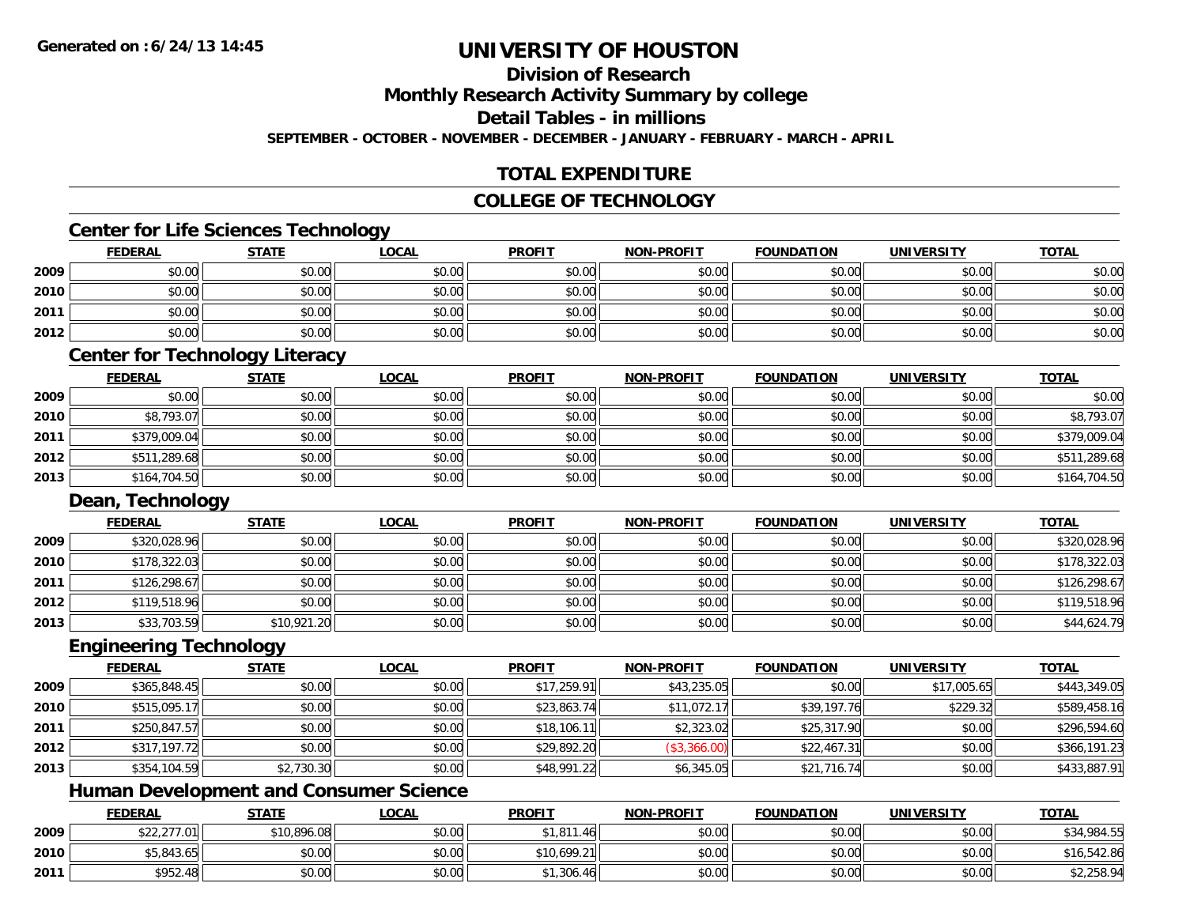# UNIVERSITY OF HOUSTON

## Division of Research

## Monthly Research Activity Summary by college

## Detail Tables - in millions

**SEPTEMBER - OCTOBER - NOVEMBER - DECEMBER - JANUARY - FEBRUARY - MARCH - APRIL**

## TOTAL EXPENDITURE

## COLLEGE OF TECHNOLOGY

### Center for Life Sciences Technology

| | FEDERAL | STATE | LOCAL | PROFIT | NON-PROFIT | FOUNDATION | UNIVERSITY | TOTAL |
|---|---|---|---|---|---|---|---|---|
| 2009 | $0.00 | $0.00 | $0.00 | $0.00 | $0.00 | $0.00 | $0.00 | $0.00 |
| 2010 | $0.00 | $0.00 | $0.00 | $0.00 | $0.00 | $0.00 | $0.00 | $0.00 |
| 2011 | $0.00 | $0.00 | $0.00 | $0.00 | $0.00 | $0.00 | $0.00 | $0.00 |
| 2012 | $0.00 | $0.00 | $0.00 | $0.00 | $0.00 | $0.00 | $0.00 | $0.00 |

### Center for Technology Literacy

| | FEDERAL | STATE | LOCAL | PROFIT | NON-PROFIT | FOUNDATION | UNIVERSITY | TOTAL |
|---|---|---|---|---|---|---|---|---|
| 2009 | $0.00 | $0.00 | $0.00 | $0.00 | $0.00 | $0.00 | $0.00 | $0.00 |
| 2010 | $8,793.07 | $0.00 | $0.00 | $0.00 | $0.00 | $0.00 | $0.00 | $8,793.07 |
| 2011 | $379,009.04 | $0.00 | $0.00 | $0.00 | $0.00 | $0.00 | $0.00 | $379,009.04 |
| 2012 | $511,289.68 | $0.00 | $0.00 | $0.00 | $0.00 | $0.00 | $0.00 | $511,289.68 |
| 2013 | $164,704.50 | $0.00 | $0.00 | $0.00 | $0.00 | $0.00 | $0.00 | $164,704.50 |

### Dean, Technology

| | FEDERAL | STATE | LOCAL | PROFIT | NON-PROFIT | FOUNDATION | UNIVERSITY | TOTAL |
|---|---|---|---|---|---|---|---|---|
| 2009 | $320,028.96 | $0.00 | $0.00 | $0.00 | $0.00 | $0.00 | $0.00 | $320,028.96 |
| 2010 | $178,322.03 | $0.00 | $0.00 | $0.00 | $0.00 | $0.00 | $0.00 | $178,322.03 |
| 2011 | $126,298.67 | $0.00 | $0.00 | $0.00 | $0.00 | $0.00 | $0.00 | $126,298.67 |
| 2012 | $119,518.96 | $0.00 | $0.00 | $0.00 | $0.00 | $0.00 | $0.00 | $119,518.96 |
| 2013 | $33,703.59 | $10,921.20 | $0.00 | $0.00 | $0.00 | $0.00 | $0.00 | $44,624.79 |

### Engineering Technology

| | FEDERAL | STATE | LOCAL | PROFIT | NON-PROFIT | FOUNDATION | UNIVERSITY | TOTAL |
|---|---|---|---|---|---|---|---|---|
| 2009 | $365,848.45 | $0.00 | $0.00 | $17,259.91 | $43,235.05 | $0.00 | $17,005.65 | $443,349.05 |
| 2010 | $515,095.17 | $0.00 | $0.00 | $23,863.74 | $11,072.17 | $39,197.76 | $229.32 | $589,458.16 |
| 2011 | $250,847.57 | $0.00 | $0.00 | $18,106.11 | $2,323.02 | $25,317.90 | $0.00 | $296,594.60 |
| 2012 | $317,197.72 | $0.00 | $0.00 | $29,892.20 | ($3,366.00) | $22,467.31 | $0.00 | $366,191.23 |
| 2013 | $354,104.59 | $2,730.30 | $0.00 | $48,991.22 | $6,345.05 | $21,716.74 | $0.00 | $433,887.91 |

### Human Development and Consumer Science

| | FEDERAL | STATE | LOCAL | PROFIT | NON-PROFIT | FOUNDATION | UNIVERSITY | TOTAL |
|---|---|---|---|---|---|---|---|---|
| 2009 | $22,277.01 | $10,896.08 | $0.00 | $1,811.46 | $0.00 | $0.00 | $0.00 | $34,984.55 |
| 2010 | $5,843.65 | $0.00 | $0.00 | $10,699.21 | $0.00 | $0.00 | $0.00 | $16,542.86 |
| 2011 | $952.48 | $0.00 | $0.00 | $1,306.46 | $0.00 | $0.00 | $0.00 | $2,258.94 |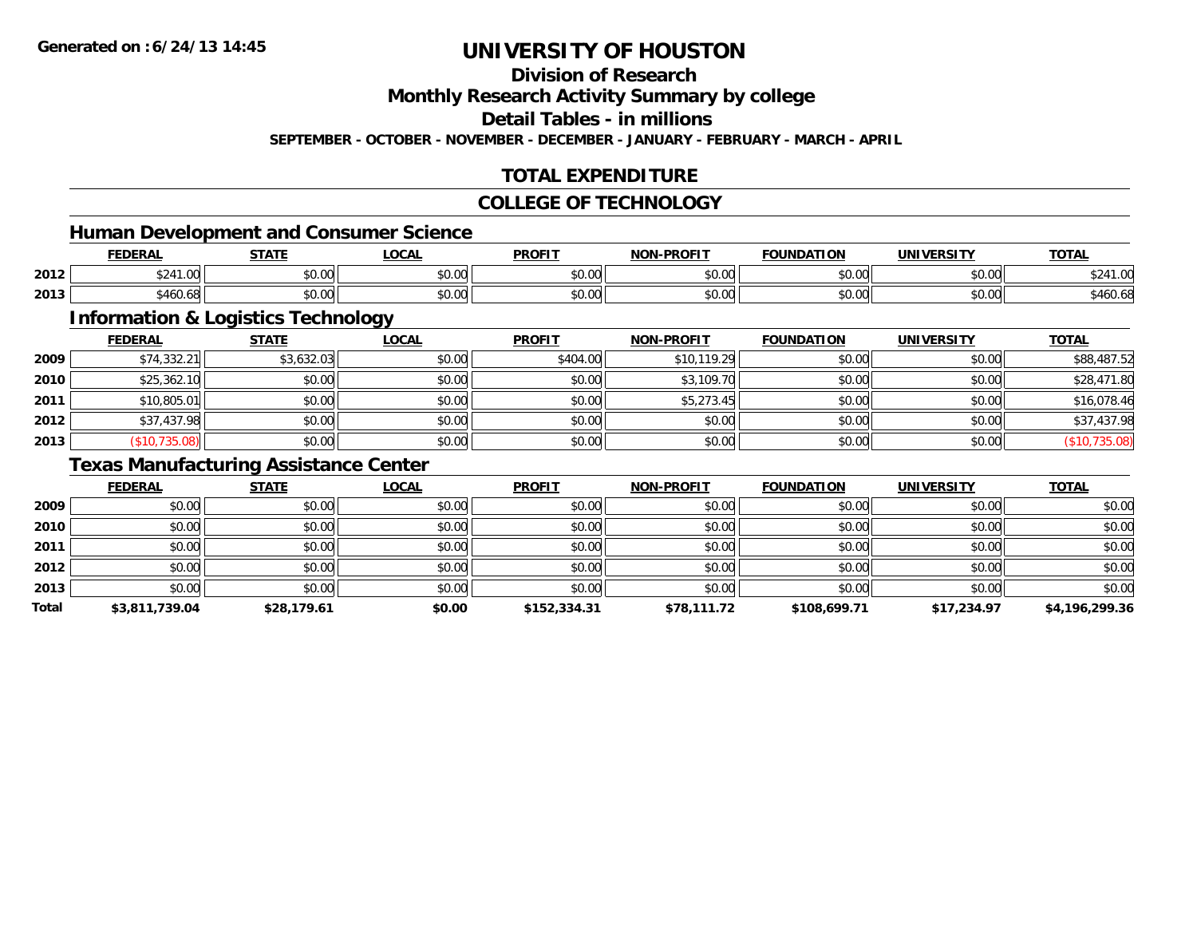# UNIVERSITY OF HOUSTON

**Generated on :6/24/13 14:45**

## Division of Research

## Monthly Research Activity Summary by college

## Detail Tables - in millions

**SEPTEMBER - OCTOBER - NOVEMBER - DECEMBER - JANUARY - FEBRUARY - MARCH - APRIL**

## TOTAL EXPENDITURE

## COLLEGE OF TECHNOLOGY

### Human Development and Consumer Science

| | FEDERAL | STATE | LOCAL | PROFIT | NON-PROFIT | FOUNDATION | UNIVERSITY | TOTAL |
|---|---|---|---|---|---|---|---|---|
| 2012 | $241.00 | $0.00 | $0.00 | $0.00 | $0.00 | $0.00 | $0.00 | $241.00 |
| 2013 | $460.68 | $0.00 | $0.00 | $0.00 | $0.00 | $0.00 | $0.00 | $460.68 |

### Information & Logistics Technology

| | FEDERAL | STATE | LOCAL | PROFIT | NON-PROFIT | FOUNDATION | UNIVERSITY | TOTAL |
|---|---|---|---|---|---|---|---|---|
| 2009 | $74,332.21 | $3,632.03 | $0.00 | $404.00 | $10,119.29 | $0.00 | $0.00 | $88,487.52 |
| 2010 | $25,362.10 | $0.00 | $0.00 | $0.00 | $3,109.70 | $0.00 | $0.00 | $28,471.80 |
| 2011 | $10,805.01 | $0.00 | $0.00 | $0.00 | $5,273.45 | $0.00 | $0.00 | $16,078.46 |
| 2012 | $37,437.98 | $0.00 | $0.00 | $0.00 | $0.00 | $0.00 | $0.00 | $37,437.98 |
| 2013 | ($10,735.08) | $0.00 | $0.00 | $0.00 | $0.00 | $0.00 | $0.00 | ($10,735.08) |

### Texas Manufacturing Assistance Center

| | FEDERAL | STATE | LOCAL | PROFIT | NON-PROFIT | FOUNDATION | UNIVERSITY | TOTAL |
|---|---|---|---|---|---|---|---|---|
| 2009 | $0.00 | $0.00 | $0.00 | $0.00 | $0.00 | $0.00 | $0.00 | $0.00 |
| 2010 | $0.00 | $0.00 | $0.00 | $0.00 | $0.00 | $0.00 | $0.00 | $0.00 |
| 2011 | $0.00 | $0.00 | $0.00 | $0.00 | $0.00 | $0.00 | $0.00 | $0.00 |
| 2012 | $0.00 | $0.00 | $0.00 | $0.00 | $0.00 | $0.00 | $0.00 | $0.00 |
| 2013 | $0.00 | $0.00 | $0.00 | $0.00 | $0.00 | $0.00 | $0.00 | $0.00 |
| **Total** | **$3,811,739.04** | **$28,179.61** | **$0.00** | **$152,334.31** | **$78,111.72** | **$108,699.71** | **$17,234.97** | **$4,196,299.36** |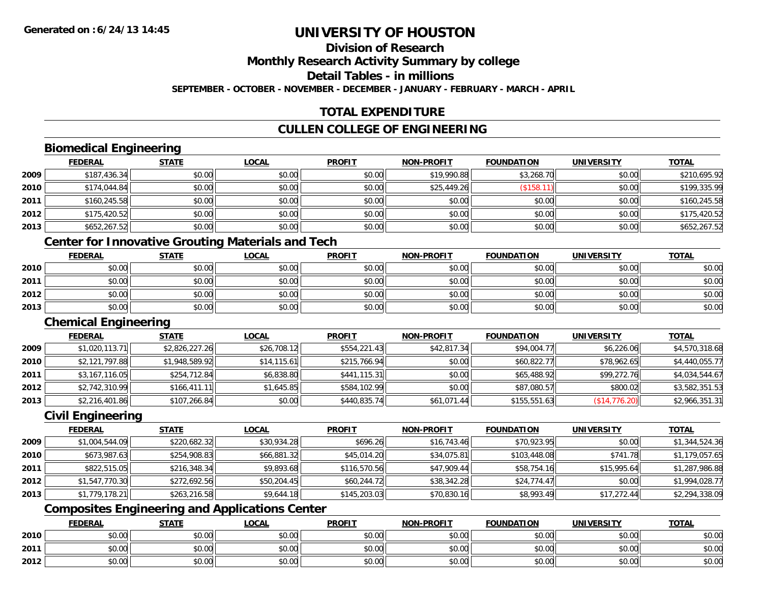**Generated on :6/24/13 14:45**

# UNIVERSITY OF HOUSTON

## Division of Research

## Monthly Research Activity Summary by college

## Detail Tables - in millions

**SEPTEMBER - OCTOBER - NOVEMBER - DECEMBER - JANUARY - FEBRUARY - MARCH - APRIL**

## TOTAL EXPENDITURE

## CULLEN COLLEGE OF ENGINEERING

### Biomedical Engineering

| | FEDERAL | STATE | LOCAL | PROFIT | NON-PROFIT | FOUNDATION | UNIVERSITY | TOTAL |
|---|---|---|---|---|---|---|---|---|
| 2009 | $187,436.34 | $0.00 | $0.00 | $0.00 | $19,990.88 | $3,268.70 | $0.00 | $210,695.92 |
| 2010 | $174,044.84 | $0.00 | $0.00 | $0.00 | $25,449.26 | ($158.11) | $0.00 | $199,335.99 |
| 2011 | $160,245.58 | $0.00 | $0.00 | $0.00 | $0.00 | $0.00 | $0.00 | $160,245.58 |
| 2012 | $175,420.52 | $0.00 | $0.00 | $0.00 | $0.00 | $0.00 | $0.00 | $175,420.52 |
| 2013 | $652,267.52 | $0.00 | $0.00 | $0.00 | $0.00 | $0.00 | $0.00 | $652,267.52 |

### Center for Innovative Grouting Materials and Tech

| | FEDERAL | STATE | LOCAL | PROFIT | NON-PROFIT | FOUNDATION | UNIVERSITY | TOTAL |
|---|---|---|---|---|---|---|---|---|
| 2010 | $0.00 | $0.00 | $0.00 | $0.00 | $0.00 | $0.00 | $0.00 | $0.00 |
| 2011 | $0.00 | $0.00 | $0.00 | $0.00 | $0.00 | $0.00 | $0.00 | $0.00 |
| 2012 | $0.00 | $0.00 | $0.00 | $0.00 | $0.00 | $0.00 | $0.00 | $0.00 |
| 2013 | $0.00 | $0.00 | $0.00 | $0.00 | $0.00 | $0.00 | $0.00 | $0.00 |

### Chemical Engineering

| | FEDERAL | STATE | LOCAL | PROFIT | NON-PROFIT | FOUNDATION | UNIVERSITY | TOTAL |
|---|---|---|---|---|---|---|---|---|
| 2009 | $1,020,113.71 | $2,826,227.26 | $26,708.12 | $554,221.43 | $42,817.34 | $94,004.77 | $6,226.06 | $4,570,318.68 |
| 2010 | $2,121,797.88 | $1,948,589.92 | $14,115.61 | $215,766.94 | $0.00 | $60,822.77 | $78,962.65 | $4,440,055.77 |
| 2011 | $3,167,116.05 | $254,712.84 | $6,838.80 | $441,115.31 | $0.00 | $65,488.92 | $99,272.76 | $4,034,544.67 |
| 2012 | $2,742,310.99 | $166,411.11 | $1,645.85 | $584,102.99 | $0.00 | $87,080.57 | $800.02 | $3,582,351.53 |
| 2013 | $2,216,401.86 | $107,266.84 | $0.00 | $440,835.74 | $61,071.44 | $155,551.63 | ($14,776.20) | $2,966,351.31 |

### Civil Engineering

| | FEDERAL | STATE | LOCAL | PROFIT | NON-PROFIT | FOUNDATION | UNIVERSITY | TOTAL |
|---|---|---|---|---|---|---|---|---|
| 2009 | $1,004,544.09 | $220,682.32 | $30,934.28 | $696.26 | $16,743.46 | $70,923.95 | $0.00 | $1,344,524.36 |
| 2010 | $673,987.63 | $254,908.83 | $66,881.32 | $45,014.20 | $34,075.81 | $103,448.08 | $741.78 | $1,179,057.65 |
| 2011 | $822,515.05 | $216,348.34 | $9,893.68 | $116,570.56 | $47,909.44 | $58,754.16 | $15,995.64 | $1,287,986.88 |
| 2012 | $1,547,770.30 | $272,692.56 | $50,204.45 | $60,244.72 | $38,342.28 | $24,774.47 | $0.00 | $1,994,028.77 |
| 2013 | $1,779,178.21 | $263,216.58 | $9,644.18 | $145,203.03 | $70,830.16 | $8,993.49 | $17,272.44 | $2,294,338.09 |

### Composites Engineering and Applications Center

| | FEDERAL | STATE | LOCAL | PROFIT | NON-PROFIT | FOUNDATION | UNIVERSITY | TOTAL |
|---|---|---|---|---|---|---|---|---|
| 2010 | $0.00 | $0.00 | $0.00 | $0.00 | $0.00 | $0.00 | $0.00 | $0.00 |
| 2011 | $0.00 | $0.00 | $0.00 | $0.00 | $0.00 | $0.00 | $0.00 | $0.00 |
| 2012 | $0.00 | $0.00 | $0.00 | $0.00 | $0.00 | $0.00 | $0.00 | $0.00 |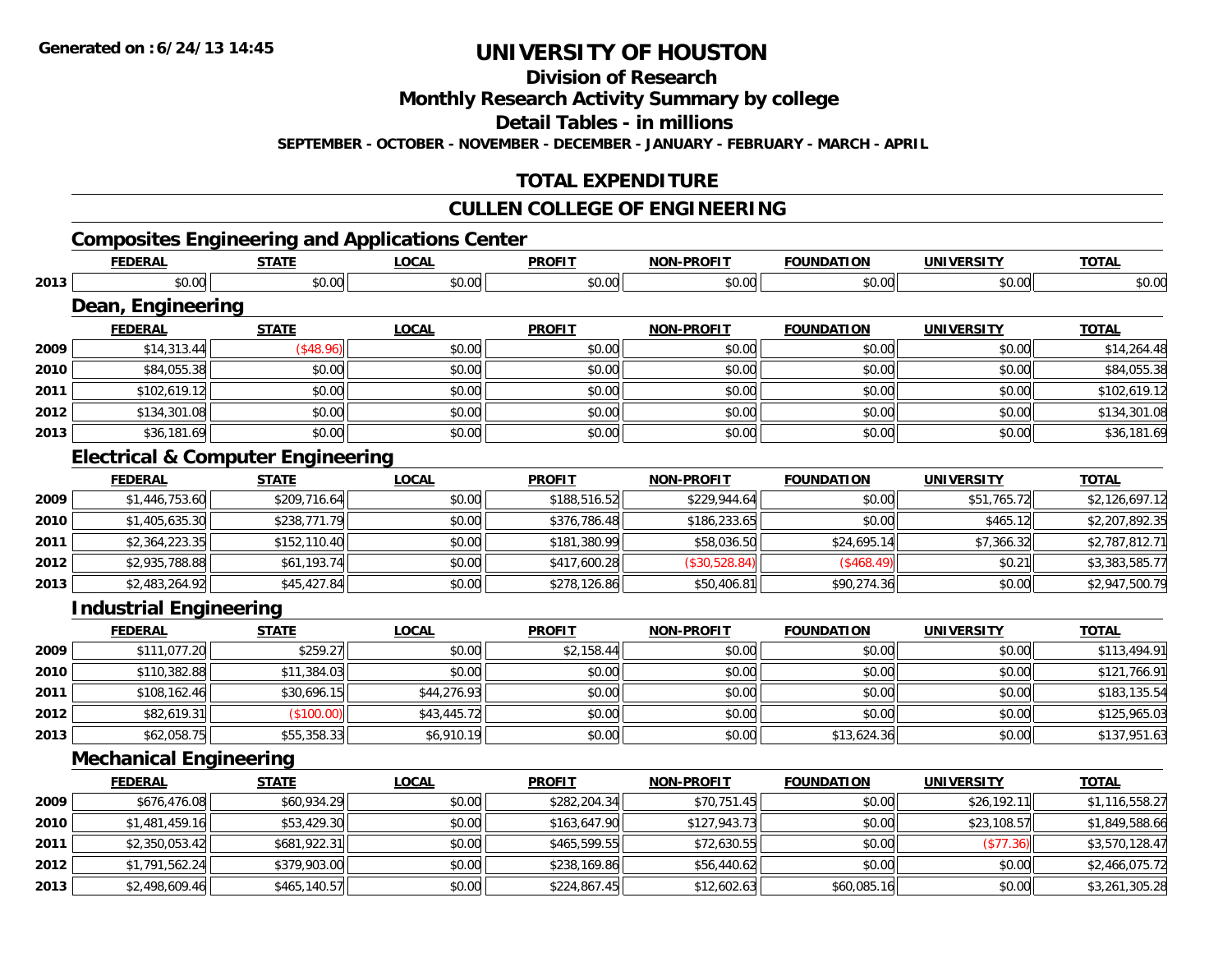# UNIVERSITY OF HOUSTON

## Division of Research

## Monthly Research Activity Summary by college

## Detail Tables - in millions

**SEPTEMBER - OCTOBER - NOVEMBER - DECEMBER - JANUARY - FEBRUARY - MARCH - APRIL**

## TOTAL EXPENDITURE

## CULLEN COLLEGE OF ENGINEERING

### Composites Engineering and Applications Center

| | FEDERAL | STATE | LOCAL | PROFIT | NON-PROFIT | FOUNDATION | UNIVERSITY | TOTAL |
|---|---|---|---|---|---|---|---|---|
| 2013 | $0.00 | $0.00 | $0.00 | $0.00 | $0.00 | $0.00 | $0.00 | $0.00 |

### Dean, Engineering

| | FEDERAL | STATE | LOCAL | PROFIT | NON-PROFIT | FOUNDATION | UNIVERSITY | TOTAL |
|---|---|---|---|---|---|---|---|---|
| 2009 | $14,313.44 | ($48.96) | $0.00 | $0.00 | $0.00 | $0.00 | $0.00 | $14,264.48 |
| 2010 | $84,055.38 | $0.00 | $0.00 | $0.00 | $0.00 | $0.00 | $0.00 | $84,055.38 |
| 2011 | $102,619.12 | $0.00 | $0.00 | $0.00 | $0.00 | $0.00 | $0.00 | $102,619.12 |
| 2012 | $134,301.08 | $0.00 | $0.00 | $0.00 | $0.00 | $0.00 | $0.00 | $134,301.08 |
| 2013 | $36,181.69 | $0.00 | $0.00 | $0.00 | $0.00 | $0.00 | $0.00 | $36,181.69 |

### Electrical & Computer Engineering

| | FEDERAL | STATE | LOCAL | PROFIT | NON-PROFIT | FOUNDATION | UNIVERSITY | TOTAL |
|---|---|---|---|---|---|---|---|---|
| 2009 | $1,446,753.60 | $209,716.64 | $0.00 | $188,516.52 | $229,944.64 | $0.00 | $51,765.72 | $2,126,697.12 |
| 2010 | $1,405,635.30 | $238,771.79 | $0.00 | $376,786.48 | $186,233.65 | $0.00 | $465.12 | $2,207,892.35 |
| 2011 | $2,364,223.35 | $152,110.40 | $0.00 | $181,380.99 | $58,036.50 | $24,695.14 | $7,366.32 | $2,787,812.71 |
| 2012 | $2,935,788.88 | $61,193.74 | $0.00 | $417,600.28 | ($30,528.84) | ($468.49) | $0.21 | $3,383,585.77 |
| 2013 | $2,483,264.92 | $45,427.84 | $0.00 | $278,126.86 | $50,406.81 | $90,274.36 | $0.00 | $2,947,500.79 |

### Industrial Engineering

| | FEDERAL | STATE | LOCAL | PROFIT | NON-PROFIT | FOUNDATION | UNIVERSITY | TOTAL |
|---|---|---|---|---|---|---|---|---|
| 2009 | $111,077.20 | $259.27 | $0.00 | $2,158.44 | $0.00 | $0.00 | $0.00 | $113,494.91 |
| 2010 | $110,382.88 | $11,384.03 | $0.00 | $0.00 | $0.00 | $0.00 | $0.00 | $121,766.91 |
| 2011 | $108,162.46 | $30,696.15 | $44,276.93 | $0.00 | $0.00 | $0.00 | $0.00 | $183,135.54 |
| 2012 | $82,619.31 | ($100.00) | $43,445.72 | $0.00 | $0.00 | $0.00 | $0.00 | $125,965.03 |
| 2013 | $62,058.75 | $55,358.33 | $6,910.19 | $0.00 | $0.00 | $13,624.36 | $0.00 | $137,951.63 |

### Mechanical Engineering

| | FEDERAL | STATE | LOCAL | PROFIT | NON-PROFIT | FOUNDATION | UNIVERSITY | TOTAL |
|---|---|---|---|---|---|---|---|---|
| 2009 | $676,476.08 | $60,934.29 | $0.00 | $282,204.34 | $70,751.45 | $0.00 | $26,192.11 | $1,116,558.27 |
| 2010 | $1,481,459.16 | $53,429.30 | $0.00 | $163,647.90 | $127,943.73 | $0.00 | $23,108.57 | $1,849,588.66 |
| 2011 | $2,350,053.42 | $681,922.31 | $0.00 | $465,599.55 | $72,630.55 | $0.00 | ($77.36) | $3,570,128.47 |
| 2012 | $1,791,562.24 | $379,903.00 | $0.00 | $238,169.86 | $56,440.62 | $0.00 | $0.00 | $2,466,075.72 |
| 2013 | $2,498,609.46 | $465,140.57 | $0.00 | $224,867.45 | $12,602.63 | $60,085.16 | $0.00 | $3,261,305.28 |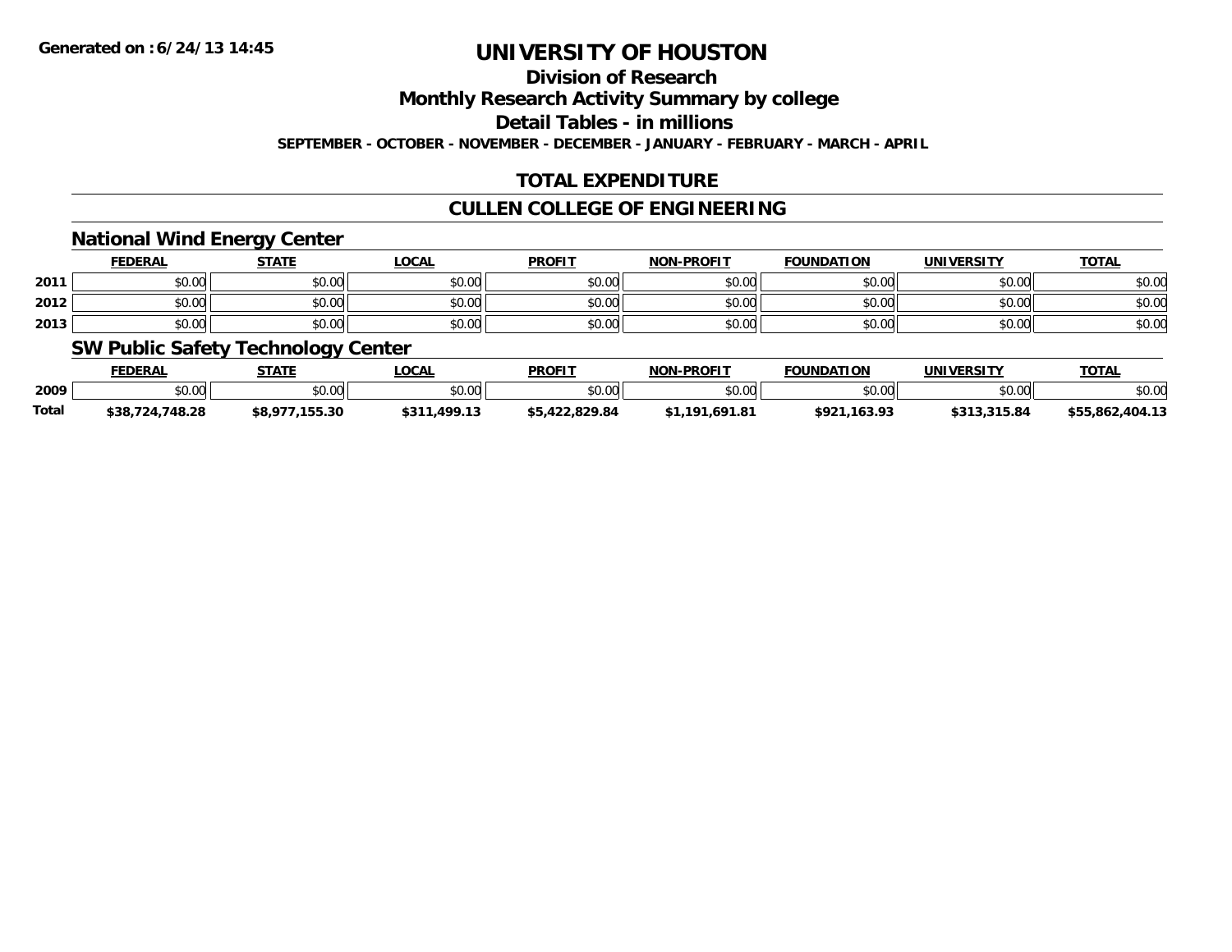# UNIVERSITY OF HOUSTON

## Division of Research

## Monthly Research Activity Summary by college

## Detail Tables - in millions

**SEPTEMBER - OCTOBER - NOVEMBER - DECEMBER - JANUARY - FEBRUARY - MARCH - APRIL**

## TOTAL EXPENDITURE

## CULLEN COLLEGE OF ENGINEERING

### National Wind Energy Center

| | FEDERAL | STATE | LOCAL | PROFIT | NON-PROFIT | FOUNDATION | UNIVERSITY | TOTAL |
|---|---|---|---|---|---|---|---|---|
| 2011 | $0.00 | $0.00 | $0.00 | $0.00 | $0.00 | $0.00 | $0.00 | $0.00 |
| 2012 | $0.00 | $0.00 | $0.00 | $0.00 | $0.00 | $0.00 | $0.00 | $0.00 |
| 2013 | $0.00 | $0.00 | $0.00 | $0.00 | $0.00 | $0.00 | $0.00 | $0.00 |

### SW Public Safety Technology Center

| | FEDERAL | STATE | LOCAL | PROFIT | NON-PROFIT | FOUNDATION | UNIVERSITY | TOTAL |
|---|---|---|---|---|---|---|---|---|
| 2009 | $0.00 | $0.00 | $0.00 | $0.00 | $0.00 | $0.00 | $0.00 | $0.00 |
| **Total** | **$38,724,748.28** | **$8,977,155.30** | **$311,499.13** | **$5,422,829.84** | **$1,191,691.81** | **$921,163.93** | **$313,315.84** | **$55,862,404.13** |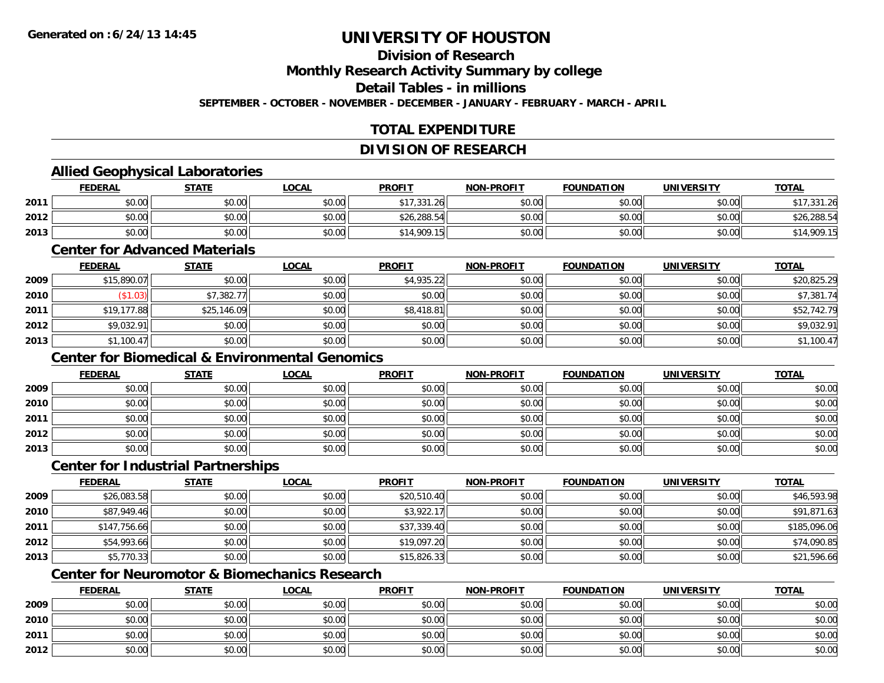**Generated on :6/24/13 14:45**

# UNIVERSITY OF HOUSTON

## Division of Research

## Monthly Research Activity Summary by college

## Detail Tables - in millions

**SEPTEMBER - OCTOBER - NOVEMBER - DECEMBER - JANUARY - FEBRUARY - MARCH - APRIL**

## TOTAL EXPENDITURE

## DIVISION OF RESEARCH

### Allied Geophysical Laboratories

| | FEDERAL | STATE | LOCAL | PROFIT | NON-PROFIT | FOUNDATION | UNIVERSITY | TOTAL |
|---|---|---|---|---|---|---|---|---|
| 2011 | $0.00 | $0.00 | $0.00 | $17,331.26 | $0.00 | $0.00 | $0.00 | $17,331.26 |
| 2012 | $0.00 | $0.00 | $0.00 | $26,288.54 | $0.00 | $0.00 | $0.00 | $26,288.54 |
| 2013 | $0.00 | $0.00 | $0.00 | $14,909.15 | $0.00 | $0.00 | $0.00 | $14,909.15 |

### Center for Advanced Materials

| | FEDERAL | STATE | LOCAL | PROFIT | NON-PROFIT | FOUNDATION | UNIVERSITY | TOTAL |
|---|---|---|---|---|---|---|---|---|
| 2009 | $15,890.07 | $0.00 | $0.00 | $4,935.22 | $0.00 | $0.00 | $0.00 | $20,825.29 |
| 2010 | ($1.03) | $7,382.77 | $0.00 | $0.00 | $0.00 | $0.00 | $0.00 | $7,381.74 |
| 2011 | $19,177.88 | $25,146.09 | $0.00 | $8,418.81 | $0.00 | $0.00 | $0.00 | $52,742.79 |
| 2012 | $9,032.91 | $0.00 | $0.00 | $0.00 | $0.00 | $0.00 | $0.00 | $9,032.91 |
| 2013 | $1,100.47 | $0.00 | $0.00 | $0.00 | $0.00 | $0.00 | $0.00 | $1,100.47 |

### Center for Biomedical & Environmental Genomics

| | FEDERAL | STATE | LOCAL | PROFIT | NON-PROFIT | FOUNDATION | UNIVERSITY | TOTAL |
|---|---|---|---|---|---|---|---|---|
| 2009 | $0.00 | $0.00 | $0.00 | $0.00 | $0.00 | $0.00 | $0.00 | $0.00 |
| 2010 | $0.00 | $0.00 | $0.00 | $0.00 | $0.00 | $0.00 | $0.00 | $0.00 |
| 2011 | $0.00 | $0.00 | $0.00 | $0.00 | $0.00 | $0.00 | $0.00 | $0.00 |
| 2012 | $0.00 | $0.00 | $0.00 | $0.00 | $0.00 | $0.00 | $0.00 | $0.00 |
| 2013 | $0.00 | $0.00 | $0.00 | $0.00 | $0.00 | $0.00 | $0.00 | $0.00 |

### Center for Industrial Partnerships

| | FEDERAL | STATE | LOCAL | PROFIT | NON-PROFIT | FOUNDATION | UNIVERSITY | TOTAL |
|---|---|---|---|---|---|---|---|---|
| 2009 | $26,083.58 | $0.00 | $0.00 | $20,510.40 | $0.00 | $0.00 | $0.00 | $46,593.98 |
| 2010 | $87,949.46 | $0.00 | $0.00 | $3,922.17 | $0.00 | $0.00 | $0.00 | $91,871.63 |
| 2011 | $147,756.66 | $0.00 | $0.00 | $37,339.40 | $0.00 | $0.00 | $0.00 | $185,096.06 |
| 2012 | $54,993.66 | $0.00 | $0.00 | $19,097.20 | $0.00 | $0.00 | $0.00 | $74,090.85 |
| 2013 | $5,770.33 | $0.00 | $0.00 | $15,826.33 | $0.00 | $0.00 | $0.00 | $21,596.66 |

### Center for Neuromotor & Biomechanics Research

| | FEDERAL | STATE | LOCAL | PROFIT | NON-PROFIT | FOUNDATION | UNIVERSITY | TOTAL |
|---|---|---|---|---|---|---|---|---|
| 2009 | $0.00 | $0.00 | $0.00 | $0.00 | $0.00 | $0.00 | $0.00 | $0.00 |
| 2010 | $0.00 | $0.00 | $0.00 | $0.00 | $0.00 | $0.00 | $0.00 | $0.00 |
| 2011 | $0.00 | $0.00 | $0.00 | $0.00 | $0.00 | $0.00 | $0.00 | $0.00 |
| 2012 | $0.00 | $0.00 | $0.00 | $0.00 | $0.00 | $0.00 | $0.00 | $0.00 |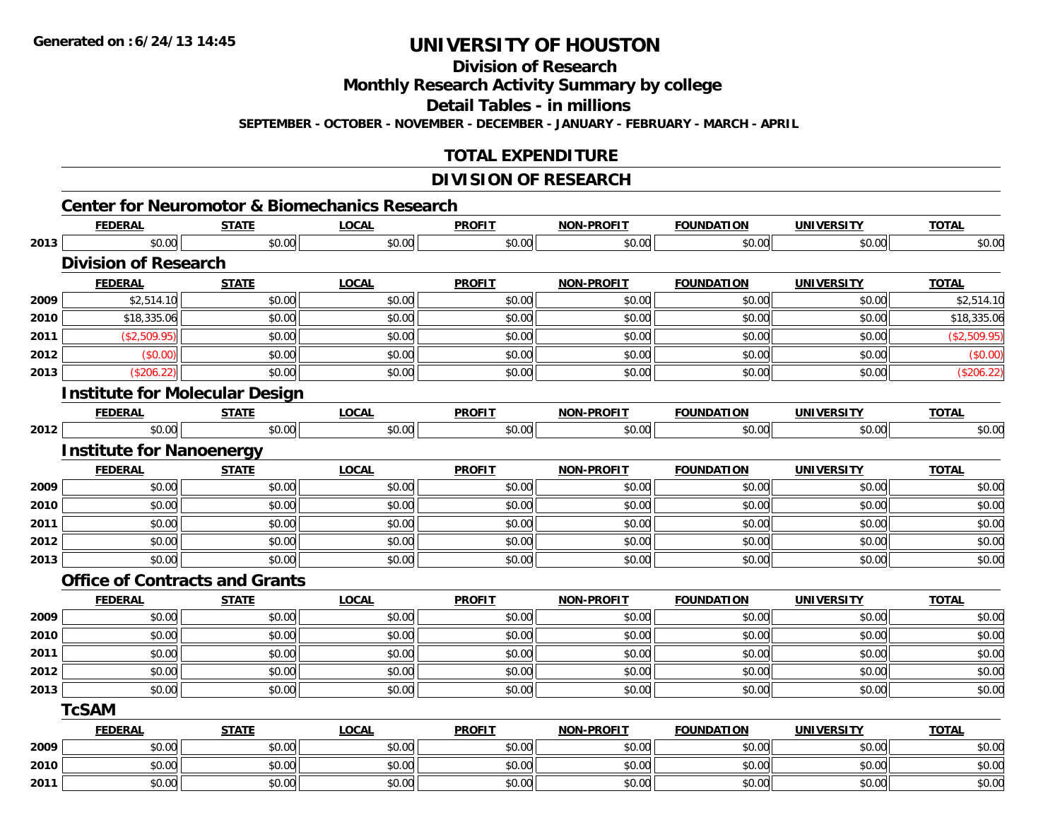**Generated on :6/24/13 14:45**

# UNIVERSITY OF HOUSTON

## Division of Research

## Monthly Research Activity Summary by college

## Detail Tables - in millions

**SEPTEMBER - OCTOBER - NOVEMBER - DECEMBER - JANUARY - FEBRUARY - MARCH - APRIL**

## TOTAL EXPENDITURE

## DIVISION OF RESEARCH

### Center for Neuromotor & Biomechanics Research

| | FEDERAL | STATE | LOCAL | PROFIT | NON-PROFIT | FOUNDATION | UNIVERSITY | TOTAL |
|---|---|---|---|---|---|---|---|---|
| 2013 | $0.00 | $0.00 | $0.00 | $0.00 | $0.00 | $0.00 | $0.00 | $0.00 |

### Division of Research

| | FEDERAL | STATE | LOCAL | PROFIT | NON-PROFIT | FOUNDATION | UNIVERSITY | TOTAL |
|---|---|---|---|---|---|---|---|---|
| 2009 | $2,514.10 | $0.00 | $0.00 | $0.00 | $0.00 | $0.00 | $0.00 | $2,514.10 |
| 2010 | $18,335.06 | $0.00 | $0.00 | $0.00 | $0.00 | $0.00 | $0.00 | $18,335.06 |
| 2011 | ($2,509.95) | $0.00 | $0.00 | $0.00 | $0.00 | $0.00 | $0.00 | ($2,509.95) |
| 2012 | ($0.00) | $0.00 | $0.00 | $0.00 | $0.00 | $0.00 | $0.00 | ($0.00) |
| 2013 | ($206.22) | $0.00 | $0.00 | $0.00 | $0.00 | $0.00 | $0.00 | ($206.22) |

### Institute for Molecular Design

| | FEDERAL | STATE | LOCAL | PROFIT | NON-PROFIT | FOUNDATION | UNIVERSITY | TOTAL |
|---|---|---|---|---|---|---|---|---|
| 2012 | $0.00 | $0.00 | $0.00 | $0.00 | $0.00 | $0.00 | $0.00 | $0.00 |

### Institute for Nanoenergy

| | FEDERAL | STATE | LOCAL | PROFIT | NON-PROFIT | FOUNDATION | UNIVERSITY | TOTAL |
|---|---|---|---|---|---|---|---|---|
| 2009 | $0.00 | $0.00 | $0.00 | $0.00 | $0.00 | $0.00 | $0.00 | $0.00 |
| 2010 | $0.00 | $0.00 | $0.00 | $0.00 | $0.00 | $0.00 | $0.00 | $0.00 |
| 2011 | $0.00 | $0.00 | $0.00 | $0.00 | $0.00 | $0.00 | $0.00 | $0.00 |
| 2012 | $0.00 | $0.00 | $0.00 | $0.00 | $0.00 | $0.00 | $0.00 | $0.00 |
| 2013 | $0.00 | $0.00 | $0.00 | $0.00 | $0.00 | $0.00 | $0.00 | $0.00 |

### Office of Contracts and Grants

| | FEDERAL | STATE | LOCAL | PROFIT | NON-PROFIT | FOUNDATION | UNIVERSITY | TOTAL |
|---|---|---|---|---|---|---|---|---|
| 2009 | $0.00 | $0.00 | $0.00 | $0.00 | $0.00 | $0.00 | $0.00 | $0.00 |
| 2010 | $0.00 | $0.00 | $0.00 | $0.00 | $0.00 | $0.00 | $0.00 | $0.00 |
| 2011 | $0.00 | $0.00 | $0.00 | $0.00 | $0.00 | $0.00 | $0.00 | $0.00 |
| 2012 | $0.00 | $0.00 | $0.00 | $0.00 | $0.00 | $0.00 | $0.00 | $0.00 |
| 2013 | $0.00 | $0.00 | $0.00 | $0.00 | $0.00 | $0.00 | $0.00 | $0.00 |

### TcSAM

| | FEDERAL | STATE | LOCAL | PROFIT | NON-PROFIT | FOUNDATION | UNIVERSITY | TOTAL |
|---|---|---|---|---|---|---|---|---|
| 2009 | $0.00 | $0.00 | $0.00 | $0.00 | $0.00 | $0.00 | $0.00 | $0.00 |
| 2010 | $0.00 | $0.00 | $0.00 | $0.00 | $0.00 | $0.00 | $0.00 | $0.00 |
| 2011 | $0.00 | $0.00 | $0.00 | $0.00 | $0.00 | $0.00 | $0.00 | $0.00 |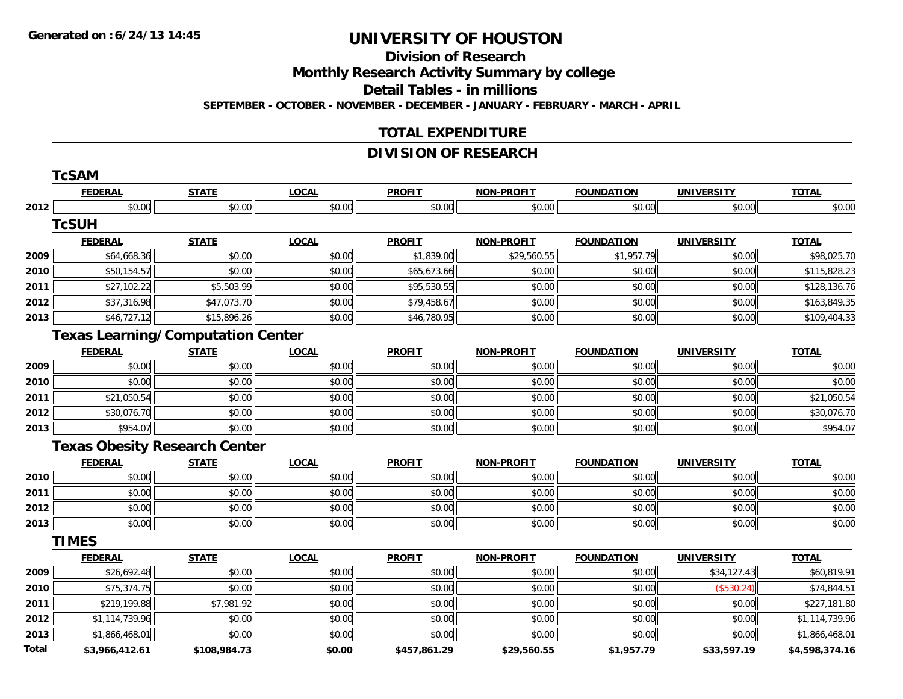# UNIVERSITY OF HOUSTON

## Division of Research

## Monthly Research Activity Summary by college

## Detail Tables - in millions

**SEPTEMBER - OCTOBER - NOVEMBER - DECEMBER - JANUARY - FEBRUARY - MARCH - APRIL**

## TOTAL EXPENDITURE

## DIVISION OF RESEARCH

### TcSAM

| | FEDERAL | STATE | LOCAL | PROFIT | NON-PROFIT | FOUNDATION | UNIVERSITY | TOTAL |
|---|---|---|---|---|---|---|---|---|
| 2012 | $0.00 | $0.00 | $0.00 | $0.00 | $0.00 | $0.00 | $0.00 | $0.00 |

### TcSUH

| | FEDERAL | STATE | LOCAL | PROFIT | NON-PROFIT | FOUNDATION | UNIVERSITY | TOTAL |
|---|---|---|---|---|---|---|---|---|
| 2009 | $64,668.36 | $0.00 | $0.00 | $1,839.00 | $29,560.55 | $1,957.79 | $0.00 | $98,025.70 |
| 2010 | $50,154.57 | $0.00 | $0.00 | $65,673.66 | $0.00 | $0.00 | $0.00 | $115,828.23 |
| 2011 | $27,102.22 | $5,503.99 | $0.00 | $95,530.55 | $0.00 | $0.00 | $0.00 | $128,136.76 |
| 2012 | $37,316.98 | $47,073.70 | $0.00 | $79,458.67 | $0.00 | $0.00 | $0.00 | $163,849.35 |
| 2013 | $46,727.12 | $15,896.26 | $0.00 | $46,780.95 | $0.00 | $0.00 | $0.00 | $109,404.33 |

### Texas Learning/Computation Center

| | FEDERAL | STATE | LOCAL | PROFIT | NON-PROFIT | FOUNDATION | UNIVERSITY | TOTAL |
|---|---|---|---|---|---|---|---|---|
| 2009 | $0.00 | $0.00 | $0.00 | $0.00 | $0.00 | $0.00 | $0.00 | $0.00 |
| 2010 | $0.00 | $0.00 | $0.00 | $0.00 | $0.00 | $0.00 | $0.00 | $0.00 |
| 2011 | $21,050.54 | $0.00 | $0.00 | $0.00 | $0.00 | $0.00 | $0.00 | $21,050.54 |
| 2012 | $30,076.70 | $0.00 | $0.00 | $0.00 | $0.00 | $0.00 | $0.00 | $30,076.70 |
| 2013 | $954.07 | $0.00 | $0.00 | $0.00 | $0.00 | $0.00 | $0.00 | $954.07 |

### Texas Obesity Research Center

| | FEDERAL | STATE | LOCAL | PROFIT | NON-PROFIT | FOUNDATION | UNIVERSITY | TOTAL |
|---|---|---|---|---|---|---|---|---|
| 2010 | $0.00 | $0.00 | $0.00 | $0.00 | $0.00 | $0.00 | $0.00 | $0.00 |
| 2011 | $0.00 | $0.00 | $0.00 | $0.00 | $0.00 | $0.00 | $0.00 | $0.00 |
| 2012 | $0.00 | $0.00 | $0.00 | $0.00 | $0.00 | $0.00 | $0.00 | $0.00 |
| 2013 | $0.00 | $0.00 | $0.00 | $0.00 | $0.00 | $0.00 | $0.00 | $0.00 |

### TIMES

| | FEDERAL | STATE | LOCAL | PROFIT | NON-PROFIT | FOUNDATION | UNIVERSITY | TOTAL |
|---|---|---|---|---|---|---|---|---|
| 2009 | $26,692.48 | $0.00 | $0.00 | $0.00 | $0.00 | $0.00 | $34,127.43 | $60,819.91 |
| 2010 | $75,374.75 | $0.00 | $0.00 | $0.00 | $0.00 | $0.00 | ($530.24) | $74,844.51 |
| 2011 | $219,199.88 | $7,981.92 | $0.00 | $0.00 | $0.00 | $0.00 | $0.00 | $227,181.80 |
| 2012 | $1,114,739.96 | $0.00 | $0.00 | $0.00 | $0.00 | $0.00 | $0.00 | $1,114,739.96 |
| 2013 | $1,866,468.01 | $0.00 | $0.00 | $0.00 | $0.00 | $0.00 | $0.00 | $1,866,468.01 |
| **Total** | **$3,966,412.61** | **$108,984.73** | **$0.00** | **$457,861.29** | **$29,560.55** | **$1,957.79** | **$33,597.19** | **$4,598,374.16** |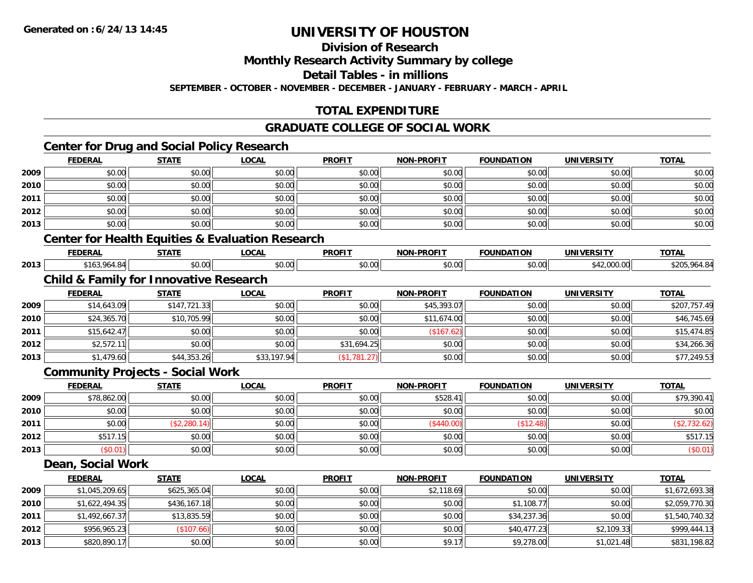**Generated on :6/24/13 14:45**

# UNIVERSITY OF HOUSTON

## Division of Research

## Monthly Research Activity Summary by college

## Detail Tables - in millions

**SEPTEMBER - OCTOBER - NOVEMBER - DECEMBER - JANUARY - FEBRUARY - MARCH - APRIL**

## TOTAL EXPENDITURE

## GRADUATE COLLEGE OF SOCIAL WORK

### Center for Drug and Social Policy Research

| | FEDERAL | STATE | LOCAL | PROFIT | NON-PROFIT | FOUNDATION | UNIVERSITY | TOTAL |
|---|---|---|---|---|---|---|---|---|
| 2009 | $0.00 | $0.00 | $0.00 | $0.00 | $0.00 | $0.00 | $0.00 | $0.00 |
| 2010 | $0.00 | $0.00 | $0.00 | $0.00 | $0.00 | $0.00 | $0.00 | $0.00 |
| 2011 | $0.00 | $0.00 | $0.00 | $0.00 | $0.00 | $0.00 | $0.00 | $0.00 |
| 2012 | $0.00 | $0.00 | $0.00 | $0.00 | $0.00 | $0.00 | $0.00 | $0.00 |
| 2013 | $0.00 | $0.00 | $0.00 | $0.00 | $0.00 | $0.00 | $0.00 | $0.00 |

### Center for Health Equities & Evaluation Research

| | FEDERAL | STATE | LOCAL | PROFIT | NON-PROFIT | FOUNDATION | UNIVERSITY | TOTAL |
|---|---|---|---|---|---|---|---|---|
| 2013 | $163,964.84 | $0.00 | $0.00 | $0.00 | $0.00 | $0.00 | $42,000.00 | $205,964.84 |

### Child & Family for Innovative Research

| | FEDERAL | STATE | LOCAL | PROFIT | NON-PROFIT | FOUNDATION | UNIVERSITY | TOTAL |
|---|---|---|---|---|---|---|---|---|
| 2009 | $14,643.09 | $147,721.33 | $0.00 | $0.00 | $45,393.07 | $0.00 | $0.00 | $207,757.49 |
| 2010 | $24,365.70 | $10,705.99 | $0.00 | $0.00 | $11,674.00 | $0.00 | $0.00 | $46,745.69 |
| 2011 | $15,642.47 | $0.00 | $0.00 | $0.00 | ($167.62) | $0.00 | $0.00 | $15,474.85 |
| 2012 | $2,572.11 | $0.00 | $0.00 | $31,694.25 | $0.00 | $0.00 | $0.00 | $34,266.36 |
| 2013 | $1,479.60 | $44,353.26 | $33,197.94 | ($1,781.27) | $0.00 | $0.00 | $0.00 | $77,249.53 |

### Community Projects - Social Work

| | FEDERAL | STATE | LOCAL | PROFIT | NON-PROFIT | FOUNDATION | UNIVERSITY | TOTAL |
|---|---|---|---|---|---|---|---|---|
| 2009 | $78,862.00 | $0.00 | $0.00 | $0.00 | $528.41 | $0.00 | $0.00 | $79,390.41 |
| 2010 | $0.00 | $0.00 | $0.00 | $0.00 | $0.00 | $0.00 | $0.00 | $0.00 |
| 2011 | $0.00 | ($2,280.14) | $0.00 | $0.00 | ($440.00) | ($12.48) | $0.00 | ($2,732.62) |
| 2012 | $517.15 | $0.00 | $0.00 | $0.00 | $0.00 | $0.00 | $0.00 | $517.15 |
| 2013 | ($0.01) | $0.00 | $0.00 | $0.00 | $0.00 | $0.00 | $0.00 | ($0.01) |

### Dean, Social Work

| | FEDERAL | STATE | LOCAL | PROFIT | NON-PROFIT | FOUNDATION | UNIVERSITY | TOTAL |
|---|---|---|---|---|---|---|---|---|
| 2009 | $1,045,209.65 | $625,365.04 | $0.00 | $0.00 | $2,118.69 | $0.00 | $0.00 | $1,672,693.38 |
| 2010 | $1,622,494.35 | $436,167.18 | $0.00 | $0.00 | $0.00 | $1,108.77 | $0.00 | $2,059,770.30 |
| 2011 | $1,492,667.37 | $13,835.59 | $0.00 | $0.00 | $0.00 | $34,237.36 | $0.00 | $1,540,740.32 |
| 2012 | $956,965.23 | ($107.66) | $0.00 | $0.00 | $0.00 | $40,477.23 | $2,109.33 | $999,444.13 |
| 2013 | $820,890.17 | $0.00 | $0.00 | $0.00 | $9.17 | $9,278.00 | $1,021.48 | $831,198.82 |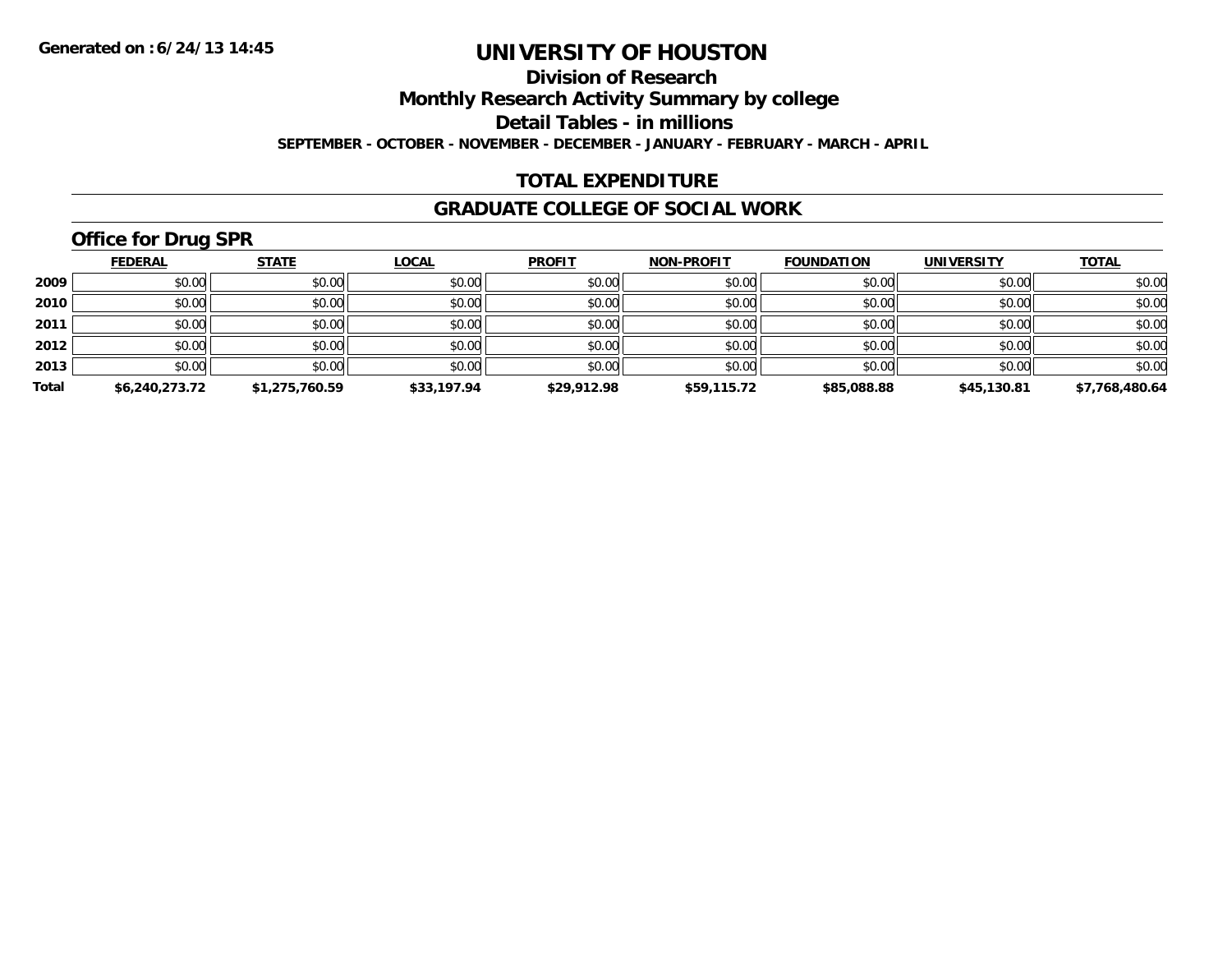Generated on :6/24/13 14:45

# UNIVERSITY OF HOUSTON

## Division of Research

## Monthly Research Activity Summary by college

## Detail Tables - in millions

**SEPTEMBER - OCTOBER - NOVEMBER - DECEMBER - JANUARY - FEBRUARY - MARCH - APRIL**

## TOTAL EXPENDITURE

## GRADUATE COLLEGE OF SOCIAL WORK

### Office for Drug SPR

| | FEDERAL | STATE | LOCAL | PROFIT | NON-PROFIT | FOUNDATION | UNIVERSITY | TOTAL |
|---|---|---|---|---|---|---|---|---|
| **2009** | $0.00 | $0.00 | $0.00 | $0.00 | $0.00 | $0.00 | $0.00 | $0.00 |
| **2010** | $0.00 | $0.00 | $0.00 | $0.00 | $0.00 | $0.00 | $0.00 | $0.00 |
| **2011** | $0.00 | $0.00 | $0.00 | $0.00 | $0.00 | $0.00 | $0.00 | $0.00 |
| **2012** | $0.00 | $0.00 | $0.00 | $0.00 | $0.00 | $0.00 | $0.00 | $0.00 |
| **2013** | $0.00 | $0.00 | $0.00 | $0.00 | $0.00 | $0.00 | $0.00 | $0.00 |
| **Total** | **$6,240,273.72** | **$1,275,760.59** | **$33,197.94** | **$29,912.98** | **$59,115.72** | **$85,088.88** | **$45,130.81** | **$7,768,480.64** |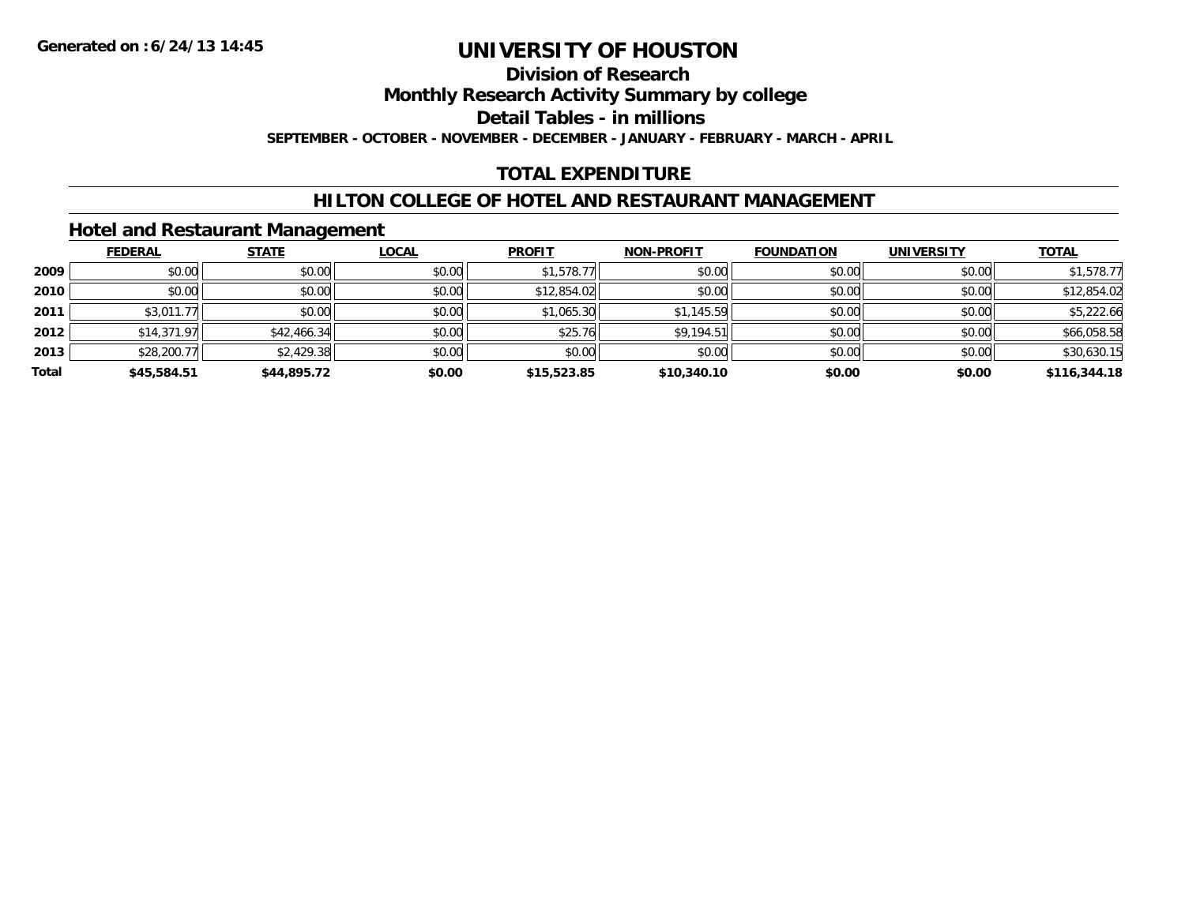**Generated on :6/24/13 14:45**

# UNIVERSITY OF HOUSTON

## Division of Research

## Monthly Research Activity Summary by college

## Detail Tables - in millions

**SEPTEMBER - OCTOBER - NOVEMBER - DECEMBER - JANUARY - FEBRUARY - MARCH - APRIL**

## TOTAL EXPENDITURE

## HILTON COLLEGE OF HOTEL AND RESTAURANT MANAGEMENT

### Hotel and Restaurant Management

| | FEDERAL | STATE | LOCAL | PROFIT | NON-PROFIT | FOUNDATION | UNIVERSITY | TOTAL |
|---|---|---|---|---|---|---|---|---|
| **2009** | $0.00 | $0.00 | $0.00 | $1,578.77 | $0.00 | $0.00 | $0.00 | $1,578.77 |
| **2010** | $0.00 | $0.00 | $0.00 | $12,854.02 | $0.00 | $0.00 | $0.00 | $12,854.02 |
| **2011** | $3,011.77 | $0.00 | $0.00 | $1,065.30 | $1,145.59 | $0.00 | $0.00 | $5,222.66 |
| **2012** | $14,371.97 | $42,466.34 | $0.00 | $25.76 | $9,194.51 | $0.00 | $0.00 | $66,058.58 |
| **2013** | $28,200.77 | $2,429.38 | $0.00 | $0.00 | $0.00 | $0.00 | $0.00 | $30,630.15 |
| **Total** | **$45,584.51** | **$44,895.72** | **$0.00** | **$15,523.85** | **$10,340.10** | **$0.00** | **$0.00** | **$116,344.18** |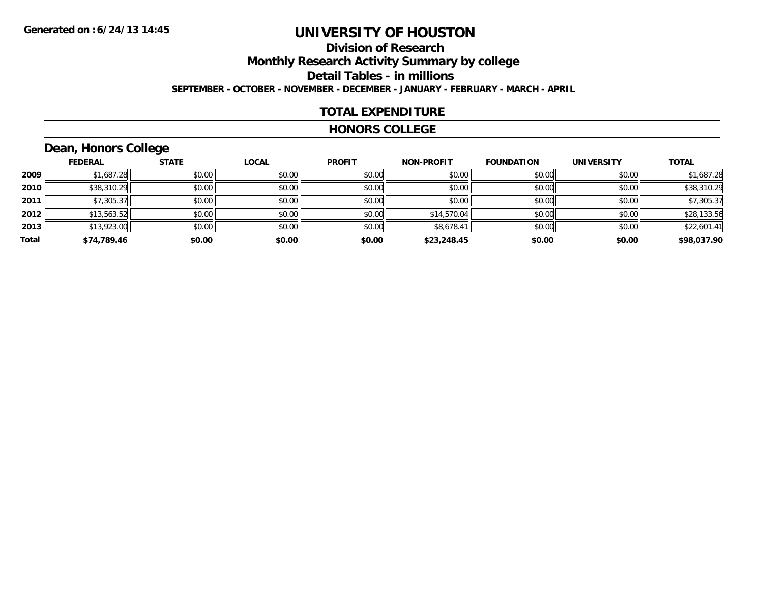**Generated on :6/24/13 14:45**

# UNIVERSITY OF HOUSTON

## Division of Research

## Monthly Research Activity Summary by college

## Detail Tables - in millions

**SEPTEMBER - OCTOBER - NOVEMBER - DECEMBER - JANUARY - FEBRUARY - MARCH - APRIL**

## TOTAL EXPENDITURE

## HONORS COLLEGE

### Dean, Honors College

| | FEDERAL | STATE | LOCAL | PROFIT | NON-PROFIT | FOUNDATION | UNIVERSITY | TOTAL |
|---|---|---|---|---|---|---|---|---|
| 2009 | $1,687.28 | $0.00 | $0.00 | $0.00 | $0.00 | $0.00 | $0.00 | $1,687.28 |
| 2010 | $38,310.29 | $0.00 | $0.00 | $0.00 | $0.00 | $0.00 | $0.00 | $38,310.29 |
| 2011 | $7,305.37 | $0.00 | $0.00 | $0.00 | $0.00 | $0.00 | $0.00 | $7,305.37 |
| 2012 | $13,563.52 | $0.00 | $0.00 | $0.00 | $14,570.04 | $0.00 | $0.00 | $28,133.56 |
| 2013 | $13,923.00 | $0.00 | $0.00 | $0.00 | $8,678.41 | $0.00 | $0.00 | $22,601.41 |
| **Total** | **$74,789.46** | **$0.00** | **$0.00** | **$0.00** | **$23,248.45** | **$0.00** | **$0.00** | **$98,037.90** |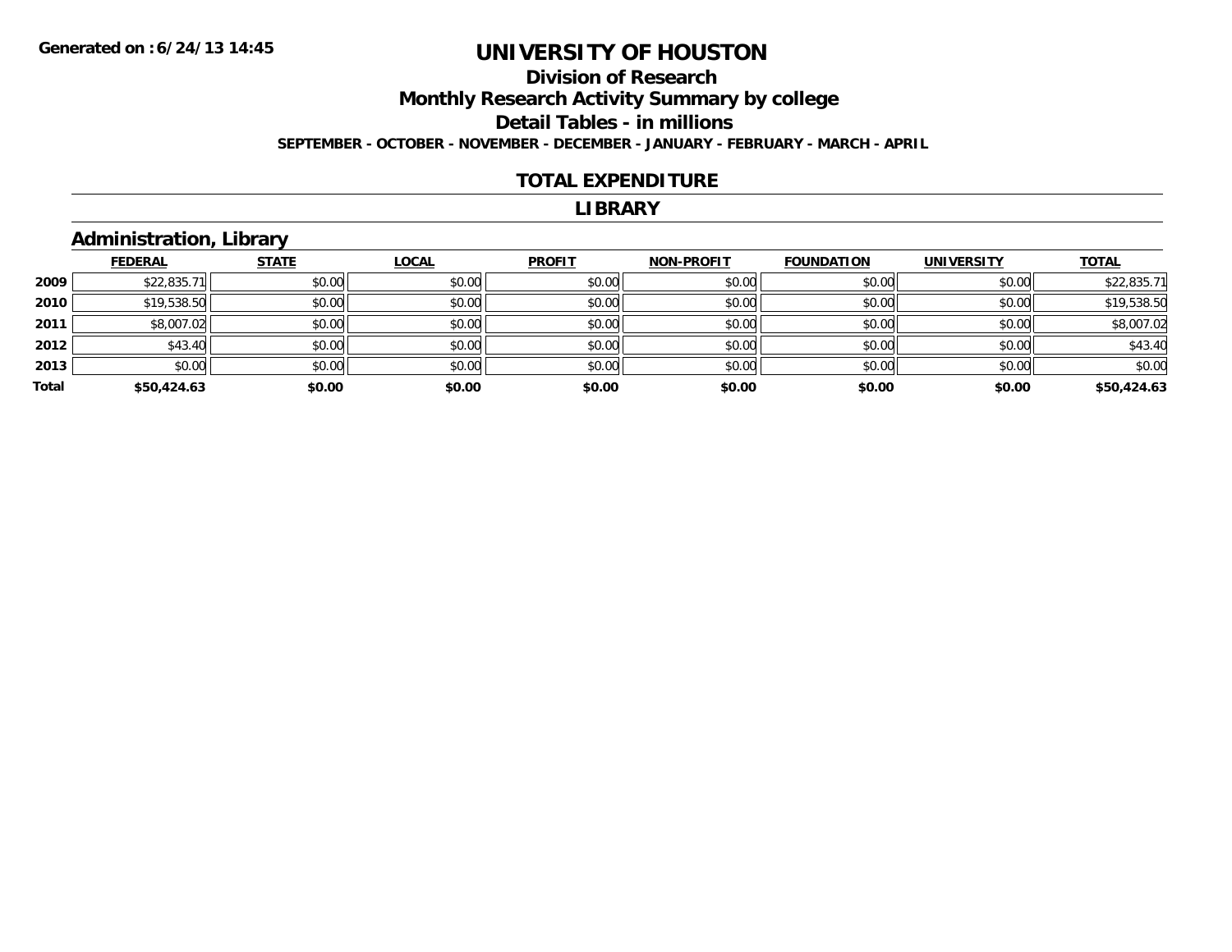Generated on :6/24/13 14:45

# UNIVERSITY OF HOUSTON

## Division of Research

## Monthly Research Activity Summary by college

## Detail Tables - in millions

**SEPTEMBER - OCTOBER - NOVEMBER - DECEMBER - JANUARY - FEBRUARY - MARCH - APRIL**

## TOTAL EXPENDITURE

## LIBRARY

### Administration, Library

| | FEDERAL | STATE | LOCAL | PROFIT | NON-PROFIT | FOUNDATION | UNIVERSITY | TOTAL |
|---|---|---|---|---|---|---|---|---|
| 2009 | $22,835.71 | $0.00 | $0.00 | $0.00 | $0.00 | $0.00 | $0.00 | $22,835.71 |
| 2010 | $19,538.50 | $0.00 | $0.00 | $0.00 | $0.00 | $0.00 | $0.00 | $19,538.50 |
| 2011 | $8,007.02 | $0.00 | $0.00 | $0.00 | $0.00 | $0.00 | $0.00 | $8,007.02 |
| 2012 | $43.40 | $0.00 | $0.00 | $0.00 | $0.00 | $0.00 | $0.00 | $43.40 |
| 2013 | $0.00 | $0.00 | $0.00 | $0.00 | $0.00 | $0.00 | $0.00 | $0.00 |
| **Total** | **$50,424.63** | **$0.00** | **$0.00** | **$0.00** | **$0.00** | **$0.00** | **$0.00** | **$50,424.63** |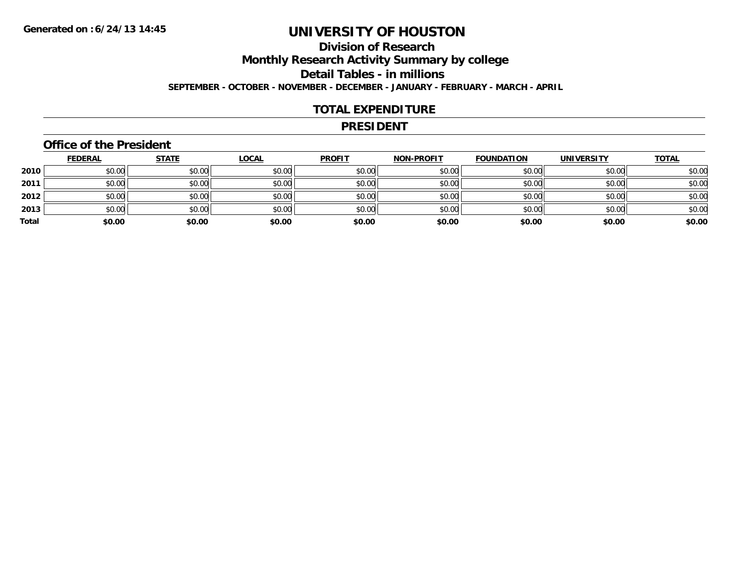Generated on :6/24/13 14:45

# UNIVERSITY OF HOUSTON

## Division of Research

## Monthly Research Activity Summary by college

## Detail Tables - in millions

**SEPTEMBER - OCTOBER - NOVEMBER - DECEMBER - JANUARY - FEBRUARY - MARCH - APRIL**

## TOTAL EXPENDITURE

## PRESIDENT

### Office of the President

| | FEDERAL | STATE | LOCAL | PROFIT | NON-PROFIT | FOUNDATION | UNIVERSITY | TOTAL |
|---|---|---|---|---|---|---|---|---|
| 2010 | $0.00 | $0.00 | $0.00 | $0.00 | $0.00 | $0.00 | $0.00 | $0.00 |
| 2011 | $0.00 | $0.00 | $0.00 | $0.00 | $0.00 | $0.00 | $0.00 | $0.00 |
| 2012 | $0.00 | $0.00 | $0.00 | $0.00 | $0.00 | $0.00 | $0.00 | $0.00 |
| 2013 | $0.00 | $0.00 | $0.00 | $0.00 | $0.00 | $0.00 | $0.00 | $0.00 |
| **Total** | **$0.00** | **$0.00** | **$0.00** | **$0.00** | **$0.00** | **$0.00** | **$0.00** | **$0.00** |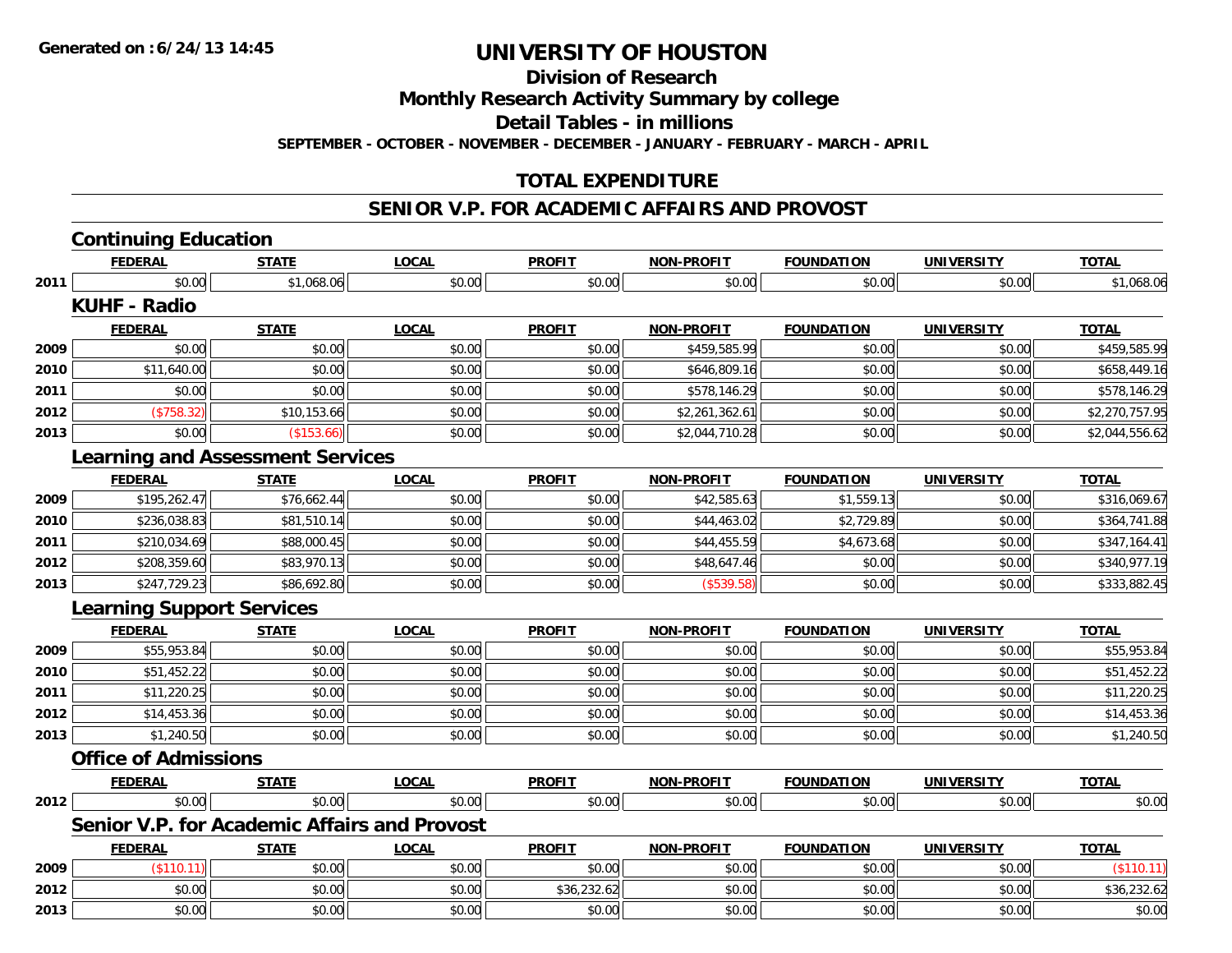**Generated on :6/24/13 14:45**

# UNIVERSITY OF HOUSTON

## Division of Research

## Monthly Research Activity Summary by college

## Detail Tables - in millions

**SEPTEMBER - OCTOBER - NOVEMBER - DECEMBER - JANUARY - FEBRUARY - MARCH - APRIL**

## TOTAL EXPENDITURE

## SENIOR V.P. FOR ACADEMIC AFFAIRS AND PROVOST

### Continuing Education

| | FEDERAL | STATE | LOCAL | PROFIT | NON-PROFIT | FOUNDATION | UNIVERSITY | TOTAL |
|---|---|---|---|---|---|---|---|---|
| 2011 | $0.00 | $1,068.06 | $0.00 | $0.00 | $0.00 | $0.00 | $0.00 | $1,068.06 |

### KUHF - Radio

| | FEDERAL | STATE | LOCAL | PROFIT | NON-PROFIT | FOUNDATION | UNIVERSITY | TOTAL |
|---|---|---|---|---|---|---|---|---|
| 2009 | $0.00 | $0.00 | $0.00 | $0.00 | $459,585.99 | $0.00 | $0.00 | $459,585.99 |
| 2010 | $11,640.00 | $0.00 | $0.00 | $0.00 | $646,809.16 | $0.00 | $0.00 | $658,449.16 |
| 2011 | $0.00 | $0.00 | $0.00 | $0.00 | $578,146.29 | $0.00 | $0.00 | $578,146.29 |
| 2012 | ($758.32) | $10,153.66 | $0.00 | $0.00 | $2,261,362.61 | $0.00 | $0.00 | $2,270,757.95 |
| 2013 | $0.00 | ($153.66) | $0.00 | $0.00 | $2,044,710.28 | $0.00 | $0.00 | $2,044,556.62 |

### Learning and Assessment Services

| | FEDERAL | STATE | LOCAL | PROFIT | NON-PROFIT | FOUNDATION | UNIVERSITY | TOTAL |
|---|---|---|---|---|---|---|---|---|
| 2009 | $195,262.47 | $76,662.44 | $0.00 | $0.00 | $42,585.63 | $1,559.13 | $0.00 | $316,069.67 |
| 2010 | $236,038.83 | $81,510.14 | $0.00 | $0.00 | $44,463.02 | $2,729.89 | $0.00 | $364,741.88 |
| 2011 | $210,034.69 | $88,000.45 | $0.00 | $0.00 | $44,455.59 | $4,673.68 | $0.00 | $347,164.41 |
| 2012 | $208,359.60 | $83,970.13 | $0.00 | $0.00 | $48,647.46 | $0.00 | $0.00 | $340,977.19 |
| 2013 | $247,729.23 | $86,692.80 | $0.00 | $0.00 | ($539.58) | $0.00 | $0.00 | $333,882.45 |

### Learning Support Services

| | FEDERAL | STATE | LOCAL | PROFIT | NON-PROFIT | FOUNDATION | UNIVERSITY | TOTAL |
|---|---|---|---|---|---|---|---|---|
| 2009 | $55,953.84 | $0.00 | $0.00 | $0.00 | $0.00 | $0.00 | $0.00 | $55,953.84 |
| 2010 | $51,452.22 | $0.00 | $0.00 | $0.00 | $0.00 | $0.00 | $0.00 | $51,452.22 |
| 2011 | $11,220.25 | $0.00 | $0.00 | $0.00 | $0.00 | $0.00 | $0.00 | $11,220.25 |
| 2012 | $14,453.36 | $0.00 | $0.00 | $0.00 | $0.00 | $0.00 | $0.00 | $14,453.36 |
| 2013 | $1,240.50 | $0.00 | $0.00 | $0.00 | $0.00 | $0.00 | $0.00 | $1,240.50 |

### Office of Admissions

| | FEDERAL | STATE | LOCAL | PROFIT | NON-PROFIT | FOUNDATION | UNIVERSITY | TOTAL |
|---|---|---|---|---|---|---|---|---|
| 2012 | $0.00 | $0.00 | $0.00 | $0.00 | $0.00 | $0.00 | $0.00 | $0.00 |

### Senior V.P. for Academic Affairs and Provost

| | FEDERAL | STATE | LOCAL | PROFIT | NON-PROFIT | FOUNDATION | UNIVERSITY | TOTAL |
|---|---|---|---|---|---|---|---|---|
| 2009 | ($110.11) | $0.00 | $0.00 | $0.00 | $0.00 | $0.00 | $0.00 | ($110.11) |
| 2012 | $0.00 | $0.00 | $0.00 | $36,232.62 | $0.00 | $0.00 | $0.00 | $36,232.62 |
| 2013 | $0.00 | $0.00 | $0.00 | $0.00 | $0.00 | $0.00 | $0.00 | $0.00 |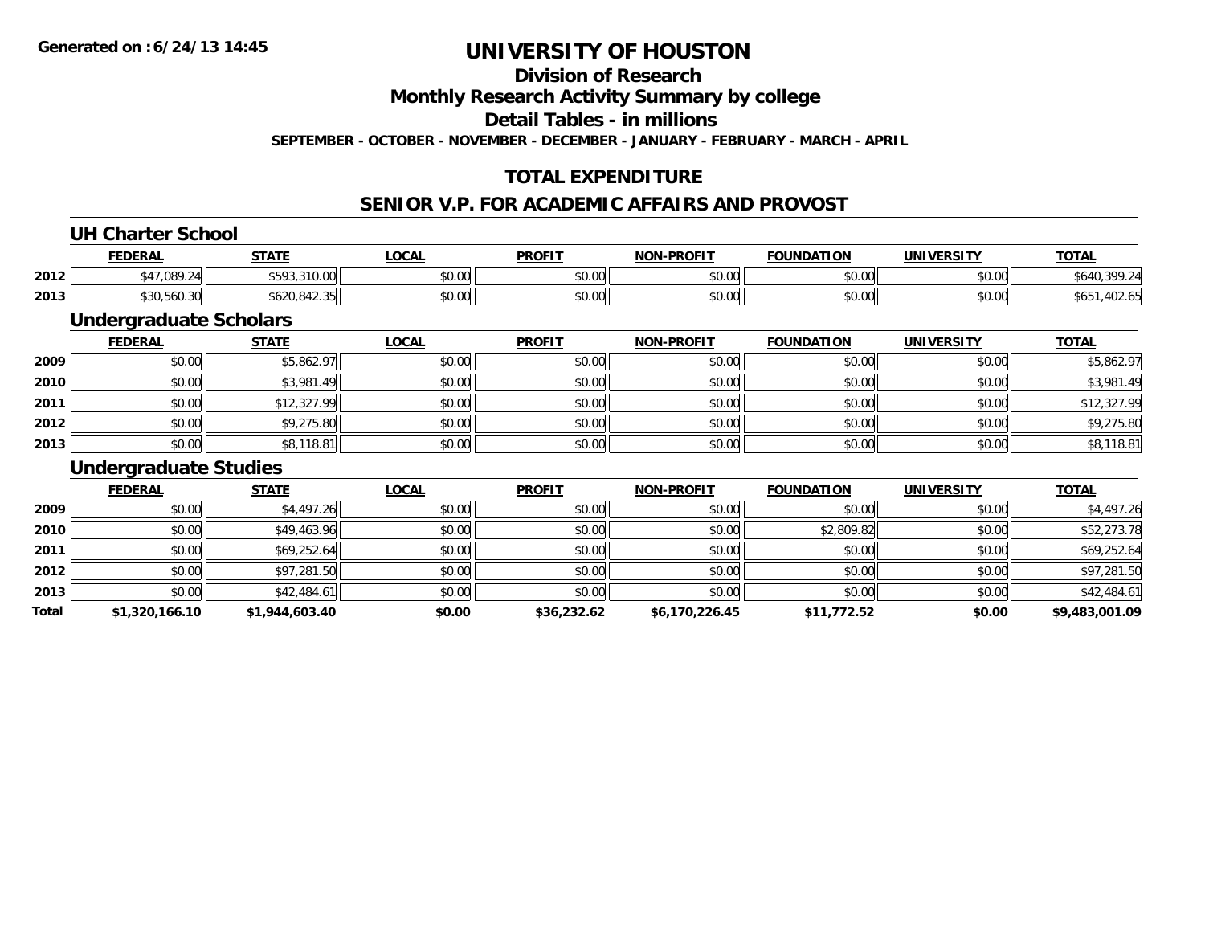# UNIVERSITY OF HOUSTON

## Division of Research

## Monthly Research Activity Summary by college

## Detail Tables - in millions

**SEPTEMBER - OCTOBER - NOVEMBER - DECEMBER - JANUARY - FEBRUARY - MARCH - APRIL**

## TOTAL EXPENDITURE

## SENIOR V.P. FOR ACADEMIC AFFAIRS AND PROVOST

### UH Charter School

| | FEDERAL | STATE | LOCAL | PROFIT | NON-PROFIT | FOUNDATION | UNIVERSITY | TOTAL |
|---|---|---|---|---|---|---|---|---|
| 2012 | $47,089.24 | $593,310.00 | $0.00 | $0.00 | $0.00 | $0.00 | $0.00 | $640,399.24 |
| 2013 | $30,560.30 | $620,842.35 | $0.00 | $0.00 | $0.00 | $0.00 | $0.00 | $651,402.65 |

### Undergraduate Scholars

| | FEDERAL | STATE | LOCAL | PROFIT | NON-PROFIT | FOUNDATION | UNIVERSITY | TOTAL |
|---|---|---|---|---|---|---|---|---|
| 2009 | $0.00 | $5,862.97 | $0.00 | $0.00 | $0.00 | $0.00 | $0.00 | $5,862.97 |
| 2010 | $0.00 | $3,981.49 | $0.00 | $0.00 | $0.00 | $0.00 | $0.00 | $3,981.49 |
| 2011 | $0.00 | $12,327.99 | $0.00 | $0.00 | $0.00 | $0.00 | $0.00 | $12,327.99 |
| 2012 | $0.00 | $9,275.80 | $0.00 | $0.00 | $0.00 | $0.00 | $0.00 | $9,275.80 |
| 2013 | $0.00 | $8,118.81 | $0.00 | $0.00 | $0.00 | $0.00 | $0.00 | $8,118.81 |

### Undergraduate Studies

| | FEDERAL | STATE | LOCAL | PROFIT | NON-PROFIT | FOUNDATION | UNIVERSITY | TOTAL |
|---|---|---|---|---|---|---|---|---|
| 2009 | $0.00 | $4,497.26 | $0.00 | $0.00 | $0.00 | $0.00 | $0.00 | $4,497.26 |
| 2010 | $0.00 | $49,463.96 | $0.00 | $0.00 | $0.00 | $2,809.82 | $0.00 | $52,273.78 |
| 2011 | $0.00 | $69,252.64 | $0.00 | $0.00 | $0.00 | $0.00 | $0.00 | $69,252.64 |
| 2012 | $0.00 | $97,281.50 | $0.00 | $0.00 | $0.00 | $0.00 | $0.00 | $97,281.50 |
| 2013 | $0.00 | $42,484.61 | $0.00 | $0.00 | $0.00 | $0.00 | $0.00 | $42,484.61 |
| **Total** | **$1,320,166.10** | **$1,944,603.40** | **$0.00** | **$36,232.62** | **$6,170,226.45** | **$11,772.52** | **$0.00** | **$9,483,001.09** |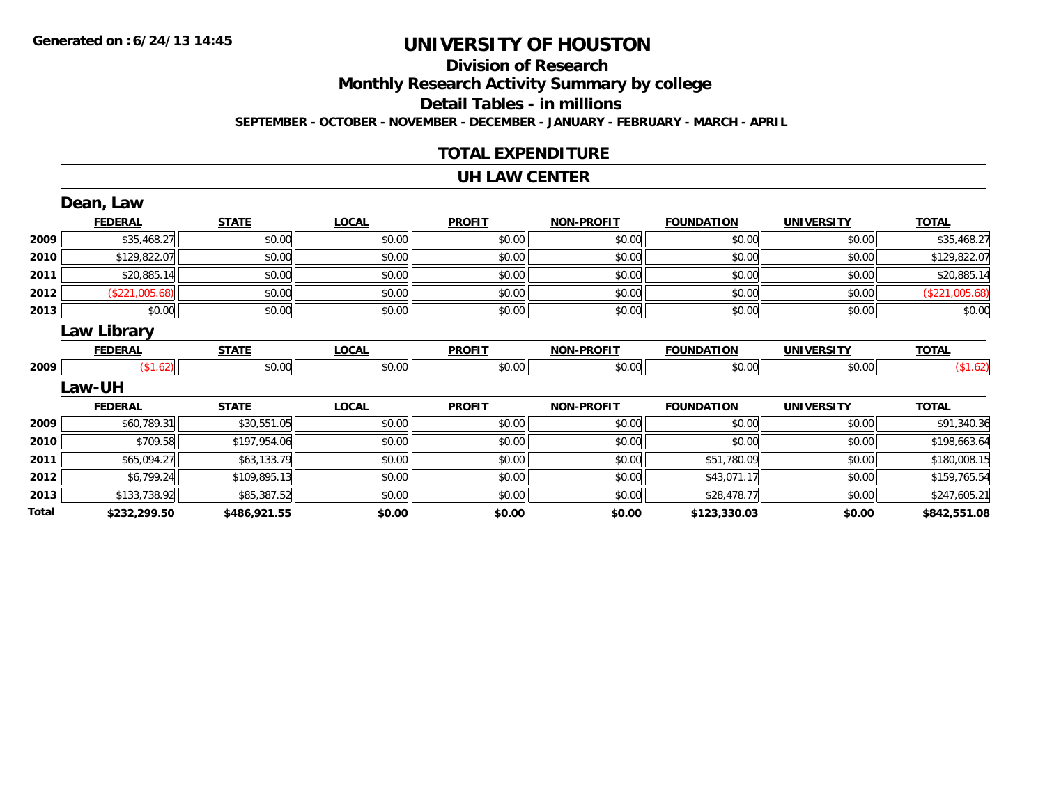**Generated on :6/24/13 14:45**

# UNIVERSITY OF HOUSTON

## Division of Research

## Monthly Research Activity Summary by college

## Detail Tables - in millions

**SEPTEMBER - OCTOBER - NOVEMBER - DECEMBER - JANUARY - FEBRUARY - MARCH - APRIL**

## TOTAL EXPENDITURE

## UH LAW CENTER

### Dean, Law

| | FEDERAL | STATE | LOCAL | PROFIT | NON-PROFIT | FOUNDATION | UNIVERSITY | TOTAL |
|---|---|---|---|---|---|---|---|---|
| 2009 | $35,468.27 | $0.00 | $0.00 | $0.00 | $0.00 | $0.00 | $0.00 | $35,468.27 |
| 2010 | $129,822.07 | $0.00 | $0.00 | $0.00 | $0.00 | $0.00 | $0.00 | $129,822.07 |
| 2011 | $20,885.14 | $0.00 | $0.00 | $0.00 | $0.00 | $0.00 | $0.00 | $20,885.14 |
| 2012 | ($221,005.68) | $0.00 | $0.00 | $0.00 | $0.00 | $0.00 | $0.00 | ($221,005.68) |
| 2013 | $0.00 | $0.00 | $0.00 | $0.00 | $0.00 | $0.00 | $0.00 | $0.00 |

### Law Library

| | FEDERAL | STATE | LOCAL | PROFIT | NON-PROFIT | FOUNDATION | UNIVERSITY | TOTAL |
|---|---|---|---|---|---|---|---|---|
| 2009 | ($1.62) | $0.00 | $0.00 | $0.00 | $0.00 | $0.00 | $0.00 | ($1.62) |

### Law-UH

| | FEDERAL | STATE | LOCAL | PROFIT | NON-PROFIT | FOUNDATION | UNIVERSITY | TOTAL |
|---|---|---|---|---|---|---|---|---|
| 2009 | $60,789.31 | $30,551.05 | $0.00 | $0.00 | $0.00 | $0.00 | $0.00 | $91,340.36 |
| 2010 | $709.58 | $197,954.06 | $0.00 | $0.00 | $0.00 | $0.00 | $0.00 | $198,663.64 |
| 2011 | $65,094.27 | $63,133.79 | $0.00 | $0.00 | $0.00 | $51,780.09 | $0.00 | $180,008.15 |
| 2012 | $6,799.24 | $109,895.13 | $0.00 | $0.00 | $0.00 | $43,071.17 | $0.00 | $159,765.54 |
| 2013 | $133,738.92 | $85,387.52 | $0.00 | $0.00 | $0.00 | $28,478.77 | $0.00 | $247,605.21 |
| **Total** | **$232,299.50** | **$486,921.55** | **$0.00** | **$0.00** | **$0.00** | **$123,330.03** | **$0.00** | **$842,551.08** |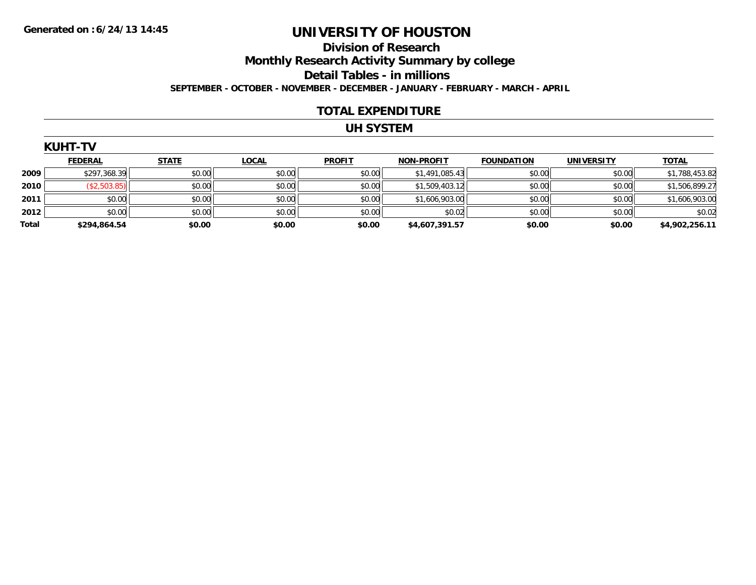Generated on :6/24/13 14:45

# UNIVERSITY OF HOUSTON

## Division of Research

## Monthly Research Activity Summary by college

## Detail Tables - in millions

**SEPTEMBER - OCTOBER - NOVEMBER - DECEMBER - JANUARY - FEBRUARY - MARCH - APRIL**

## TOTAL EXPENDITURE

## UH SYSTEM

### KUHT-TV

| | FEDERAL | STATE | LOCAL | PROFIT | NON-PROFIT | FOUNDATION | UNIVERSITY | TOTAL |
|---|---|---|---|---|---|---|---|---|
| 2009 | $297,368.39 | $0.00 | $0.00 | $0.00 | $1,491,085.43 | $0.00 | $0.00 | $1,788,453.82 |
| 2010 | ($2,503.85) | $0.00 | $0.00 | $0.00 | $1,509,403.12 | $0.00 | $0.00 | $1,506,899.27 |
| 2011 | $0.00 | $0.00 | $0.00 | $0.00 | $1,606,903.00 | $0.00 | $0.00 | $1,606,903.00 |
| 2012 | $0.00 | $0.00 | $0.00 | $0.00 | $0.02 | $0.00 | $0.00 | $0.02 |
| **Total** | **$294,864.54** | **$0.00** | **$0.00** | **$0.00** | **$4,607,391.57** | **$0.00** | **$0.00** | **$4,902,256.11** |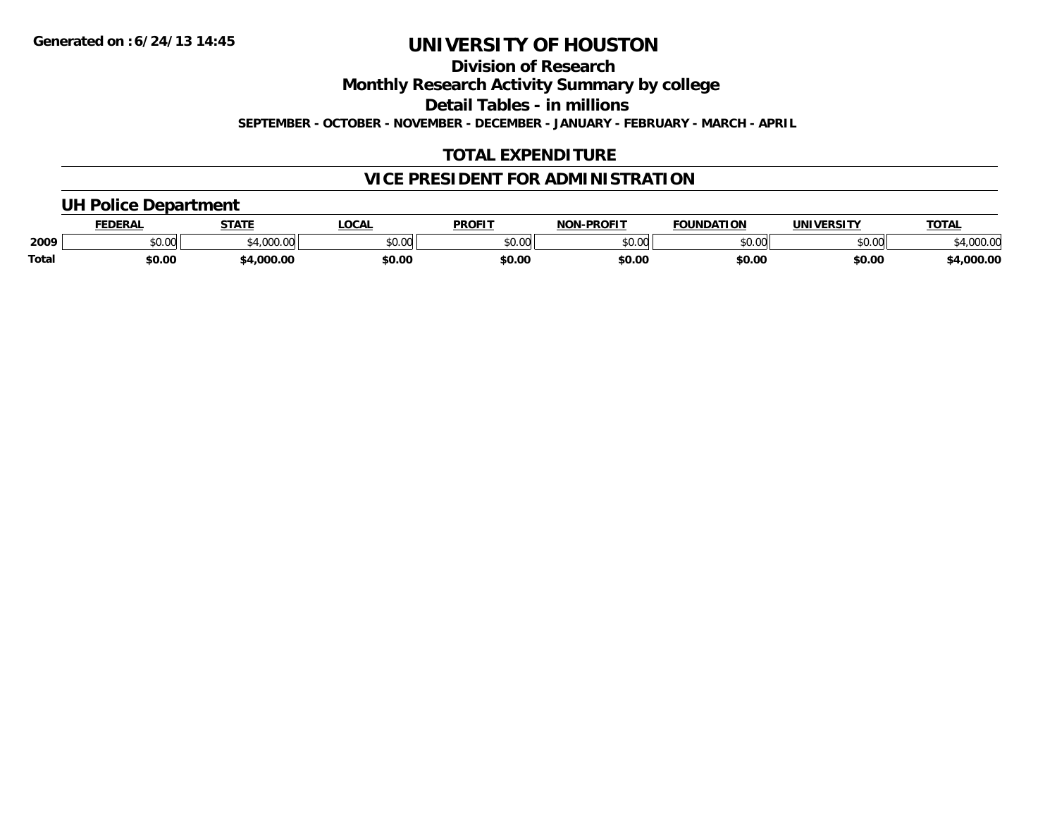Generated on :6/24/13 14:45

# UNIVERSITY OF HOUSTON

## Division of Research

## Monthly Research Activity Summary by college

## Detail Tables - in millions

**SEPTEMBER - OCTOBER - NOVEMBER - DECEMBER - JANUARY - FEBRUARY - MARCH - APRIL**

## TOTAL EXPENDITURE

## VICE PRESIDENT FOR ADMINISTRATION

### UH Police Department

| | FEDERAL | STATE | LOCAL | PROFIT | NON-PROFIT | FOUNDATION | UNIVERSITY | TOTAL |
|---|---|---|---|---|---|---|---|---|
| 2009 | $0.00 | $4,000.00 | $0.00 | $0.00 | $0.00 | $0.00 | $0.00 | $4,000.00 |
| **Total** | **$0.00** | **$4,000.00** | **$0.00** | **$0.00** | **$0.00** | **$0.00** | **$0.00** | **$4,000.00** |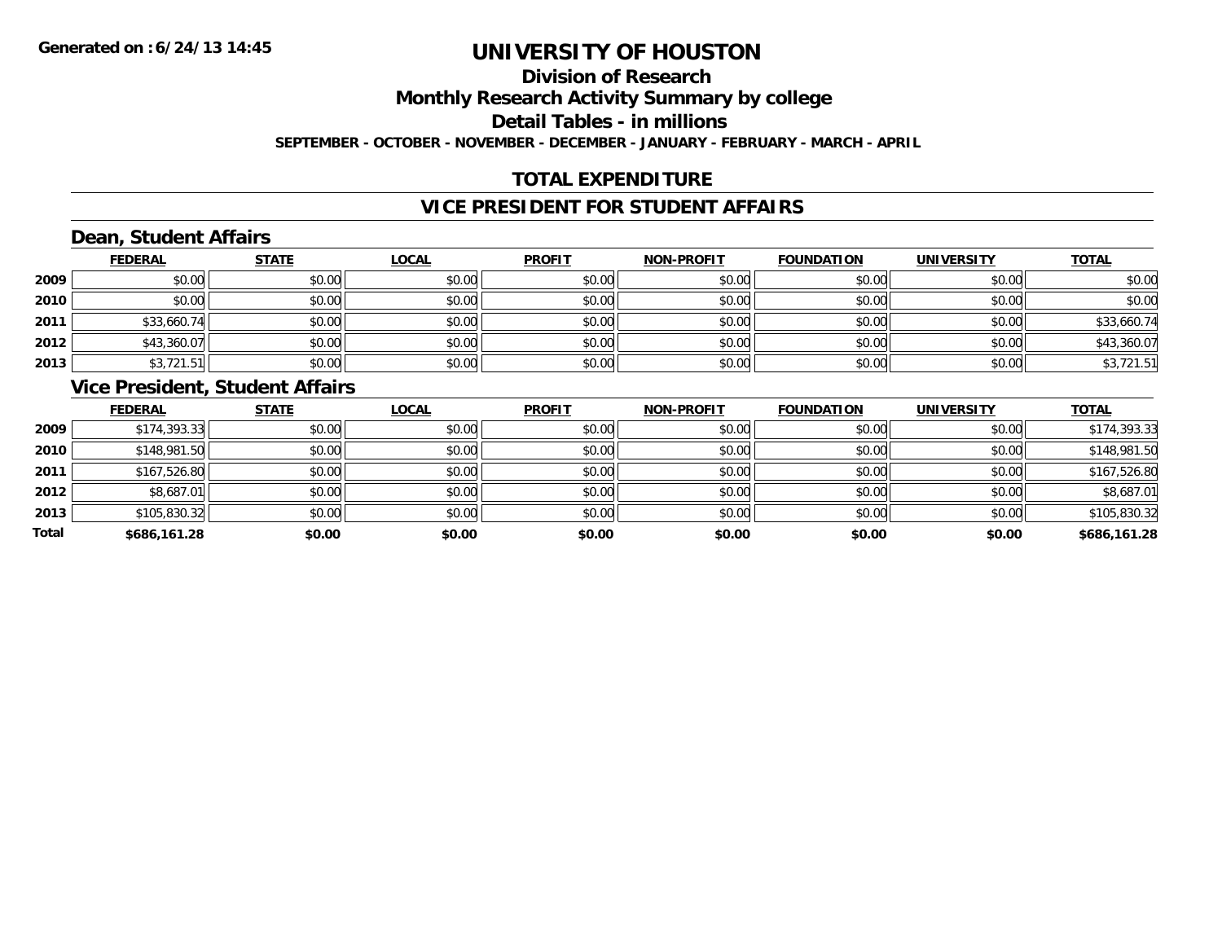# UNIVERSITY OF HOUSTON

## Division of Research

## Monthly Research Activity Summary by college

## Detail Tables - in millions

**SEPTEMBER - OCTOBER - NOVEMBER - DECEMBER - JANUARY - FEBRUARY - MARCH - APRIL**

## TOTAL EXPENDITURE

## VICE PRESIDENT FOR STUDENT AFFAIRS

### Dean, Student Affairs

| | FEDERAL | STATE | LOCAL | PROFIT | NON-PROFIT | FOUNDATION | UNIVERSITY | TOTAL |
|---|---|---|---|---|---|---|---|---|
| 2009 | $0.00 | $0.00 | $0.00 | $0.00 | $0.00 | $0.00 | $0.00 | $0.00 |
| 2010 | $0.00 | $0.00 | $0.00 | $0.00 | $0.00 | $0.00 | $0.00 | $0.00 |
| 2011 | $33,660.74 | $0.00 | $0.00 | $0.00 | $0.00 | $0.00 | $0.00 | $33,660.74 |
| 2012 | $43,360.07 | $0.00 | $0.00 | $0.00 | $0.00 | $0.00 | $0.00 | $43,360.07 |
| 2013 | $3,721.51 | $0.00 | $0.00 | $0.00 | $0.00 | $0.00 | $0.00 | $3,721.51 |

### Vice President, Student Affairs

| | FEDERAL | STATE | LOCAL | PROFIT | NON-PROFIT | FOUNDATION | UNIVERSITY | TOTAL |
|---|---|---|---|---|---|---|---|---|
| 2009 | $174,393.33 | $0.00 | $0.00 | $0.00 | $0.00 | $0.00 | $0.00 | $174,393.33 |
| 2010 | $148,981.50 | $0.00 | $0.00 | $0.00 | $0.00 | $0.00 | $0.00 | $148,981.50 |
| 2011 | $167,526.80 | $0.00 | $0.00 | $0.00 | $0.00 | $0.00 | $0.00 | $167,526.80 |
| 2012 | $8,687.01 | $0.00 | $0.00 | $0.00 | $0.00 | $0.00 | $0.00 | $8,687.01 |
| 2013 | $105,830.32 | $0.00 | $0.00 | $0.00 | $0.00 | $0.00 | $0.00 | $105,830.32 |
| **Total** | **$686,161.28** | **$0.00** | **$0.00** | **$0.00** | **$0.00** | **$0.00** | **$0.00** | **$686,161.28** |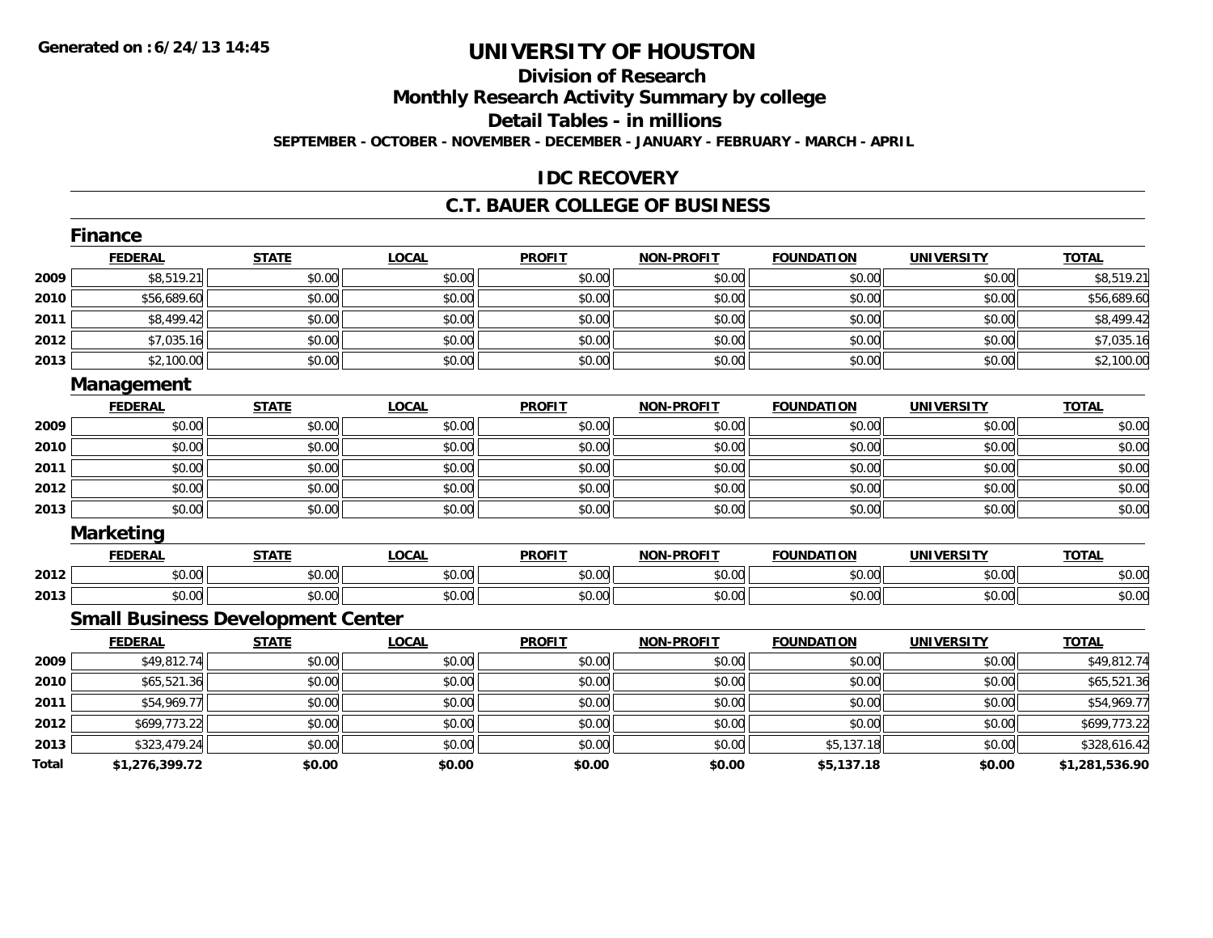**Generated on :6/24/13 14:45**

# UNIVERSITY OF HOUSTON

## Division of Research

## Monthly Research Activity Summary by college

## Detail Tables - in millions

**SEPTEMBER - OCTOBER - NOVEMBER - DECEMBER - JANUARY - FEBRUARY - MARCH - APRIL**

## IDC RECOVERY

## C.T. BAUER COLLEGE OF BUSINESS

### Finance

| | FEDERAL | STATE | LOCAL | PROFIT | NON-PROFIT | FOUNDATION | UNIVERSITY | TOTAL |
|---|---|---|---|---|---|---|---|---|
| 2009 | $8,519.21 | $0.00 | $0.00 | $0.00 | $0.00 | $0.00 | $0.00 | $8,519.21 |
| 2010 | $56,689.60 | $0.00 | $0.00 | $0.00 | $0.00 | $0.00 | $0.00 | $56,689.60 |
| 2011 | $8,499.42 | $0.00 | $0.00 | $0.00 | $0.00 | $0.00 | $0.00 | $8,499.42 |
| 2012 | $7,035.16 | $0.00 | $0.00 | $0.00 | $0.00 | $0.00 | $0.00 | $7,035.16 |
| 2013 | $2,100.00 | $0.00 | $0.00 | $0.00 | $0.00 | $0.00 | $0.00 | $2,100.00 |

### Management

| | FEDERAL | STATE | LOCAL | PROFIT | NON-PROFIT | FOUNDATION | UNIVERSITY | TOTAL |
|---|---|---|---|---|---|---|---|---|
| 2009 | $0.00 | $0.00 | $0.00 | $0.00 | $0.00 | $0.00 | $0.00 | $0.00 |
| 2010 | $0.00 | $0.00 | $0.00 | $0.00 | $0.00 | $0.00 | $0.00 | $0.00 |
| 2011 | $0.00 | $0.00 | $0.00 | $0.00 | $0.00 | $0.00 | $0.00 | $0.00 |
| 2012 | $0.00 | $0.00 | $0.00 | $0.00 | $0.00 | $0.00 | $0.00 | $0.00 |
| 2013 | $0.00 | $0.00 | $0.00 | $0.00 | $0.00 | $0.00 | $0.00 | $0.00 |

### Marketing

| | FEDERAL | STATE | LOCAL | PROFIT | NON-PROFIT | FOUNDATION | UNIVERSITY | TOTAL |
|---|---|---|---|---|---|---|---|---|
| 2012 | $0.00 | $0.00 | $0.00 | $0.00 | $0.00 | $0.00 | $0.00 | $0.00 |
| 2013 | $0.00 | $0.00 | $0.00 | $0.00 | $0.00 | $0.00 | $0.00 | $0.00 |

### Small Business Development Center

| | FEDERAL | STATE | LOCAL | PROFIT | NON-PROFIT | FOUNDATION | UNIVERSITY | TOTAL |
|---|---|---|---|---|---|---|---|---|
| 2009 | $49,812.74 | $0.00 | $0.00 | $0.00 | $0.00 | $0.00 | $0.00 | $49,812.74 |
| 2010 | $65,521.36 | $0.00 | $0.00 | $0.00 | $0.00 | $0.00 | $0.00 | $65,521.36 |
| 2011 | $54,969.77 | $0.00 | $0.00 | $0.00 | $0.00 | $0.00 | $0.00 | $54,969.77 |
| 2012 | $699,773.22 | $0.00 | $0.00 | $0.00 | $0.00 | $0.00 | $0.00 | $699,773.22 |
| 2013 | $323,479.24 | $0.00 | $0.00 | $0.00 | $0.00 | $5,137.18 | $0.00 | $328,616.42 |
| **Total** | **$1,276,399.72** | **$0.00** | **$0.00** | **$0.00** | **$0.00** | **$5,137.18** | **$0.00** | **$1,281,536.90** |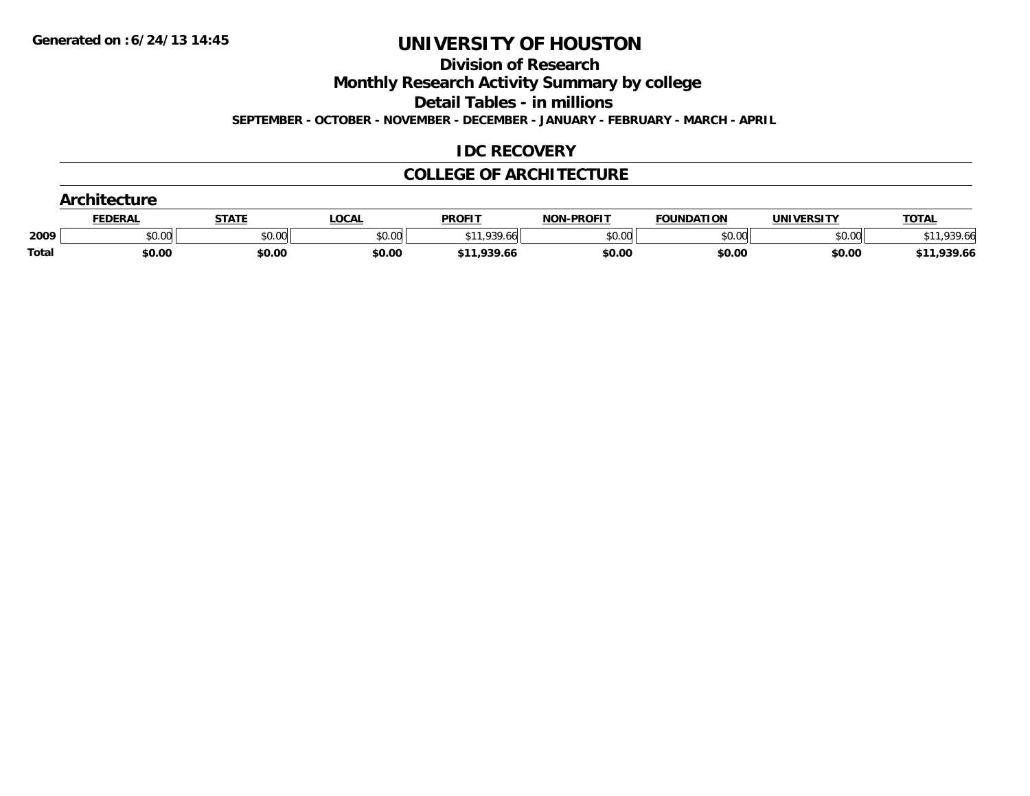# UNIVERSITY OF HOUSTON

## Division of Research

## Monthly Research Activity Summary by college

## Detail Tables - in millions

**SEPTEMBER - OCTOBER - NOVEMBER - DECEMBER - JANUARY - FEBRUARY - MARCH - APRIL**

## IDC RECOVERY

## COLLEGE OF ARCHITECTURE

### Architecture

| | FEDERAL | STATE | LOCAL | PROFIT | NON-PROFIT | FOUNDATION | UNIVERSITY | TOTAL |
|---|---|---|---|---|---|---|---|---|
| 2009 | $0.00 | $0.00 | $0.00 | $11,939.66 | $0.00 | $0.00 | $0.00 | $11,939.66 |
| **Total** | **$0.00** | **$0.00** | **$0.00** | **$11,939.66** | **$0.00** | **$0.00** | **$0.00** | **$11,939.66** |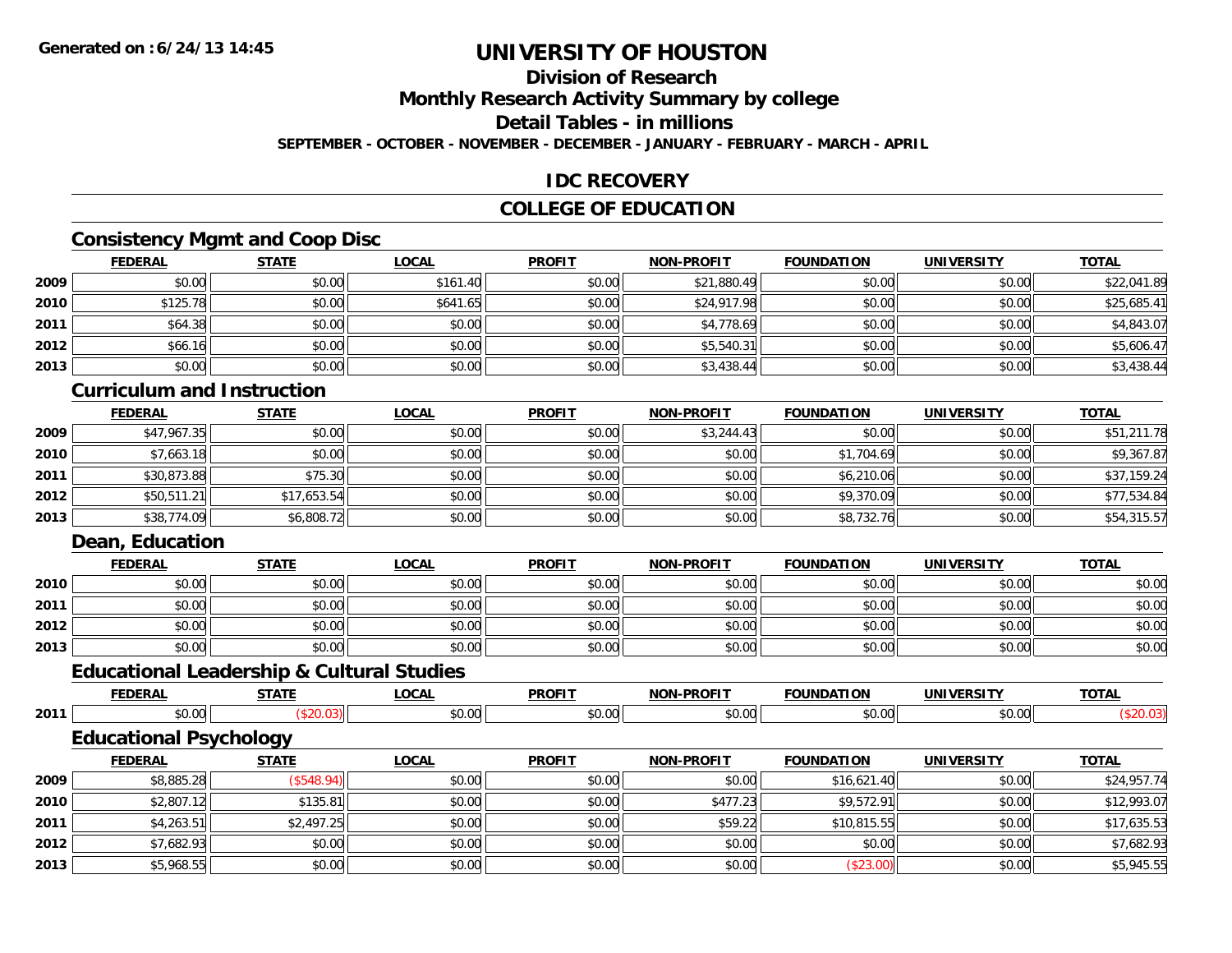Generated on :6/24/13 14:45

# UNIVERSITY OF HOUSTON

## Division of Research

## Monthly Research Activity Summary by college

## Detail Tables - in millions

**SEPTEMBER - OCTOBER - NOVEMBER - DECEMBER - JANUARY - FEBRUARY - MARCH - APRIL**

## IDC RECOVERY

## COLLEGE OF EDUCATION

### Consistency Mgmt and Coop Disc

| | FEDERAL | STATE | LOCAL | PROFIT | NON-PROFIT | FOUNDATION | UNIVERSITY | TOTAL |
|---|---|---|---|---|---|---|---|---|
| 2009 | $0.00 | $0.00 | $161.40 | $0.00 | $21,880.49 | $0.00 | $0.00 | $22,041.89 |
| 2010 | $125.78 | $0.00 | $641.65 | $0.00 | $24,917.98 | $0.00 | $0.00 | $25,685.41 |
| 2011 | $64.38 | $0.00 | $0.00 | $0.00 | $4,778.69 | $0.00 | $0.00 | $4,843.07 |
| 2012 | $66.16 | $0.00 | $0.00 | $0.00 | $5,540.31 | $0.00 | $0.00 | $5,606.47 |
| 2013 | $0.00 | $0.00 | $0.00 | $0.00 | $3,438.44 | $0.00 | $0.00 | $3,438.44 |

### Curriculum and Instruction

| | FEDERAL | STATE | LOCAL | PROFIT | NON-PROFIT | FOUNDATION | UNIVERSITY | TOTAL |
|---|---|---|---|---|---|---|---|---|
| 2009 | $47,967.35 | $0.00 | $0.00 | $0.00 | $3,244.43 | $0.00 | $0.00 | $51,211.78 |
| 2010 | $7,663.18 | $0.00 | $0.00 | $0.00 | $0.00 | $1,704.69 | $0.00 | $9,367.87 |
| 2011 | $30,873.88 | $75.30 | $0.00 | $0.00 | $0.00 | $6,210.06 | $0.00 | $37,159.24 |
| 2012 | $50,511.21 | $17,653.54 | $0.00 | $0.00 | $0.00 | $9,370.09 | $0.00 | $77,534.84 |
| 2013 | $38,774.09 | $6,808.72 | $0.00 | $0.00 | $0.00 | $8,732.76 | $0.00 | $54,315.57 |

### Dean, Education

| | FEDERAL | STATE | LOCAL | PROFIT | NON-PROFIT | FOUNDATION | UNIVERSITY | TOTAL |
|---|---|---|---|---|---|---|---|---|
| 2010 | $0.00 | $0.00 | $0.00 | $0.00 | $0.00 | $0.00 | $0.00 | $0.00 |
| 2011 | $0.00 | $0.00 | $0.00 | $0.00 | $0.00 | $0.00 | $0.00 | $0.00 |
| 2012 | $0.00 | $0.00 | $0.00 | $0.00 | $0.00 | $0.00 | $0.00 | $0.00 |
| 2013 | $0.00 | $0.00 | $0.00 | $0.00 | $0.00 | $0.00 | $0.00 | $0.00 |

### Educational Leadership & Cultural Studies

| | FEDERAL | STATE | LOCAL | PROFIT | NON-PROFIT | FOUNDATION | UNIVERSITY | TOTAL |
|---|---|---|---|---|---|---|---|---|
| 2011 | $0.00 | ($20.03) | $0.00 | $0.00 | $0.00 | $0.00 | $0.00 | ($20.03) |

### Educational Psychology

| | FEDERAL | STATE | LOCAL | PROFIT | NON-PROFIT | FOUNDATION | UNIVERSITY | TOTAL |
|---|---|---|---|---|---|---|---|---|
| 2009 | $8,885.28 | ($548.94) | $0.00 | $0.00 | $0.00 | $16,621.40 | $0.00 | $24,957.74 |
| 2010 | $2,807.12 | $135.81 | $0.00 | $0.00 | $477.23 | $9,572.91 | $0.00 | $12,993.07 |
| 2011 | $4,263.51 | $2,497.25 | $0.00 | $0.00 | $59.22 | $10,815.55 | $0.00 | $17,635.53 |
| 2012 | $7,682.93 | $0.00 | $0.00 | $0.00 | $0.00 | $0.00 | $0.00 | $7,682.93 |
| 2013 | $5,968.55 | $0.00 | $0.00 | $0.00 | $0.00 | ($23.00) | $0.00 | $5,945.55 |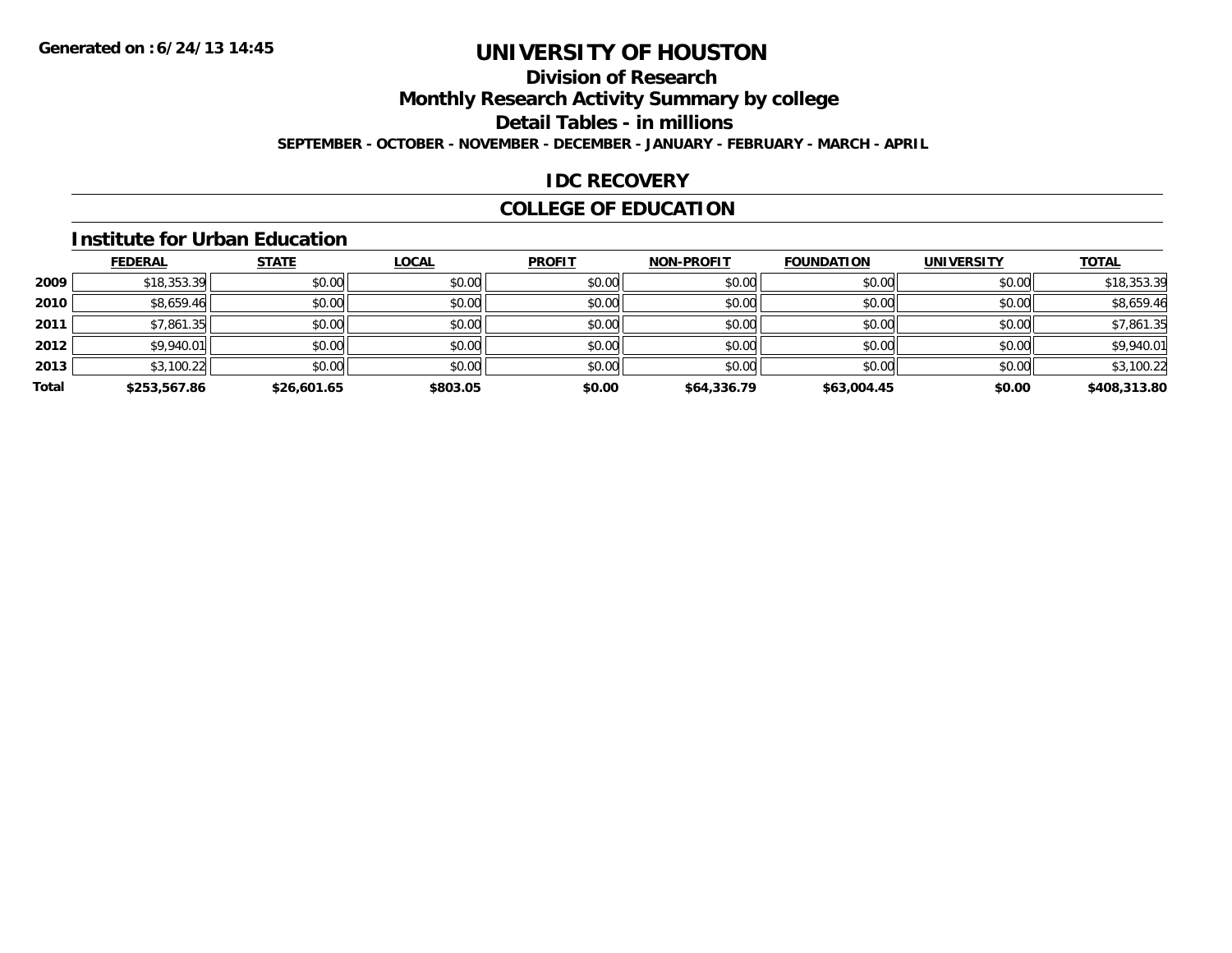# UNIVERSITY OF HOUSTON

**Generated on : 6/24/13 14:45**

## Division of Research

## Monthly Research Activity Summary by college

## Detail Tables - in millions

**SEPTEMBER - OCTOBER - NOVEMBER - DECEMBER - JANUARY - FEBRUARY - MARCH - APRIL**

## IDC RECOVERY

## COLLEGE OF EDUCATION

### Institute for Urban Education

| | FEDERAL | STATE | LOCAL | PROFIT | NON-PROFIT | FOUNDATION | UNIVERSITY | TOTAL |
|---|---|---|---|---|---|---|---|---|
| 2009 | $18,353.39 | $0.00 | $0.00 | $0.00 | $0.00 | $0.00 | $0.00 | $18,353.39 |
| 2010 | $8,659.46 | $0.00 | $0.00 | $0.00 | $0.00 | $0.00 | $0.00 | $8,659.46 |
| 2011 | $7,861.35 | $0.00 | $0.00 | $0.00 | $0.00 | $0.00 | $0.00 | $7,861.35 |
| 2012 | $9,940.01 | $0.00 | $0.00 | $0.00 | $0.00 | $0.00 | $0.00 | $9,940.01 |
| 2013 | $3,100.22 | $0.00 | $0.00 | $0.00 | $0.00 | $0.00 | $0.00 | $3,100.22 |
| **Total** | **$253,567.86** | **$26,601.65** | **$803.05** | **$0.00** | **$64,336.79** | **$63,004.45** | **$0.00** | **$408,313.80** |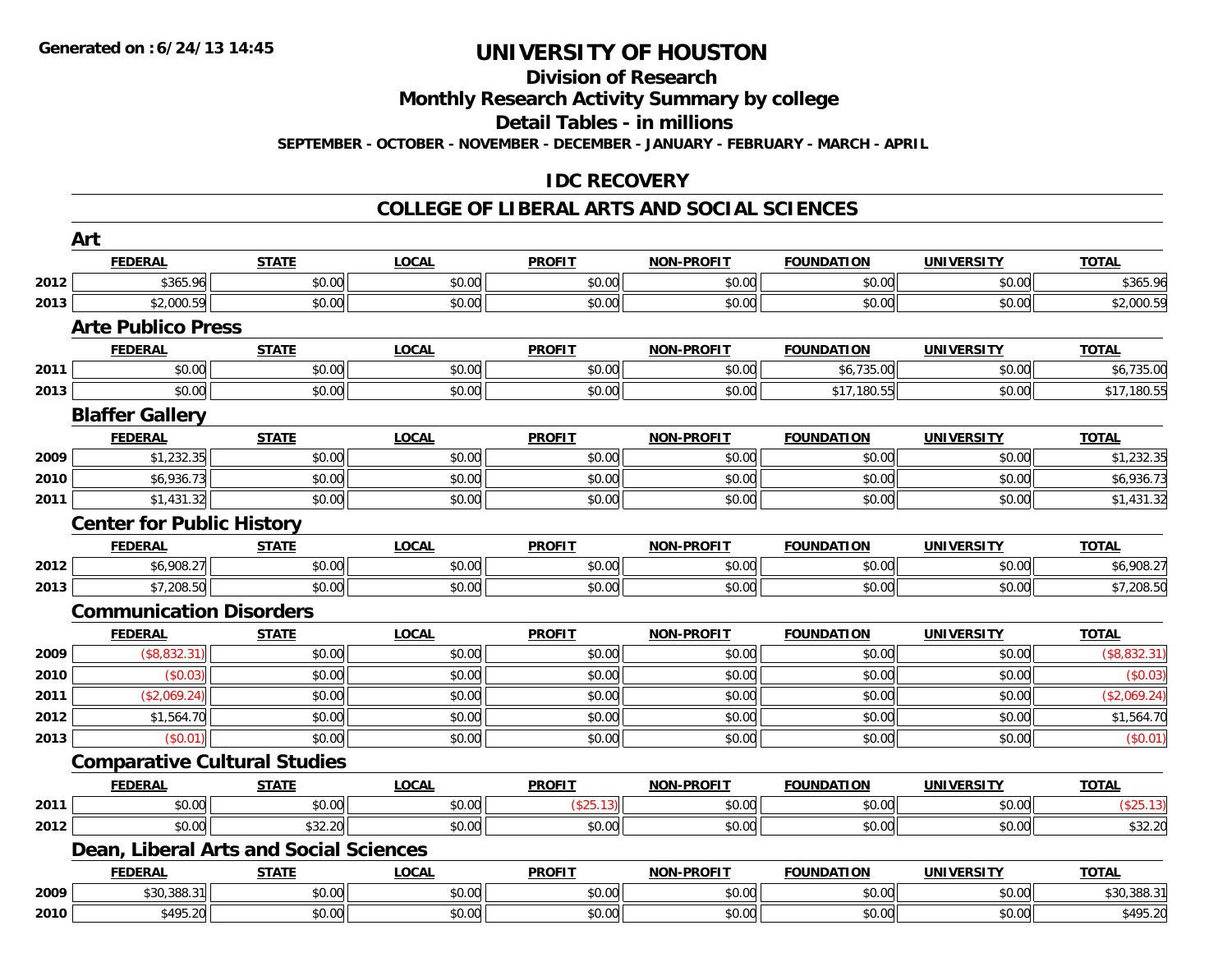Generated on :6/24/13 14:45

# UNIVERSITY OF HOUSTON

## Division of Research

## Monthly Research Activity Summary by college

## Detail Tables - in millions

SEPTEMBER - OCTOBER - NOVEMBER - DECEMBER - JANUARY - FEBRUARY - MARCH - APRIL

## IDC RECOVERY

## COLLEGE OF LIBERAL ARTS AND SOCIAL SCIENCES

### Art

| | FEDERAL | STATE | LOCAL | PROFIT | NON-PROFIT | FOUNDATION | UNIVERSITY | TOTAL |
|---|---|---|---|---|---|---|---|---|
| 2012 | $365.96 | $0.00 | $0.00 | $0.00 | $0.00 | $0.00 | $0.00 | $365.96 |
| 2013 | $2,000.59 | $0.00 | $0.00 | $0.00 | $0.00 | $0.00 | $0.00 | $2,000.59 |

### Arte Publico Press

| | FEDERAL | STATE | LOCAL | PROFIT | NON-PROFIT | FOUNDATION | UNIVERSITY | TOTAL |
|---|---|---|---|---|---|---|---|---|
| 2011 | $0.00 | $0.00 | $0.00 | $0.00 | $0.00 | $6,735.00 | $0.00 | $6,735.00 |
| 2013 | $0.00 | $0.00 | $0.00 | $0.00 | $0.00 | $17,180.55 | $0.00 | $17,180.55 |

### Blaffer Gallery

| | FEDERAL | STATE | LOCAL | PROFIT | NON-PROFIT | FOUNDATION | UNIVERSITY | TOTAL |
|---|---|---|---|---|---|---|---|---|
| 2009 | $1,232.35 | $0.00 | $0.00 | $0.00 | $0.00 | $0.00 | $0.00 | $1,232.35 |
| 2010 | $6,936.73 | $0.00 | $0.00 | $0.00 | $0.00 | $0.00 | $0.00 | $6,936.73 |
| 2011 | $1,431.32 | $0.00 | $0.00 | $0.00 | $0.00 | $0.00 | $0.00 | $1,431.32 |

### Center for Public History

| | FEDERAL | STATE | LOCAL | PROFIT | NON-PROFIT | FOUNDATION | UNIVERSITY | TOTAL |
|---|---|---|---|---|---|---|---|---|
| 2012 | $6,908.27 | $0.00 | $0.00 | $0.00 | $0.00 | $0.00 | $0.00 | $6,908.27 |
| 2013 | $7,208.50 | $0.00 | $0.00 | $0.00 | $0.00 | $0.00 | $0.00 | $7,208.50 |

### Communication Disorders

| | FEDERAL | STATE | LOCAL | PROFIT | NON-PROFIT | FOUNDATION | UNIVERSITY | TOTAL |
|---|---|---|---|---|---|---|---|---|
| 2009 | ($8,832.31) | $0.00 | $0.00 | $0.00 | $0.00 | $0.00 | $0.00 | ($8,832.31) |
| 2010 | ($0.03) | $0.00 | $0.00 | $0.00 | $0.00 | $0.00 | $0.00 | ($0.03) |
| 2011 | ($2,069.24) | $0.00 | $0.00 | $0.00 | $0.00 | $0.00 | $0.00 | ($2,069.24) |
| 2012 | $1,564.70 | $0.00 | $0.00 | $0.00 | $0.00 | $0.00 | $0.00 | $1,564.70 |
| 2013 | ($0.01) | $0.00 | $0.00 | $0.00 | $0.00 | $0.00 | $0.00 | ($0.01) |

### Comparative Cultural Studies

| | FEDERAL | STATE | LOCAL | PROFIT | NON-PROFIT | FOUNDATION | UNIVERSITY | TOTAL |
|---|---|---|---|---|---|---|---|---|
| 2011 | $0.00 | $0.00 | $0.00 | ($25.13) | $0.00 | $0.00 | $0.00 | ($25.13) |
| 2012 | $0.00 | $32.20 | $0.00 | $0.00 | $0.00 | $0.00 | $0.00 | $32.20 |

### Dean, Liberal Arts and Social Sciences

| | FEDERAL | STATE | LOCAL | PROFIT | NON-PROFIT | FOUNDATION | UNIVERSITY | TOTAL |
|---|---|---|---|---|---|---|---|---|
| 2009 | $30,388.31 | $0.00 | $0.00 | $0.00 | $0.00 | $0.00 | $0.00 | $30,388.31 |
| 2010 | $495.20 | $0.00 | $0.00 | $0.00 | $0.00 | $0.00 | $0.00 | $495.20 |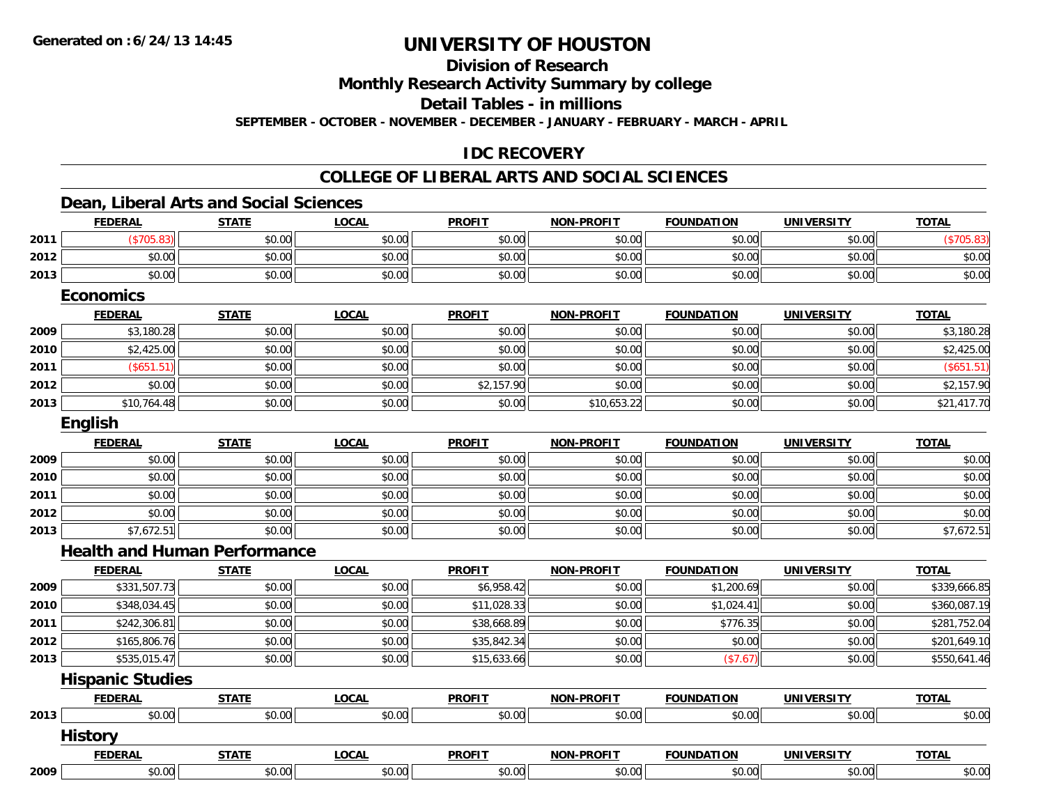**Generated on :6/24/13 14:45**

# UNIVERSITY OF HOUSTON

## Division of Research

## Monthly Research Activity Summary by college

## Detail Tables - in millions

**SEPTEMBER - OCTOBER - NOVEMBER - DECEMBER - JANUARY - FEBRUARY - MARCH - APRIL**

## IDC RECOVERY

## COLLEGE OF LIBERAL ARTS AND SOCIAL SCIENCES

### Dean, Liberal Arts and Social Sciences

| | FEDERAL | STATE | LOCAL | PROFIT | NON-PROFIT | FOUNDATION | UNIVERSITY | TOTAL |
|---|---|---|---|---|---|---|---|---|
| 2011 | ($705.83) | $0.00 | $0.00 | $0.00 | $0.00 | $0.00 | $0.00 | ($705.83) |
| 2012 | $0.00 | $0.00 | $0.00 | $0.00 | $0.00 | $0.00 | $0.00 | $0.00 |
| 2013 | $0.00 | $0.00 | $0.00 | $0.00 | $0.00 | $0.00 | $0.00 | $0.00 |

### Economics

| | FEDERAL | STATE | LOCAL | PROFIT | NON-PROFIT | FOUNDATION | UNIVERSITY | TOTAL |
|---|---|---|---|---|---|---|---|---|
| 2009 | $3,180.28 | $0.00 | $0.00 | $0.00 | $0.00 | $0.00 | $0.00 | $3,180.28 |
| 2010 | $2,425.00 | $0.00 | $0.00 | $0.00 | $0.00 | $0.00 | $0.00 | $2,425.00 |
| 2011 | ($651.51) | $0.00 | $0.00 | $0.00 | $0.00 | $0.00 | $0.00 | ($651.51) |
| 2012 | $0.00 | $0.00 | $0.00 | $2,157.90 | $0.00 | $0.00 | $0.00 | $2,157.90 |
| 2013 | $10,764.48 | $0.00 | $0.00 | $0.00 | $10,653.22 | $0.00 | $0.00 | $21,417.70 |

### English

| | FEDERAL | STATE | LOCAL | PROFIT | NON-PROFIT | FOUNDATION | UNIVERSITY | TOTAL |
|---|---|---|---|---|---|---|---|---|
| 2009 | $0.00 | $0.00 | $0.00 | $0.00 | $0.00 | $0.00 | $0.00 | $0.00 |
| 2010 | $0.00 | $0.00 | $0.00 | $0.00 | $0.00 | $0.00 | $0.00 | $0.00 |
| 2011 | $0.00 | $0.00 | $0.00 | $0.00 | $0.00 | $0.00 | $0.00 | $0.00 |
| 2012 | $0.00 | $0.00 | $0.00 | $0.00 | $0.00 | $0.00 | $0.00 | $0.00 |
| 2013 | $7,672.51 | $0.00 | $0.00 | $0.00 | $0.00 | $0.00 | $0.00 | $7,672.51 |

### Health and Human Performance

| | FEDERAL | STATE | LOCAL | PROFIT | NON-PROFIT | FOUNDATION | UNIVERSITY | TOTAL |
|---|---|---|---|---|---|---|---|---|
| 2009 | $331,507.73 | $0.00 | $0.00 | $6,958.42 | $0.00 | $1,200.69 | $0.00 | $339,666.85 |
| 2010 | $348,034.45 | $0.00 | $0.00 | $11,028.33 | $0.00 | $1,024.41 | $0.00 | $360,087.19 |
| 2011 | $242,306.81 | $0.00 | $0.00 | $38,668.89 | $0.00 | $776.35 | $0.00 | $281,752.04 |
| 2012 | $165,806.76 | $0.00 | $0.00 | $35,842.34 | $0.00 | $0.00 | $0.00 | $201,649.10 |
| 2013 | $535,015.47 | $0.00 | $0.00 | $15,633.66 | $0.00 | ($7.67) | $0.00 | $550,641.46 |

### Hispanic Studies

| | FEDERAL | STATE | LOCAL | PROFIT | NON-PROFIT | FOUNDATION | UNIVERSITY | TOTAL |
|---|---|---|---|---|---|---|---|---|
| 2013 | $0.00 | $0.00 | $0.00 | $0.00 | $0.00 | $0.00 | $0.00 | $0.00 |

### History

| | FEDERAL | STATE | LOCAL | PROFIT | NON-PROFIT | FOUNDATION | UNIVERSITY | TOTAL |
|---|---|---|---|---|---|---|---|---|
| 2009 | $0.00 | $0.00 | $0.00 | $0.00 | $0.00 | $0.00 | $0.00 | $0.00 |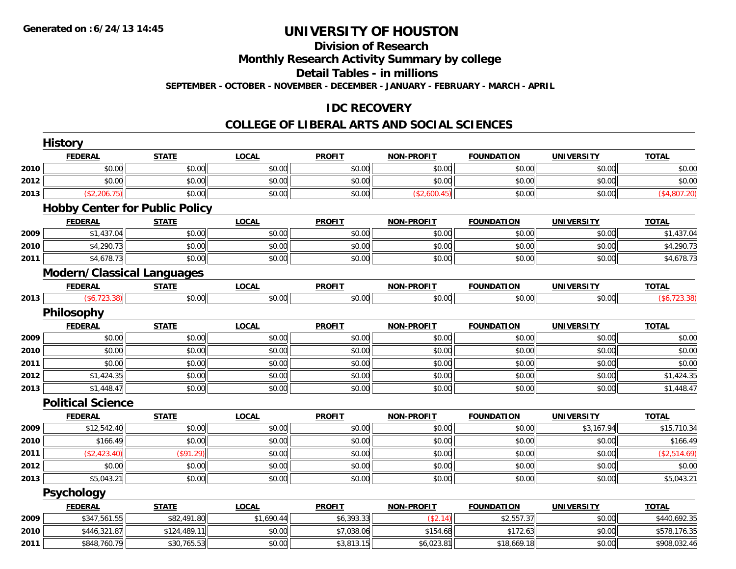Generated on :6/24/13 14:45

# UNIVERSITY OF HOUSTON

## Division of Research

## Monthly Research Activity Summary by college

## Detail Tables - in millions

SEPTEMBER - OCTOBER - NOVEMBER - DECEMBER - JANUARY - FEBRUARY - MARCH - APRIL

## IDC RECOVERY

## COLLEGE OF LIBERAL ARTS AND SOCIAL SCIENCES

### History

| | FEDERAL | STATE | LOCAL | PROFIT | NON-PROFIT | FOUNDATION | UNIVERSITY | TOTAL |
|---|---|---|---|---|---|---|---|---|
| 2010 | $0.00 | $0.00 | $0.00 | $0.00 | $0.00 | $0.00 | $0.00 | $0.00 |
| 2012 | $0.00 | $0.00 | $0.00 | $0.00 | $0.00 | $0.00 | $0.00 | $0.00 |
| 2013 | ($2,206.75) | $0.00 | $0.00 | $0.00 | ($2,600.45) | $0.00 | $0.00 | ($4,807.20) |

### Hobby Center for Public Policy

| | FEDERAL | STATE | LOCAL | PROFIT | NON-PROFIT | FOUNDATION | UNIVERSITY | TOTAL |
|---|---|---|---|---|---|---|---|---|
| 2009 | $1,437.04 | $0.00 | $0.00 | $0.00 | $0.00 | $0.00 | $0.00 | $1,437.04 |
| 2010 | $4,290.73 | $0.00 | $0.00 | $0.00 | $0.00 | $0.00 | $0.00 | $4,290.73 |
| 2011 | $4,678.73 | $0.00 | $0.00 | $0.00 | $0.00 | $0.00 | $0.00 | $4,678.73 |

### Modern/Classical Languages

| | FEDERAL | STATE | LOCAL | PROFIT | NON-PROFIT | FOUNDATION | UNIVERSITY | TOTAL |
|---|---|---|---|---|---|---|---|---|
| 2013 | ($6,723.38) | $0.00 | $0.00 | $0.00 | $0.00 | $0.00 | $0.00 | ($6,723.38) |

### Philosophy

| | FEDERAL | STATE | LOCAL | PROFIT | NON-PROFIT | FOUNDATION | UNIVERSITY | TOTAL |
|---|---|---|---|---|---|---|---|---|
| 2009 | $0.00 | $0.00 | $0.00 | $0.00 | $0.00 | $0.00 | $0.00 | $0.00 |
| 2010 | $0.00 | $0.00 | $0.00 | $0.00 | $0.00 | $0.00 | $0.00 | $0.00 |
| 2011 | $0.00 | $0.00 | $0.00 | $0.00 | $0.00 | $0.00 | $0.00 | $0.00 |
| 2012 | $1,424.35 | $0.00 | $0.00 | $0.00 | $0.00 | $0.00 | $0.00 | $1,424.35 |
| 2013 | $1,448.47 | $0.00 | $0.00 | $0.00 | $0.00 | $0.00 | $0.00 | $1,448.47 |

### Political Science

| | FEDERAL | STATE | LOCAL | PROFIT | NON-PROFIT | FOUNDATION | UNIVERSITY | TOTAL |
|---|---|---|---|---|---|---|---|---|
| 2009 | $12,542.40 | $0.00 | $0.00 | $0.00 | $0.00 | $0.00 | $3,167.94 | $15,710.34 |
| 2010 | $166.49 | $0.00 | $0.00 | $0.00 | $0.00 | $0.00 | $0.00 | $166.49 |
| 2011 | ($2,423.40) | ($91.29) | $0.00 | $0.00 | $0.00 | $0.00 | $0.00 | ($2,514.69) |
| 2012 | $0.00 | $0.00 | $0.00 | $0.00 | $0.00 | $0.00 | $0.00 | $0.00 |
| 2013 | $5,043.21 | $0.00 | $0.00 | $0.00 | $0.00 | $0.00 | $0.00 | $5,043.21 |

### Psychology

| | FEDERAL | STATE | LOCAL | PROFIT | NON-PROFIT | FOUNDATION | UNIVERSITY | TOTAL |
|---|---|---|---|---|---|---|---|---|
| 2009 | $347,561.55 | $82,491.80 | $1,690.44 | $6,393.33 | ($2.14) | $2,557.37 | $0.00 | $440,692.35 |
| 2010 | $446,321.87 | $124,489.11 | $0.00 | $7,038.06 | $154.68 | $172.63 | $0.00 | $578,176.35 |
| 2011 | $848,760.79 | $30,765.53 | $0.00 | $3,813.15 | $6,023.81 | $18,669.18 | $0.00 | $908,032.46 |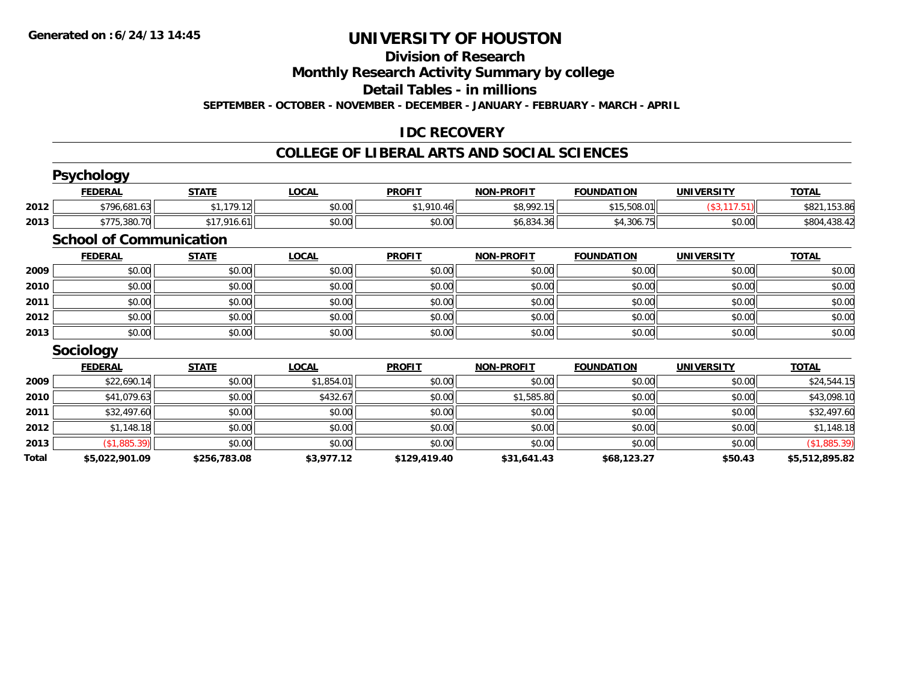**Generated on :6/24/13 14:45**

# UNIVERSITY OF HOUSTON

## Division of Research

## Monthly Research Activity Summary by college

## Detail Tables - in millions

**SEPTEMBER - OCTOBER - NOVEMBER - DECEMBER - JANUARY - FEBRUARY - MARCH - APRIL**

## IDC RECOVERY

## COLLEGE OF LIBERAL ARTS AND SOCIAL SCIENCES

### Psychology

| | FEDERAL | STATE | LOCAL | PROFIT | NON-PROFIT | FOUNDATION | UNIVERSITY | TOTAL |
|---|---|---|---|---|---|---|---|---|
| 2012 | $796,681.63 | $1,179.12 | $0.00 | $1,910.46 | $8,992.15 | $15,508.01 | ($3,117.51) | $821,153.86 |
| 2013 | $775,380.70 | $17,916.61 | $0.00 | $0.00 | $6,834.36 | $4,306.75 | $0.00 | $804,438.42 |

### School of Communication

| | FEDERAL | STATE | LOCAL | PROFIT | NON-PROFIT | FOUNDATION | UNIVERSITY | TOTAL |
|---|---|---|---|---|---|---|---|---|
| 2009 | $0.00 | $0.00 | $0.00 | $0.00 | $0.00 | $0.00 | $0.00 | $0.00 |
| 2010 | $0.00 | $0.00 | $0.00 | $0.00 | $0.00 | $0.00 | $0.00 | $0.00 |
| 2011 | $0.00 | $0.00 | $0.00 | $0.00 | $0.00 | $0.00 | $0.00 | $0.00 |
| 2012 | $0.00 | $0.00 | $0.00 | $0.00 | $0.00 | $0.00 | $0.00 | $0.00 |
| 2013 | $0.00 | $0.00 | $0.00 | $0.00 | $0.00 | $0.00 | $0.00 | $0.00 |

### Sociology

| | FEDERAL | STATE | LOCAL | PROFIT | NON-PROFIT | FOUNDATION | UNIVERSITY | TOTAL |
|---|---|---|---|---|---|---|---|---|
| 2009 | $22,690.14 | $0.00 | $1,854.01 | $0.00 | $0.00 | $0.00 | $0.00 | $24,544.15 |
| 2010 | $41,079.63 | $0.00 | $432.67 | $0.00 | $1,585.80 | $0.00 | $0.00 | $43,098.10 |
| 2011 | $32,497.60 | $0.00 | $0.00 | $0.00 | $0.00 | $0.00 | $0.00 | $32,497.60 |
| 2012 | $1,148.18 | $0.00 | $0.00 | $0.00 | $0.00 | $0.00 | $0.00 | $1,148.18 |
| 2013 | ($1,885.39) | $0.00 | $0.00 | $0.00 | $0.00 | $0.00 | $0.00 | ($1,885.39) |
| **Total** | **$5,022,901.09** | **$256,783.08** | **$3,977.12** | **$129,419.40** | **$31,641.43** | **$68,123.27** | **$50.43** | **$5,512,895.82** |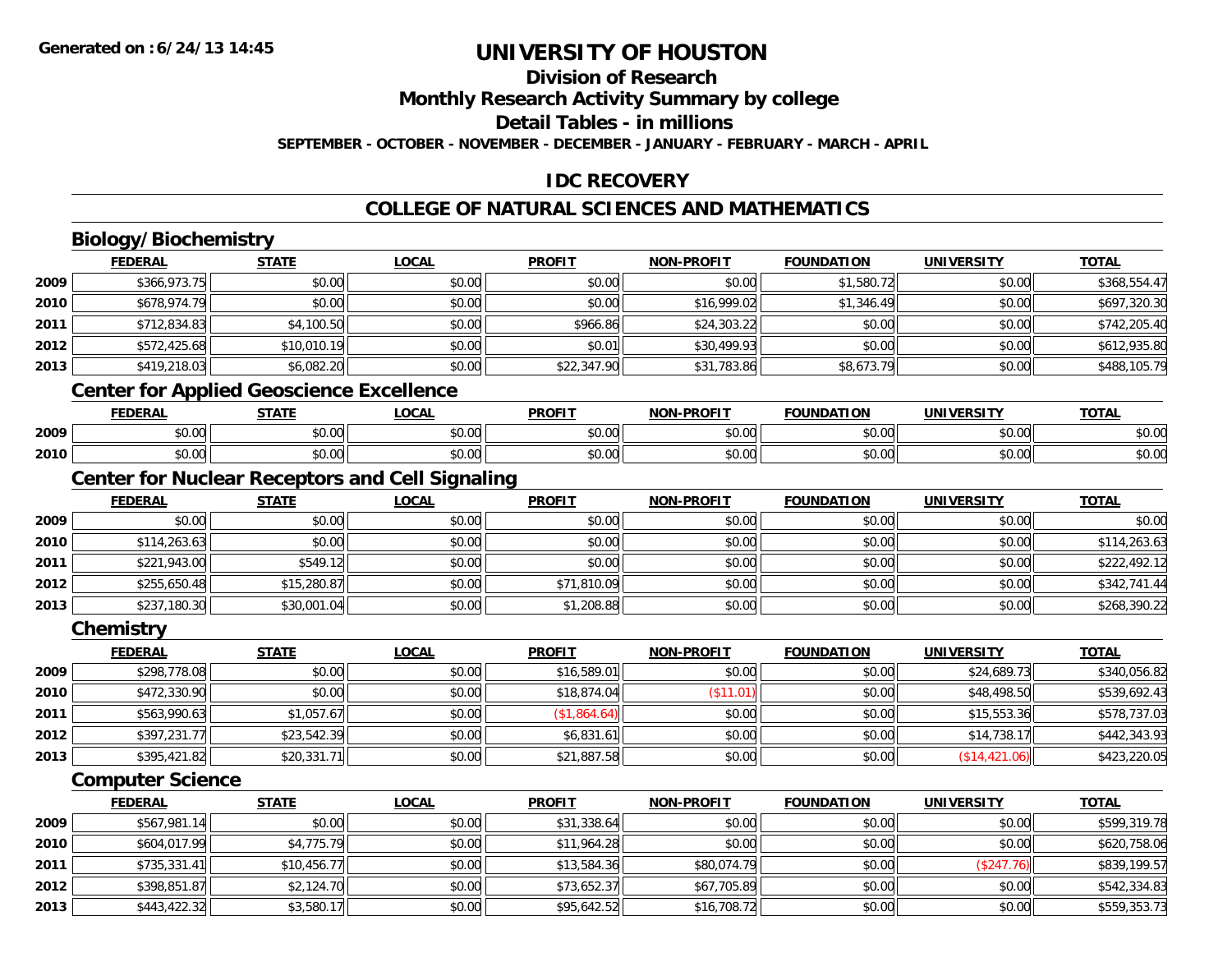**Generated on :6/24/13 14:45**

# UNIVERSITY OF HOUSTON

## Division of Research

## Monthly Research Activity Summary by college

## Detail Tables - in millions

**SEPTEMBER - OCTOBER - NOVEMBER - DECEMBER - JANUARY - FEBRUARY - MARCH - APRIL**

## IDC RECOVERY

## COLLEGE OF NATURAL SCIENCES AND MATHEMATICS

### Biology/Biochemistry

| | FEDERAL | STATE | LOCAL | PROFIT | NON-PROFIT | FOUNDATION | UNIVERSITY | TOTAL |
|---|---|---|---|---|---|---|---|---|
| 2009 | $366,973.75 | $0.00 | $0.00 | $0.00 | $0.00 | $1,580.72 | $0.00 | $368,554.47 |
| 2010 | $678,974.79 | $0.00 | $0.00 | $0.00 | $16,999.02 | $1,346.49 | $0.00 | $697,320.30 |
| 2011 | $712,834.83 | $4,100.50 | $0.00 | $966.86 | $24,303.22 | $0.00 | $0.00 | $742,205.40 |
| 2012 | $572,425.68 | $10,010.19 | $0.00 | $0.01 | $30,499.93 | $0.00 | $0.00 | $612,935.80 |
| 2013 | $419,218.03 | $6,082.20 | $0.00 | $22,347.90 | $31,783.86 | $8,673.79 | $0.00 | $488,105.79 |

### Center for Applied Geoscience Excellence

| | FEDERAL | STATE | LOCAL | PROFIT | NON-PROFIT | FOUNDATION | UNIVERSITY | TOTAL |
|---|---|---|---|---|---|---|---|---|
| 2009 | $0.00 | $0.00 | $0.00 | $0.00 | $0.00 | $0.00 | $0.00 | $0.00 |
| 2010 | $0.00 | $0.00 | $0.00 | $0.00 | $0.00 | $0.00 | $0.00 | $0.00 |

### Center for Nuclear Receptors and Cell Signaling

| | FEDERAL | STATE | LOCAL | PROFIT | NON-PROFIT | FOUNDATION | UNIVERSITY | TOTAL |
|---|---|---|---|---|---|---|---|---|
| 2009 | $0.00 | $0.00 | $0.00 | $0.00 | $0.00 | $0.00 | $0.00 | $0.00 |
| 2010 | $114,263.63 | $0.00 | $0.00 | $0.00 | $0.00 | $0.00 | $0.00 | $114,263.63 |
| 2011 | $221,943.00 | $549.12 | $0.00 | $0.00 | $0.00 | $0.00 | $0.00 | $222,492.12 |
| 2012 | $255,650.48 | $15,280.87 | $0.00 | $71,810.09 | $0.00 | $0.00 | $0.00 | $342,741.44 |
| 2013 | $237,180.30 | $30,001.04 | $0.00 | $1,208.88 | $0.00 | $0.00 | $0.00 | $268,390.22 |

### Chemistry

| | FEDERAL | STATE | LOCAL | PROFIT | NON-PROFIT | FOUNDATION | UNIVERSITY | TOTAL |
|---|---|---|---|---|---|---|---|---|
| 2009 | $298,778.08 | $0.00 | $0.00 | $16,589.01 | $0.00 | $0.00 | $24,689.73 | $340,056.82 |
| 2010 | $472,330.90 | $0.00 | $0.00 | $18,874.04 | ($11.01) | $0.00 | $48,498.50 | $539,692.43 |
| 2011 | $563,990.63 | $1,057.67 | $0.00 | ($1,864.64) | $0.00 | $0.00 | $15,553.36 | $578,737.03 |
| 2012 | $397,231.77 | $23,542.39 | $0.00 | $6,831.61 | $0.00 | $0.00 | $14,738.17 | $442,343.93 |
| 2013 | $395,421.82 | $20,331.71 | $0.00 | $21,887.58 | $0.00 | $0.00 | ($14,421.06) | $423,220.05 |

### Computer Science

| | FEDERAL | STATE | LOCAL | PROFIT | NON-PROFIT | FOUNDATION | UNIVERSITY | TOTAL |
|---|---|---|---|---|---|---|---|---|
| 2009 | $567,981.14 | $0.00 | $0.00 | $31,338.64 | $0.00 | $0.00 | $0.00 | $599,319.78 |
| 2010 | $604,017.99 | $4,775.79 | $0.00 | $11,964.28 | $0.00 | $0.00 | $0.00 | $620,758.06 |
| 2011 | $735,331.41 | $10,456.77 | $0.00 | $13,584.36 | $80,074.79 | $0.00 | ($247.76) | $839,199.57 |
| 2012 | $398,851.87 | $2,124.70 | $0.00 | $73,652.37 | $67,705.89 | $0.00 | $0.00 | $542,334.83 |
| 2013 | $443,422.32 | $3,580.17 | $0.00 | $95,642.52 | $16,708.72 | $0.00 | $0.00 | $559,353.73 |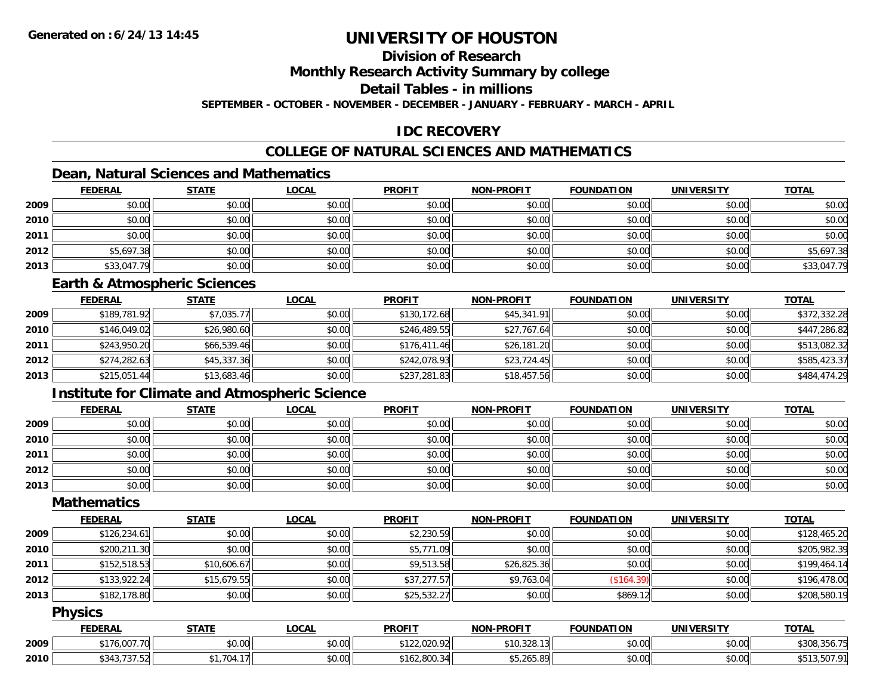# UNIVERSITY OF HOUSTON

## Division of Research

## Monthly Research Activity Summary by college

## Detail Tables - in millions

**SEPTEMBER - OCTOBER - NOVEMBER - DECEMBER - JANUARY - FEBRUARY - MARCH - APRIL**

## IDC RECOVERY

## COLLEGE OF NATURAL SCIENCES AND MATHEMATICS

### Dean, Natural Sciences and Mathematics

| | FEDERAL | STATE | LOCAL | PROFIT | NON-PROFIT | FOUNDATION | UNIVERSITY | TOTAL |
|---|---|---|---|---|---|---|---|---|
| 2009 | $0.00 | $0.00 | $0.00 | $0.00 | $0.00 | $0.00 | $0.00 | $0.00 |
| 2010 | $0.00 | $0.00 | $0.00 | $0.00 | $0.00 | $0.00 | $0.00 | $0.00 |
| 2011 | $0.00 | $0.00 | $0.00 | $0.00 | $0.00 | $0.00 | $0.00 | $0.00 |
| 2012 | $5,697.38 | $0.00 | $0.00 | $0.00 | $0.00 | $0.00 | $0.00 | $5,697.38 |
| 2013 | $33,047.79 | $0.00 | $0.00 | $0.00 | $0.00 | $0.00 | $0.00 | $33,047.79 |

### Earth & Atmospheric Sciences

| | FEDERAL | STATE | LOCAL | PROFIT | NON-PROFIT | FOUNDATION | UNIVERSITY | TOTAL |
|---|---|---|---|---|---|---|---|---|
| 2009 | $189,781.92 | $7,035.77 | $0.00 | $130,172.68 | $45,341.91 | $0.00 | $0.00 | $372,332.28 |
| 2010 | $146,049.02 | $26,980.60 | $0.00 | $246,489.55 | $27,767.64 | $0.00 | $0.00 | $447,286.82 |
| 2011 | $243,950.20 | $66,539.46 | $0.00 | $176,411.46 | $26,181.20 | $0.00 | $0.00 | $513,082.32 |
| 2012 | $274,282.63 | $45,337.36 | $0.00 | $242,078.93 | $23,724.45 | $0.00 | $0.00 | $585,423.37 |
| 2013 | $215,051.44 | $13,683.46 | $0.00 | $237,281.83 | $18,457.56 | $0.00 | $0.00 | $484,474.29 |

### Institute for Climate and Atmospheric Science

| | FEDERAL | STATE | LOCAL | PROFIT | NON-PROFIT | FOUNDATION | UNIVERSITY | TOTAL |
|---|---|---|---|---|---|---|---|---|
| 2009 | $0.00 | $0.00 | $0.00 | $0.00 | $0.00 | $0.00 | $0.00 | $0.00 |
| 2010 | $0.00 | $0.00 | $0.00 | $0.00 | $0.00 | $0.00 | $0.00 | $0.00 |
| 2011 | $0.00 | $0.00 | $0.00 | $0.00 | $0.00 | $0.00 | $0.00 | $0.00 |
| 2012 | $0.00 | $0.00 | $0.00 | $0.00 | $0.00 | $0.00 | $0.00 | $0.00 |
| 2013 | $0.00 | $0.00 | $0.00 | $0.00 | $0.00 | $0.00 | $0.00 | $0.00 |

### Mathematics

| | FEDERAL | STATE | LOCAL | PROFIT | NON-PROFIT | FOUNDATION | UNIVERSITY | TOTAL |
|---|---|---|---|---|---|---|---|---|
| 2009 | $126,234.61 | $0.00 | $0.00 | $2,230.59 | $0.00 | $0.00 | $0.00 | $128,465.20 |
| 2010 | $200,211.30 | $0.00 | $0.00 | $5,771.09 | $0.00 | $0.00 | $0.00 | $205,982.39 |
| 2011 | $152,518.53 | $10,606.67 | $0.00 | $9,513.58 | $26,825.36 | $0.00 | $0.00 | $199,464.14 |
| 2012 | $133,922.24 | $15,679.55 | $0.00 | $37,277.57 | $9,763.04 | ($164.39) | $0.00 | $196,478.00 |
| 2013 | $182,178.80 | $0.00 | $0.00 | $25,532.27 | $0.00 | $869.12 | $0.00 | $208,580.19 |

### Physics

| | FEDERAL | STATE | LOCAL | PROFIT | NON-PROFIT | FOUNDATION | UNIVERSITY | TOTAL |
|---|---|---|---|---|---|---|---|---|
| 2009 | $176,007.70 | $0.00 | $0.00 | $122,020.92 | $10,328.13 | $0.00 | $0.00 | $308,356.75 |
| 2010 | $343,737.52 | $1,704.17 | $0.00 | $162,800.34 | $5,265.89 | $0.00 | $0.00 | $513,507.91 |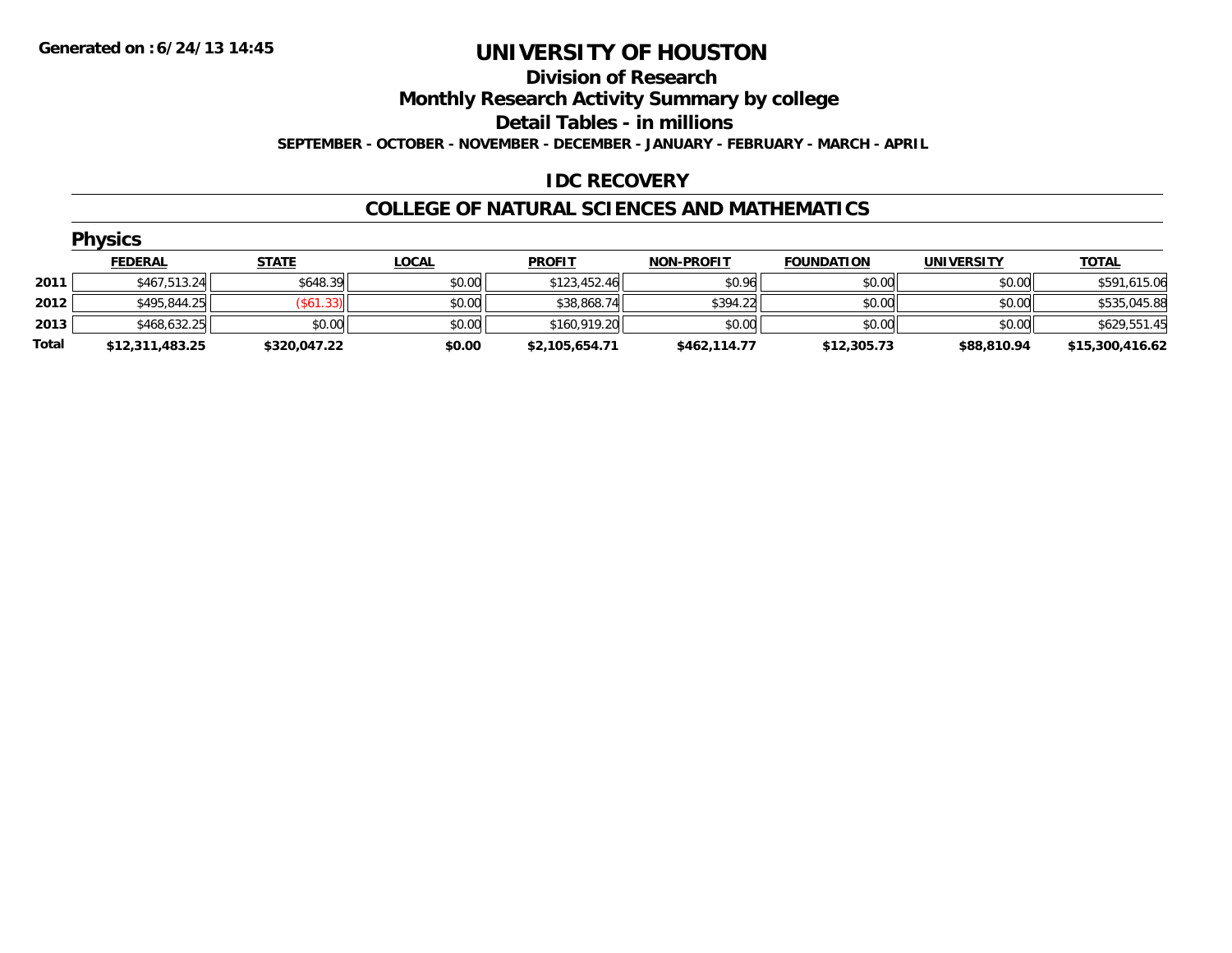Generated on :6/24/13 14:45

# UNIVERSITY OF HOUSTON

## Division of Research

## Monthly Research Activity Summary by college

## Detail Tables - in millions

**SEPTEMBER - OCTOBER - NOVEMBER - DECEMBER - JANUARY - FEBRUARY - MARCH - APRIL**

## IDC RECOVERY

## COLLEGE OF NATURAL SCIENCES AND MATHEMATICS

### Physics

| | FEDERAL | STATE | LOCAL | PROFIT | NON-PROFIT | FOUNDATION | UNIVERSITY | TOTAL |
|---|---|---|---|---|---|---|---|---|
| 2011 | $467,513.24 | $648.39 | $0.00 | $123,452.46 | $0.96 | $0.00 | $0.00 | $591,615.06 |
| 2012 | $495,844.25 | ($61.33) | $0.00 | $38,868.74 | $394.22 | $0.00 | $0.00 | $535,045.88 |
| 2013 | $468,632.25 | $0.00 | $0.00 | $160,919.20 | $0.00 | $0.00 | $0.00 | $629,551.45 |
| **Total** | **$12,311,483.25** | **$320,047.22** | **$0.00** | **$2,105,654.71** | **$462,114.77** | **$12,305.73** | **$88,810.94** | **$15,300,416.62** |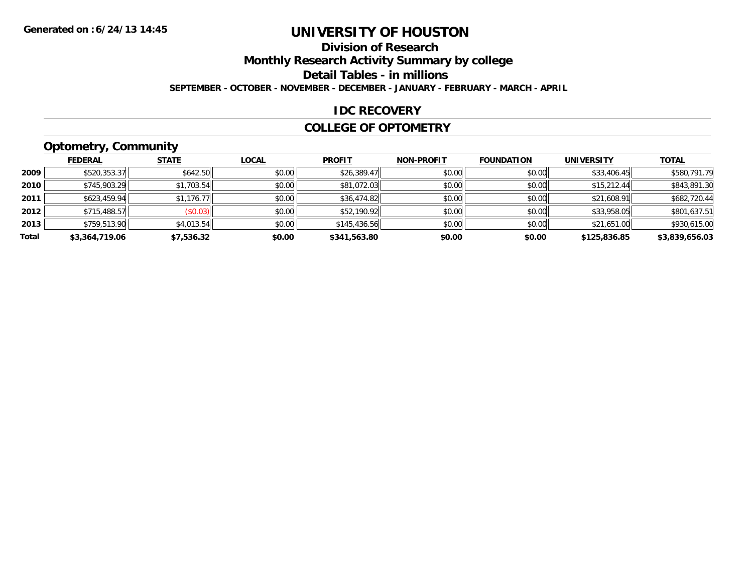Generated on :6/24/13 14:45

# UNIVERSITY OF HOUSTON

## Division of Research

## Monthly Research Activity Summary by college

## Detail Tables - in millions

**SEPTEMBER - OCTOBER - NOVEMBER - DECEMBER - JANUARY - FEBRUARY - MARCH - APRIL**

## IDC RECOVERY

## COLLEGE OF OPTOMETRY

### Optometry, Community

| | FEDERAL | STATE | LOCAL | PROFIT | NON-PROFIT | FOUNDATION | UNIVERSITY | TOTAL |
|---|---|---|---|---|---|---|---|---|
| 2009 | $520,353.37 | $642.50 | $0.00 | $26,389.47 | $0.00 | $0.00 | $33,406.45 | $580,791.79 |
| 2010 | $745,903.29 | $1,703.54 | $0.00 | $81,072.03 | $0.00 | $0.00 | $15,212.44 | $843,891.30 |
| 2011 | $623,459.94 | $1,176.77 | $0.00 | $36,474.82 | $0.00 | $0.00 | $21,608.91 | $682,720.44 |
| 2012 | $715,488.57 | ($0.03) | $0.00 | $52,190.92 | $0.00 | $0.00 | $33,958.05 | $801,637.51 |
| 2013 | $759,513.90 | $4,013.54 | $0.00 | $145,436.56 | $0.00 | $0.00 | $21,651.00 | $930,615.00 |
| **Total** | **$3,364,719.06** | **$7,536.32** | **$0.00** | **$341,563.80** | **$0.00** | **$0.00** | **$125,836.85** | **$3,839,656.03** |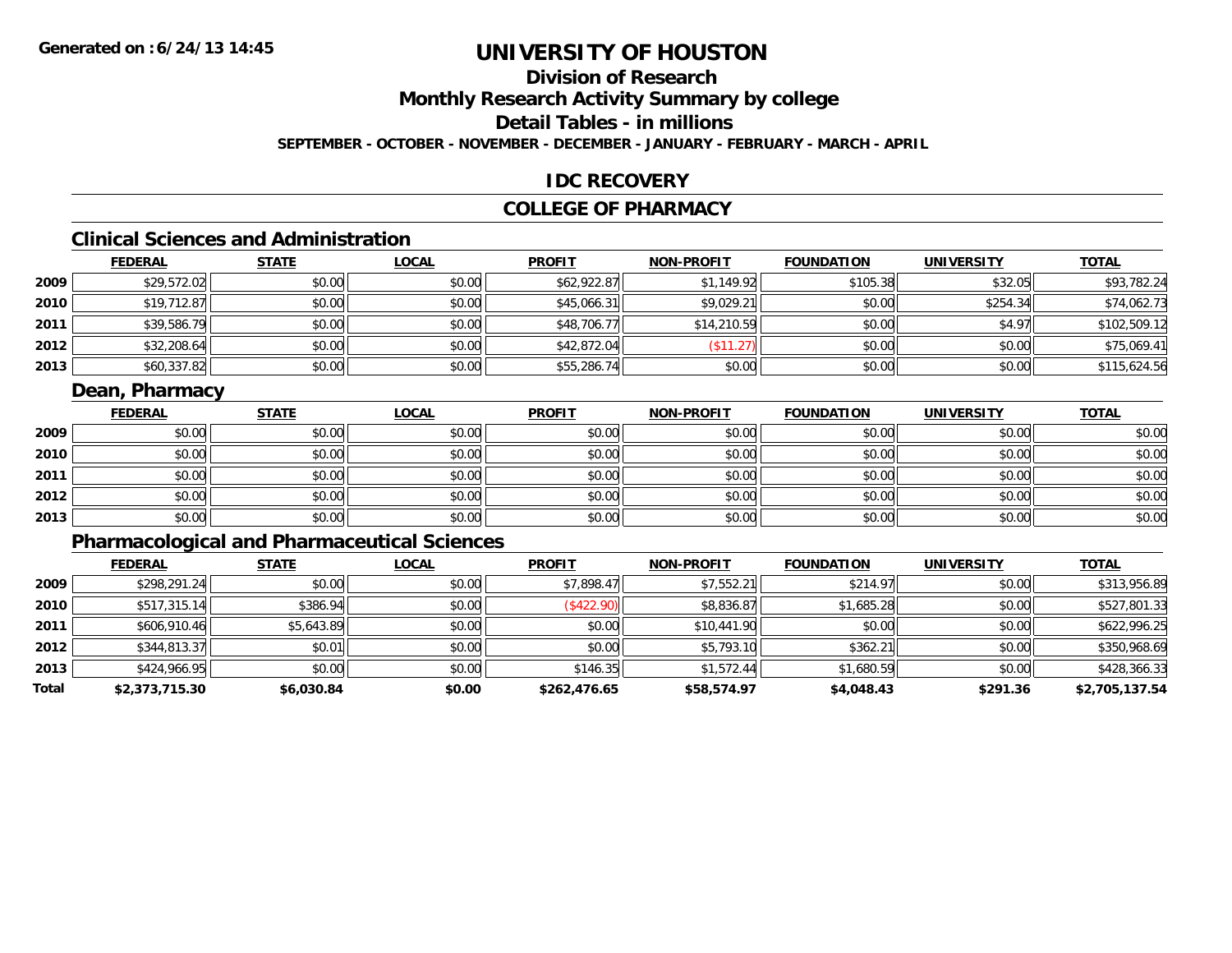# UNIVERSITY OF HOUSTON

## Division of Research

## Monthly Research Activity Summary by college

## Detail Tables - in millions

**SEPTEMBER - OCTOBER - NOVEMBER - DECEMBER - JANUARY - FEBRUARY - MARCH - APRIL**

## IDC RECOVERY

## COLLEGE OF PHARMACY

### Clinical Sciences and Administration

| | FEDERAL | STATE | LOCAL | PROFIT | NON-PROFIT | FOUNDATION | UNIVERSITY | TOTAL |
|---|---|---|---|---|---|---|---|---|
| 2009 | $29,572.02 | $0.00 | $0.00 | $62,922.87 | $1,149.92 | $105.38 | $32.05 | $93,782.24 |
| 2010 | $19,712.87 | $0.00 | $0.00 | $45,066.31 | $9,029.21 | $0.00 | $254.34 | $74,062.73 |
| 2011 | $39,586.79 | $0.00 | $0.00 | $48,706.77 | $14,210.59 | $0.00 | $4.97 | $102,509.12 |
| 2012 | $32,208.64 | $0.00 | $0.00 | $42,872.04 | ($11.27) | $0.00 | $0.00 | $75,069.41 |
| 2013 | $60,337.82 | $0.00 | $0.00 | $55,286.74 | $0.00 | $0.00 | $0.00 | $115,624.56 |

### Dean, Pharmacy

| | FEDERAL | STATE | LOCAL | PROFIT | NON-PROFIT | FOUNDATION | UNIVERSITY | TOTAL |
|---|---|---|---|---|---|---|---|---|
| 2009 | $0.00 | $0.00 | $0.00 | $0.00 | $0.00 | $0.00 | $0.00 | $0.00 |
| 2010 | $0.00 | $0.00 | $0.00 | $0.00 | $0.00 | $0.00 | $0.00 | $0.00 |
| 2011 | $0.00 | $0.00 | $0.00 | $0.00 | $0.00 | $0.00 | $0.00 | $0.00 |
| 2012 | $0.00 | $0.00 | $0.00 | $0.00 | $0.00 | $0.00 | $0.00 | $0.00 |
| 2013 | $0.00 | $0.00 | $0.00 | $0.00 | $0.00 | $0.00 | $0.00 | $0.00 |

### Pharmacological and Pharmaceutical Sciences

| | FEDERAL | STATE | LOCAL | PROFIT | NON-PROFIT | FOUNDATION | UNIVERSITY | TOTAL |
|---|---|---|---|---|---|---|---|---|
| 2009 | $298,291.24 | $0.00 | $0.00 | $7,898.47 | $7,552.21 | $214.97 | $0.00 | $313,956.89 |
| 2010 | $517,315.14 | $386.94 | $0.00 | ($422.90) | $8,836.87 | $1,685.28 | $0.00 | $527,801.33 |
| 2011 | $606,910.46 | $5,643.89 | $0.00 | $0.00 | $10,441.90 | $0.00 | $0.00 | $622,996.25 |
| 2012 | $344,813.37 | $0.01 | $0.00 | $0.00 | $5,793.10 | $362.21 | $0.00 | $350,968.69 |
| 2013 | $424,966.95 | $0.00 | $0.00 | $146.35 | $1,572.44 | $1,680.59 | $0.00 | $428,366.33 |
| **Total** | **$2,373,715.30** | **$6,030.84** | **$0.00** | **$262,476.65** | **$58,574.97** | **$4,048.43** | **$291.36** | **$2,705,137.54** |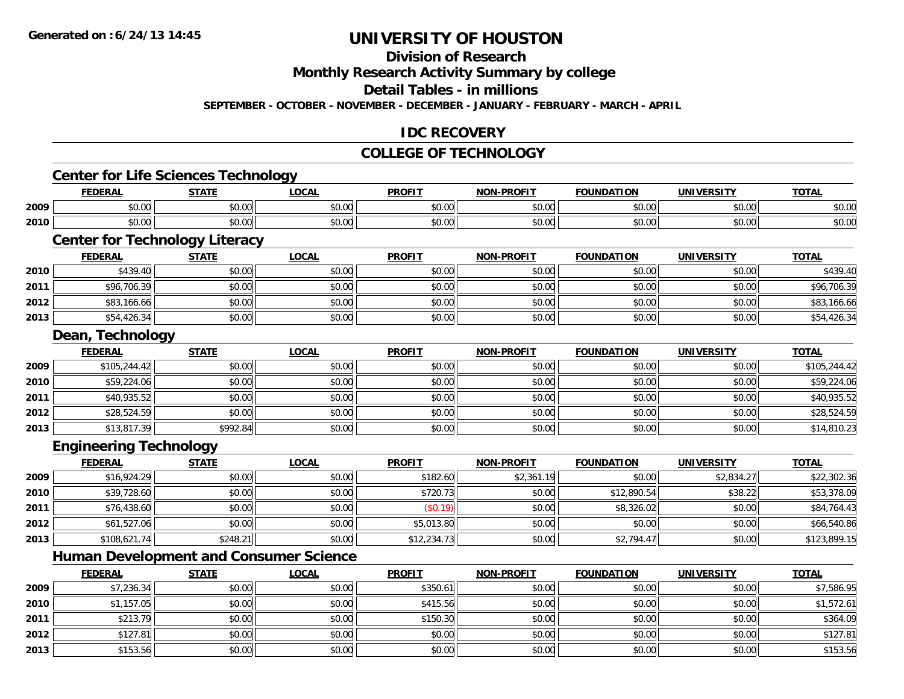# UNIVERSITY OF HOUSTON

## Division of Research

## Monthly Research Activity Summary by college

## Detail Tables - in millions

**SEPTEMBER - OCTOBER - NOVEMBER - DECEMBER - JANUARY - FEBRUARY - MARCH - APRIL**

## IDC RECOVERY

## COLLEGE OF TECHNOLOGY

### Center for Life Sciences Technology

| | FEDERAL | STATE | LOCAL | PROFIT | NON-PROFIT | FOUNDATION | UNIVERSITY | TOTAL |
|---|---|---|---|---|---|---|---|---|
| 2009 | $0.00 | $0.00 | $0.00 | $0.00 | $0.00 | $0.00 | $0.00 | $0.00 |
| 2010 | $0.00 | $0.00 | $0.00 | $0.00 | $0.00 | $0.00 | $0.00 | $0.00 |

### Center for Technology Literacy

| | FEDERAL | STATE | LOCAL | PROFIT | NON-PROFIT | FOUNDATION | UNIVERSITY | TOTAL |
|---|---|---|---|---|---|---|---|---|
| 2010 | $439.40 | $0.00 | $0.00 | $0.00 | $0.00 | $0.00 | $0.00 | $439.40 |
| 2011 | $96,706.39 | $0.00 | $0.00 | $0.00 | $0.00 | $0.00 | $0.00 | $96,706.39 |
| 2012 | $83,166.66 | $0.00 | $0.00 | $0.00 | $0.00 | $0.00 | $0.00 | $83,166.66 |
| 2013 | $54,426.34 | $0.00 | $0.00 | $0.00 | $0.00 | $0.00 | $0.00 | $54,426.34 |

### Dean, Technology

| | FEDERAL | STATE | LOCAL | PROFIT | NON-PROFIT | FOUNDATION | UNIVERSITY | TOTAL |
|---|---|---|---|---|---|---|---|---|
| 2009 | $105,244.42 | $0.00 | $0.00 | $0.00 | $0.00 | $0.00 | $0.00 | $105,244.42 |
| 2010 | $59,224.06 | $0.00 | $0.00 | $0.00 | $0.00 | $0.00 | $0.00 | $59,224.06 |
| 2011 | $40,935.52 | $0.00 | $0.00 | $0.00 | $0.00 | $0.00 | $0.00 | $40,935.52 |
| 2012 | $28,524.59 | $0.00 | $0.00 | $0.00 | $0.00 | $0.00 | $0.00 | $28,524.59 |
| 2013 | $13,817.39 | $992.84 | $0.00 | $0.00 | $0.00 | $0.00 | $0.00 | $14,810.23 |

### Engineering Technology

| | FEDERAL | STATE | LOCAL | PROFIT | NON-PROFIT | FOUNDATION | UNIVERSITY | TOTAL |
|---|---|---|---|---|---|---|---|---|
| 2009 | $16,924.29 | $0.00 | $0.00 | $182.60 | $2,361.19 | $0.00 | $2,834.27 | $22,302.36 |
| 2010 | $39,728.60 | $0.00 | $0.00 | $720.73 | $0.00 | $12,890.54 | $38.22 | $53,378.09 |
| 2011 | $76,438.60 | $0.00 | $0.00 | ($0.19) | $0.00 | $8,326.02 | $0.00 | $84,764.43 |
| 2012 | $61,527.06 | $0.00 | $0.00 | $5,013.80 | $0.00 | $0.00 | $0.00 | $66,540.86 |
| 2013 | $108,621.74 | $248.21 | $0.00 | $12,234.73 | $0.00 | $2,794.47 | $0.00 | $123,899.15 |

### Human Development and Consumer Science

| | FEDERAL | STATE | LOCAL | PROFIT | NON-PROFIT | FOUNDATION | UNIVERSITY | TOTAL |
|---|---|---|---|---|---|---|---|---|
| 2009 | $7,236.34 | $0.00 | $0.00 | $350.61 | $0.00 | $0.00 | $0.00 | $7,586.95 |
| 2010 | $1,157.05 | $0.00 | $0.00 | $415.56 | $0.00 | $0.00 | $0.00 | $1,572.61 |
| 2011 | $213.79 | $0.00 | $0.00 | $150.30 | $0.00 | $0.00 | $0.00 | $364.09 |
| 2012 | $127.81 | $0.00 | $0.00 | $0.00 | $0.00 | $0.00 | $0.00 | $127.81 |
| 2013 | $153.56 | $0.00 | $0.00 | $0.00 | $0.00 | $0.00 | $0.00 | $153.56 |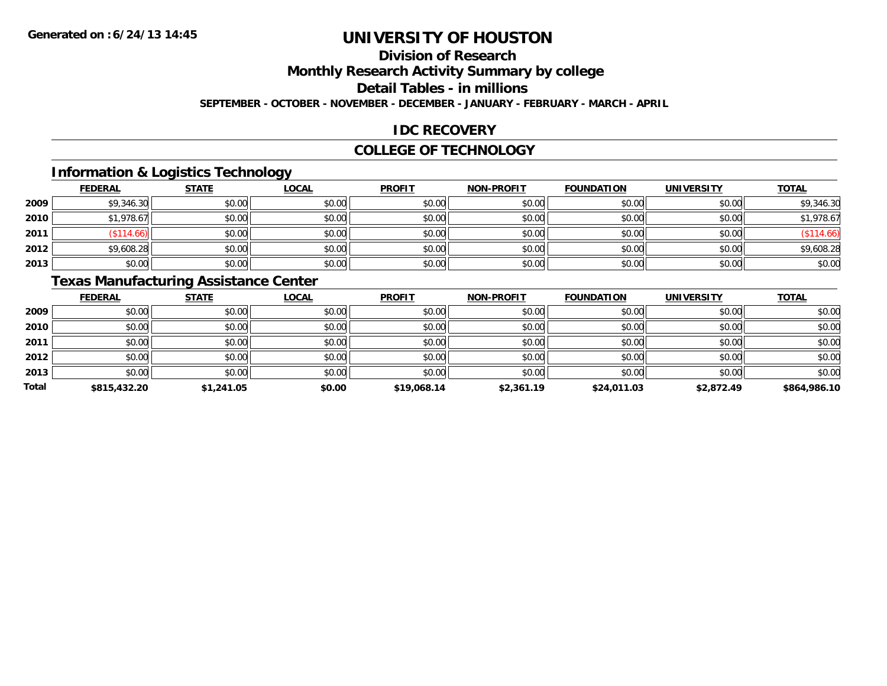# UNIVERSITY OF HOUSTON

## Division of Research

## Monthly Research Activity Summary by college

## Detail Tables - in millions

**SEPTEMBER - OCTOBER - NOVEMBER - DECEMBER - JANUARY - FEBRUARY - MARCH - APRIL**

## IDC RECOVERY

## COLLEGE OF TECHNOLOGY

### Information & Logistics Technology

| | FEDERAL | STATE | LOCAL | PROFIT | NON-PROFIT | FOUNDATION | UNIVERSITY | TOTAL |
|---|---|---|---|---|---|---|---|---|
| 2009 | $9,346.30 | $0.00 | $0.00 | $0.00 | $0.00 | $0.00 | $0.00 | $9,346.30 |
| 2010 | $1,978.67 | $0.00 | $0.00 | $0.00 | $0.00 | $0.00 | $0.00 | $1,978.67 |
| 2011 | ($114.66) | $0.00 | $0.00 | $0.00 | $0.00 | $0.00 | $0.00 | ($114.66) |
| 2012 | $9,608.28 | $0.00 | $0.00 | $0.00 | $0.00 | $0.00 | $0.00 | $9,608.28 |
| 2013 | $0.00 | $0.00 | $0.00 | $0.00 | $0.00 | $0.00 | $0.00 | $0.00 |

### Texas Manufacturing Assistance Center

| | FEDERAL | STATE | LOCAL | PROFIT | NON-PROFIT | FOUNDATION | UNIVERSITY | TOTAL |
|---|---|---|---|---|---|---|---|---|
| 2009 | $0.00 | $0.00 | $0.00 | $0.00 | $0.00 | $0.00 | $0.00 | $0.00 |
| 2010 | $0.00 | $0.00 | $0.00 | $0.00 | $0.00 | $0.00 | $0.00 | $0.00 |
| 2011 | $0.00 | $0.00 | $0.00 | $0.00 | $0.00 | $0.00 | $0.00 | $0.00 |
| 2012 | $0.00 | $0.00 | $0.00 | $0.00 | $0.00 | $0.00 | $0.00 | $0.00 |
| 2013 | $0.00 | $0.00 | $0.00 | $0.00 | $0.00 | $0.00 | $0.00 | $0.00 |
| **Total** | **$815,432.20** | **$1,241.05** | **$0.00** | **$19,068.14** | **$2,361.19** | **$24,011.03** | **$2,872.49** | **$864,986.10** |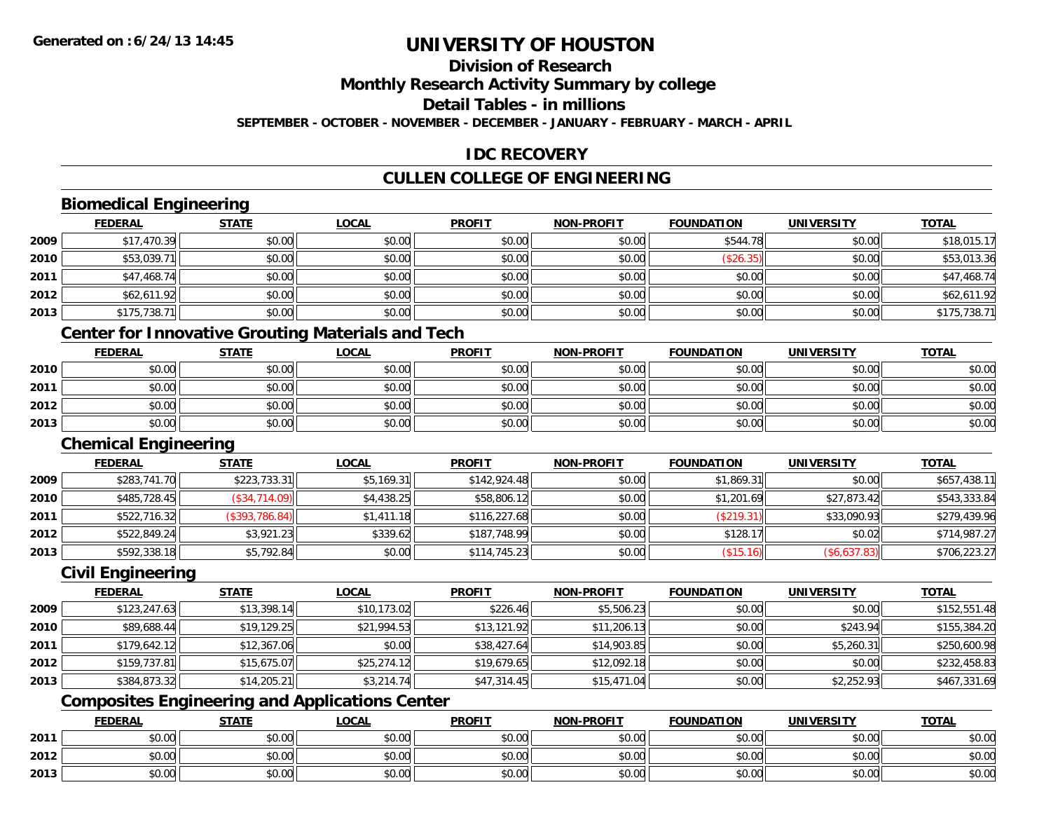**Generated on :6/24/13 14:45**

# UNIVERSITY OF HOUSTON

## Division of Research

## Monthly Research Activity Summary by college

## Detail Tables - in millions

**SEPTEMBER - OCTOBER - NOVEMBER - DECEMBER - JANUARY - FEBRUARY - MARCH - APRIL**

## IDC RECOVERY

## CULLEN COLLEGE OF ENGINEERING

### Biomedical Engineering

| | FEDERAL | STATE | LOCAL | PROFIT | NON-PROFIT | FOUNDATION | UNIVERSITY | TOTAL |
|---|---|---|---|---|---|---|---|---|
| 2009 | $17,470.39 | $0.00 | $0.00 | $0.00 | $0.00 | $544.78 | $0.00 | $18,015.17 |
| 2010 | $53,039.71 | $0.00 | $0.00 | $0.00 | $0.00 | ($26.35) | $0.00 | $53,013.36 |
| 2011 | $47,468.74 | $0.00 | $0.00 | $0.00 | $0.00 | $0.00 | $0.00 | $47,468.74 |
| 2012 | $62,611.92 | $0.00 | $0.00 | $0.00 | $0.00 | $0.00 | $0.00 | $62,611.92 |
| 2013 | $175,738.71 | $0.00 | $0.00 | $0.00 | $0.00 | $0.00 | $0.00 | $175,738.71 |

### Center for Innovative Grouting Materials and Tech

| | FEDERAL | STATE | LOCAL | PROFIT | NON-PROFIT | FOUNDATION | UNIVERSITY | TOTAL |
|---|---|---|---|---|---|---|---|---|
| 2010 | $0.00 | $0.00 | $0.00 | $0.00 | $0.00 | $0.00 | $0.00 | $0.00 |
| 2011 | $0.00 | $0.00 | $0.00 | $0.00 | $0.00 | $0.00 | $0.00 | $0.00 |
| 2012 | $0.00 | $0.00 | $0.00 | $0.00 | $0.00 | $0.00 | $0.00 | $0.00 |
| 2013 | $0.00 | $0.00 | $0.00 | $0.00 | $0.00 | $0.00 | $0.00 | $0.00 |

### Chemical Engineering

| | FEDERAL | STATE | LOCAL | PROFIT | NON-PROFIT | FOUNDATION | UNIVERSITY | TOTAL |
|---|---|---|---|---|---|---|---|---|
| 2009 | $283,741.70 | $223,733.31 | $5,169.31 | $142,924.48 | $0.00 | $1,869.31 | $0.00 | $657,438.11 |
| 2010 | $485,728.45 | ($34,714.09) | $4,438.25 | $58,806.12 | $0.00 | $1,201.69 | $27,873.42 | $543,333.84 |
| 2011 | $522,716.32 | ($393,786.84) | $1,411.18 | $116,227.68 | $0.00 | ($219.31) | $33,090.93 | $279,439.96 |
| 2012 | $522,849.24 | $3,921.23 | $339.62 | $187,748.99 | $0.00 | $128.17 | $0.02 | $714,987.27 |
| 2013 | $592,338.18 | $5,792.84 | $0.00 | $114,745.23 | $0.00 | ($15.16) | ($6,637.83) | $706,223.27 |

### Civil Engineering

| | FEDERAL | STATE | LOCAL | PROFIT | NON-PROFIT | FOUNDATION | UNIVERSITY | TOTAL |
|---|---|---|---|---|---|---|---|---|
| 2009 | $123,247.63 | $13,398.14 | $10,173.02 | $226.46 | $5,506.23 | $0.00 | $0.00 | $152,551.48 |
| 2010 | $89,688.44 | $19,129.25 | $21,994.53 | $13,121.92 | $11,206.13 | $0.00 | $243.94 | $155,384.20 |
| 2011 | $179,642.12 | $12,367.06 | $0.00 | $38,427.64 | $14,903.85 | $0.00 | $5,260.31 | $250,600.98 |
| 2012 | $159,737.81 | $15,675.07 | $25,274.12 | $19,679.65 | $12,092.18 | $0.00 | $0.00 | $232,458.83 |
| 2013 | $384,873.32 | $14,205.21 | $3,214.74 | $47,314.45 | $15,471.04 | $0.00 | $2,252.93 | $467,331.69 |

### Composites Engineering and Applications Center

| | FEDERAL | STATE | LOCAL | PROFIT | NON-PROFIT | FOUNDATION | UNIVERSITY | TOTAL |
|---|---|---|---|---|---|---|---|---|
| 2011 | $0.00 | $0.00 | $0.00 | $0.00 | $0.00 | $0.00 | $0.00 | $0.00 |
| 2012 | $0.00 | $0.00 | $0.00 | $0.00 | $0.00 | $0.00 | $0.00 | $0.00 |
| 2013 | $0.00 | $0.00 | $0.00 | $0.00 | $0.00 | $0.00 | $0.00 | $0.00 |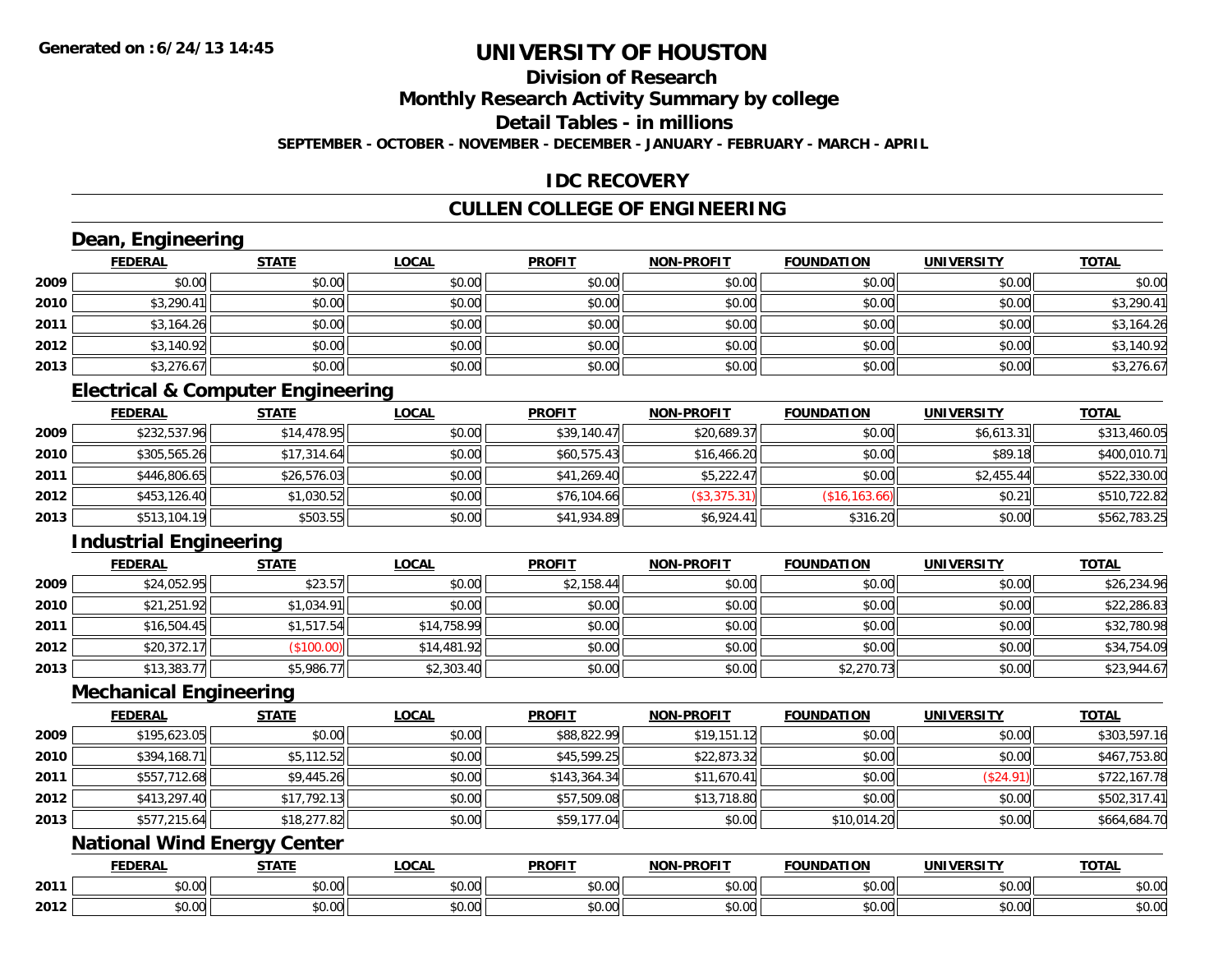**Generated on :6/24/13 14:45**

# UNIVERSITY OF HOUSTON

## Division of Research

## Monthly Research Activity Summary by college

## Detail Tables - in millions

**SEPTEMBER - OCTOBER - NOVEMBER - DECEMBER - JANUARY - FEBRUARY - MARCH - APRIL**

## IDC RECOVERY

## CULLEN COLLEGE OF ENGINEERING

### Dean, Engineering

| | FEDERAL | STATE | LOCAL | PROFIT | NON-PROFIT | FOUNDATION | UNIVERSITY | TOTAL |
|---|---|---|---|---|---|---|---|---|
| 2009 | $0.00 | $0.00 | $0.00 | $0.00 | $0.00 | $0.00 | $0.00 | $0.00 |
| 2010 | $3,290.41 | $0.00 | $0.00 | $0.00 | $0.00 | $0.00 | $0.00 | $3,290.41 |
| 2011 | $3,164.26 | $0.00 | $0.00 | $0.00 | $0.00 | $0.00 | $0.00 | $3,164.26 |
| 2012 | $3,140.92 | $0.00 | $0.00 | $0.00 | $0.00 | $0.00 | $0.00 | $3,140.92 |
| 2013 | $3,276.67 | $0.00 | $0.00 | $0.00 | $0.00 | $0.00 | $0.00 | $3,276.67 |

### Electrical & Computer Engineering

| | FEDERAL | STATE | LOCAL | PROFIT | NON-PROFIT | FOUNDATION | UNIVERSITY | TOTAL |
|---|---|---|---|---|---|---|---|---|
| 2009 | $232,537.96 | $14,478.95 | $0.00 | $39,140.47 | $20,689.37 | $0.00 | $6,613.31 | $313,460.05 |
| 2010 | $305,565.26 | $17,314.64 | $0.00 | $60,575.43 | $16,466.20 | $0.00 | $89.18 | $400,010.71 |
| 2011 | $446,806.65 | $26,576.03 | $0.00 | $41,269.40 | $5,222.47 | $0.00 | $2,455.44 | $522,330.00 |
| 2012 | $453,126.40 | $1,030.52 | $0.00 | $76,104.66 | ($3,375.31) | ($16,163.66) | $0.21 | $510,722.82 |
| 2013 | $513,104.19 | $503.55 | $0.00 | $41,934.89 | $6,924.41 | $316.20 | $0.00 | $562,783.25 |

### Industrial Engineering

| | FEDERAL | STATE | LOCAL | PROFIT | NON-PROFIT | FOUNDATION | UNIVERSITY | TOTAL |
|---|---|---|---|---|---|---|---|---|
| 2009 | $24,052.95 | $23.57 | $0.00 | $2,158.44 | $0.00 | $0.00 | $0.00 | $26,234.96 |
| 2010 | $21,251.92 | $1,034.91 | $0.00 | $0.00 | $0.00 | $0.00 | $0.00 | $22,286.83 |
| 2011 | $16,504.45 | $1,517.54 | $14,758.99 | $0.00 | $0.00 | $0.00 | $0.00 | $32,780.98 |
| 2012 | $20,372.17 | ($100.00) | $14,481.92 | $0.00 | $0.00 | $0.00 | $0.00 | $34,754.09 |
| 2013 | $13,383.77 | $5,986.77 | $2,303.40 | $0.00 | $0.00 | $2,270.73 | $0.00 | $23,944.67 |

### Mechanical Engineering

| | FEDERAL | STATE | LOCAL | PROFIT | NON-PROFIT | FOUNDATION | UNIVERSITY | TOTAL |
|---|---|---|---|---|---|---|---|---|
| 2009 | $195,623.05 | $0.00 | $0.00 | $88,822.99 | $19,151.12 | $0.00 | $0.00 | $303,597.16 |
| 2010 | $394,168.71 | $5,112.52 | $0.00 | $45,599.25 | $22,873.32 | $0.00 | $0.00 | $467,753.80 |
| 2011 | $557,712.68 | $9,445.26 | $0.00 | $143,364.34 | $11,670.41 | $0.00 | ($24.91) | $722,167.78 |
| 2012 | $413,297.40 | $17,792.13 | $0.00 | $57,509.08 | $13,718.80 | $0.00 | $0.00 | $502,317.41 |
| 2013 | $577,215.64 | $18,277.82 | $0.00 | $59,177.04 | $0.00 | $10,014.20 | $0.00 | $664,684.70 |

### National Wind Energy Center

| | FEDERAL | STATE | LOCAL | PROFIT | NON-PROFIT | FOUNDATION | UNIVERSITY | TOTAL |
|---|---|---|---|---|---|---|---|---|
| 2011 | $0.00 | $0.00 | $0.00 | $0.00 | $0.00 | $0.00 | $0.00 | $0.00 |
| 2012 | $0.00 | $0.00 | $0.00 | $0.00 | $0.00 | $0.00 | $0.00 | $0.00 |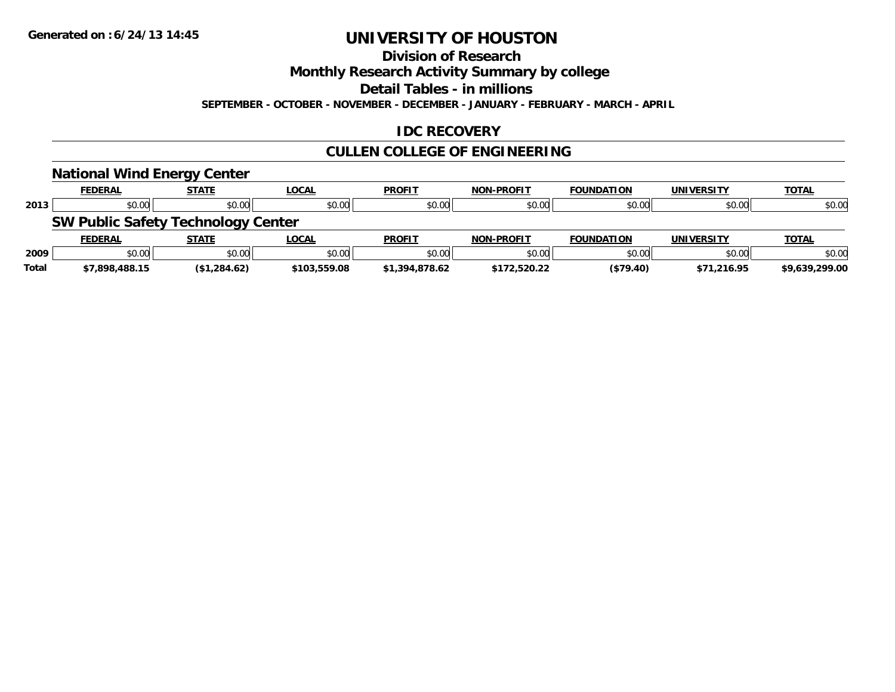**Generated on :6/24/13 14:45**

# UNIVERSITY OF HOUSTON

## Division of Research

## Monthly Research Activity Summary by college

## Detail Tables - in millions

**SEPTEMBER - OCTOBER - NOVEMBER - DECEMBER - JANUARY - FEBRUARY - MARCH - APRIL**

## IDC RECOVERY

## CULLEN COLLEGE OF ENGINEERING

### National Wind Energy Center

| | FEDERAL | STATE | LOCAL | PROFIT | NON-PROFIT | FOUNDATION | UNIVERSITY | TOTAL |
|---|---|---|---|---|---|---|---|---|
| 2013 | $0.00 | $0.00 | $0.00 | $0.00 | $0.00 | $0.00 | $0.00 | $0.00 |

### SW Public Safety Technology Center

| | FEDERAL | STATE | LOCAL | PROFIT | NON-PROFIT | FOUNDATION | UNIVERSITY | TOTAL |
|---|---|---|---|---|---|---|---|---|
| 2009 | $0.00 | $0.00 | $0.00 | $0.00 | $0.00 | $0.00 | $0.00 | $0.00 |
| **Total** | **$7,898,488.15** | **($1,284.62)** | **$103,559.08** | **$1,394,878.62** | **$172,520.22** | **($79.40)** | **$71,216.95** | **$9,639,299.00** |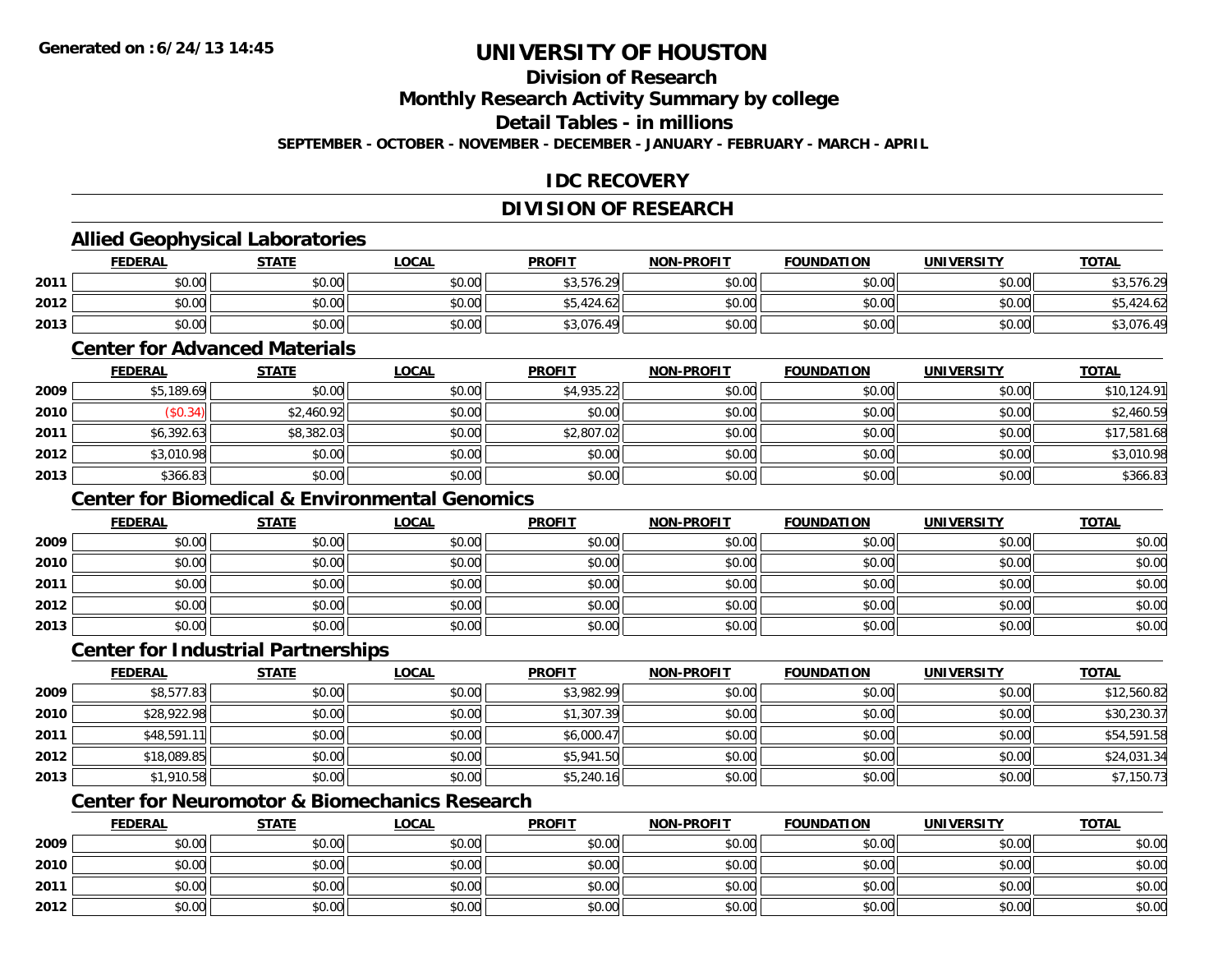**Generated on :6/24/13 14:45**

# UNIVERSITY OF HOUSTON

## Division of Research

## Monthly Research Activity Summary by college

## Detail Tables - in millions

**SEPTEMBER - OCTOBER - NOVEMBER - DECEMBER - JANUARY - FEBRUARY - MARCH - APRIL**

## IDC RECOVERY

## DIVISION OF RESEARCH

### Allied Geophysical Laboratories

| | FEDERAL | STATE | LOCAL | PROFIT | NON-PROFIT | FOUNDATION | UNIVERSITY | TOTAL |
|---|---|---|---|---|---|---|---|---|
| 2011 | $0.00 | $0.00 | $0.00 | $3,576.29 | $0.00 | $0.00 | $0.00 | $3,576.29 |
| 2012 | $0.00 | $0.00 | $0.00 | $5,424.62 | $0.00 | $0.00 | $0.00 | $5,424.62 |
| 2013 | $0.00 | $0.00 | $0.00 | $3,076.49 | $0.00 | $0.00 | $0.00 | $3,076.49 |

### Center for Advanced Materials

| | FEDERAL | STATE | LOCAL | PROFIT | NON-PROFIT | FOUNDATION | UNIVERSITY | TOTAL |
|---|---|---|---|---|---|---|---|---|
| 2009 | $5,189.69 | $0.00 | $0.00 | $4,935.22 | $0.00 | $0.00 | $0.00 | $10,124.91 |
| 2010 | ($0.34) | $2,460.92 | $0.00 | $0.00 | $0.00 | $0.00 | $0.00 | $2,460.59 |
| 2011 | $6,392.63 | $8,382.03 | $0.00 | $2,807.02 | $0.00 | $0.00 | $0.00 | $17,581.68 |
| 2012 | $3,010.98 | $0.00 | $0.00 | $0.00 | $0.00 | $0.00 | $0.00 | $3,010.98 |
| 2013 | $366.83 | $0.00 | $0.00 | $0.00 | $0.00 | $0.00 | $0.00 | $366.83 |

### Center for Biomedical & Environmental Genomics

| | FEDERAL | STATE | LOCAL | PROFIT | NON-PROFIT | FOUNDATION | UNIVERSITY | TOTAL |
|---|---|---|---|---|---|---|---|---|
| 2009 | $0.00 | $0.00 | $0.00 | $0.00 | $0.00 | $0.00 | $0.00 | $0.00 |
| 2010 | $0.00 | $0.00 | $0.00 | $0.00 | $0.00 | $0.00 | $0.00 | $0.00 |
| 2011 | $0.00 | $0.00 | $0.00 | $0.00 | $0.00 | $0.00 | $0.00 | $0.00 |
| 2012 | $0.00 | $0.00 | $0.00 | $0.00 | $0.00 | $0.00 | $0.00 | $0.00 |
| 2013 | $0.00 | $0.00 | $0.00 | $0.00 | $0.00 | $0.00 | $0.00 | $0.00 |

### Center for Industrial Partnerships

| | FEDERAL | STATE | LOCAL | PROFIT | NON-PROFIT | FOUNDATION | UNIVERSITY | TOTAL |
|---|---|---|---|---|---|---|---|---|
| 2009 | $8,577.83 | $0.00 | $0.00 | $3,982.99 | $0.00 | $0.00 | $0.00 | $12,560.82 |
| 2010 | $28,922.98 | $0.00 | $0.00 | $1,307.39 | $0.00 | $0.00 | $0.00 | $30,230.37 |
| 2011 | $48,591.11 | $0.00 | $0.00 | $6,000.47 | $0.00 | $0.00 | $0.00 | $54,591.58 |
| 2012 | $18,089.85 | $0.00 | $0.00 | $5,941.50 | $0.00 | $0.00 | $0.00 | $24,031.34 |
| 2013 | $1,910.58 | $0.00 | $0.00 | $5,240.16 | $0.00 | $0.00 | $0.00 | $7,150.73 |

### Center for Neuromotor & Biomechanics Research

| | FEDERAL | STATE | LOCAL | PROFIT | NON-PROFIT | FOUNDATION | UNIVERSITY | TOTAL |
|---|---|---|---|---|---|---|---|---|
| 2009 | $0.00 | $0.00 | $0.00 | $0.00 | $0.00 | $0.00 | $0.00 | $0.00 |
| 2010 | $0.00 | $0.00 | $0.00 | $0.00 | $0.00 | $0.00 | $0.00 | $0.00 |
| 2011 | $0.00 | $0.00 | $0.00 | $0.00 | $0.00 | $0.00 | $0.00 | $0.00 |
| 2012 | $0.00 | $0.00 | $0.00 | $0.00 | $0.00 | $0.00 | $0.00 | $0.00 |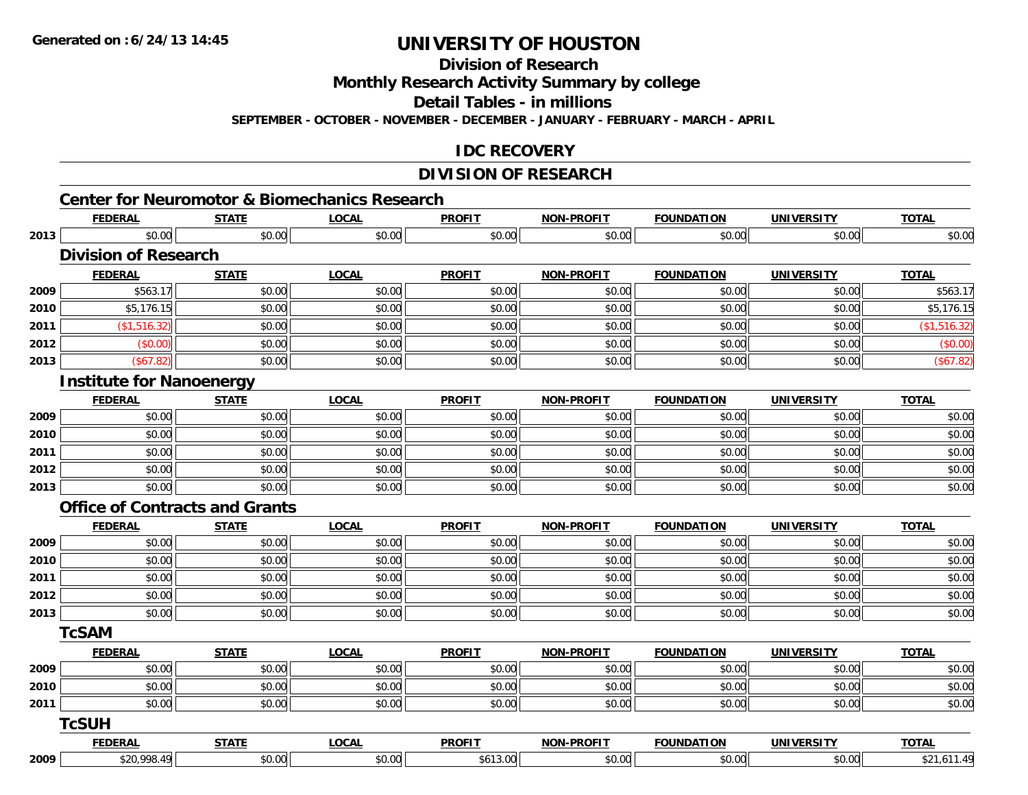**Generated on :6/24/13 14:45**

# UNIVERSITY OF HOUSTON

## Division of Research

## Monthly Research Activity Summary by college

## Detail Tables - in millions

**SEPTEMBER - OCTOBER - NOVEMBER - DECEMBER - JANUARY - FEBRUARY - MARCH - APRIL**

## IDC RECOVERY

## DIVISION OF RESEARCH

### Center for Neuromotor & Biomechanics Research

| | FEDERAL | STATE | LOCAL | PROFIT | NON-PROFIT | FOUNDATION | UNIVERSITY | TOTAL |
|---|---|---|---|---|---|---|---|---|
| 2013 | $0.00 | $0.00 | $0.00 | $0.00 | $0.00 | $0.00 | $0.00 | $0.00 |

### Division of Research

| | FEDERAL | STATE | LOCAL | PROFIT | NON-PROFIT | FOUNDATION | UNIVERSITY | TOTAL |
|---|---|---|---|---|---|---|---|---|
| 2009 | $563.17 | $0.00 | $0.00 | $0.00 | $0.00 | $0.00 | $0.00 | $563.17 |
| 2010 | $5,176.15 | $0.00 | $0.00 | $0.00 | $0.00 | $0.00 | $0.00 | $5,176.15 |
| 2011 | ($1,516.32) | $0.00 | $0.00 | $0.00 | $0.00 | $0.00 | $0.00 | ($1,516.32) |
| 2012 | ($0.00) | $0.00 | $0.00 | $0.00 | $0.00 | $0.00 | $0.00 | ($0.00) |
| 2013 | ($67.82) | $0.00 | $0.00 | $0.00 | $0.00 | $0.00 | $0.00 | ($67.82) |

### Institute for Nanoenergy

| | FEDERAL | STATE | LOCAL | PROFIT | NON-PROFIT | FOUNDATION | UNIVERSITY | TOTAL |
|---|---|---|---|---|---|---|---|---|
| 2009 | $0.00 | $0.00 | $0.00 | $0.00 | $0.00 | $0.00 | $0.00 | $0.00 |
| 2010 | $0.00 | $0.00 | $0.00 | $0.00 | $0.00 | $0.00 | $0.00 | $0.00 |
| 2011 | $0.00 | $0.00 | $0.00 | $0.00 | $0.00 | $0.00 | $0.00 | $0.00 |
| 2012 | $0.00 | $0.00 | $0.00 | $0.00 | $0.00 | $0.00 | $0.00 | $0.00 |
| 2013 | $0.00 | $0.00 | $0.00 | $0.00 | $0.00 | $0.00 | $0.00 | $0.00 |

### Office of Contracts and Grants

| | FEDERAL | STATE | LOCAL | PROFIT | NON-PROFIT | FOUNDATION | UNIVERSITY | TOTAL |
|---|---|---|---|---|---|---|---|---|
| 2009 | $0.00 | $0.00 | $0.00 | $0.00 | $0.00 | $0.00 | $0.00 | $0.00 |
| 2010 | $0.00 | $0.00 | $0.00 | $0.00 | $0.00 | $0.00 | $0.00 | $0.00 |
| 2011 | $0.00 | $0.00 | $0.00 | $0.00 | $0.00 | $0.00 | $0.00 | $0.00 |
| 2012 | $0.00 | $0.00 | $0.00 | $0.00 | $0.00 | $0.00 | $0.00 | $0.00 |
| 2013 | $0.00 | $0.00 | $0.00 | $0.00 | $0.00 | $0.00 | $0.00 | $0.00 |

### TcSAM

| | FEDERAL | STATE | LOCAL | PROFIT | NON-PROFIT | FOUNDATION | UNIVERSITY | TOTAL |
|---|---|---|---|---|---|---|---|---|
| 2009 | $0.00 | $0.00 | $0.00 | $0.00 | $0.00 | $0.00 | $0.00 | $0.00 |
| 2010 | $0.00 | $0.00 | $0.00 | $0.00 | $0.00 | $0.00 | $0.00 | $0.00 |
| 2011 | $0.00 | $0.00 | $0.00 | $0.00 | $0.00 | $0.00 | $0.00 | $0.00 |

### TcSUH

| | FEDERAL | STATE | LOCAL | PROFIT | NON-PROFIT | FOUNDATION | UNIVERSITY | TOTAL |
|---|---|---|---|---|---|---|---|---|
| 2009 | $20,998.49 | $0.00 | $0.00 | $613.00 | $0.00 | $0.00 | $0.00 | $21,611.49 |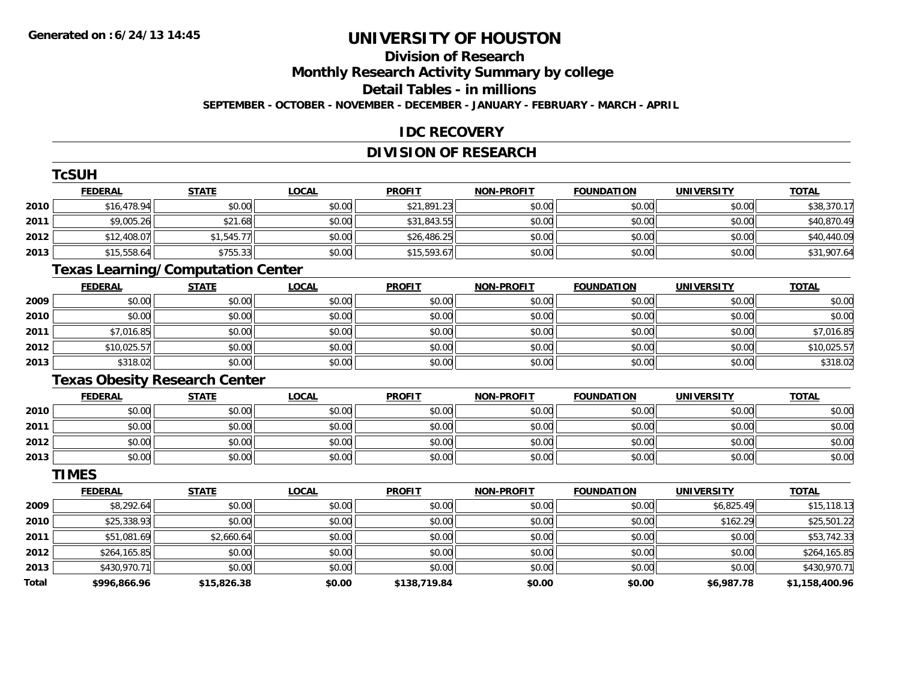Generated on :6/24/13 14:45

# UNIVERSITY OF HOUSTON

## Division of Research

## Monthly Research Activity Summary by college

## Detail Tables - in millions

SEPTEMBER - OCTOBER - NOVEMBER - DECEMBER - JANUARY - FEBRUARY - MARCH - APRIL

## IDC RECOVERY

## DIVISION OF RESEARCH

### TcSUH

| | FEDERAL | STATE | LOCAL | PROFIT | NON-PROFIT | FOUNDATION | UNIVERSITY | TOTAL |
|---|---|---|---|---|---|---|---|---|
| 2010 | $16,478.94 | $0.00 | $0.00 | $21,891.23 | $0.00 | $0.00 | $0.00 | $38,370.17 |
| 2011 | $9,005.26 | $21.68 | $0.00 | $31,843.55 | $0.00 | $0.00 | $0.00 | $40,870.49 |
| 2012 | $12,408.07 | $1,545.77 | $0.00 | $26,486.25 | $0.00 | $0.00 | $0.00 | $40,440.09 |
| 2013 | $15,558.64 | $755.33 | $0.00 | $15,593.67 | $0.00 | $0.00 | $0.00 | $31,907.64 |

### Texas Learning/Computation Center

| | FEDERAL | STATE | LOCAL | PROFIT | NON-PROFIT | FOUNDATION | UNIVERSITY | TOTAL |
|---|---|---|---|---|---|---|---|---|
| 2009 | $0.00 | $0.00 | $0.00 | $0.00 | $0.00 | $0.00 | $0.00 | $0.00 |
| 2010 | $0.00 | $0.00 | $0.00 | $0.00 | $0.00 | $0.00 | $0.00 | $0.00 |
| 2011 | $7,016.85 | $0.00 | $0.00 | $0.00 | $0.00 | $0.00 | $0.00 | $7,016.85 |
| 2012 | $10,025.57 | $0.00 | $0.00 | $0.00 | $0.00 | $0.00 | $0.00 | $10,025.57 |
| 2013 | $318.02 | $0.00 | $0.00 | $0.00 | $0.00 | $0.00 | $0.00 | $318.02 |

### Texas Obesity Research Center

| | FEDERAL | STATE | LOCAL | PROFIT | NON-PROFIT | FOUNDATION | UNIVERSITY | TOTAL |
|---|---|---|---|---|---|---|---|---|
| 2010 | $0.00 | $0.00 | $0.00 | $0.00 | $0.00 | $0.00 | $0.00 | $0.00 |
| 2011 | $0.00 | $0.00 | $0.00 | $0.00 | $0.00 | $0.00 | $0.00 | $0.00 |
| 2012 | $0.00 | $0.00 | $0.00 | $0.00 | $0.00 | $0.00 | $0.00 | $0.00 |
| 2013 | $0.00 | $0.00 | $0.00 | $0.00 | $0.00 | $0.00 | $0.00 | $0.00 |

### TIMES

| | FEDERAL | STATE | LOCAL | PROFIT | NON-PROFIT | FOUNDATION | UNIVERSITY | TOTAL |
|---|---|---|---|---|---|---|---|---|
| 2009 | $8,292.64 | $0.00 | $0.00 | $0.00 | $0.00 | $0.00 | $6,825.49 | $15,118.13 |
| 2010 | $25,338.93 | $0.00 | $0.00 | $0.00 | $0.00 | $0.00 | $162.29 | $25,501.22 |
| 2011 | $51,081.69 | $2,660.64 | $0.00 | $0.00 | $0.00 | $0.00 | $0.00 | $53,742.33 |
| 2012 | $264,165.85 | $0.00 | $0.00 | $0.00 | $0.00 | $0.00 | $0.00 | $264,165.85 |
| 2013 | $430,970.71 | $0.00 | $0.00 | $0.00 | $0.00 | $0.00 | $0.00 | $430,970.71 |
| **Total** | **$996,866.96** | **$15,826.38** | **$0.00** | **$138,719.84** | **$0.00** | **$0.00** | **$6,987.78** | **$1,158,400.96** |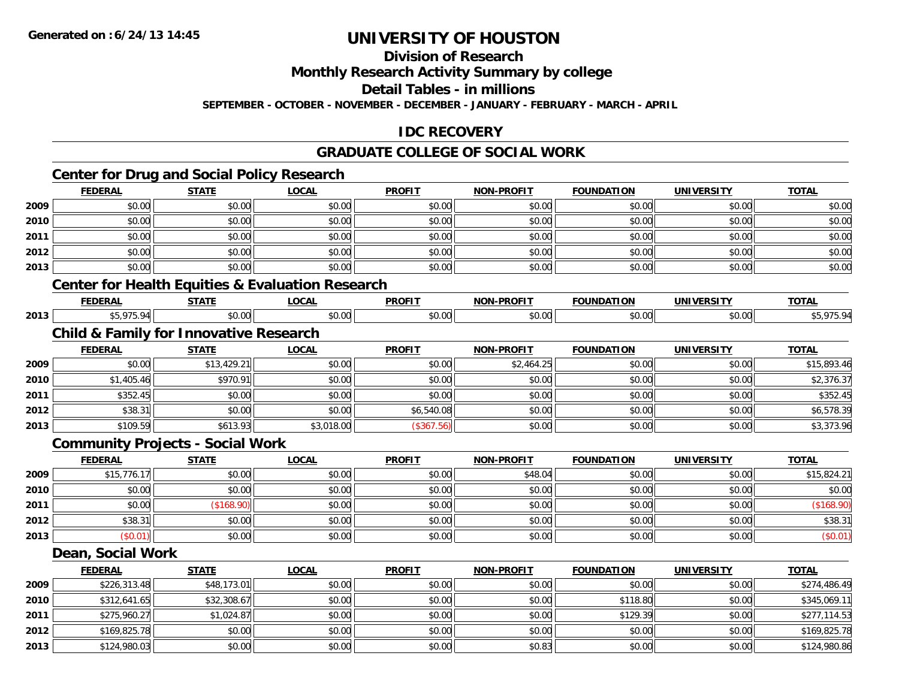# UNIVERSITY OF HOUSTON

## Division of Research

## Monthly Research Activity Summary by college

## Detail Tables - in millions

**SEPTEMBER - OCTOBER - NOVEMBER - DECEMBER - JANUARY - FEBRUARY - MARCH - APRIL**

## IDC RECOVERY

## GRADUATE COLLEGE OF SOCIAL WORK

### Center for Drug and Social Policy Research

| | FEDERAL | STATE | LOCAL | PROFIT | NON-PROFIT | FOUNDATION | UNIVERSITY | TOTAL |
|---|---|---|---|---|---|---|---|---|
| 2009 | $0.00 | $0.00 | $0.00 | $0.00 | $0.00 | $0.00 | $0.00 | $0.00 |
| 2010 | $0.00 | $0.00 | $0.00 | $0.00 | $0.00 | $0.00 | $0.00 | $0.00 |
| 2011 | $0.00 | $0.00 | $0.00 | $0.00 | $0.00 | $0.00 | $0.00 | $0.00 |
| 2012 | $0.00 | $0.00 | $0.00 | $0.00 | $0.00 | $0.00 | $0.00 | $0.00 |
| 2013 | $0.00 | $0.00 | $0.00 | $0.00 | $0.00 | $0.00 | $0.00 | $0.00 |

### Center for Health Equities & Evaluation Research

| | FEDERAL | STATE | LOCAL | PROFIT | NON-PROFIT | FOUNDATION | UNIVERSITY | TOTAL |
|---|---|---|---|---|---|---|---|---|
| 2013 | $5,975.94 | $0.00 | $0.00 | $0.00 | $0.00 | $0.00 | $0.00 | $5,975.94 |

### Child & Family for Innovative Research

| | FEDERAL | STATE | LOCAL | PROFIT | NON-PROFIT | FOUNDATION | UNIVERSITY | TOTAL |
|---|---|---|---|---|---|---|---|---|
| 2009 | $0.00 | $13,429.21 | $0.00 | $0.00 | $2,464.25 | $0.00 | $0.00 | $15,893.46 |
| 2010 | $1,405.46 | $970.91 | $0.00 | $0.00 | $0.00 | $0.00 | $0.00 | $2,376.37 |
| 2011 | $352.45 | $0.00 | $0.00 | $0.00 | $0.00 | $0.00 | $0.00 | $352.45 |
| 2012 | $38.31 | $0.00 | $0.00 | $6,540.08 | $0.00 | $0.00 | $0.00 | $6,578.39 |
| 2013 | $109.59 | $613.93 | $3,018.00 | ($367.56) | $0.00 | $0.00 | $0.00 | $3,373.96 |

### Community Projects - Social Work

| | FEDERAL | STATE | LOCAL | PROFIT | NON-PROFIT | FOUNDATION | UNIVERSITY | TOTAL |
|---|---|---|---|---|---|---|---|---|
| 2009 | $15,776.17 | $0.00 | $0.00 | $0.00 | $48.04 | $0.00 | $0.00 | $15,824.21 |
| 2010 | $0.00 | $0.00 | $0.00 | $0.00 | $0.00 | $0.00 | $0.00 | $0.00 |
| 2011 | $0.00 | ($168.90) | $0.00 | $0.00 | $0.00 | $0.00 | $0.00 | ($168.90) |
| 2012 | $38.31 | $0.00 | $0.00 | $0.00 | $0.00 | $0.00 | $0.00 | $38.31 |
| 2013 | ($0.01) | $0.00 | $0.00 | $0.00 | $0.00 | $0.00 | $0.00 | ($0.01) |

### Dean, Social Work

| | FEDERAL | STATE | LOCAL | PROFIT | NON-PROFIT | FOUNDATION | UNIVERSITY | TOTAL |
|---|---|---|---|---|---|---|---|---|
| 2009 | $226,313.48 | $48,173.01 | $0.00 | $0.00 | $0.00 | $0.00 | $0.00 | $274,486.49 |
| 2010 | $312,641.65 | $32,308.67 | $0.00 | $0.00 | $0.00 | $118.80 | $0.00 | $345,069.11 |
| 2011 | $275,960.27 | $1,024.87 | $0.00 | $0.00 | $0.00 | $129.39 | $0.00 | $277,114.53 |
| 2012 | $169,825.78 | $0.00 | $0.00 | $0.00 | $0.00 | $0.00 | $0.00 | $169,825.78 |
| 2013 | $124,980.03 | $0.00 | $0.00 | $0.00 | $0.83 | $0.00 | $0.00 | $124,980.86 |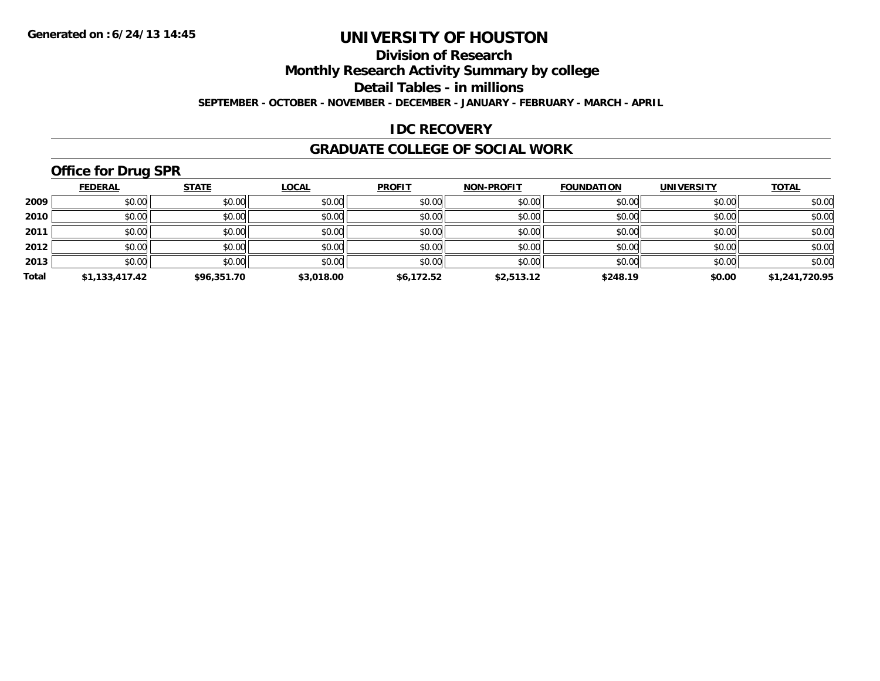# UNIVERSITY OF HOUSTON

## Division of Research

## Monthly Research Activity Summary by college

## Detail Tables - in millions

**SEPTEMBER - OCTOBER - NOVEMBER - DECEMBER - JANUARY - FEBRUARY - MARCH - APRIL**

**Generated on : 6/24/13 14:45**

### IDC RECOVERY

### GRADUATE COLLEGE OF SOCIAL WORK

### Office for Drug SPR

| | FEDERAL | STATE | LOCAL | PROFIT | NON-PROFIT | FOUNDATION | UNIVERSITY | TOTAL |
|---|---|---|---|---|---|---|---|---|
| 2009 | $0.00 | $0.00 | $0.00 | $0.00 | $0.00 | $0.00 | $0.00 | $0.00 |
| 2010 | $0.00 | $0.00 | $0.00 | $0.00 | $0.00 | $0.00 | $0.00 | $0.00 |
| 2011 | $0.00 | $0.00 | $0.00 | $0.00 | $0.00 | $0.00 | $0.00 | $0.00 |
| 2012 | $0.00 | $0.00 | $0.00 | $0.00 | $0.00 | $0.00 | $0.00 | $0.00 |
| 2013 | $0.00 | $0.00 | $0.00 | $0.00 | $0.00 | $0.00 | $0.00 | $0.00 |
| **Total** | **$1,133,417.42** | **$96,351.70** | **$3,018.00** | **$6,172.52** | **$2,513.12** | **$248.19** | **$0.00** | **$1,241,720.95** |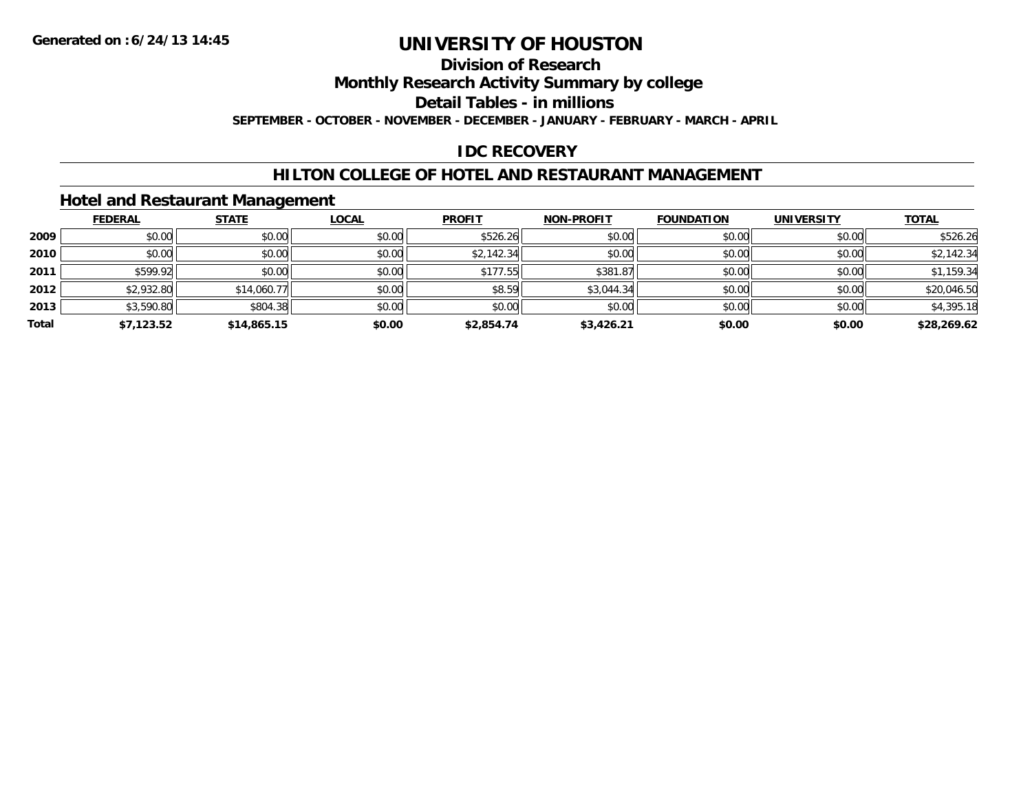# UNIVERSITY OF HOUSTON

## Division of Research

## Monthly Research Activity Summary by college

## Detail Tables - in millions

**SEPTEMBER - OCTOBER - NOVEMBER - DECEMBER - JANUARY - FEBRUARY - MARCH - APRIL**

**Generated on : 6/24/13 14:45**

## IDC RECOVERY

## HILTON COLLEGE OF HOTEL AND RESTAURANT MANAGEMENT

### Hotel and Restaurant Management

| | FEDERAL | STATE | LOCAL | PROFIT | NON-PROFIT | FOUNDATION | UNIVERSITY | TOTAL |
|---|---|---|---|---|---|---|---|---|
| 2009 | $0.00 | $0.00 | $0.00 | $526.26 | $0.00 | $0.00 | $0.00 | $526.26 |
| 2010 | $0.00 | $0.00 | $0.00 | $2,142.34 | $0.00 | $0.00 | $0.00 | $2,142.34 |
| 2011 | $599.92 | $0.00 | $0.00 | $177.55 | $381.87 | $0.00 | $0.00 | $1,159.34 |
| 2012 | $2,932.80 | $14,060.77 | $0.00 | $8.59 | $3,044.34 | $0.00 | $0.00 | $20,046.50 |
| 2013 | $3,590.80 | $804.38 | $0.00 | $0.00 | $0.00 | $0.00 | $0.00 | $4,395.18 |
| **Total** | **$7,123.52** | **$14,865.15** | **$0.00** | **$2,854.74** | **$3,426.21** | **$0.00** | **$0.00** | **$28,269.62** |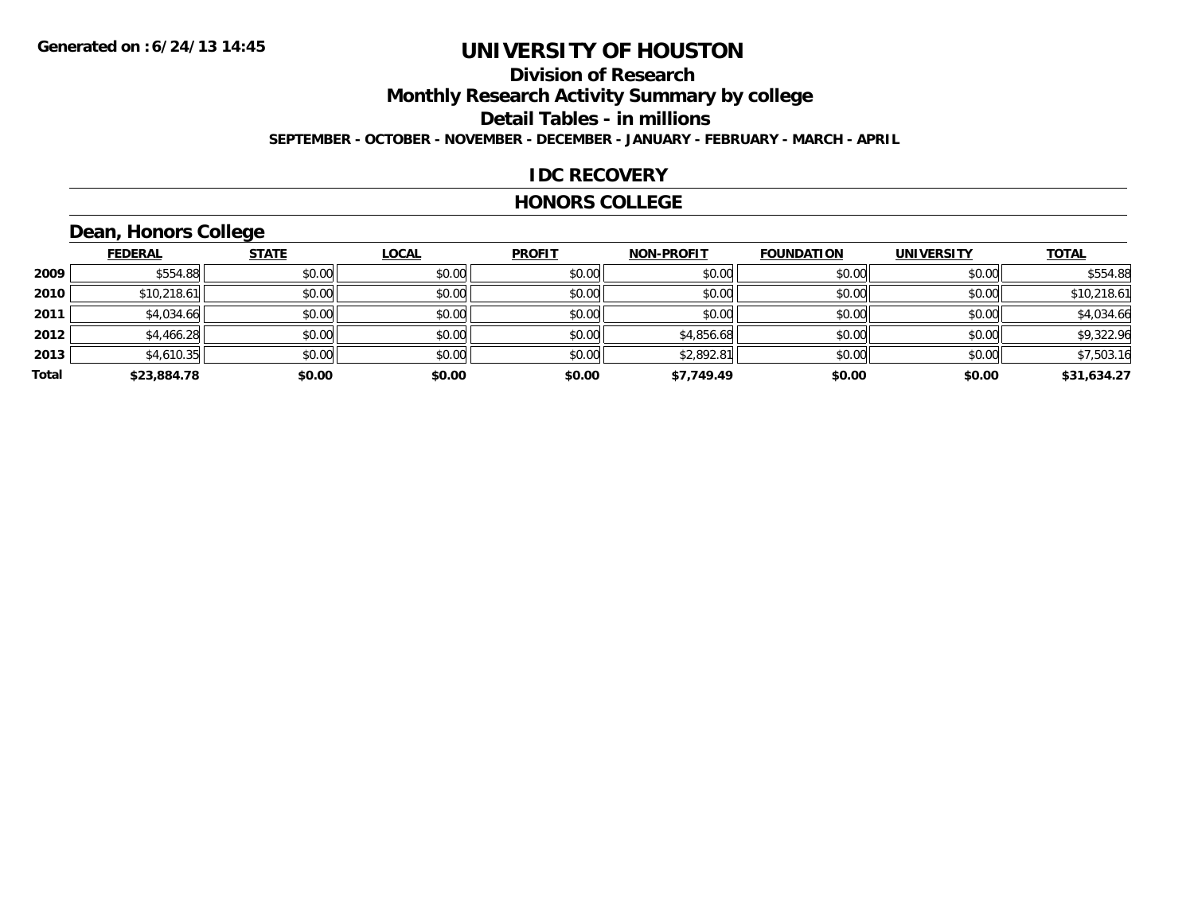Generated on :6/24/13 14:45

# UNIVERSITY OF HOUSTON

## Division of Research

## Monthly Research Activity Summary by college

## Detail Tables - in millions

SEPTEMBER - OCTOBER - NOVEMBER - DECEMBER - JANUARY - FEBRUARY - MARCH - APRIL

## IDC RECOVERY

## HONORS COLLEGE

### Dean, Honors College

| | FEDERAL | STATE | LOCAL | PROFIT | NON-PROFIT | FOUNDATION | UNIVERSITY | TOTAL |
|---|---|---|---|---|---|---|---|---|
| 2009 | $554.88 | $0.00 | $0.00 | $0.00 | $0.00 | $0.00 | $0.00 | $554.88 |
| 2010 | $10,218.61 | $0.00 | $0.00 | $0.00 | $0.00 | $0.00 | $0.00 | $10,218.61 |
| 2011 | $4,034.66 | $0.00 | $0.00 | $0.00 | $0.00 | $0.00 | $0.00 | $4,034.66 |
| 2012 | $4,466.28 | $0.00 | $0.00 | $0.00 | $4,856.68 | $0.00 | $0.00 | $9,322.96 |
| 2013 | $4,610.35 | $0.00 | $0.00 | $0.00 | $2,892.81 | $0.00 | $0.00 | $7,503.16 |
| **Total** | **$23,884.78** | **$0.00** | **$0.00** | **$0.00** | **$7,749.49** | **$0.00** | **$0.00** | **$31,634.27** |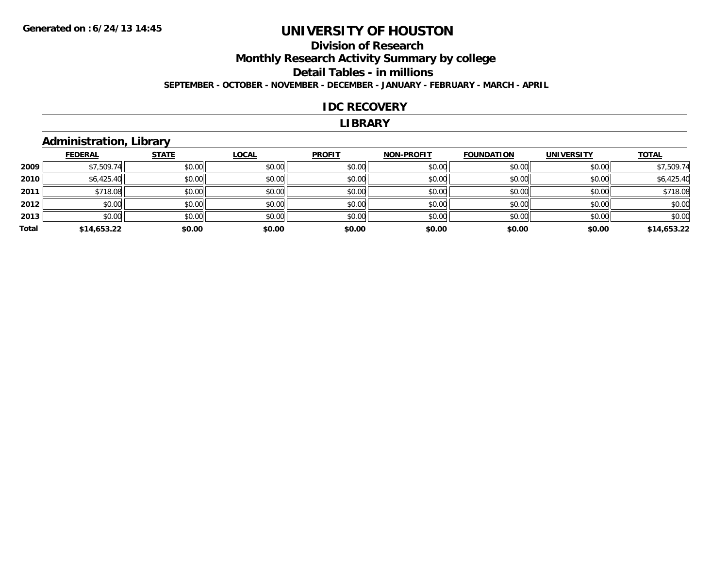**Generated on :6/24/13 14:45**

# UNIVERSITY OF HOUSTON

## Division of Research

## Monthly Research Activity Summary by college

## Detail Tables - in millions

**SEPTEMBER - OCTOBER - NOVEMBER - DECEMBER - JANUARY - FEBRUARY - MARCH - APRIL**

## IDC RECOVERY

## LIBRARY

### Administration, Library

| | FEDERAL | STATE | LOCAL | PROFIT | NON-PROFIT | FOUNDATION | UNIVERSITY | TOTAL |
|---|---|---|---|---|---|---|---|---|
| 2009 | $7,509.74 | $0.00 | $0.00 | $0.00 | $0.00 | $0.00 | $0.00 | $7,509.74 |
| 2010 | $6,425.40 | $0.00 | $0.00 | $0.00 | $0.00 | $0.00 | $0.00 | $6,425.40 |
| 2011 | $718.08 | $0.00 | $0.00 | $0.00 | $0.00 | $0.00 | $0.00 | $718.08 |
| 2012 | $0.00 | $0.00 | $0.00 | $0.00 | $0.00 | $0.00 | $0.00 | $0.00 |
| 2013 | $0.00 | $0.00 | $0.00 | $0.00 | $0.00 | $0.00 | $0.00 | $0.00 |
| **Total** | **$14,653.22** | **$0.00** | **$0.00** | **$0.00** | **$0.00** | **$0.00** | **$0.00** | **$14,653.22** |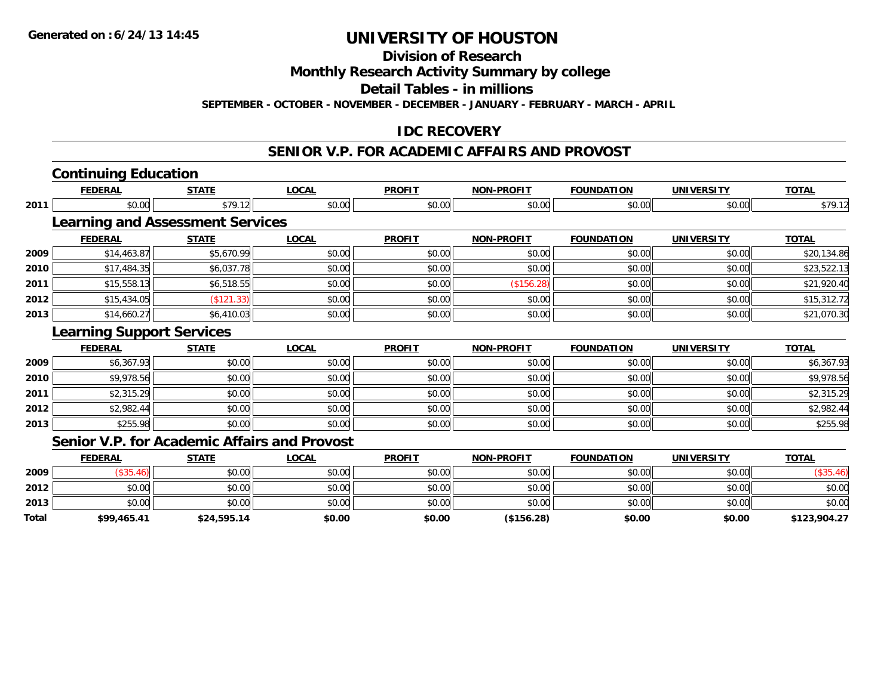**Generated on :6/24/13 14:45**

# UNIVERSITY OF HOUSTON

## Division of Research

## Monthly Research Activity Summary by college

## Detail Tables - in millions

**SEPTEMBER - OCTOBER - NOVEMBER - DECEMBER - JANUARY - FEBRUARY - MARCH - APRIL**

### IDC RECOVERY

### SENIOR V.P. FOR ACADEMIC AFFAIRS AND PROVOST

#### Continuing Education

| | FEDERAL | STATE | LOCAL | PROFIT | NON-PROFIT | FOUNDATION | UNIVERSITY | TOTAL |
|---|---|---|---|---|---|---|---|---|
| 2011 | $0.00 | $79.12 | $0.00 | $0.00 | $0.00 | $0.00 | $0.00 | $79.12 |

#### Learning and Assessment Services

| | FEDERAL | STATE | LOCAL | PROFIT | NON-PROFIT | FOUNDATION | UNIVERSITY | TOTAL |
|---|---|---|---|---|---|---|---|---|
| 2009 | $14,463.87 | $5,670.99 | $0.00 | $0.00 | $0.00 | $0.00 | $0.00 | $20,134.86 |
| 2010 | $17,484.35 | $6,037.78 | $0.00 | $0.00 | $0.00 | $0.00 | $0.00 | $23,522.13 |
| 2011 | $15,558.13 | $6,518.55 | $0.00 | $0.00 | ($156.28) | $0.00 | $0.00 | $21,920.40 |
| 2012 | $15,434.05 | ($121.33) | $0.00 | $0.00 | $0.00 | $0.00 | $0.00 | $15,312.72 |
| 2013 | $14,660.27 | $6,410.03 | $0.00 | $0.00 | $0.00 | $0.00 | $0.00 | $21,070.30 |

#### Learning Support Services

| | FEDERAL | STATE | LOCAL | PROFIT | NON-PROFIT | FOUNDATION | UNIVERSITY | TOTAL |
|---|---|---|---|---|---|---|---|---|
| 2009 | $6,367.93 | $0.00 | $0.00 | $0.00 | $0.00 | $0.00 | $0.00 | $6,367.93 |
| 2010 | $9,978.56 | $0.00 | $0.00 | $0.00 | $0.00 | $0.00 | $0.00 | $9,978.56 |
| 2011 | $2,315.29 | $0.00 | $0.00 | $0.00 | $0.00 | $0.00 | $0.00 | $2,315.29 |
| 2012 | $2,982.44 | $0.00 | $0.00 | $0.00 | $0.00 | $0.00 | $0.00 | $2,982.44 |
| 2013 | $255.98 | $0.00 | $0.00 | $0.00 | $0.00 | $0.00 | $0.00 | $255.98 |

#### Senior V.P. for Academic Affairs and Provost

| | FEDERAL | STATE | LOCAL | PROFIT | NON-PROFIT | FOUNDATION | UNIVERSITY | TOTAL |
|---|---|---|---|---|---|---|---|---|
| 2009 | ($35.46) | $0.00 | $0.00 | $0.00 | $0.00 | $0.00 | $0.00 | ($35.46) |
| 2012 | $0.00 | $0.00 | $0.00 | $0.00 | $0.00 | $0.00 | $0.00 | $0.00 |
| 2013 | $0.00 | $0.00 | $0.00 | $0.00 | $0.00 | $0.00 | $0.00 | $0.00 |
| **Total** | **$99,465.41** | **$24,595.14** | **$0.00** | **$0.00** | **($156.28)** | **$0.00** | **$0.00** | **$123,904.27** |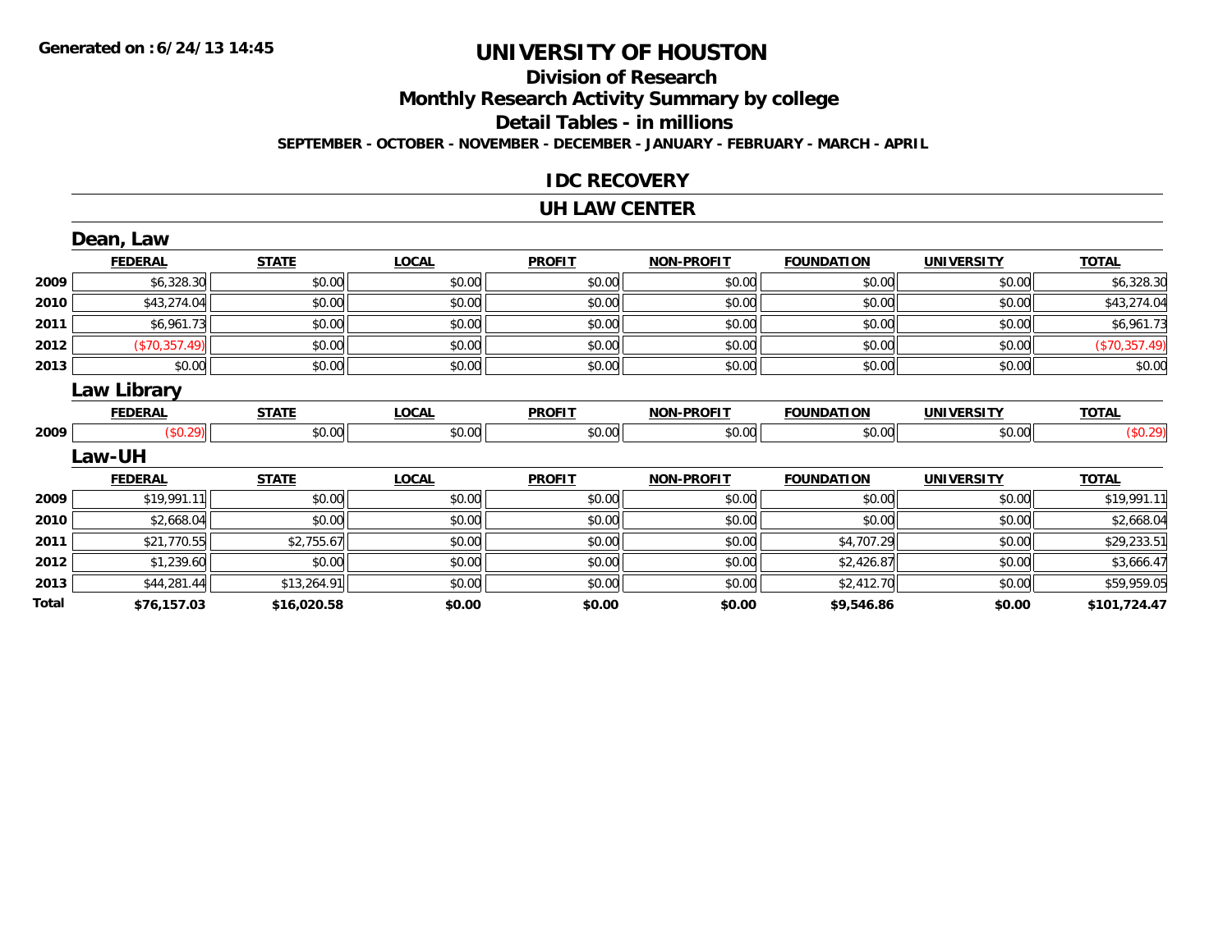**Generated on :6/24/13 14:45**

# UNIVERSITY OF HOUSTON

## Division of Research

## Monthly Research Activity Summary by college

## Detail Tables - in millions

**SEPTEMBER - OCTOBER - NOVEMBER - DECEMBER - JANUARY - FEBRUARY - MARCH - APRIL**

### IDC RECOVERY

### UH LAW CENTER

#### Dean, Law

| | FEDERAL | STATE | LOCAL | PROFIT | NON-PROFIT | FOUNDATION | UNIVERSITY | TOTAL |
|---|---|---|---|---|---|---|---|---|
| 2009 | $6,328.30 | $0.00 | $0.00 | $0.00 | $0.00 | $0.00 | $0.00 | $6,328.30 |
| 2010 | $43,274.04 | $0.00 | $0.00 | $0.00 | $0.00 | $0.00 | $0.00 | $43,274.04 |
| 2011 | $6,961.73 | $0.00 | $0.00 | $0.00 | $0.00 | $0.00 | $0.00 | $6,961.73 |
| 2012 | ($70,357.49) | $0.00 | $0.00 | $0.00 | $0.00 | $0.00 | $0.00 | ($70,357.49) |
| 2013 | $0.00 | $0.00 | $0.00 | $0.00 | $0.00 | $0.00 | $0.00 | $0.00 |

#### Law Library

| | FEDERAL | STATE | LOCAL | PROFIT | NON-PROFIT | FOUNDATION | UNIVERSITY | TOTAL |
|---|---|---|---|---|---|---|---|---|
| 2009 | ($0.29) | $0.00 | $0.00 | $0.00 | $0.00 | $0.00 | $0.00 | ($0.29) |

#### Law-UH

| | FEDERAL | STATE | LOCAL | PROFIT | NON-PROFIT | FOUNDATION | UNIVERSITY | TOTAL |
|---|---|---|---|---|---|---|---|---|
| 2009 | $19,991.11 | $0.00 | $0.00 | $0.00 | $0.00 | $0.00 | $0.00 | $19,991.11 |
| 2010 | $2,668.04 | $0.00 | $0.00 | $0.00 | $0.00 | $0.00 | $0.00 | $2,668.04 |
| 2011 | $21,770.55 | $2,755.67 | $0.00 | $0.00 | $0.00 | $4,707.29 | $0.00 | $29,233.51 |
| 2012 | $1,239.60 | $0.00 | $0.00 | $0.00 | $0.00 | $2,426.87 | $0.00 | $3,666.47 |
| 2013 | $44,281.44 | $13,264.91 | $0.00 | $0.00 | $0.00 | $2,412.70 | $0.00 | $59,959.05 |
| **Total** | **$76,157.03** | **$16,020.58** | **$0.00** | **$0.00** | **$0.00** | **$9,546.86** | **$0.00** | **$101,724.47** |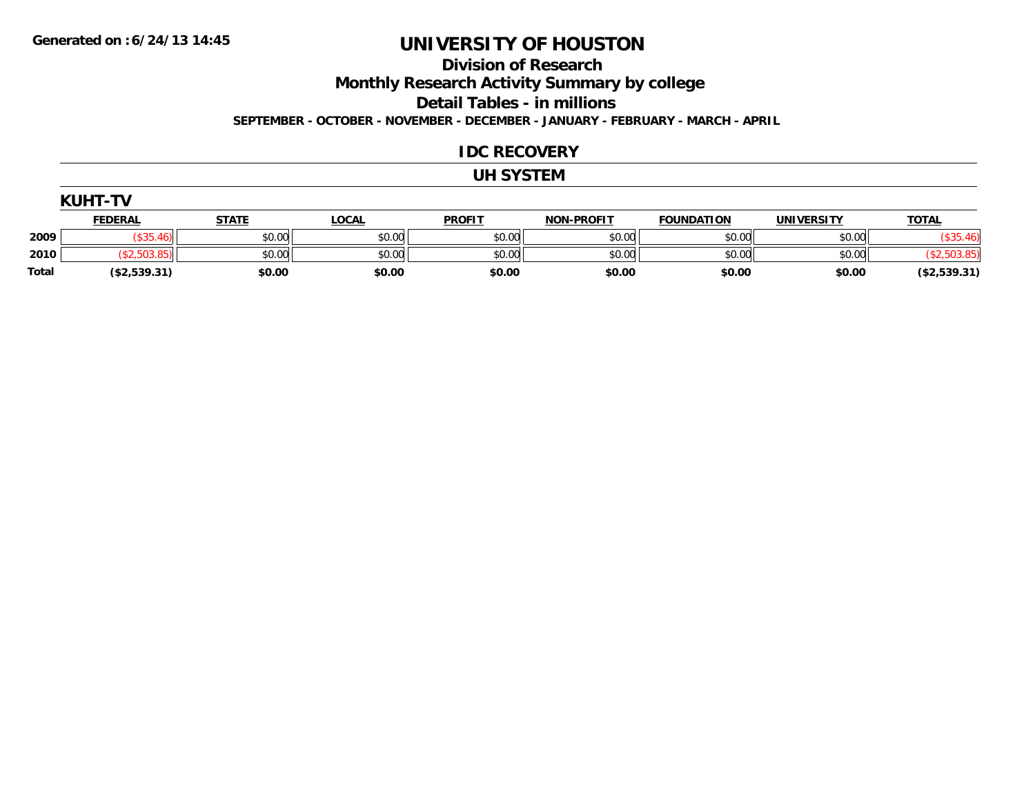Generated on :6/24/13 14:45

# UNIVERSITY OF HOUSTON

## Division of Research

## Monthly Research Activity Summary by college

## Detail Tables - in millions

**SEPTEMBER - OCTOBER - NOVEMBER - DECEMBER - JANUARY - FEBRUARY - MARCH - APRIL**

## IDC RECOVERY

## UH SYSTEM

### KUHT-TV

| | FEDERAL | STATE | LOCAL | PROFIT | NON-PROFIT | FOUNDATION | UNIVERSITY | TOTAL |
|---|---|---|---|---|---|---|---|---|
| 2009 | ($35.46) | $0.00 | $0.00 | $0.00 | $0.00 | $0.00 | $0.00 | ($35.46) |
| 2010 | ($2,503.85) | $0.00 | $0.00 | $0.00 | $0.00 | $0.00 | $0.00 | ($2,503.85) |
| **Total** | **($2,539.31)** | **$0.00** | **$0.00** | **$0.00** | **$0.00** | **$0.00** | **$0.00** | **($2,539.31)** |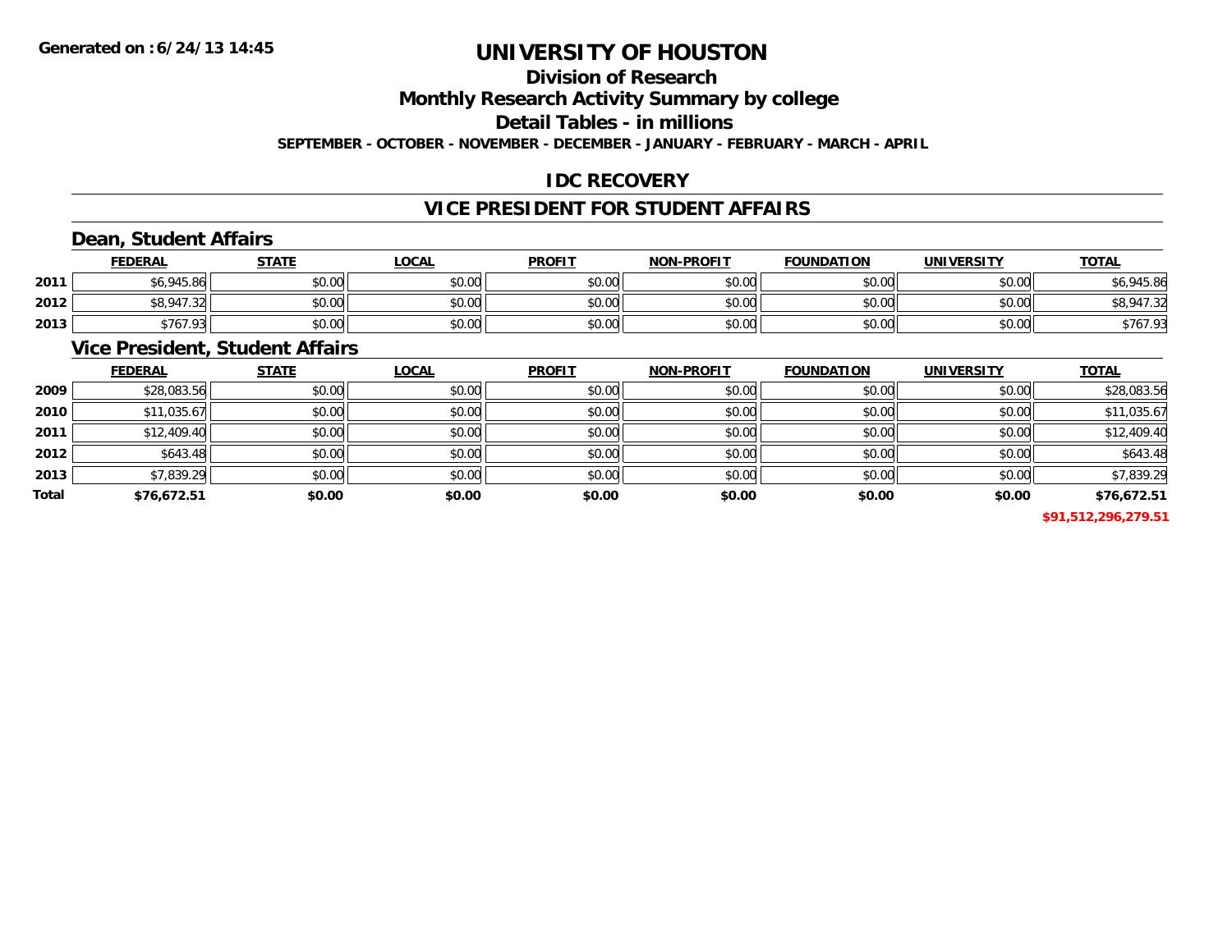Generated on :6/24/13 14:45

# UNIVERSITY OF HOUSTON

## Division of Research

## Monthly Research Activity Summary by college

## Detail Tables - in millions

SEPTEMBER - OCTOBER - NOVEMBER - DECEMBER - JANUARY - FEBRUARY - MARCH - APRIL

## IDC RECOVERY

## VICE PRESIDENT FOR STUDENT AFFAIRS

### Dean, Student Affairs

| | FEDERAL | STATE | LOCAL | PROFIT | NON-PROFIT | FOUNDATION | UNIVERSITY | TOTAL |
|---|---|---|---|---|---|---|---|---|
| 2011 | $6,945.86 | $0.00 | $0.00 | $0.00 | $0.00 | $0.00 | $0.00 | $6,945.86 |
| 2012 | $8,947.32 | $0.00 | $0.00 | $0.00 | $0.00 | $0.00 | $0.00 | $8,947.32 |
| 2013 | $767.93 | $0.00 | $0.00 | $0.00 | $0.00 | $0.00 | $0.00 | $767.93 |

### Vice President, Student Affairs

| | FEDERAL | STATE | LOCAL | PROFIT | NON-PROFIT | FOUNDATION | UNIVERSITY | TOTAL |
|---|---|---|---|---|---|---|---|---|
| 2009 | $28,083.56 | $0.00 | $0.00 | $0.00 | $0.00 | $0.00 | $0.00 | $28,083.56 |
| 2010 | $11,035.67 | $0.00 | $0.00 | $0.00 | $0.00 | $0.00 | $0.00 | $11,035.67 |
| 2011 | $12,409.40 | $0.00 | $0.00 | $0.00 | $0.00 | $0.00 | $0.00 | $12,409.40 |
| 2012 | $643.48 | $0.00 | $0.00 | $0.00 | $0.00 | $0.00 | $0.00 | $643.48 |
| 2013 | $7,839.29 | $0.00 | $0.00 | $0.00 | $0.00 | $0.00 | $0.00 | $7,839.29 |
| **Total** | **$76,672.51** | **$0.00** | **$0.00** | **$0.00** | **$0.00** | **$0.00** | **$0.00** | **$76,672.51** |

**$91,512,296,279.51**